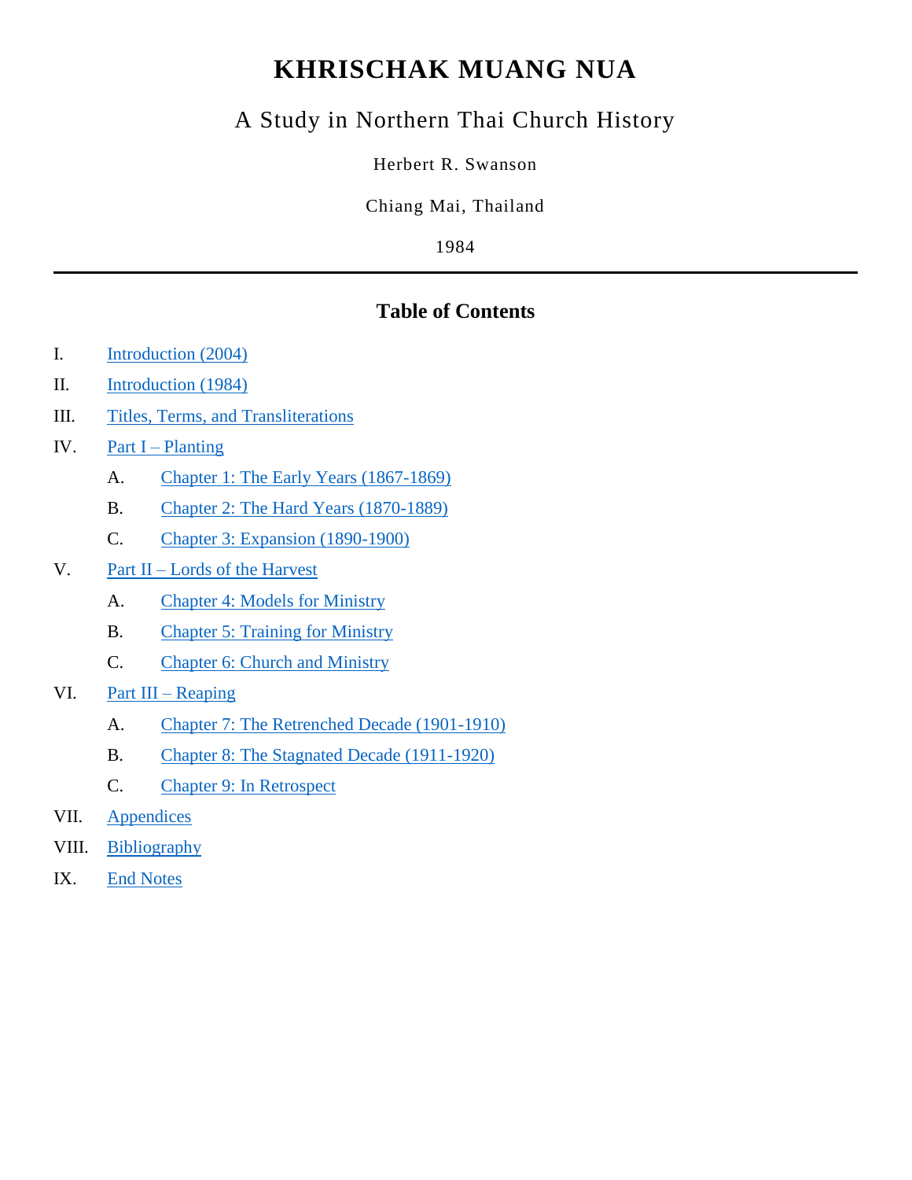# KHRISCHAK MUANG NUA

## A Study in Northern Thai Church History

Herbert R. Swanson

Chiang Mai, Thailand

1984

---

## Table of Contents

I. Introduction (2004)

II. Introduction (1984)

III. Titles, Terms, and Transliterations

IV. Part I – Planting

  A. Chapter 1: The Early Years (1867-1869)

  B. Chapter 2: The Hard Years (1870-1889)

  C. Chapter 3: Expansion (1890-1900)

V. Part II – Lords of the Harvest

  A. Chapter 4: Models for Ministry

  B. Chapter 5: Training for Ministry

  C. Chapter 6: Church and Ministry

VI. Part III – Reaping

  A. Chapter 7: The Retrenched Decade (1901-1910)

  B. Chapter 8: The Stagnated Decade (1911-1920)

  C. Chapter 9: In Retrospect

VII. Appendices

VIII. Bibliography

IX. End Notes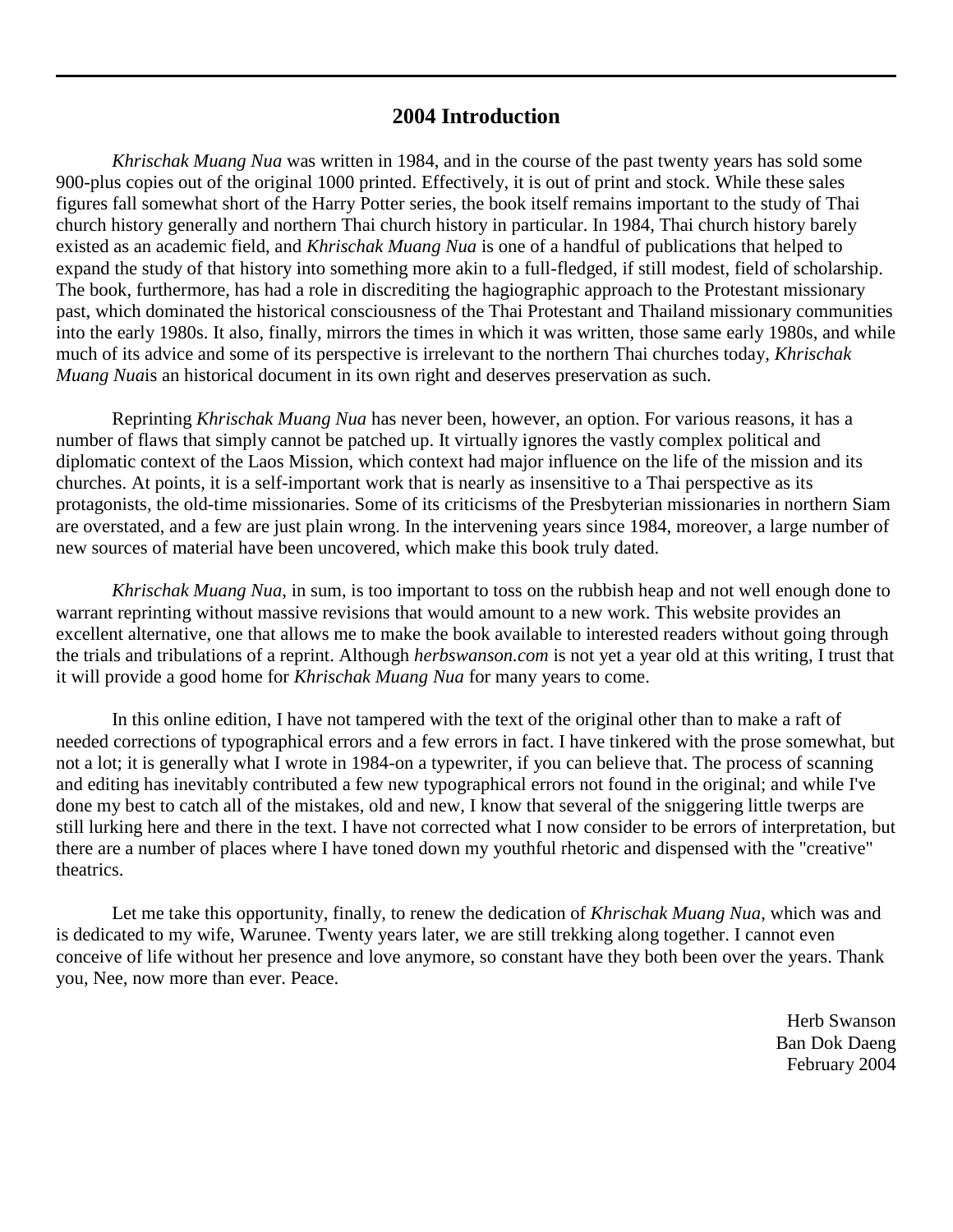## 2004 Introduction

*Khrischak Muang Nua* was written in 1984, and in the course of the past twenty years has sold some 900-plus copies out of the original 1000 printed. Effectively, it is out of print and stock. While these sales figures fall somewhat short of the Harry Potter series, the book itself remains important to the study of Thai church history generally and northern Thai church history in particular. In 1984, Thai church history barely existed as an academic field, and *Khrischak Muang Nua* is one of a handful of publications that helped to expand the study of that history into something more akin to a full-fledged, if still modest, field of scholarship. The book, furthermore, has had a role in discrediting the hagiographic approach to the Protestant missionary past, which dominated the historical consciousness of the Thai Protestant and Thailand missionary communities into the early 1980s. It also, finally, mirrors the times in which it was written, those same early 1980s, and while much of its advice and some of its perspective is irrelevant to the northern Thai churches today, *Khrischak Muang Nua*is an historical document in its own right and deserves preservation as such.

Reprinting *Khrischak Muang Nua* has never been, however, an option. For various reasons, it has a number of flaws that simply cannot be patched up. It virtually ignores the vastly complex political and diplomatic context of the Laos Mission, which context had major influence on the life of the mission and its churches. At points, it is a self-important work that is nearly as insensitive to a Thai perspective as its protagonists, the old-time missionaries. Some of its criticisms of the Presbyterian missionaries in northern Siam are overstated, and a few are just plain wrong. In the intervening years since 1984, moreover, a large number of new sources of material have been uncovered, which make this book truly dated.

*Khrischak Muang Nua*, in sum, is too important to toss on the rubbish heap and not well enough done to warrant reprinting without massive revisions that would amount to a new work. This website provides an excellent alternative, one that allows me to make the book available to interested readers without going through the trials and tribulations of a reprint. Although *herbswanson.com* is not yet a year old at this writing, I trust that it will provide a good home for *Khrischak Muang Nua* for many years to come.

In this online edition, I have not tampered with the text of the original other than to make a raft of needed corrections of typographical errors and a few errors in fact. I have tinkered with the prose somewhat, but not a lot; it is generally what I wrote in 1984-on a typewriter, if you can believe that. The process of scanning and editing has inevitably contributed a few new typographical errors not found in the original; and while I've done my best to catch all of the mistakes, old and new, I know that several of the sniggering little twerps are still lurking here and there in the text. I have not corrected what I now consider to be errors of interpretation, but there are a number of places where I have toned down my youthful rhetoric and dispensed with the "creative" theatrics.

Let me take this opportunity, finally, to renew the dedication of *Khrischak Muang Nua*, which was and is dedicated to my wife, Warunee. Twenty years later, we are still trekking along together. I cannot even conceive of life without her presence and love anymore, so constant have they both been over the years. Thank you, Nee, now more than ever. Peace.

Herb Swanson
Ban Dok Daeng
February 2004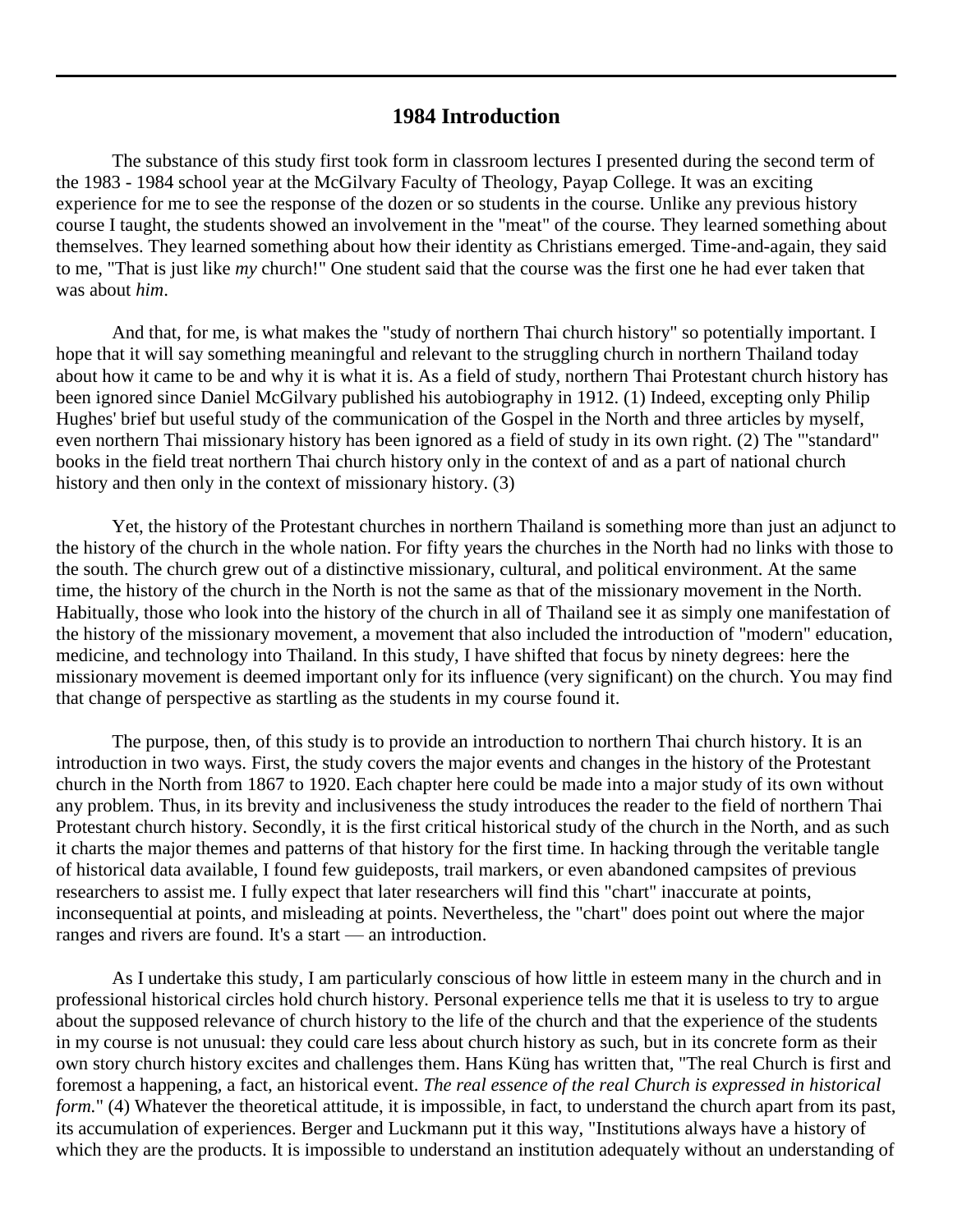## 1984 Introduction

The substance of this study first took form in classroom lectures I presented during the second term of the 1983 - 1984 school year at the McGilvary Faculty of Theology, Payap College. It was an exciting experience for me to see the response of the dozen or so students in the course. Unlike any previous history course I taught, the students showed an involvement in the "meat" of the course. They learned something about themselves. They learned something about how their identity as Christians emerged. Time-and-again, they said to me, "That is just like *my* church!" One student said that the course was the first one he had ever taken that was about *him*.

And that, for me, is what makes the "study of northern Thai church history" so potentially important. I hope that it will say something meaningful and relevant to the struggling church in northern Thailand today about how it came to be and why it is what it is. As a field of study, northern Thai Protestant church history has been ignored since Daniel McGilvary published his autobiography in 1912. (1) Indeed, excepting only Philip Hughes' brief but useful study of the communication of the Gospel in the North and three articles by myself, even northern Thai missionary history has been ignored as a field of study in its own right. (2) The '"standard" books in the field treat northern Thai church history only in the context of and as a part of national church history and then only in the context of missionary history. (3)

Yet, the history of the Protestant churches in northern Thailand is something more than just an adjunct to the history of the church in the whole nation. For fifty years the churches in the North had no links with those to the south. The church grew out of a distinctive missionary, cultural, and political environment. At the same time, the history of the church in the North is not the same as that of the missionary movement in the North. Habitually, those who look into the history of the church in all of Thailand see it as simply one manifestation of the history of the missionary movement, a movement that also included the introduction of "modern" education, medicine, and technology into Thailand. In this study, I have shifted that focus by ninety degrees: here the missionary movement is deemed important only for its influence (very significant) on the church. You may find that change of perspective as startling as the students in my course found it.

The purpose, then, of this study is to provide an introduction to northern Thai church history. It is an introduction in two ways. First, the study covers the major events and changes in the history of the Protestant church in the North from 1867 to 1920. Each chapter here could be made into a major study of its own without any problem. Thus, in its brevity and inclusiveness the study introduces the reader to the field of northern Thai Protestant church history. Secondly, it is the first critical historical study of the church in the North, and as such it charts the major themes and patterns of that history for the first time. In hacking through the veritable tangle of historical data available, I found few guideposts, trail markers, or even abandoned campsites of previous researchers to assist me. I fully expect that later researchers will find this "chart" inaccurate at points, inconsequential at points, and misleading at points. Nevertheless, the "chart" does point out where the major ranges and rivers are found. It's a start — an introduction.

As I undertake this study, I am particularly conscious of how little in esteem many in the church and in professional historical circles hold church history. Personal experience tells me that it is useless to try to argue about the supposed relevance of church history to the life of the church and that the experience of the students in my course is not unusual: they could care less about church history as such, but in its concrete form as their own story church history excites and challenges them. Hans Küng has written that, "The real Church is first and foremost a happening, a fact, an historical event. *The real essence of the real Church is expressed in historical form.*" (4) Whatever the theoretical attitude, it is impossible, in fact, to understand the church apart from its past, its accumulation of experiences. Berger and Luckmann put it this way, "Institutions always have a history of which they are the products. It is impossible to understand an institution adequately without an understanding of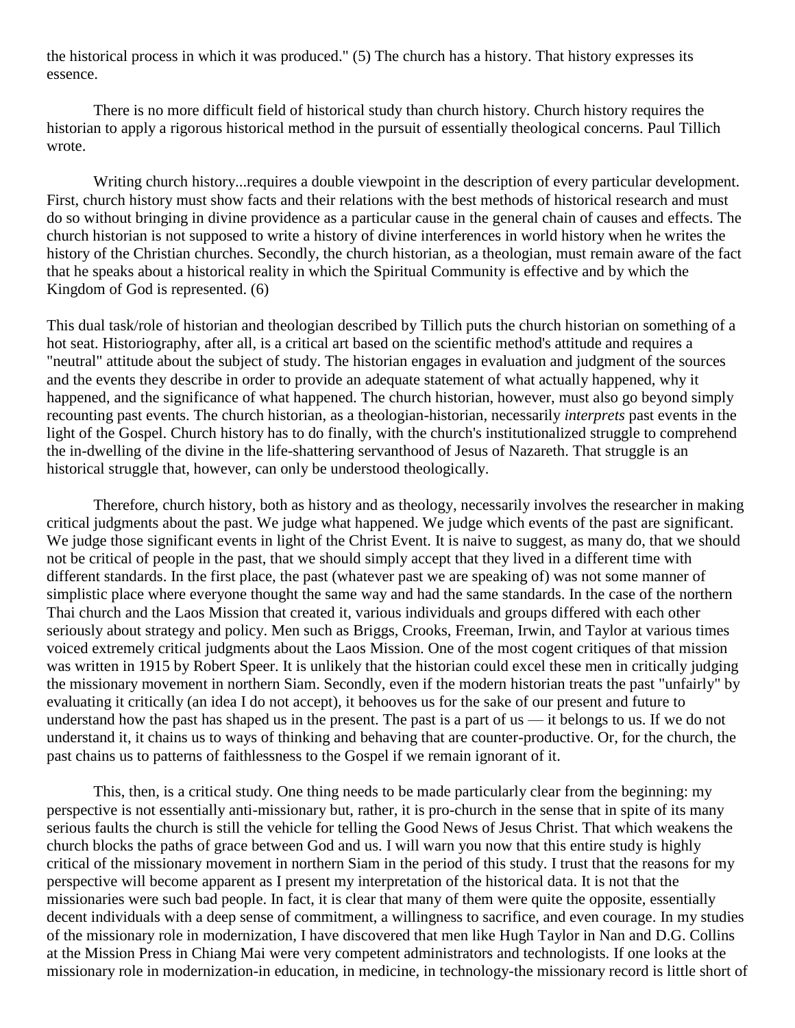the historical process in which it was produced." (5) The church has a history. That history expresses its essence.

There is no more difficult field of historical study than church history. Church history requires the historian to apply a rigorous historical method in the pursuit of essentially theological concerns. Paul Tillich wrote.

> Writing church history...requires a double viewpoint in the description of every particular development. First, church history must show facts and their relations with the best methods of historical research and must do so without bringing in divine providence as a particular cause in the general chain of causes and effects. The church historian is not supposed to write a history of divine interferences in world history when he writes the history of the Christian churches. Secondly, the church historian, as a theologian, must remain aware of the fact that he speaks about a historical reality in which the Spiritual Community is effective and by which the Kingdom of God is represented. (6)

This dual task/role of historian and theologian described by Tillich puts the church historian on something of a hot seat. Historiography, after all, is a critical art based on the scientific method's attitude and requires a "neutral" attitude about the subject of study. The historian engages in evaluation and judgment of the sources and the events they describe in order to provide an adequate statement of what actually happened, why it happened, and the significance of what happened. The church historian, however, must also go beyond simply recounting past events. The church historian, as a theologian-historian, necessarily *interprets* past events in the light of the Gospel. Church history has to do finally, with the church's institutionalized struggle to comprehend the in-dwelling of the divine in the life-shattering servanthood of Jesus of Nazareth. That struggle is an historical struggle that, however, can only be understood theologically.

Therefore, church history, both as history and as theology, necessarily involves the researcher in making critical judgments about the past. We judge what happened. We judge which events of the past are significant. We judge those significant events in light of the Christ Event. It is naive to suggest, as many do, that we should not be critical of people in the past, that we should simply accept that they lived in a different time with different standards. In the first place, the past (whatever past we are speaking of) was not some manner of simplistic place where everyone thought the same way and had the same standards. In the case of the northern Thai church and the Laos Mission that created it, various individuals and groups differed with each other seriously about strategy and policy. Men such as Briggs, Crooks, Freeman, Irwin, and Taylor at various times voiced extremely critical judgments about the Laos Mission. One of the most cogent critiques of that mission was written in 1915 by Robert Speer. It is unlikely that the historian could excel these men in critically judging the missionary movement in northern Siam. Secondly, even if the modern historian treats the past "unfairly" by evaluating it critically (an idea I do not accept), it behooves us for the sake of our present and future to understand how the past has shaped us in the present. The past is a part of us — it belongs to us. If we do not understand it, it chains us to ways of thinking and behaving that are counter-productive. Or, for the church, the past chains us to patterns of faithlessness to the Gospel if we remain ignorant of it.

This, then, is a critical study. One thing needs to be made particularly clear from the beginning: my perspective is not essentially anti-missionary but, rather, it is pro-church in the sense that in spite of its many serious faults the church is still the vehicle for telling the Good News of Jesus Christ. That which weakens the church blocks the paths of grace between God and us. I will warn you now that this entire study is highly critical of the missionary movement in northern Siam in the period of this study. I trust that the reasons for my perspective will become apparent as I present my interpretation of the historical data. It is not that the missionaries were such bad people. In fact, it is clear that many of them were quite the opposite, essentially decent individuals with a deep sense of commitment, a willingness to sacrifice, and even courage. In my studies of the missionary role in modernization, I have discovered that men like Hugh Taylor in Nan and D.G. Collins at the Mission Press in Chiang Mai were very competent administrators and technologists. If one looks at the missionary role in modernization-in education, in medicine, in technology-the missionary record is little short of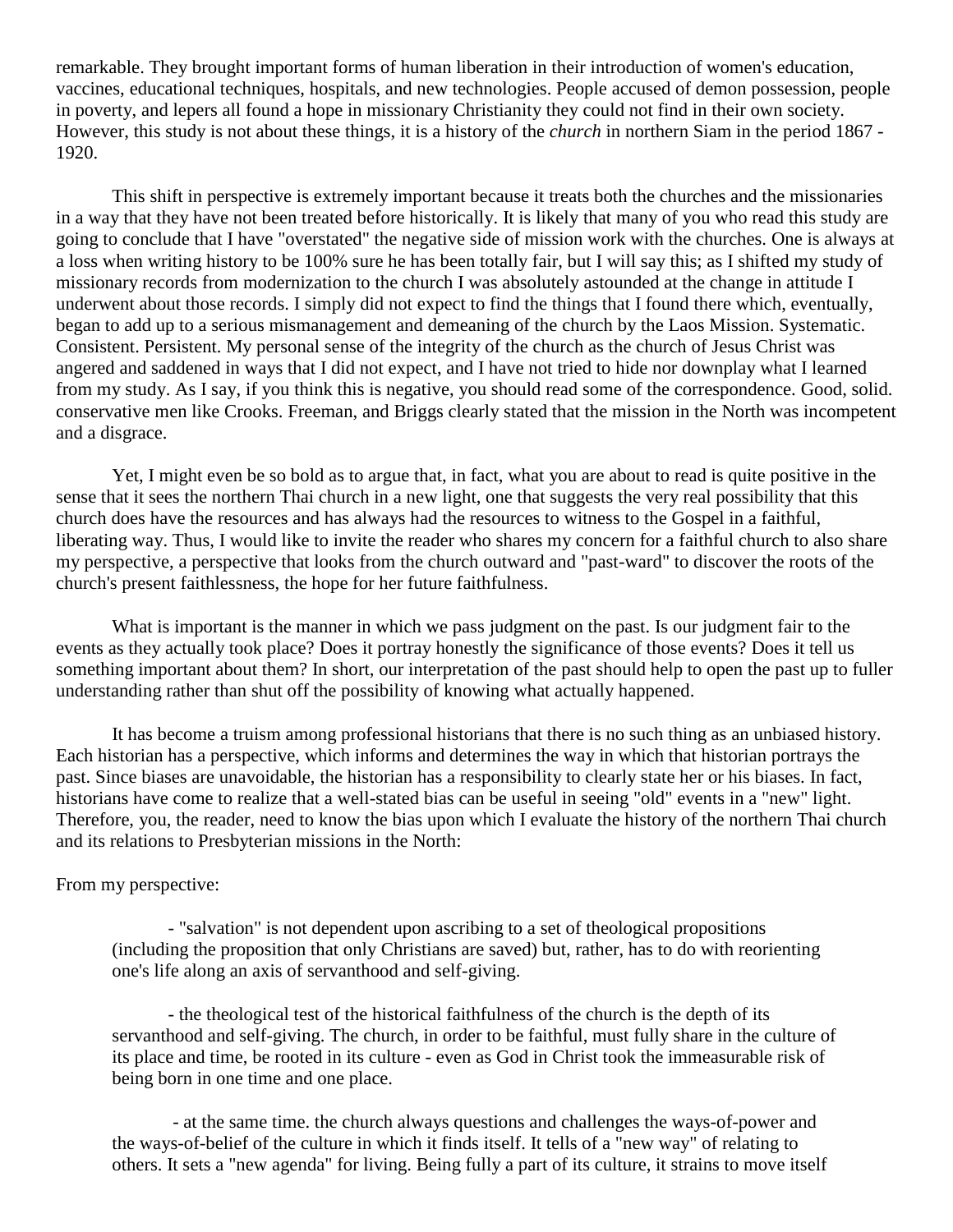remarkable. They brought important forms of human liberation in their introduction of women's education, vaccines, educational techniques, hospitals, and new technologies. People accused of demon possession, people in poverty, and lepers all found a hope in missionary Christianity they could not find in their own society. However, this study is not about these things, it is a history of the *church* in northern Siam in the period 1867 - 1920.

This shift in perspective is extremely important because it treats both the churches and the missionaries in a way that they have not been treated before historically. It is likely that many of you who read this study are going to conclude that I have "overstated" the negative side of mission work with the churches. One is always at a loss when writing history to be 100% sure he has been totally fair, but I will say this; as I shifted my study of missionary records from modernization to the church I was absolutely astounded at the change in attitude I underwent about those records. I simply did not expect to find the things that I found there which, eventually, began to add up to a serious mismanagement and demeaning of the church by the Laos Mission. Systematic. Consistent. Persistent. My personal sense of the integrity of the church as the church of Jesus Christ was angered and saddened in ways that I did not expect, and I have not tried to hide nor downplay what I learned from my study. As I say, if you think this is negative, you should read some of the correspondence. Good, solid. conservative men like Crooks. Freeman, and Briggs clearly stated that the mission in the North was incompetent and a disgrace.

Yet, I might even be so bold as to argue that, in fact, what you are about to read is quite positive in the sense that it sees the northern Thai church in a new light, one that suggests the very real possibility that this church does have the resources and has always had the resources to witness to the Gospel in a faithful, liberating way. Thus, I would like to invite the reader who shares my concern for a faithful church to also share my perspective, a perspective that looks from the church outward and "past-ward" to discover the roots of the church's present faithlessness, the hope for her future faithfulness.

What is important is the manner in which we pass judgment on the past. Is our judgment fair to the events as they actually took place? Does it portray honestly the significance of those events? Does it tell us something important about them? In short, our interpretation of the past should help to open the past up to fuller understanding rather than shut off the possibility of knowing what actually happened.

It has become a truism among professional historians that there is no such thing as an unbiased history. Each historian has a perspective, which informs and determines the way in which that historian portrays the past. Since biases are unavoidable, the historian has a responsibility to clearly state her or his biases. In fact, historians have come to realize that a well-stated bias can be useful in seeing "old" events in a "new" light. Therefore, you, the reader, need to know the bias upon which I evaluate the history of the northern Thai church and its relations to Presbyterian missions in the North:

From my perspective:

- "salvation" is not dependent upon ascribing to a set of theological propositions (including the proposition that only Christians are saved) but, rather, has to do with reorienting one's life along an axis of servanthood and self-giving.

- the theological test of the historical faithfulness of the church is the depth of its servanthood and self-giving. The church, in order to be faithful, must fully share in the culture of its place and time, be rooted in its culture - even as God in Christ took the immeasurable risk of being born in one time and one place.

- at the same time. the church always questions and challenges the ways-of-power and the ways-of-belief of the culture in which it finds itself. It tells of a "new way" of relating to others. It sets a "new agenda" for living. Being fully a part of its culture, it strains to move itself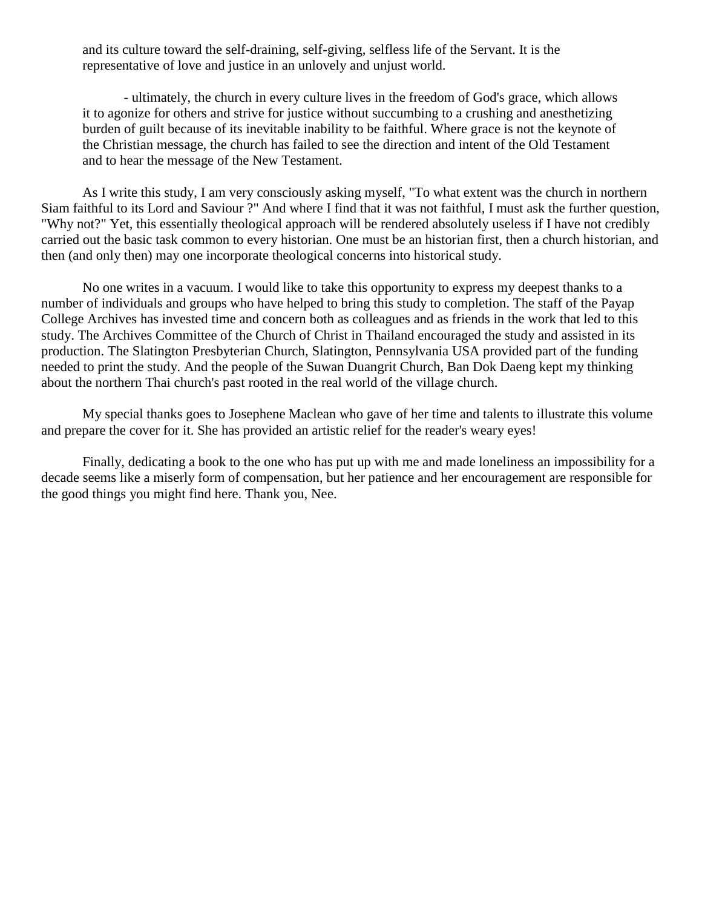and its culture toward the self-draining, self-giving, selfless life of the Servant. It is the representative of love and justice in an unlovely and unjust world.

- ultimately, the church in every culture lives in the freedom of God's grace, which allows it to agonize for others and strive for justice without succumbing to a crushing and anesthetizing burden of guilt because of its inevitable inability to be faithful. Where grace is not the keynote of the Christian message, the church has failed to see the direction and intent of the Old Testament and to hear the message of the New Testament.

As I write this study, I am very consciously asking myself, "To what extent was the church in northern Siam faithful to its Lord and Saviour ?" And where I find that it was not faithful, I must ask the further question, "Why not?" Yet, this essentially theological approach will be rendered absolutely useless if I have not credibly carried out the basic task common to every historian. One must be an historian first, then a church historian, and then (and only then) may one incorporate theological concerns into historical study.

No one writes in a vacuum. I would like to take this opportunity to express my deepest thanks to a number of individuals and groups who have helped to bring this study to completion. The staff of the Payap College Archives has invested time and concern both as colleagues and as friends in the work that led to this study. The Archives Committee of the Church of Christ in Thailand encouraged the study and assisted in its production. The Slatington Presbyterian Church, Slatington, Pennsylvania USA provided part of the funding needed to print the study. And the people of the Suwan Duangrit Church, Ban Dok Daeng kept my thinking about the northern Thai church's past rooted in the real world of the village church.

My special thanks goes to Josephene Maclean who gave of her time and talents to illustrate this volume and prepare the cover for it. She has provided an artistic relief for the reader's weary eyes!

Finally, dedicating a book to the one who has put up with me and made loneliness an impossibility for a decade seems like a miserly form of compensation, but her patience and her encouragement are responsible for the good things you might find here. Thank you, Nee.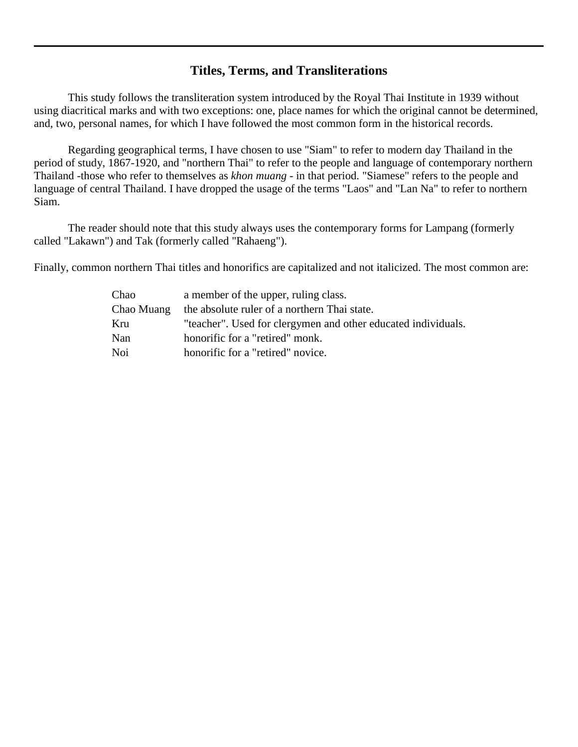## Titles, Terms, and Transliterations

This study follows the transliteration system introduced by the Royal Thai Institute in 1939 without using diacritical marks and with two exceptions: one, place names for which the original cannot be determined, and, two, personal names, for which I have followed the most common form in the historical records.

Regarding geographical terms, I have chosen to use "Siam" to refer to modern day Thailand in the period of study, 1867-1920, and "northern Thai" to refer to the people and language of contemporary northern Thailand -those who refer to themselves as *khon muang* - in that period. "Siamese" refers to the people and language of central Thailand. I have dropped the usage of the terms "Laos" and "Lan Na" to refer to northern Siam.

The reader should note that this study always uses the contemporary forms for Lampang (formerly called "Lakawn") and Tak (formerly called "Rahaeng").

Finally, common northern Thai titles and honorifics are capitalized and not italicized. The most common are:

| | |
|---|---|
| Chao | a member of the upper, ruling class. |
| Chao Muang | the absolute ruler of a northern Thai state. |
| Kru | "teacher". Used for clergymen and other educated individuals. |
| Nan | honorific for a "retired" monk. |
| Noi | honorific for a "retired" novice. |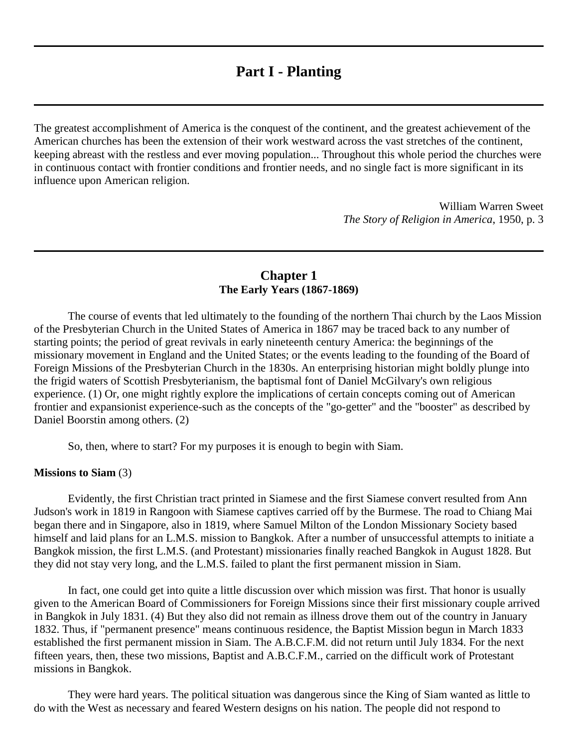# Part I - Planting

The greatest accomplishment of America is the conquest of the continent, and the greatest achievement of the American churches has been the extension of their work westward across the vast stretches of the continent, keeping abreast with the restless and ever moving population... Throughout this whole period the churches were in continuous contact with frontier conditions and frontier needs, and no single fact is more significant in its influence upon American religion.

William Warren Sweet
*The Story of Religion in America*, 1950, p. 3

## Chapter 1
### The Early Years (1867-1869)

The course of events that led ultimately to the founding of the northern Thai church by the Laos Mission of the Presbyterian Church in the United States of America in 1867 may be traced back to any number of starting points; the period of great revivals in early nineteenth century America: the beginnings of the missionary movement in England and the United States; or the events leading to the founding of the Board of Foreign Missions of the Presbyterian Church in the 1830s. An enterprising historian might boldly plunge into the frigid waters of Scottish Presbyterianism, the baptismal font of Daniel McGilvary's own religious experience. (1) Or, one might rightly explore the implications of certain concepts coming out of American frontier and expansionist experience-such as the concepts of the "go-getter" and the "booster" as described by Daniel Boorstin among others. (2)

So, then, where to start? For my purposes it is enough to begin with Siam.

**Missions to Siam** (3)

Evidently, the first Christian tract printed in Siamese and the first Siamese convert resulted from Ann Judson's work in 1819 in Rangoon with Siamese captives carried off by the Burmese. The road to Chiang Mai began there and in Singapore, also in 1819, where Samuel Milton of the London Missionary Society based himself and laid plans for an L.M.S. mission to Bangkok. After a number of unsuccessful attempts to initiate a Bangkok mission, the first L.M.S. (and Protestant) missionaries finally reached Bangkok in August 1828. But they did not stay very long, and the L.M.S. failed to plant the first permanent mission in Siam.

In fact, one could get into quite a little discussion over which mission was first. That honor is usually given to the American Board of Commissioners for Foreign Missions since their first missionary couple arrived in Bangkok in July 1831. (4) But they also did not remain as illness drove them out of the country in January 1832. Thus, if "permanent presence" means continuous residence, the Baptist Mission begun in March 1833 established the first permanent mission in Siam. The A.B.C.F.M. did not return until July 1834. For the next fifteen years, then, these two missions, Baptist and A.B.C.F.M., carried on the difficult work of Protestant missions in Bangkok.

They were hard years. The political situation was dangerous since the King of Siam wanted as little to do with the West as necessary and feared Western designs on his nation. The people did not respond to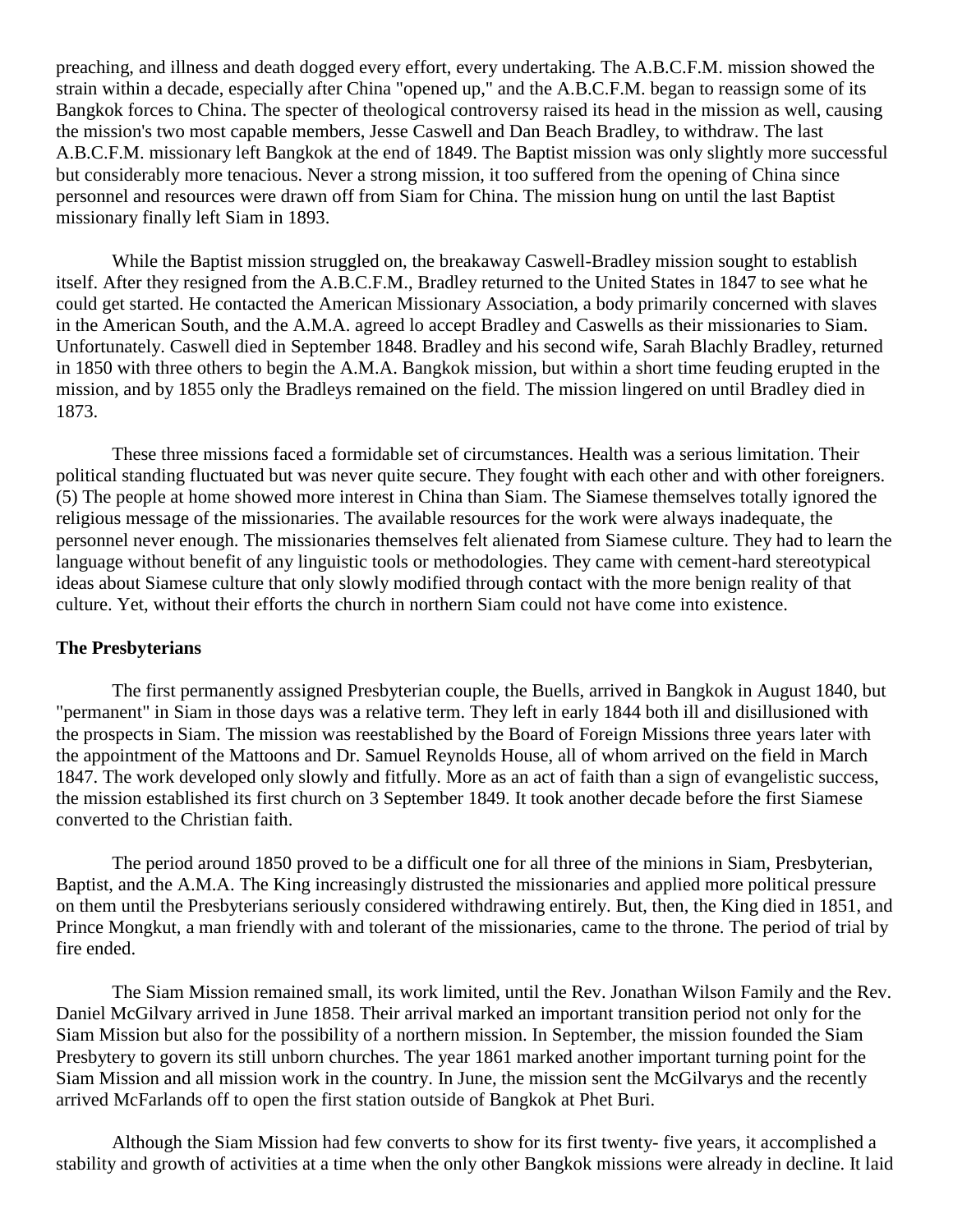preaching, and illness and death dogged every effort, every undertaking. The A.B.C.F.M. mission showed the strain within a decade, especially after China "opened up," and the A.B.C.F.M. began to reassign some of its Bangkok forces to China. The specter of theological controversy raised its head in the mission as well, causing the mission's two most capable members, Jesse Caswell and Dan Beach Bradley, to withdraw. The last A.B.C.F.M. missionary left Bangkok at the end of 1849. The Baptist mission was only slightly more successful but considerably more tenacious. Never a strong mission, it too suffered from the opening of China since personnel and resources were drawn off from Siam for China. The mission hung on until the last Baptist missionary finally left Siam in 1893.

While the Baptist mission struggled on, the breakaway Caswell-Bradley mission sought to establish itself. After they resigned from the A.B.C.F.M., Bradley returned to the United States in 1847 to see what he could get started. He contacted the American Missionary Association, a body primarily concerned with slaves in the American South, and the A.M.A. agreed lo accept Bradley and Caswells as their missionaries to Siam. Unfortunately. Caswell died in September 1848. Bradley and his second wife, Sarah Blachly Bradley, returned in 1850 with three others to begin the A.M.A. Bangkok mission, but within a short time feuding erupted in the mission, and by 1855 only the Bradleys remained on the field. The mission lingered on until Bradley died in 1873.

These three missions faced a formidable set of circumstances. Health was a serious limitation. Their political standing fluctuated but was never quite secure. They fought with each other and with other foreigners. (5) The people at home showed more interest in China than Siam. The Siamese themselves totally ignored the religious message of the missionaries. The available resources for the work were always inadequate, the personnel never enough. The missionaries themselves felt alienated from Siamese culture. They had to learn the language without benefit of any linguistic tools or methodologies. They came with cement-hard stereotypical ideas about Siamese culture that only slowly modified through contact with the more benign reality of that culture. Yet, without their efforts the church in northern Siam could not have come into existence.

**The Presbyterians**

The first permanently assigned Presbyterian couple, the Buells, arrived in Bangkok in August 1840, but "permanent" in Siam in those days was a relative term. They left in early 1844 both ill and disillusioned with the prospects in Siam. The mission was reestablished by the Board of Foreign Missions three years later with the appointment of the Mattoons and Dr. Samuel Reynolds House, all of whom arrived on the field in March 1847. The work developed only slowly and fitfully. More as an act of faith than a sign of evangelistic success, the mission established its first church on 3 September 1849. It took another decade before the first Siamese converted to the Christian faith.

The period around 1850 proved to be a difficult one for all three of the minions in Siam, Presbyterian, Baptist, and the A.M.A. The King increasingly distrusted the missionaries and applied more political pressure on them until the Presbyterians seriously considered withdrawing entirely. But, then, the King died in 1851, and Prince Mongkut, a man friendly with and tolerant of the missionaries, came to the throne. The period of trial by fire ended.

The Siam Mission remained small, its work limited, until the Rev. Jonathan Wilson Family and the Rev. Daniel McGilvary arrived in June 1858. Their arrival marked an important transition period not only for the Siam Mission but also for the possibility of a northern mission. In September, the mission founded the Siam Presbytery to govern its still unborn churches. The year 1861 marked another important turning point for the Siam Mission and all mission work in the country. In June, the mission sent the McGilvarys and the recently arrived McFarlands off to open the first station outside of Bangkok at Phet Buri.

Although the Siam Mission had few converts to show for its first twenty- five years, it accomplished a stability and growth of activities at a time when the only other Bangkok missions were already in decline. It laid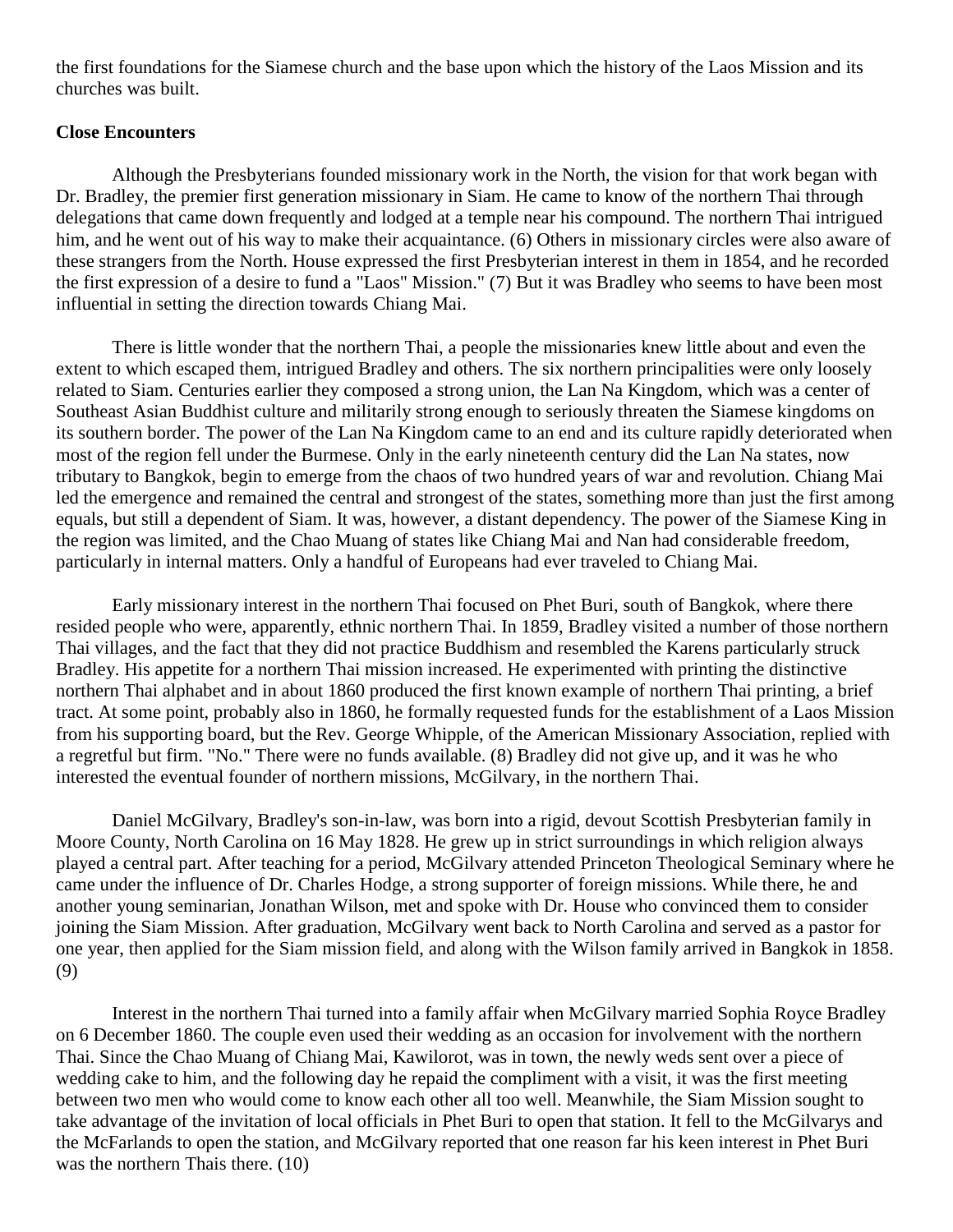the first foundations for the Siamese church and the base upon which the history of the Laos Mission and its churches was built.

**Close Encounters**

Although the Presbyterians founded missionary work in the North, the vision for that work began with Dr. Bradley, the premier first generation missionary in Siam. He came to know of the northern Thai through delegations that came down frequently and lodged at a temple near his compound. The northern Thai intrigued him, and he went out of his way to make their acquaintance. (6) Others in missionary circles were also aware of these strangers from the North. House expressed the first Presbyterian interest in them in 1854, and he recorded the first expression of a desire to fund a "Laos" Mission." (7) But it was Bradley who seems to have been most influential in setting the direction towards Chiang Mai.

There is little wonder that the northern Thai, a people the missionaries knew little about and even the extent to which escaped them, intrigued Bradley and others. The six northern principalities were only loosely related to Siam. Centuries earlier they composed a strong union, the Lan Na Kingdom, which was a center of Southeast Asian Buddhist culture and militarily strong enough to seriously threaten the Siamese kingdoms on its southern border. The power of the Lan Na Kingdom came to an end and its culture rapidly deteriorated when most of the region fell under the Burmese. Only in the early nineteenth century did the Lan Na states, now tributary to Bangkok, begin to emerge from the chaos of two hundred years of war and revolution. Chiang Mai led the emergence and remained the central and strongest of the states, something more than just the first among equals, but still a dependent of Siam. It was, however, a distant dependency. The power of the Siamese King in the region was limited, and the Chao Muang of states like Chiang Mai and Nan had considerable freedom, particularly in internal matters. Only a handful of Europeans had ever traveled to Chiang Mai.

Early missionary interest in the northern Thai focused on Phet Buri, south of Bangkok, where there resided people who were, apparently, ethnic northern Thai. In 1859, Bradley visited a number of those northern Thai villages, and the fact that they did not practice Buddhism and resembled the Karens particularly struck Bradley. His appetite for a northern Thai mission increased. He experimented with printing the distinctive northern Thai alphabet and in about 1860 produced the first known example of northern Thai printing, a brief tract. At some point, probably also in 1860, he formally requested funds for the establishment of a Laos Mission from his supporting board, but the Rev. George Whipple, of the American Missionary Association, replied with a regretful but firm. "No." There were no funds available. (8) Bradley did not give up, and it was he who interested the eventual founder of northern missions, McGilvary, in the northern Thai.

Daniel McGilvary, Bradley's son-in-law, was born into a rigid, devout Scottish Presbyterian family in Moore County, North Carolina on 16 May 1828. He grew up in strict surroundings in which religion always played a central part. After teaching for a period, McGilvary attended Princeton Theological Seminary where he came under the influence of Dr. Charles Hodge, a strong supporter of foreign missions. While there, he and another young seminarian, Jonathan Wilson, met and spoke with Dr. House who convinced them to consider joining the Siam Mission. After graduation, McGilvary went back to North Carolina and served as a pastor for one year, then applied for the Siam mission field, and along with the Wilson family arrived in Bangkok in 1858. (9)

Interest in the northern Thai turned into a family affair when McGilvary married Sophia Royce Bradley on 6 December 1860. The couple even used their wedding as an occasion for involvement with the northern Thai. Since the Chao Muang of Chiang Mai, Kawilorot, was in town, the newly weds sent over a piece of wedding cake to him, and the following day he repaid the compliment with a visit, it was the first meeting between two men who would come to know each other all too well. Meanwhile, the Siam Mission sought to take advantage of the invitation of local officials in Phet Buri to open that station. It fell to the McGilvarys and the McFarlands to open the station, and McGilvary reported that one reason far his keen interest in Phet Buri was the northern Thais there. (10)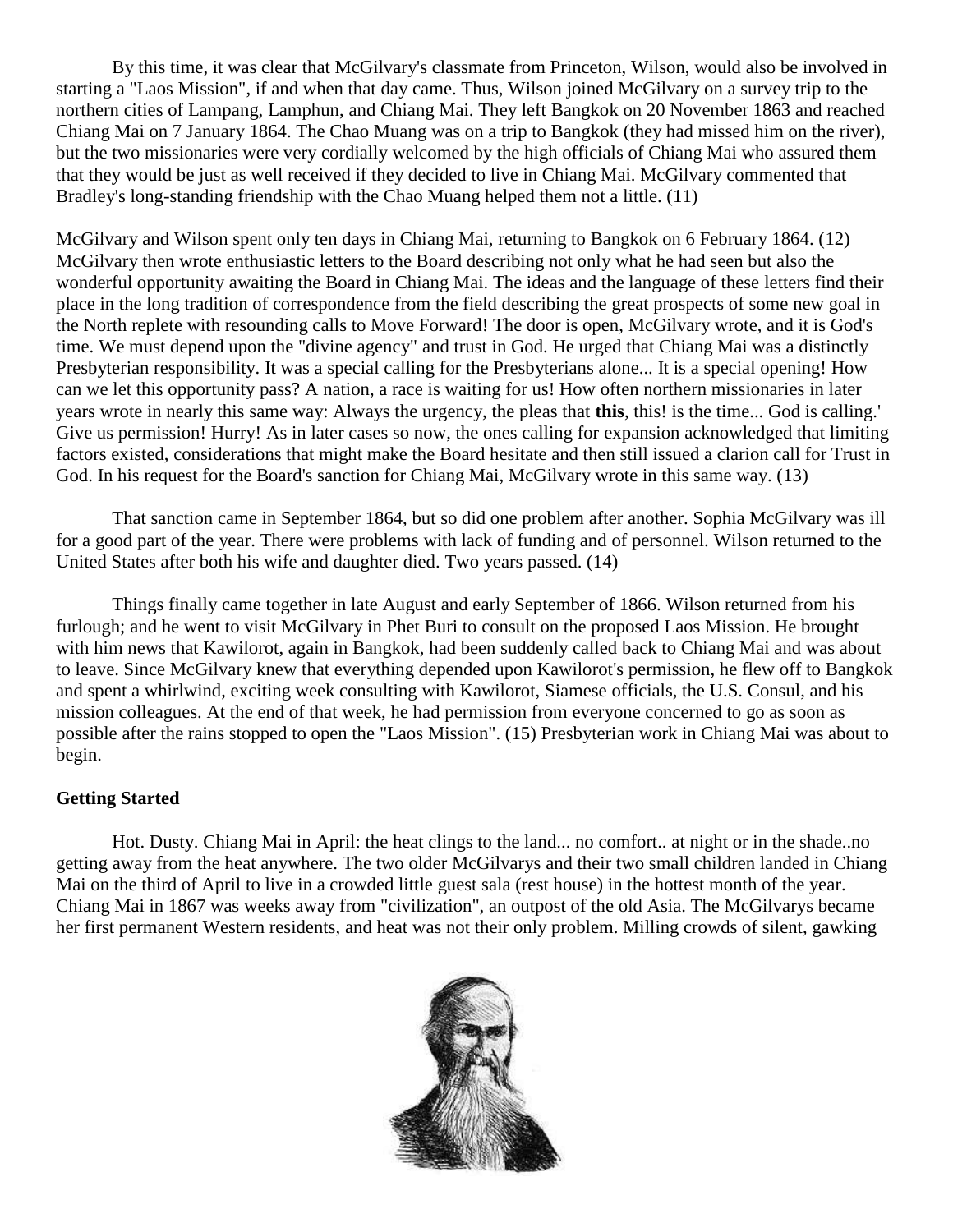By this time, it was clear that McGilvary's classmate from Princeton, Wilson, would also be involved in starting a "Laos Mission", if and when that day came. Thus, Wilson joined McGilvary on a survey trip to the northern cities of Lampang, Lamphun, and Chiang Mai. They left Bangkok on 20 November 1863 and reached Chiang Mai on 7 January 1864. The Chao Muang was on a trip to Bangkok (they had missed him on the river), but the two missionaries were very cordially welcomed by the high officials of Chiang Mai who assured them that they would be just as well received if they decided to live in Chiang Mai. McGilvary commented that Bradley's long-standing friendship with the Chao Muang helped them not a little. (11)

McGilvary and Wilson spent only ten days in Chiang Mai, returning to Bangkok on 6 February 1864. (12) McGilvary then wrote enthusiastic letters to the Board describing not only what he had seen but also the wonderful opportunity awaiting the Board in Chiang Mai. The ideas and the language of these letters find their place in the long tradition of correspondence from the field describing the great prospects of some new goal in the North replete with resounding calls to Move Forward! The door is open, McGilvary wrote, and it is God's time. We must depend upon the "divine agency" and trust in God. He urged that Chiang Mai was a distinctly Presbyterian responsibility. It was a special calling for the Presbyterians alone... It is a special opening! How can we let this opportunity pass? A nation, a race is waiting for us! How often northern missionaries in later years wrote in nearly this same way: Always the urgency, the pleas that **this**, this! is the time... God is calling.' Give us permission! Hurry! As in later cases so now, the ones calling for expansion acknowledged that limiting factors existed, considerations that might make the Board hesitate and then still issued a clarion call for Trust in God. In his request for the Board's sanction for Chiang Mai, McGilvary wrote in this same way. (13)

That sanction came in September 1864, but so did one problem after another. Sophia McGilvary was ill for a good part of the year. There were problems with lack of funding and of personnel. Wilson returned to the United States after both his wife and daughter died. Two years passed. (14)

Things finally came together in late August and early September of 1866. Wilson returned from his furlough; and he went to visit McGilvary in Phet Buri to consult on the proposed Laos Mission. He brought with him news that Kawilorot, again in Bangkok, had been suddenly called back to Chiang Mai and was about to leave. Since McGilvary knew that everything depended upon Kawilorot's permission, he flew off to Bangkok and spent a whirlwind, exciting week consulting with Kawilorot, Siamese officials, the U.S. Consul, and his mission colleagues. At the end of that week, he had permission from everyone concerned to go as soon as possible after the rains stopped to open the "Laos Mission". (15) Presbyterian work in Chiang Mai was about to begin.

### Getting Started

Hot. Dusty. Chiang Mai in April: the heat clings to the land... no comfort.. at night or in the shade..no getting away from the heat anywhere. The two older McGilvarys and their two small children landed in Chiang Mai on the third of April to live in a crowded little guest sala (rest house) in the hottest month of the year. Chiang Mai in 1867 was weeks away from "civilization", an outpost of the old Asia. The McGilvarys became her first permanent Western residents, and heat was not their only problem. Milling crowds of silent, gawking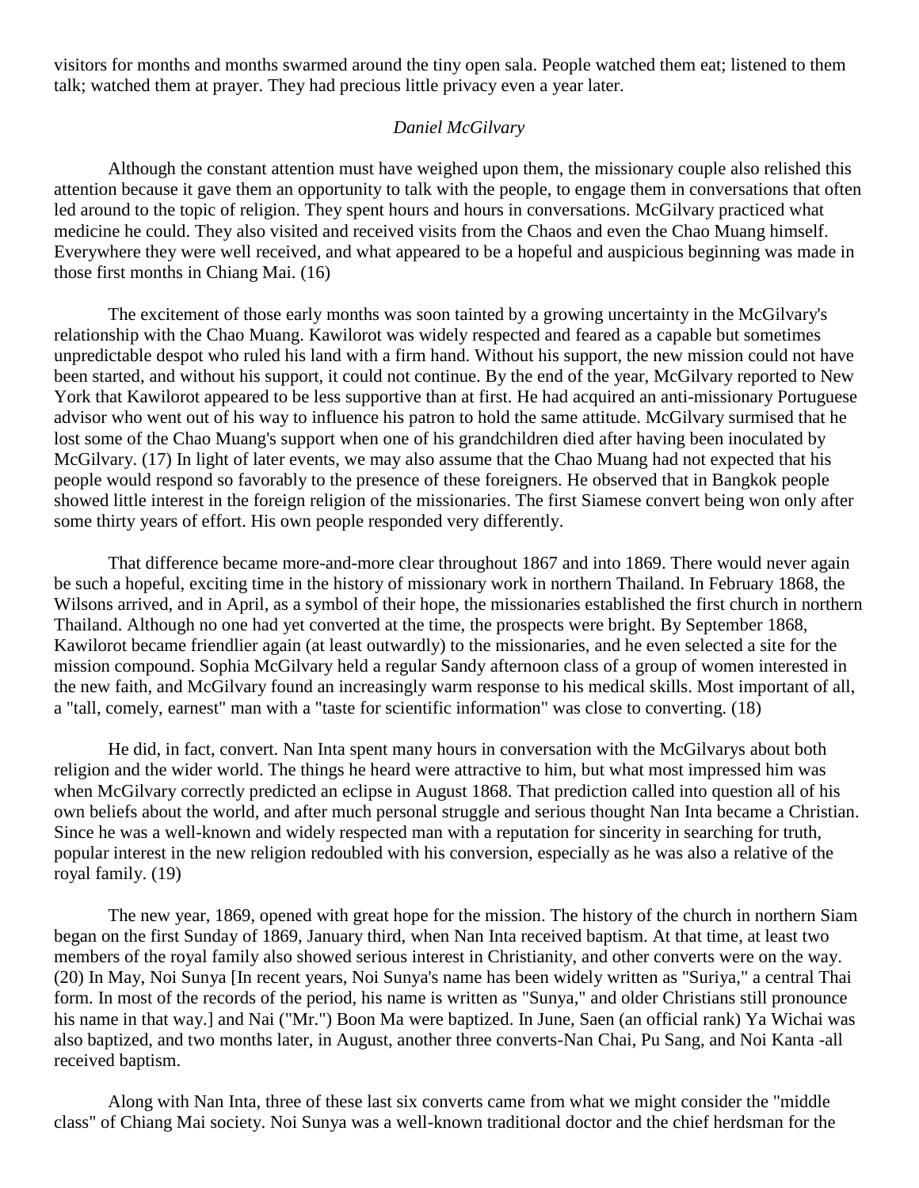visitors for months and months swarmed around the tiny open sala. People watched them eat; listened to them talk; watched them at prayer. They had precious little privacy even a year later.

*Daniel McGilvary*

Although the constant attention must have weighed upon them, the missionary couple also relished this attention because it gave them an opportunity to talk with the people, to engage them in conversations that often led around to the topic of religion. They spent hours and hours in conversations. McGilvary practiced what medicine he could. They also visited and received visits from the Chaos and even the Chao Muang himself. Everywhere they were well received, and what appeared to be a hopeful and auspicious beginning was made in those first months in Chiang Mai. (16)

The excitement of those early months was soon tainted by a growing uncertainty in the McGilvary's relationship with the Chao Muang. Kawilorot was widely respected and feared as a capable but sometimes unpredictable despot who ruled his land with a firm hand. Without his support, the new mission could not have been started, and without his support, it could not continue. By the end of the year, McGilvary reported to New York that Kawilorot appeared to be less supportive than at first. He had acquired an anti-missionary Portuguese advisor who went out of his way to influence his patron to hold the same attitude. McGilvary surmised that he lost some of the Chao Muang's support when one of his grandchildren died after having been inoculated by McGilvary. (17) In light of later events, we may also assume that the Chao Muang had not expected that his people would respond so favorably to the presence of these foreigners. He observed that in Bangkok people showed little interest in the foreign religion of the missionaries. The first Siamese convert being won only after some thirty years of effort. His own people responded very differently.

That difference became more-and-more clear throughout 1867 and into 1869. There would never again be such a hopeful, exciting time in the history of missionary work in northern Thailand. In February 1868, the Wilsons arrived, and in April, as a symbol of their hope, the missionaries established the first church in northern Thailand. Although no one had yet converted at the time, the prospects were bright. By September 1868, Kawilorot became friendlier again (at least outwardly) to the missionaries, and he even selected a site for the mission compound. Sophia McGilvary held a regular Sandy afternoon class of a group of women interested in the new faith, and McGilvary found an increasingly warm response to his medical skills. Most important of all, a "tall, comely, earnest" man with a "taste for scientific information" was close to converting. (18)

He did, in fact, convert. Nan Inta spent many hours in conversation with the McGilvarys about both religion and the wider world. The things he heard were attractive to him, but what most impressed him was when McGilvary correctly predicted an eclipse in August 1868. That prediction called into question all of his own beliefs about the world, and after much personal struggle and serious thought Nan Inta became a Christian. Since he was a well-known and widely respected man with a reputation for sincerity in searching for truth, popular interest in the new religion redoubled with his conversion, especially as he was also a relative of the royal family. (19)

The new year, 1869, opened with great hope for the mission. The history of the church in northern Siam began on the first Sunday of 1869, January third, when Nan Inta received baptism. At that time, at least two members of the royal family also showed serious interest in Christianity, and other converts were on the way. (20) In May, Noi Sunya [In recent years, Noi Sunya's name has been widely written as "Suriya," a central Thai form. In most of the records of the period, his name is written as "Sunya," and older Christians still pronounce his name in that way.] and Nai ("Mr.") Boon Ma were baptized. In June, Saen (an official rank) Ya Wichai was also baptized, and two months later, in August, another three converts-Nan Chai, Pu Sang, and Noi Kanta -all received baptism.

Along with Nan Inta, three of these last six converts came from what we might consider the "middle class" of Chiang Mai society. Noi Sunya was a well-known traditional doctor and the chief herdsman for the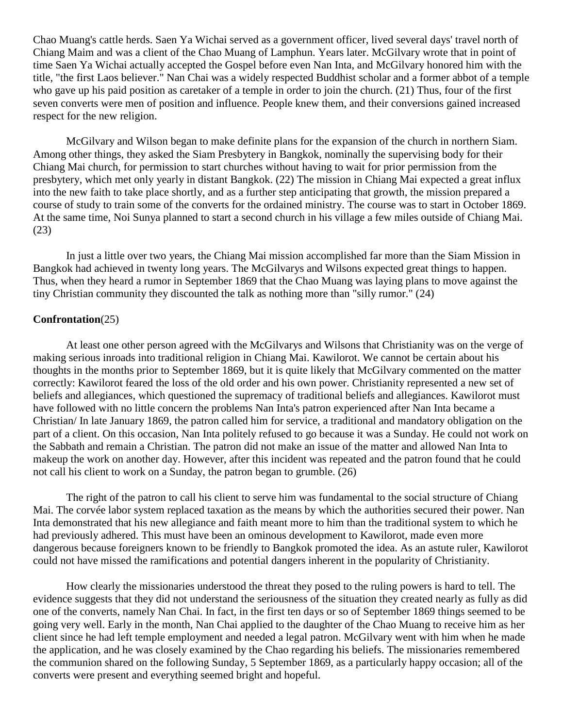Chao Muang's cattle herds. Saen Ya Wichai served as a government officer, lived several days' travel north of Chiang Maim and was a client of the Chao Muang of Lamphun. Years later. McGilvary wrote that in point of time Saen Ya Wichai actually accepted the Gospel before even Nan Inta, and McGilvary honored him with the title, "the first Laos believer." Nan Chai was a widely respected Buddhist scholar and a former abbot of a temple who gave up his paid position as caretaker of a temple in order to join the church. (21) Thus, four of the first seven converts were men of position and influence. People knew them, and their conversions gained increased respect for the new religion.

McGilvary and Wilson began to make definite plans for the expansion of the church in northern Siam. Among other things, they asked the Siam Presbytery in Bangkok, nominally the supervising body for their Chiang Mai church, for permission to start churches without having to wait for prior permission from the presbytery, which met only yearly in distant Bangkok. (22) The mission in Chiang Mai expected a great influx into the new faith to take place shortly, and as a further step anticipating that growth, the mission prepared a course of study to train some of the converts for the ordained ministry. The course was to start in October 1869. At the same time, Noi Sunya planned to start a second church in his village a few miles outside of Chiang Mai. (23)

In just a little over two years, the Chiang Mai mission accomplished far more than the Siam Mission in Bangkok had achieved in twenty long years. The McGilvarys and Wilsons expected great things to happen. Thus, when they heard a rumor in September 1869 that the Chao Muang was laying plans to move against the tiny Christian community they discounted the talk as nothing more than "silly rumor." (24)

**Confrontation**(25)

At least one other person agreed with the McGilvarys and Wilsons that Christianity was on the verge of making serious inroads into traditional religion in Chiang Mai. Kawilorot. We cannot be certain about his thoughts in the months prior to September 1869, but it is quite likely that McGilvary commented on the matter correctly: Kawilorot feared the loss of the old order and his own power. Christianity represented a new set of beliefs and allegiances, which questioned the supremacy of traditional beliefs and allegiances. Kawilorot must have followed with no little concern the problems Nan Inta's patron experienced after Nan Inta became a Christian/ In late January 1869, the patron called him for service, a traditional and mandatory obligation on the part of a client. On this occasion, Nan Inta politely refused to go because it was a Sunday. He could not work on the Sabbath and remain a Christian. The patron did not make an issue of the matter and allowed Nan Inta to makeup the work on another day. However, after this incident was repeated and the patron found that he could not call his client to work on a Sunday, the patron began to grumble. (26)

The right of the patron to call his client to serve him was fundamental to the social structure of Chiang Mai. The corvée labor system replaced taxation as the means by which the authorities secured their power. Nan Inta demonstrated that his new allegiance and faith meant more to him than the traditional system to which he had previously adhered. This must have been an ominous development to Kawilorot, made even more dangerous because foreigners known to be friendly to Bangkok promoted the idea. As an astute ruler, Kawilorot could not have missed the ramifications and potential dangers inherent in the popularity of Christianity.

How clearly the missionaries understood the threat they posed to the ruling powers is hard to tell. The evidence suggests that they did not understand the seriousness of the situation they created nearly as fully as did one of the converts, namely Nan Chai. In fact, in the first ten days or so of September 1869 things seemed to be going very well. Early in the month, Nan Chai applied to the daughter of the Chao Muang to receive him as her client since he had left temple employment and needed a legal patron. McGilvary went with him when he made the application, and he was closely examined by the Chao regarding his beliefs. The missionaries remembered the communion shared on the following Sunday, 5 September 1869, as a particularly happy occasion; all of the converts were present and everything seemed bright and hopeful.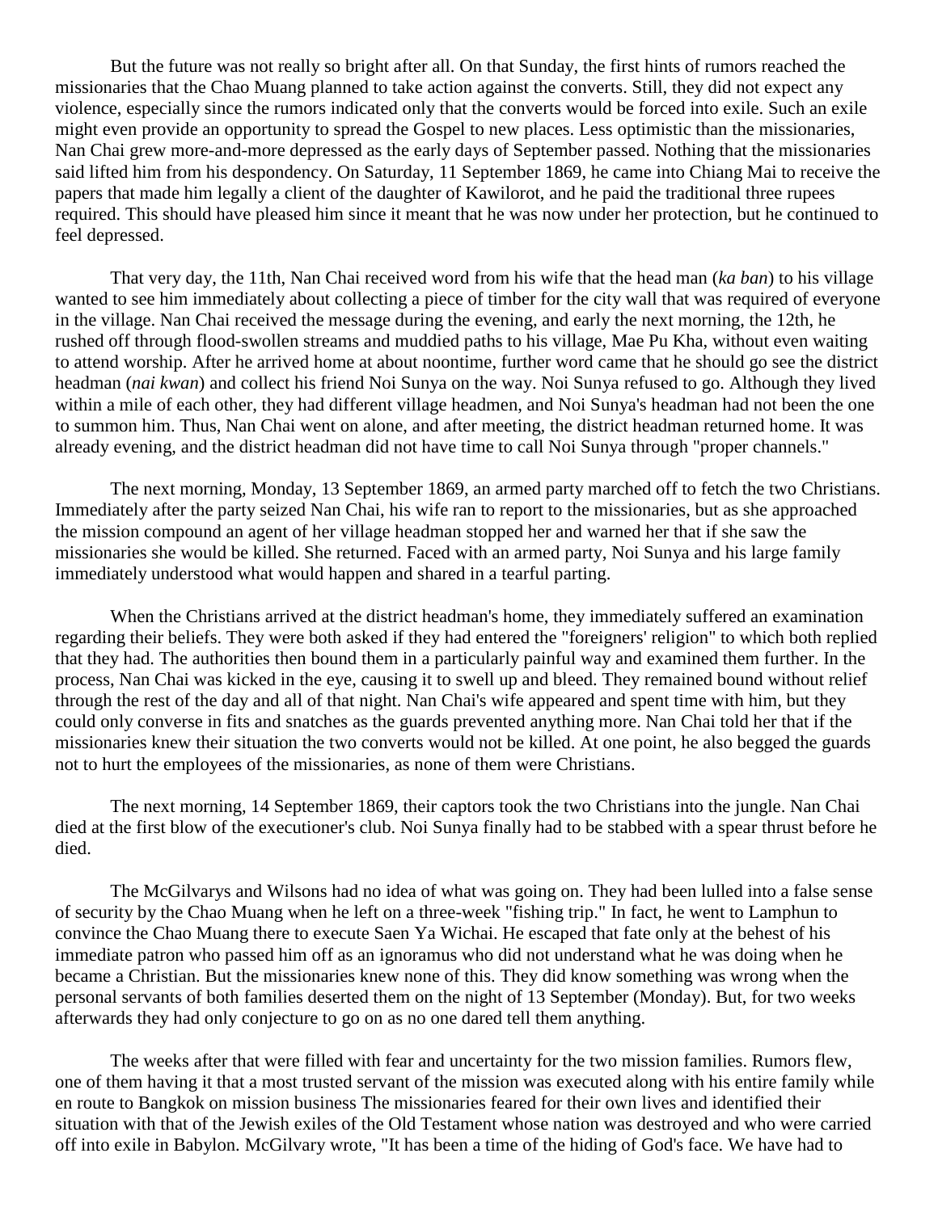But the future was not really so bright after all. On that Sunday, the first hints of rumors reached the missionaries that the Chao Muang planned to take action against the converts. Still, they did not expect any violence, especially since the rumors indicated only that the converts would be forced into exile. Such an exile might even provide an opportunity to spread the Gospel to new places. Less optimistic than the missionaries, Nan Chai grew more-and-more depressed as the early days of September passed. Nothing that the missionaries said lifted him from his despondency. On Saturday, 11 September 1869, he came into Chiang Mai to receive the papers that made him legally a client of the daughter of Kawilorot, and he paid the traditional three rupees required. This should have pleased him since it meant that he was now under her protection, but he continued to feel depressed.

That very day, the 11th, Nan Chai received word from his wife that the head man (*ka ban*) to his village wanted to see him immediately about collecting a piece of timber for the city wall that was required of everyone in the village. Nan Chai received the message during the evening, and early the next morning, the 12th, he rushed off through flood-swollen streams and muddied paths to his village, Mae Pu Kha, without even waiting to attend worship. After he arrived home at about noontime, further word came that he should go see the district headman (*nai kwan*) and collect his friend Noi Sunya on the way. Noi Sunya refused to go. Although they lived within a mile of each other, they had different village headmen, and Noi Sunya's headman had not been the one to summon him. Thus, Nan Chai went on alone, and after meeting, the district headman returned home. It was already evening, and the district headman did not have time to call Noi Sunya through "proper channels."

The next morning, Monday, 13 September 1869, an armed party marched off to fetch the two Christians. Immediately after the party seized Nan Chai, his wife ran to report to the missionaries, but as she approached the mission compound an agent of her village headman stopped her and warned her that if she saw the missionaries she would be killed. She returned. Faced with an armed party, Noi Sunya and his large family immediately understood what would happen and shared in a tearful parting.

When the Christians arrived at the district headman's home, they immediately suffered an examination regarding their beliefs. They were both asked if they had entered the "foreigners' religion" to which both replied that they had. The authorities then bound them in a particularly painful way and examined them further. In the process, Nan Chai was kicked in the eye, causing it to swell up and bleed. They remained bound without relief through the rest of the day and all of that night. Nan Chai's wife appeared and spent time with him, but they could only converse in fits and snatches as the guards prevented anything more. Nan Chai told her that if the missionaries knew their situation the two converts would not be killed. At one point, he also begged the guards not to hurt the employees of the missionaries, as none of them were Christians.

The next morning, 14 September 1869, their captors took the two Christians into the jungle. Nan Chai died at the first blow of the executioner's club. Noi Sunya finally had to be stabbed with a spear thrust before he died.

The McGilvarys and Wilsons had no idea of what was going on. They had been lulled into a false sense of security by the Chao Muang when he left on a three-week "fishing trip." In fact, he went to Lamphun to convince the Chao Muang there to execute Saen Ya Wichai. He escaped that fate only at the behest of his immediate patron who passed him off as an ignoramus who did not understand what he was doing when he became a Christian. But the missionaries knew none of this. They did know something was wrong when the personal servants of both families deserted them on the night of 13 September (Monday). But, for two weeks afterwards they had only conjecture to go on as no one dared tell them anything.

The weeks after that were filled with fear and uncertainty for the two mission families. Rumors flew, one of them having it that a most trusted servant of the mission was executed along with his entire family while en route to Bangkok on mission business The missionaries feared for their own lives and identified their situation with that of the Jewish exiles of the Old Testament whose nation was destroyed and who were carried off into exile in Babylon. McGilvary wrote, "It has been a time of the hiding of God's face. We have had to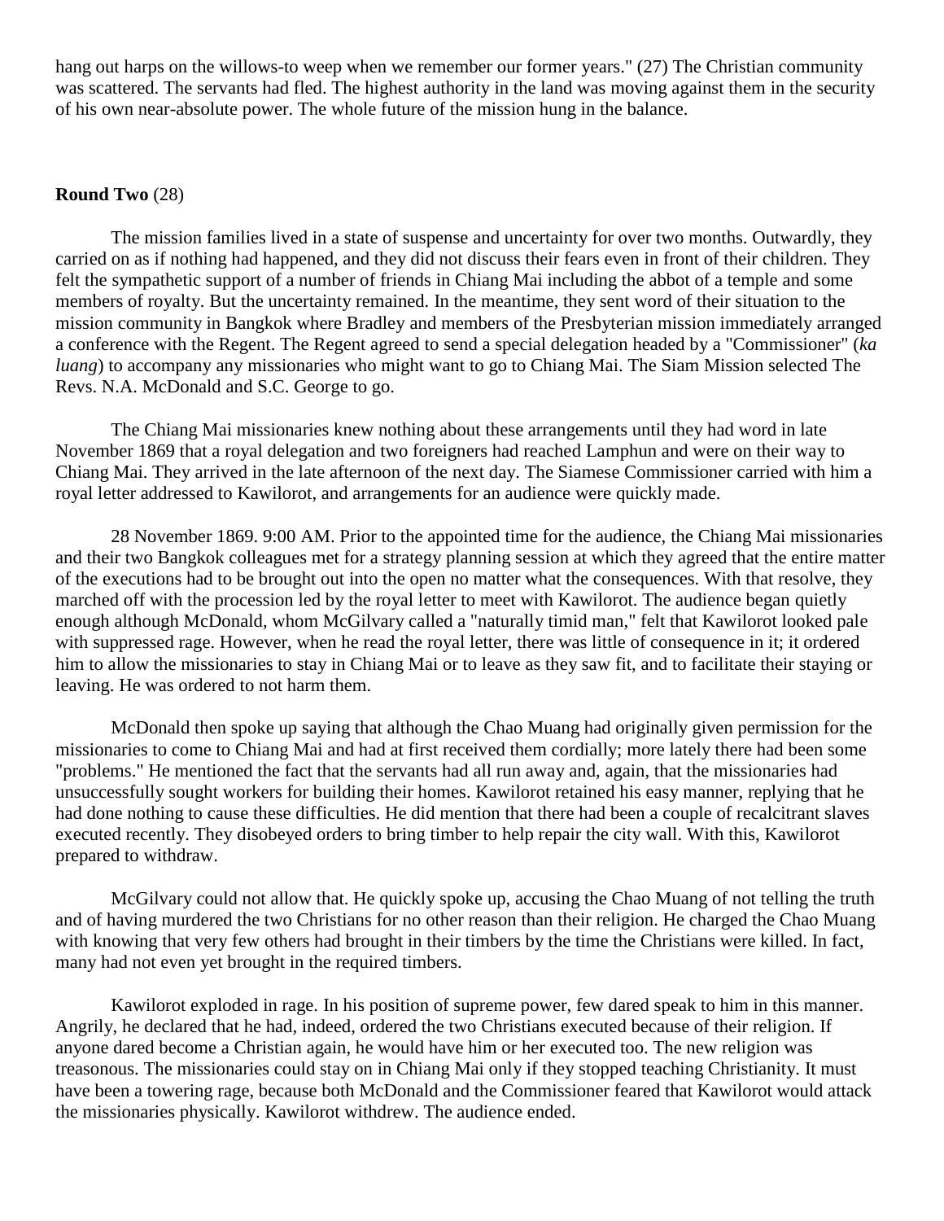hang out harps on the willows-to weep when we remember our former years." (27) The Christian community was scattered. The servants had fled. The highest authority in the land was moving against them in the security of his own near-absolute power. The whole future of the mission hung in the balance.

**Round Two** (28)

The mission families lived in a state of suspense and uncertainty for over two months. Outwardly, they carried on as if nothing had happened, and they did not discuss their fears even in front of their children. They felt the sympathetic support of a number of friends in Chiang Mai including the abbot of a temple and some members of royalty. But the uncertainty remained. In the meantime, they sent word of their situation to the mission community in Bangkok where Bradley and members of the Presbyterian mission immediately arranged a conference with the Regent. The Regent agreed to send a special delegation headed by a "Commissioner" (*ka luang*) to accompany any missionaries who might want to go to Chiang Mai. The Siam Mission selected The Revs. N.A. McDonald and S.C. George to go.

The Chiang Mai missionaries knew nothing about these arrangements until they had word in late November 1869 that a royal delegation and two foreigners had reached Lamphun and were on their way to Chiang Mai. They arrived in the late afternoon of the next day. The Siamese Commissioner carried with him a royal letter addressed to Kawilorot, and arrangements for an audience were quickly made.

28 November 1869. 9:00 AM. Prior to the appointed time for the audience, the Chiang Mai missionaries and their two Bangkok colleagues met for a strategy planning session at which they agreed that the entire matter of the executions had to be brought out into the open no matter what the consequences. With that resolve, they marched off with the procession led by the royal letter to meet with Kawilorot. The audience began quietly enough although McDonald, whom McGilvary called a "naturally timid man," felt that Kawilorot looked pale with suppressed rage. However, when he read the royal letter, there was little of consequence in it; it ordered him to allow the missionaries to stay in Chiang Mai or to leave as they saw fit, and to facilitate their staying or leaving. He was ordered to not harm them.

McDonald then spoke up saying that although the Chao Muang had originally given permission for the missionaries to come to Chiang Mai and had at first received them cordially; more lately there had been some "problems." He mentioned the fact that the servants had all run away and, again, that the missionaries had unsuccessfully sought workers for building their homes. Kawilorot retained his easy manner, replying that he had done nothing to cause these difficulties. He did mention that there had been a couple of recalcitrant slaves executed recently. They disobeyed orders to bring timber to help repair the city wall. With this, Kawilorot prepared to withdraw.

McGilvary could not allow that. He quickly spoke up, accusing the Chao Muang of not telling the truth and of having murdered the two Christians for no other reason than their religion. He charged the Chao Muang with knowing that very few others had brought in their timbers by the time the Christians were killed. In fact, many had not even yet brought in the required timbers.

Kawilorot exploded in rage. In his position of supreme power, few dared speak to him in this manner. Angrily, he declared that he had, indeed, ordered the two Christians executed because of their religion. If anyone dared become a Christian again, he would have him or her executed too. The new religion was treasonous. The missionaries could stay on in Chiang Mai only if they stopped teaching Christianity. It must have been a towering rage, because both McDonald and the Commissioner feared that Kawilorot would attack the missionaries physically. Kawilorot withdrew. The audience ended.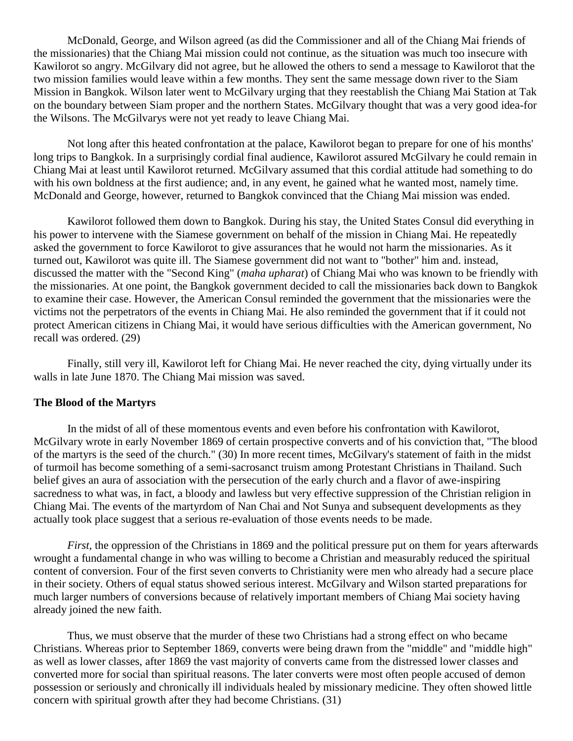McDonald, George, and Wilson agreed (as did the Commissioner and all of the Chiang Mai friends of the missionaries) that the Chiang Mai mission could not continue, as the situation was much too insecure with Kawilorot so angry. McGilvary did not agree, but he allowed the others to send a message to Kawilorot that the two mission families would leave within a few months. They sent the same message down river to the Siam Mission in Bangkok. Wilson later went to McGilvary urging that they reestablish the Chiang Mai Station at Tak on the boundary between Siam proper and the northern States. McGilvary thought that was a very good idea-for the Wilsons. The McGilvarys were not yet ready to leave Chiang Mai.

Not long after this heated confrontation at the palace, Kawilorot began to prepare for one of his months' long trips to Bangkok. In a surprisingly cordial final audience, Kawilorot assured McGilvary he could remain in Chiang Mai at least until Kawilorot returned. McGilvary assumed that this cordial attitude had something to do with his own boldness at the first audience; and, in any event, he gained what he wanted most, namely time. McDonald and George, however, returned to Bangkok convinced that the Chiang Mai mission was ended.

Kawilorot followed them down to Bangkok. During his stay, the United States Consul did everything in his power to intervene with the Siamese government on behalf of the mission in Chiang Mai. He repeatedly asked the government to force Kawilorot to give assurances that he would not harm the missionaries. As it turned out, Kawilorot was quite ill. The Siamese government did not want to "bother" him and. instead, discussed the matter with the "Second King" (*maha upharat*) of Chiang Mai who was known to be friendly with the missionaries. At one point, the Bangkok government decided to call the missionaries back down to Bangkok to examine their case. However, the American Consul reminded the government that the missionaries were the victims not the perpetrators of the events in Chiang Mai. He also reminded the government that if it could not protect American citizens in Chiang Mai, it would have serious difficulties with the American government, No recall was ordered. (29)

Finally, still very ill, Kawilorot left for Chiang Mai. He never reached the city, dying virtually under its walls in late June 1870. The Chiang Mai mission was saved.

**The Blood of the Martyrs**

In the midst of all of these momentous events and even before his confrontation with Kawilorot, McGilvary wrote in early November 1869 of certain prospective converts and of his conviction that, "The blood of the martyrs is the seed of the church." (30) In more recent times, McGilvary's statement of faith in the midst of turmoil has become something of a semi-sacrosanct truism among Protestant Christians in Thailand. Such belief gives an aura of association with the persecution of the early church and a flavor of awe-inspiring sacredness to what was, in fact, a bloody and lawless but very effective suppression of the Christian religion in Chiang Mai. The events of the martyrdom of Nan Chai and Not Sunya and subsequent developments as they actually took place suggest that a serious re-evaluation of those events needs to be made.

*First,* the oppression of the Christians in 1869 and the political pressure put on them for years afterwards wrought a fundamental change in who was willing to become a Christian and measurably reduced the spiritual content of conversion. Four of the first seven converts to Christianity were men who already had a secure place in their society. Others of equal status showed serious interest. McGilvary and Wilson started preparations for much larger numbers of conversions because of relatively important members of Chiang Mai society having already joined the new faith.

Thus, we must observe that the murder of these two Christians had a strong effect on who became Christians. Whereas prior to September 1869, converts were being drawn from the "middle" and "middle high" as well as lower classes, after 1869 the vast majority of converts came from the distressed lower classes and converted more for social than spiritual reasons. The later converts were most often people accused of demon possession or seriously and chronically ill individuals healed by missionary medicine. They often showed little concern with spiritual growth after they had become Christians. (31)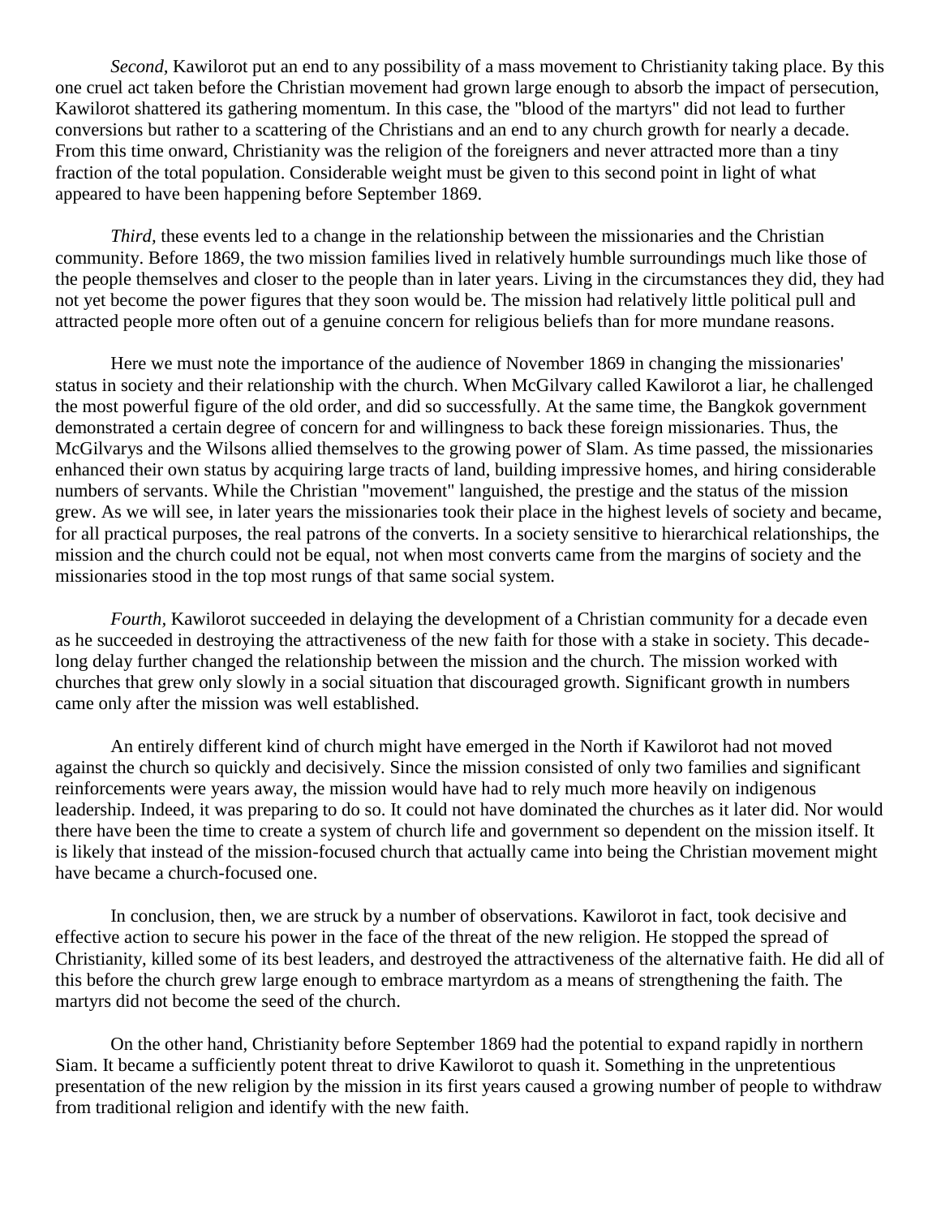*Second,* Kawilorot put an end to any possibility of a mass movement to Christianity taking place. By this one cruel act taken before the Christian movement had grown large enough to absorb the impact of persecution, Kawilorot shattered its gathering momentum. In this case, the "blood of the martyrs" did not lead to further conversions but rather to a scattering of the Christians and an end to any church growth for nearly a decade. From this time onward, Christianity was the religion of the foreigners and never attracted more than a tiny fraction of the total population. Considerable weight must be given to this second point in light of what appeared to have been happening before September 1869.

*Third,* these events led to a change in the relationship between the missionaries and the Christian community. Before 1869, the two mission families lived in relatively humble surroundings much like those of the people themselves and closer to the people than in later years. Living in the circumstances they did, they had not yet become the power figures that they soon would be. The mission had relatively little political pull and attracted people more often out of a genuine concern for religious beliefs than for more mundane reasons.

Here we must note the importance of the audience of November 1869 in changing the missionaries' status in society and their relationship with the church. When McGilvary called Kawilorot a liar, he challenged the most powerful figure of the old order, and did so successfully. At the same time, the Bangkok government demonstrated a certain degree of concern for and willingness to back these foreign missionaries. Thus, the McGilvarys and the Wilsons allied themselves to the growing power of Slam. As time passed, the missionaries enhanced their own status by acquiring large tracts of land, building impressive homes, and hiring considerable numbers of servants. While the Christian "movement" languished, the prestige and the status of the mission grew. As we will see, in later years the missionaries took their place in the highest levels of society and became, for all practical purposes, the real patrons of the converts. In a society sensitive to hierarchical relationships, the mission and the church could not be equal, not when most converts came from the margins of society and the missionaries stood in the top most rungs of that same social system.

*Fourth,* Kawilorot succeeded in delaying the development of a Christian community for a decade even as he succeeded in destroying the attractiveness of the new faith for those with a stake in society. This decade-long delay further changed the relationship between the mission and the church. The mission worked with churches that grew only slowly in a social situation that discouraged growth. Significant growth in numbers came only after the mission was well established.

An entirely different kind of church might have emerged in the North if Kawilorot had not moved against the church so quickly and decisively. Since the mission consisted of only two families and significant reinforcements were years away, the mission would have had to rely much more heavily on indigenous leadership. Indeed, it was preparing to do so. It could not have dominated the churches as it later did. Nor would there have been the time to create a system of church life and government so dependent on the mission itself. It is likely that instead of the mission-focused church that actually came into being the Christian movement might have became a church-focused one.

In conclusion, then, we are struck by a number of observations. Kawilorot in fact, took decisive and effective action to secure his power in the face of the threat of the new religion. He stopped the spread of Christianity, killed some of its best leaders, and destroyed the attractiveness of the alternative faith. He did all of this before the church grew large enough to embrace martyrdom as a means of strengthening the faith. The martyrs did not become the seed of the church.

On the other hand, Christianity before September 1869 had the potential to expand rapidly in northern Siam. It became a sufficiently potent threat to drive Kawilorot to quash it. Something in the unpretentious presentation of the new religion by the mission in its first years caused a growing number of people to withdraw from traditional religion and identify with the new faith.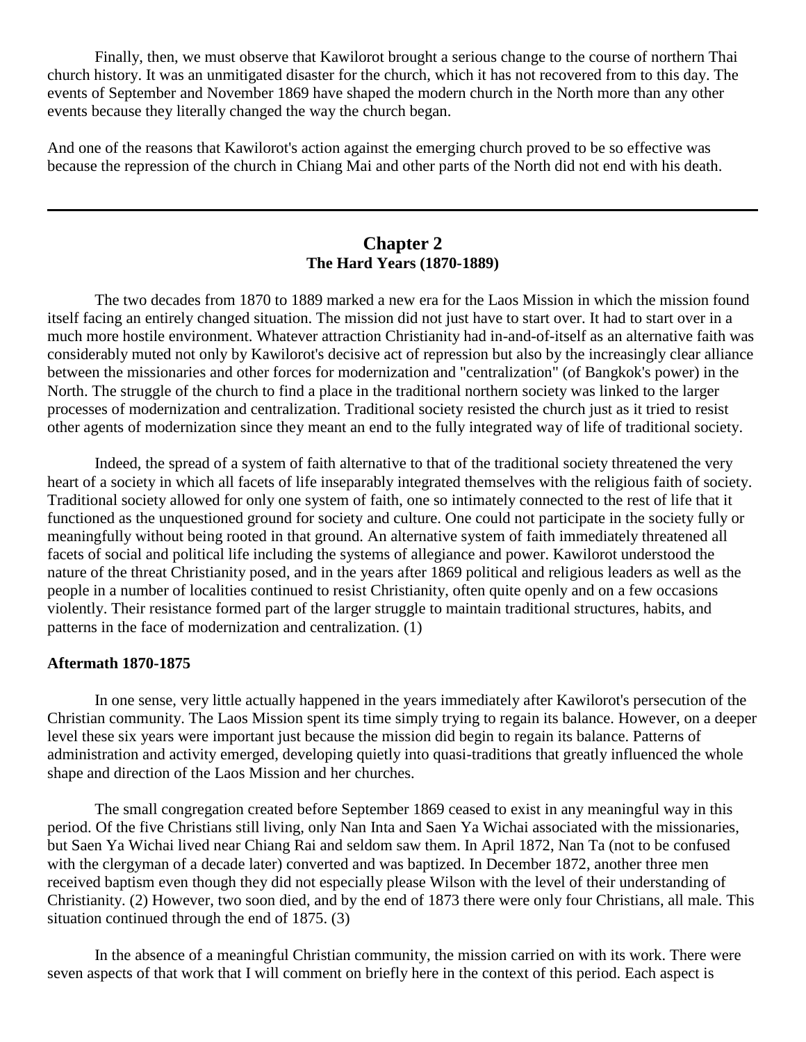Finally, then, we must observe that Kawilorot brought a serious change to the course of northern Thai church history. It was an unmitigated disaster for the church, which it has not recovered from to this day. The events of September and November 1869 have shaped the modern church in the North more than any other events because they literally changed the way the church began.

And one of the reasons that Kawilorot's action against the emerging church proved to be so effective was because the repression of the church in Chiang Mai and other parts of the North did not end with his death.

---

## Chapter 2
### The Hard Years (1870-1889)

The two decades from 1870 to 1889 marked a new era for the Laos Mission in which the mission found itself facing an entirely changed situation. The mission did not just have to start over. It had to start over in a much more hostile environment. Whatever attraction Christianity had in-and-of-itself as an alternative faith was considerably muted not only by Kawilorot's decisive act of repression but also by the increasingly clear alliance between the missionaries and other forces for modernization and "centralization" (of Bangkok's power) in the North. The struggle of the church to find a place in the traditional northern society was linked to the larger processes of modernization and centralization. Traditional society resisted the church just as it tried to resist other agents of modernization since they meant an end to the fully integrated way of life of traditional society.

Indeed, the spread of a system of faith alternative to that of the traditional society threatened the very heart of a society in which all facets of life inseparably integrated themselves with the religious faith of society. Traditional society allowed for only one system of faith, one so intimately connected to the rest of life that it functioned as the unquestioned ground for society and culture. One could not participate in the society fully or meaningfully without being rooted in that ground. An alternative system of faith immediately threatened all facets of social and political life including the systems of allegiance and power. Kawilorot understood the nature of the threat Christianity posed, and in the years after 1869 political and religious leaders as well as the people in a number of localities continued to resist Christianity, often quite openly and on a few occasions violently. Their resistance formed part of the larger struggle to maintain traditional structures, habits, and patterns in the face of modernization and centralization. (1)

**Aftermath 1870-1875**

In one sense, very little actually happened in the years immediately after Kawilorot's persecution of the Christian community. The Laos Mission spent its time simply trying to regain its balance. However, on a deeper level these six years were important just because the mission did begin to regain its balance. Patterns of administration and activity emerged, developing quietly into quasi-traditions that greatly influenced the whole shape and direction of the Laos Mission and her churches.

The small congregation created before September 1869 ceased to exist in any meaningful way in this period. Of the five Christians still living, only Nan Inta and Saen Ya Wichai associated with the missionaries, but Saen Ya Wichai lived near Chiang Rai and seldom saw them. In April 1872, Nan Ta (not to be confused with the clergyman of a decade later) converted and was baptized. In December 1872, another three men received baptism even though they did not especially please Wilson with the level of their understanding of Christianity. (2) However, two soon died, and by the end of 1873 there were only four Christians, all male. This situation continued through the end of 1875. (3)

In the absence of a meaningful Christian community, the mission carried on with its work. There were seven aspects of that work that I will comment on briefly here in the context of this period. Each aspect is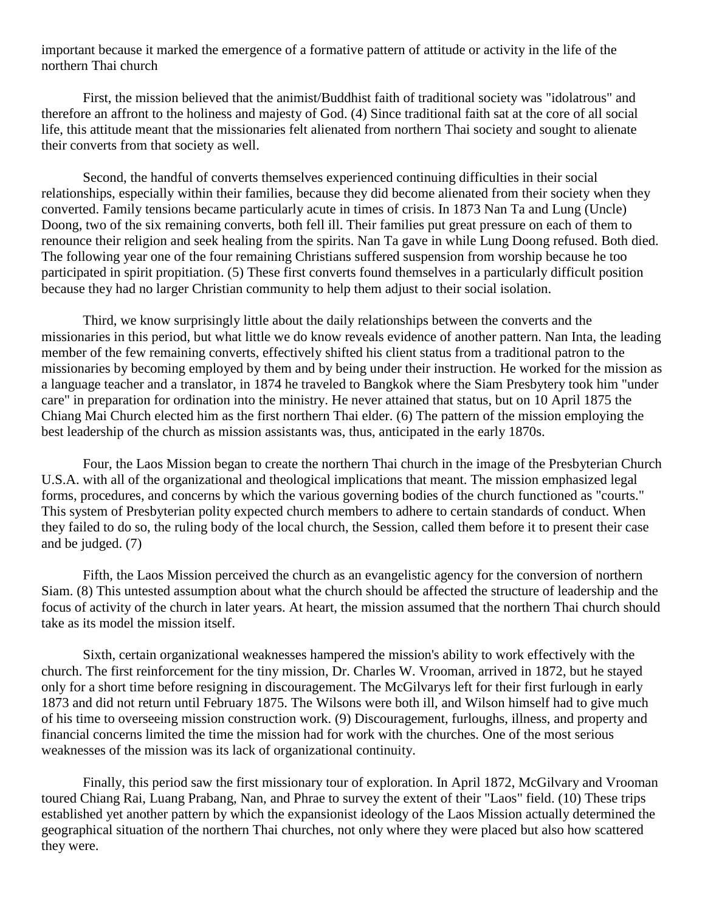important because it marked the emergence of a formative pattern of attitude or activity in the life of the northern Thai church

First, the mission believed that the animist/Buddhist faith of traditional society was "idolatrous" and therefore an affront to the holiness and majesty of God. (4) Since traditional faith sat at the core of all social life, this attitude meant that the missionaries felt alienated from northern Thai society and sought to alienate their converts from that society as well.

Second, the handful of converts themselves experienced continuing difficulties in their social relationships, especially within their families, because they did become alienated from their society when they converted. Family tensions became particularly acute in times of crisis. In 1873 Nan Ta and Lung (Uncle) Doong, two of the six remaining converts, both fell ill. Their families put great pressure on each of them to renounce their religion and seek healing from the spirits. Nan Ta gave in while Lung Doong refused. Both died. The following year one of the four remaining Christians suffered suspension from worship because he too participated in spirit propitiation. (5) These first converts found themselves in a particularly difficult position because they had no larger Christian community to help them adjust to their social isolation.

Third, we know surprisingly little about the daily relationships between the converts and the missionaries in this period, but what little we do know reveals evidence of another pattern. Nan Inta, the leading member of the few remaining converts, effectively shifted his client status from a traditional patron to the missionaries by becoming employed by them and by being under their instruction. He worked for the mission as a language teacher and a translator, in 1874 he traveled to Bangkok where the Siam Presbytery took him "under care" in preparation for ordination into the ministry. He never attained that status, but on 10 April 1875 the Chiang Mai Church elected him as the first northern Thai elder. (6) The pattern of the mission employing the best leadership of the church as mission assistants was, thus, anticipated in the early 1870s.

Four, the Laos Mission began to create the northern Thai church in the image of the Presbyterian Church U.S.A. with all of the organizational and theological implications that meant. The mission emphasized legal forms, procedures, and concerns by which the various governing bodies of the church functioned as "courts." This system of Presbyterian polity expected church members to adhere to certain standards of conduct. When they failed to do so, the ruling body of the local church, the Session, called them before it to present their case and be judged. (7)

Fifth, the Laos Mission perceived the church as an evangelistic agency for the conversion of northern Siam. (8) This untested assumption about what the church should be affected the structure of leadership and the focus of activity of the church in later years. At heart, the mission assumed that the northern Thai church should take as its model the mission itself.

Sixth, certain organizational weaknesses hampered the mission's ability to work effectively with the church. The first reinforcement for the tiny mission, Dr. Charles W. Vrooman, arrived in 1872, but he stayed only for a short time before resigning in discouragement. The McGilvarys left for their first furlough in early 1873 and did not return until February 1875. The Wilsons were both ill, and Wilson himself had to give much of his time to overseeing mission construction work. (9) Discouragement, furloughs, illness, and property and financial concerns limited the time the mission had for work with the churches. One of the most serious weaknesses of the mission was its lack of organizational continuity.

Finally, this period saw the first missionary tour of exploration. In April 1872, McGilvary and Vrooman toured Chiang Rai, Luang Prabang, Nan, and Phrae to survey the extent of their "Laos" field. (10) These trips established yet another pattern by which the expansionist ideology of the Laos Mission actually determined the geographical situation of the northern Thai churches, not only where they were placed but also how scattered they were.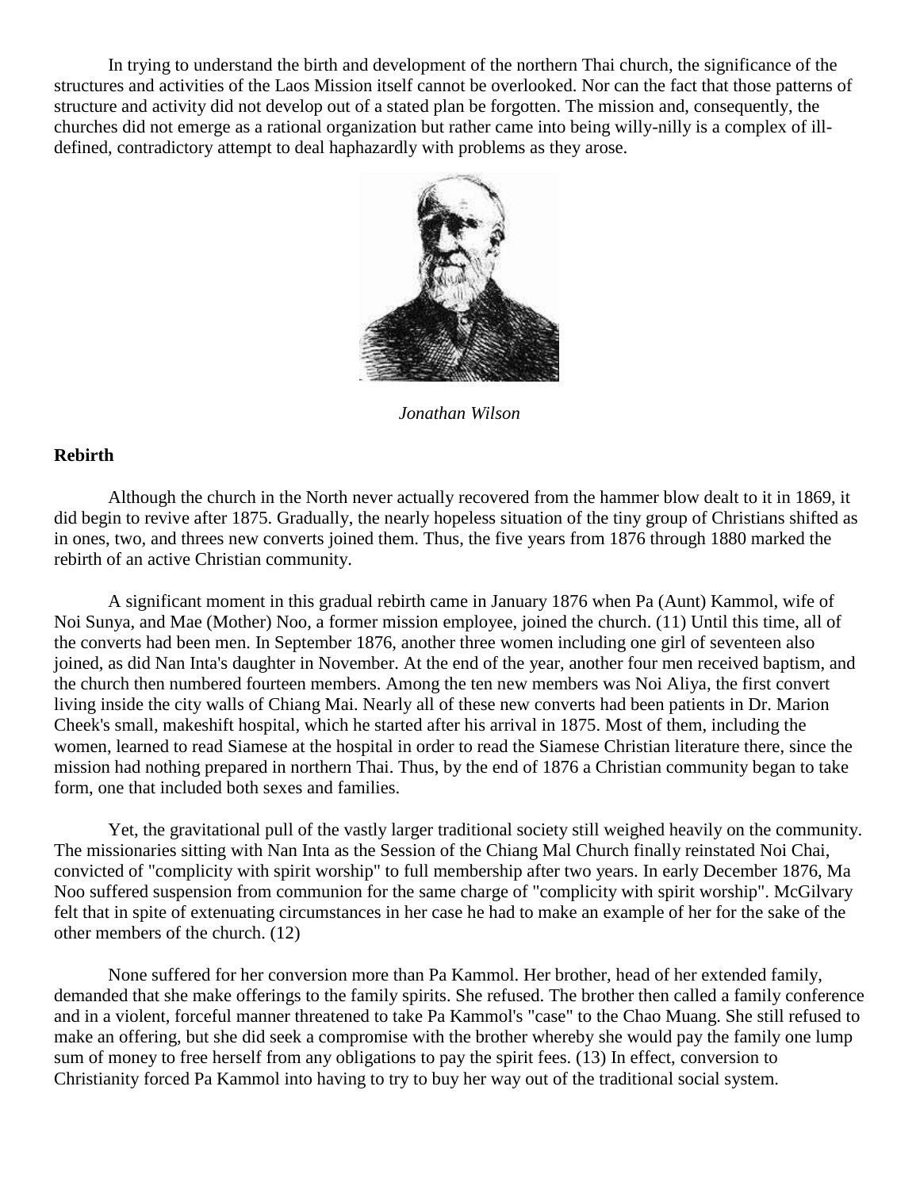In trying to understand the birth and development of the northern Thai church, the significance of the structures and activities of the Laos Mission itself cannot be overlooked. Nor can the fact that those patterns of structure and activity did not develop out of a stated plan be forgotten. The mission and, consequently, the churches did not emerge as a rational organization but rather came into being willy-nilly is a complex of ill-defined, contradictory attempt to deal haphazardly with problems as they arose.

*Jonathan Wilson*

## Rebirth

Although the church in the North never actually recovered from the hammer blow dealt to it in 1869, it did begin to revive after 1875. Gradually, the nearly hopeless situation of the tiny group of Christians shifted as in ones, two, and threes new converts joined them. Thus, the five years from 1876 through 1880 marked the rebirth of an active Christian community.

A significant moment in this gradual rebirth came in January 1876 when Pa (Aunt) Kammol, wife of Noi Sunya, and Mae (Mother) Noo, a former mission employee, joined the church. (11) Until this time, all of the converts had been men. In September 1876, another three women including one girl of seventeen also joined, as did Nan Inta's daughter in November. At the end of the year, another four men received baptism, and the church then numbered fourteen members. Among the ten new members was Noi Aliya, the first convert living inside the city walls of Chiang Mai. Nearly all of these new converts had been patients in Dr. Marion Cheek's small, makeshift hospital, which he started after his arrival in 1875. Most of them, including the women, learned to read Siamese at the hospital in order to read the Siamese Christian literature there, since the mission had nothing prepared in northern Thai. Thus, by the end of 1876 a Christian community began to take form, one that included both sexes and families.

Yet, the gravitational pull of the vastly larger traditional society still weighed heavily on the community. The missionaries sitting with Nan Inta as the Session of the Chiang Mal Church finally reinstated Noi Chai, convicted of "complicity with spirit worship" to full membership after two years. In early December 1876, Ma Noo suffered suspension from communion for the same charge of "complicity with spirit worship". McGilvary felt that in spite of extenuating circumstances in her case he had to make an example of her for the sake of the other members of the church. (12)

None suffered for her conversion more than Pa Kammol. Her brother, head of her extended family, demanded that she make offerings to the family spirits. She refused. The brother then called a family conference and in a violent, forceful manner threatened to take Pa Kammol's "case" to the Chao Muang. She still refused to make an offering, but she did seek a compromise with the brother whereby she would pay the family one lump sum of money to free herself from any obligations to pay the spirit fees. (13) In effect, conversion to Christianity forced Pa Kammol into having to try to buy her way out of the traditional social system.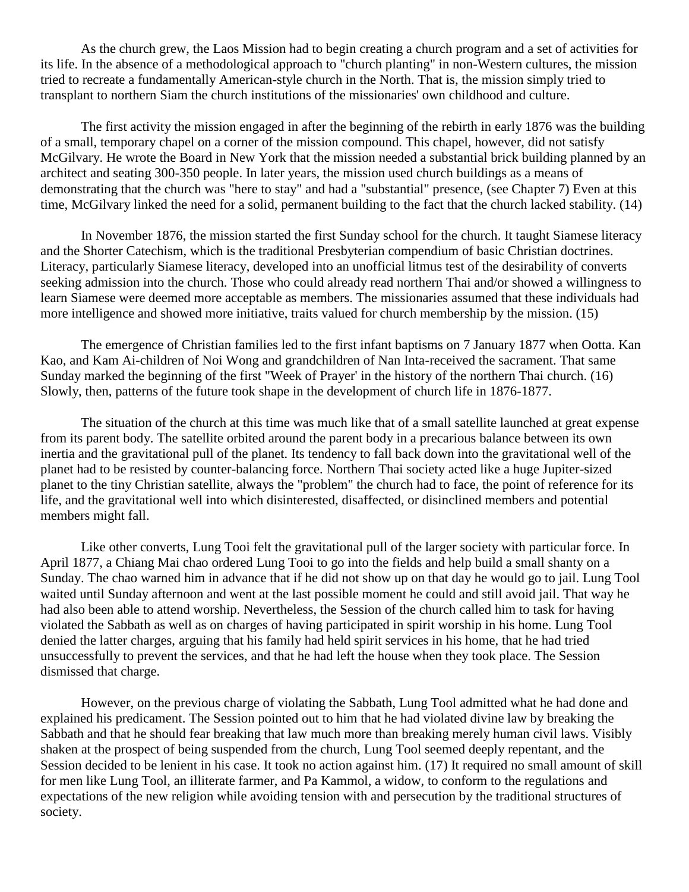As the church grew, the Laos Mission had to begin creating a church program and a set of activities for its life. In the absence of a methodological approach to "church planting" in non-Western cultures, the mission tried to recreate a fundamentally American-style church in the North. That is, the mission simply tried to transplant to northern Siam the church institutions of the missionaries' own childhood and culture.

The first activity the mission engaged in after the beginning of the rebirth in early 1876 was the building of a small, temporary chapel on a corner of the mission compound. This chapel, however, did not satisfy McGilvary. He wrote the Board in New York that the mission needed a substantial brick building planned by an architect and seating 300-350 people. In later years, the mission used church buildings as a means of demonstrating that the church was "here to stay" and had a "substantial" presence, (see Chapter 7) Even at this time, McGilvary linked the need for a solid, permanent building to the fact that the church lacked stability. (14)

In November 1876, the mission started the first Sunday school for the church. It taught Siamese literacy and the Shorter Catechism, which is the traditional Presbyterian compendium of basic Christian doctrines. Literacy, particularly Siamese literacy, developed into an unofficial litmus test of the desirability of converts seeking admission into the church. Those who could already read northern Thai and/or showed a willingness to learn Siamese were deemed more acceptable as members. The missionaries assumed that these individuals had more intelligence and showed more initiative, traits valued for church membership by the mission. (15)

The emergence of Christian families led to the first infant baptisms on 7 January 1877 when Ootta. Kan Kao, and Kam Ai-children of Noi Wong and grandchildren of Nan Inta-received the sacrament. That same Sunday marked the beginning of the first "Week of Prayer' in the history of the northern Thai church. (16) Slowly, then, patterns of the future took shape in the development of church life in 1876-1877.

The situation of the church at this time was much like that of a small satellite launched at great expense from its parent body. The satellite orbited around the parent body in a precarious balance between its own inertia and the gravitational pull of the planet. Its tendency to fall back down into the gravitational well of the planet had to be resisted by counter-balancing force. Northern Thai society acted like a huge Jupiter-sized planet to the tiny Christian satellite, always the "problem" the church had to face, the point of reference for its life, and the gravitational well into which disinterested, disaffected, or disinclined members and potential members might fall.

Like other converts, Lung Tooi felt the gravitational pull of the larger society with particular force. In April 1877, a Chiang Mai chao ordered Lung Tooi to go into the fields and help build a small shanty on a Sunday. The chao warned him in advance that if he did not show up on that day he would go to jail. Lung Tool waited until Sunday afternoon and went at the last possible moment he could and still avoid jail. That way he had also been able to attend worship. Nevertheless, the Session of the church called him to task for having violated the Sabbath as well as on charges of having participated in spirit worship in his home. Lung Tool denied the latter charges, arguing that his family had held spirit services in his home, that he had tried unsuccessfully to prevent the services, and that he had left the house when they took place. The Session dismissed that charge.

However, on the previous charge of violating the Sabbath, Lung Tool admitted what he had done and explained his predicament. The Session pointed out to him that he had violated divine law by breaking the Sabbath and that he should fear breaking that law much more than breaking merely human civil laws. Visibly shaken at the prospect of being suspended from the church, Lung Tool seemed deeply repentant, and the Session decided to be lenient in his case. It took no action against him. (17) It required no small amount of skill for men like Lung Tool, an illiterate farmer, and Pa Kammol, a widow, to conform to the regulations and expectations of the new religion while avoiding tension with and persecution by the traditional structures of society.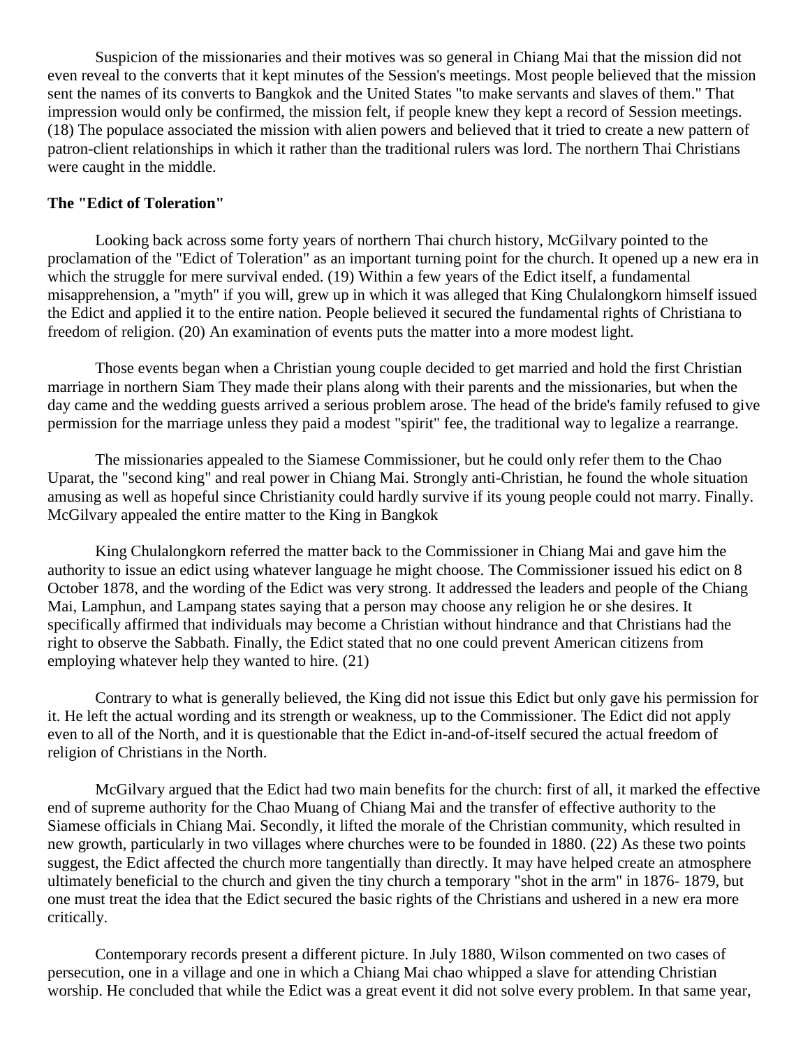Suspicion of the missionaries and their motives was so general in Chiang Mai that the mission did not even reveal to the converts that it kept minutes of the Session's meetings. Most people believed that the mission sent the names of its converts to Bangkok and the United States "to make servants and slaves of them." That impression would only be confirmed, the mission felt, if people knew they kept a record of Session meetings. (18) The populace associated the mission with alien powers and believed that it tried to create a new pattern of patron-client relationships in which it rather than the traditional rulers was lord. The northern Thai Christians were caught in the middle.

**The "Edict of Toleration"**

Looking back across some forty years of northern Thai church history, McGilvary pointed to the proclamation of the "Edict of Toleration" as an important turning point for the church. It opened up a new era in which the struggle for mere survival ended. (19) Within a few years of the Edict itself, a fundamental misapprehension, a "myth" if you will, grew up in which it was alleged that King Chulalongkorn himself issued the Edict and applied it to the entire nation. People believed it secured the fundamental rights of Christiana to freedom of religion. (20) An examination of events puts the matter into a more modest light.

Those events began when a Christian young couple decided to get married and hold the first Christian marriage in northern Siam They made their plans along with their parents and the missionaries, but when the day came and the wedding guests arrived a serious problem arose. The head of the bride's family refused to give permission for the marriage unless they paid a modest "spirit" fee, the traditional way to legalize a rearrange.

The missionaries appealed to the Siamese Commissioner, but he could only refer them to the Chao Uparat, the "second king" and real power in Chiang Mai. Strongly anti-Christian, he found the whole situation amusing as well as hopeful since Christianity could hardly survive if its young people could not marry. Finally. McGilvary appealed the entire matter to the King in Bangkok

King Chulalongkorn referred the matter back to the Commissioner in Chiang Mai and gave him the authority to issue an edict using whatever language he might choose. The Commissioner issued his edict on 8 October 1878, and the wording of the Edict was very strong. It addressed the leaders and people of the Chiang Mai, Lamphun, and Lampang states saying that a person may choose any religion he or she desires. It specifically affirmed that individuals may become a Christian without hindrance and that Christians had the right to observe the Sabbath. Finally, the Edict stated that no one could prevent American citizens from employing whatever help they wanted to hire. (21)

Contrary to what is generally believed, the King did not issue this Edict but only gave his permission for it. He left the actual wording and its strength or weakness, up to the Commissioner. The Edict did not apply even to all of the North, and it is questionable that the Edict in-and-of-itself secured the actual freedom of religion of Christians in the North.

McGilvary argued that the Edict had two main benefits for the church: first of all, it marked the effective end of supreme authority for the Chao Muang of Chiang Mai and the transfer of effective authority to the Siamese officials in Chiang Mai. Secondly, it lifted the morale of the Christian community, which resulted in new growth, particularly in two villages where churches were to be founded in 1880. (22) As these two points suggest, the Edict affected the church more tangentially than directly. It may have helped create an atmosphere ultimately beneficial to the church and given the tiny church a temporary "shot in the arm" in 1876- 1879, but one must treat the idea that the Edict secured the basic rights of the Christians and ushered in a new era more critically.

Contemporary records present a different picture. In July 1880, Wilson commented on two cases of persecution, one in a village and one in which a Chiang Mai chao whipped a slave for attending Christian worship. He concluded that while the Edict was a great event it did not solve every problem. In that same year,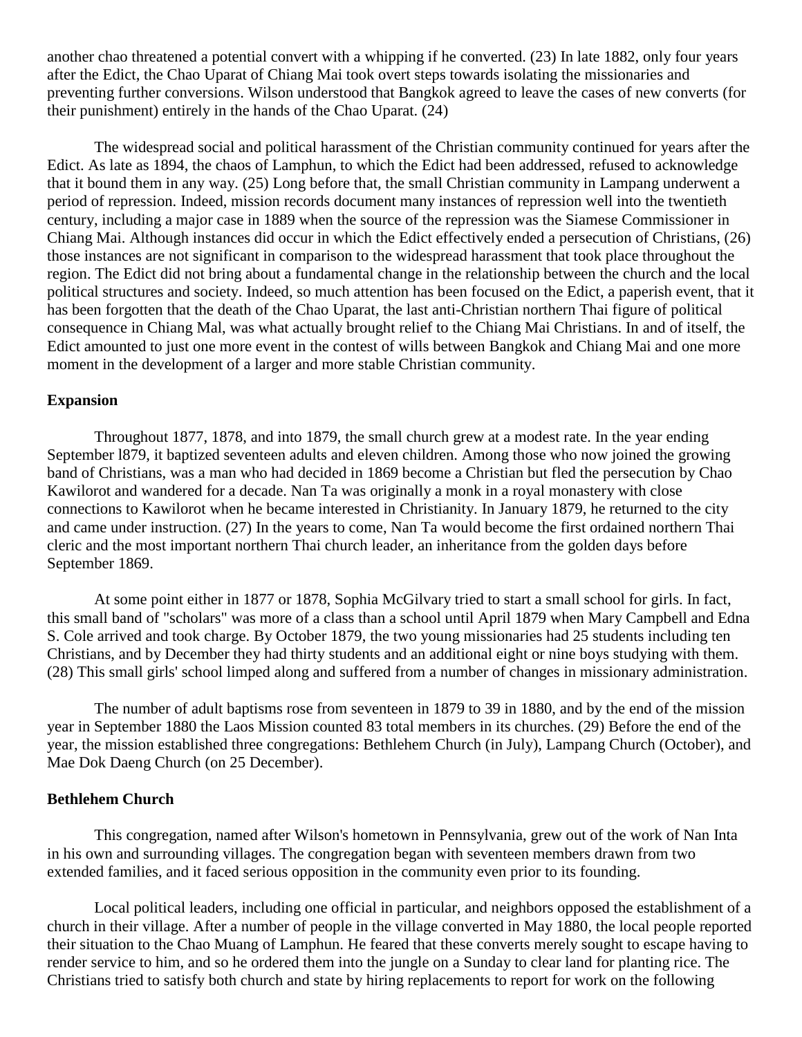another chao threatened a potential convert with a whipping if he converted. (23) In late 1882, only four years after the Edict, the Chao Uparat of Chiang Mai took overt steps towards isolating the missionaries and preventing further conversions. Wilson understood that Bangkok agreed to leave the cases of new converts (for their punishment) entirely in the hands of the Chao Uparat. (24)

The widespread social and political harassment of the Christian community continued for years after the Edict. As late as 1894, the chaos of Lamphun, to which the Edict had been addressed, refused to acknowledge that it bound them in any way. (25) Long before that, the small Christian community in Lampang underwent a period of repression. Indeed, mission records document many instances of repression well into the twentieth century, including a major case in 1889 when the source of the repression was the Siamese Commissioner in Chiang Mai. Although instances did occur in which the Edict effectively ended a persecution of Christians, (26) those instances are not significant in comparison to the widespread harassment that took place throughout the region. The Edict did not bring about a fundamental change in the relationship between the church and the local political structures and society. Indeed, so much attention has been focused on the Edict, a paperish event, that it has been forgotten that the death of the Chao Uparat, the last anti-Christian northern Thai figure of political consequence in Chiang Mal, was what actually brought relief to the Chiang Mai Christians. In and of itself, the Edict amounted to just one more event in the contest of wills between Bangkok and Chiang Mai and one more moment in the development of a larger and more stable Christian community.

**Expansion**

Throughout 1877, 1878, and into 1879, the small church grew at a modest rate. In the year ending September l879, it baptized seventeen adults and eleven children. Among those who now joined the growing band of Christians, was a man who had decided in 1869 become a Christian but fled the persecution by Chao Kawilorot and wandered for a decade. Nan Ta was originally a monk in a royal monastery with close connections to Kawilorot when he became interested in Christianity. In January 1879, he returned to the city and came under instruction. (27) In the years to come, Nan Ta would become the first ordained northern Thai cleric and the most important northern Thai church leader, an inheritance from the golden days before September 1869.

At some point either in 1877 or 1878, Sophia McGilvary tried to start a small school for girls. In fact, this small band of "scholars" was more of a class than a school until April 1879 when Mary Campbell and Edna S. Cole arrived and took charge. By October 1879, the two young missionaries had 25 students including ten Christians, and by December they had thirty students and an additional eight or nine boys studying with them. (28) This small girls' school limped along and suffered from a number of changes in missionary administration.

The number of adult baptisms rose from seventeen in 1879 to 39 in 1880, and by the end of the mission year in September 1880 the Laos Mission counted 83 total members in its churches. (29) Before the end of the year, the mission established three congregations: Bethlehem Church (in July), Lampang Church (October), and Mae Dok Daeng Church (on 25 December).

**Bethlehem Church**

This congregation, named after Wilson's hometown in Pennsylvania, grew out of the work of Nan Inta in his own and surrounding villages. The congregation began with seventeen members drawn from two extended families, and it faced serious opposition in the community even prior to its founding.

Local political leaders, including one official in particular, and neighbors opposed the establishment of a church in their village. After a number of people in the village converted in May 1880, the local people reported their situation to the Chao Muang of Lamphun. He feared that these converts merely sought to escape having to render service to him, and so he ordered them into the jungle on a Sunday to clear land for planting rice. The Christians tried to satisfy both church and state by hiring replacements to report for work on the following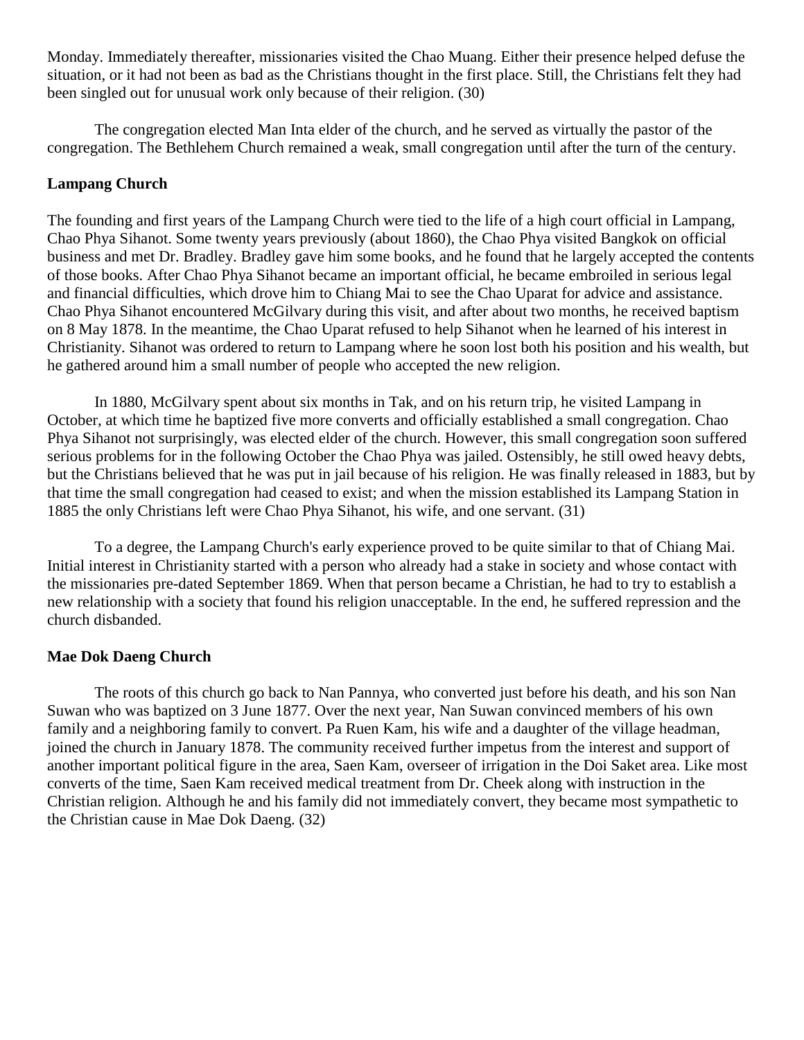Monday. Immediately thereafter, missionaries visited the Chao Muang. Either their presence helped defuse the situation, or it had not been as bad as the Christians thought in the first place. Still, the Christians felt they had been singled out for unusual work only because of their religion. (30)

The congregation elected Man Inta elder of the church, and he served as virtually the pastor of the congregation. The Bethlehem Church remained a weak, small congregation until after the turn of the century.

**Lampang Church**

The founding and first years of the Lampang Church were tied to the life of a high court official in Lampang, Chao Phya Sihanot. Some twenty years previously (about 1860), the Chao Phya visited Bangkok on official business and met Dr. Bradley. Bradley gave him some books, and he found that he largely accepted the contents of those books. After Chao Phya Sihanot became an important official, he became embroiled in serious legal and financial difficulties, which drove him to Chiang Mai to see the Chao Uparat for advice and assistance. Chao Phya Sihanot encountered McGilvary during this visit, and after about two months, he received baptism on 8 May 1878. In the meantime, the Chao Uparat refused to help Sihanot when he learned of his interest in Christianity. Sihanot was ordered to return to Lampang where he soon lost both his position and his wealth, but he gathered around him a small number of people who accepted the new religion.

In 1880, McGilvary spent about six months in Tak, and on his return trip, he visited Lampang in October, at which time he baptized five more converts and officially established a small congregation. Chao Phya Sihanot not surprisingly, was elected elder of the church. However, this small congregation soon suffered serious problems for in the following October the Chao Phya was jailed. Ostensibly, he still owed heavy debts, but the Christians believed that he was put in jail because of his religion. He was finally released in 1883, but by that time the small congregation had ceased to exist; and when the mission established its Lampang Station in 1885 the only Christians left were Chao Phya Sihanot, his wife, and one servant. (31)

To a degree, the Lampang Church's early experience proved to be quite similar to that of Chiang Mai. Initial interest in Christianity started with a person who already had a stake in society and whose contact with the missionaries pre-dated September 1869. When that person became a Christian, he had to try to establish a new relationship with a society that found his religion unacceptable. In the end, he suffered repression and the church disbanded.

**Mae Dok Daeng Church**

The roots of this church go back to Nan Pannya, who converted just before his death, and his son Nan Suwan who was baptized on 3 June 1877. Over the next year, Nan Suwan convinced members of his own family and a neighboring family to convert. Pa Ruen Kam, his wife and a daughter of the village headman, joined the church in January 1878. The community received further impetus from the interest and support of another important political figure in the area, Saen Kam, overseer of irrigation in the Doi Saket area. Like most converts of the time, Saen Kam received medical treatment from Dr. Cheek along with instruction in the Christian religion. Although he and his family did not immediately convert, they became most sympathetic to the Christian cause in Mae Dok Daeng. (32)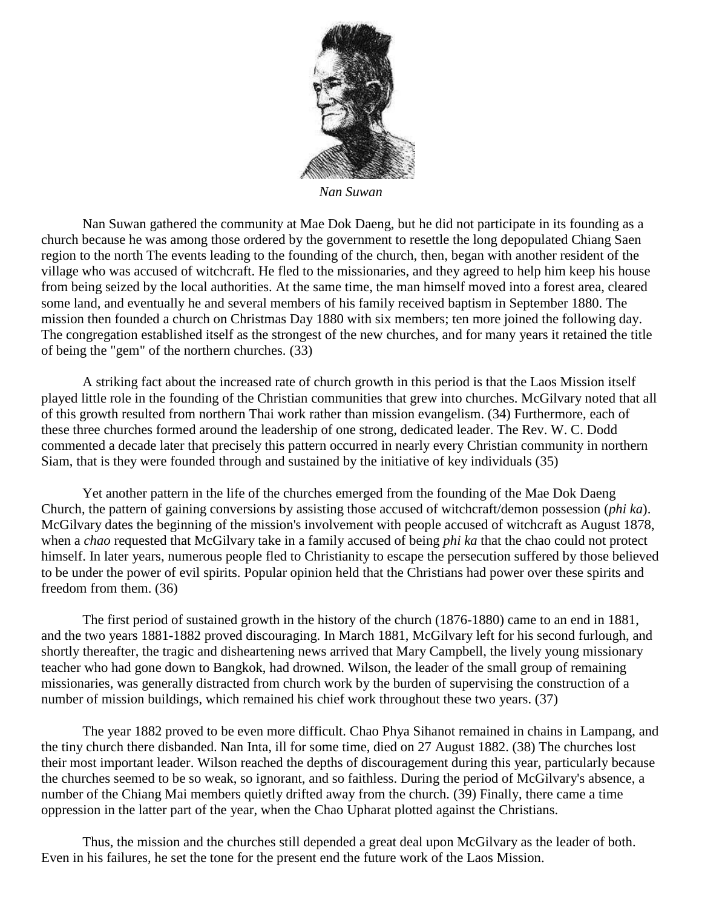*Nan Suwan*

Nan Suwan gathered the community at Mae Dok Daeng, but he did not participate in its founding as a church because he was among those ordered by the government to resettle the long depopulated Chiang Saen region to the north The events leading to the founding of the church, then, began with another resident of the village who was accused of witchcraft. He fled to the missionaries, and they agreed to help him keep his house from being seized by the local authorities. At the same time, the man himself moved into a forest area, cleared some land, and eventually he and several members of his family received baptism in September 1880. The mission then founded a church on Christmas Day 1880 with six members; ten more joined the following day. The congregation established itself as the strongest of the new churches, and for many years it retained the title of being the "gem" of the northern churches. (33)

A striking fact about the increased rate of church growth in this period is that the Laos Mission itself played little role in the founding of the Christian communities that grew into churches. McGilvary noted that all of this growth resulted from northern Thai work rather than mission evangelism. (34) Furthermore, each of these three churches formed around the leadership of one strong, dedicated leader. The Rev. W. C. Dodd commented a decade later that precisely this pattern occurred in nearly every Christian community in northern Siam, that is they were founded through and sustained by the initiative of key individuals (35)

Yet another pattern in the life of the churches emerged from the founding of the Mae Dok Daeng Church, the pattern of gaining conversions by assisting those accused of witchcraft/demon possession (*phi ka*). McGilvary dates the beginning of the mission's involvement with people accused of witchcraft as August 1878, when a *chao* requested that McGilvary take in a family accused of being *phi ka* that the chao could not protect himself. In later years, numerous people fled to Christianity to escape the persecution suffered by those believed to be under the power of evil spirits. Popular opinion held that the Christians had power over these spirits and freedom from them. (36)

The first period of sustained growth in the history of the church (1876-1880) came to an end in 1881, and the two years 1881-1882 proved discouraging. In March 1881, McGilvary left for his second furlough, and shortly thereafter, the tragic and disheartening news arrived that Mary Campbell, the lively young missionary teacher who had gone down to Bangkok, had drowned. Wilson, the leader of the small group of remaining missionaries, was generally distracted from church work by the burden of supervising the construction of a number of mission buildings, which remained his chief work throughout these two years. (37)

The year 1882 proved to be even more difficult. Chao Phya Sihanot remained in chains in Lampang, and the tiny church there disbanded. Nan Inta, ill for some time, died on 27 August 1882. (38) The churches lost their most important leader. Wilson reached the depths of discouragement during this year, particularly because the churches seemed to be so weak, so ignorant, and so faithless. During the period of McGilvary's absence, a number of the Chiang Mai members quietly drifted away from the church. (39) Finally, there came a time oppression in the latter part of the year, when the Chao Upharat plotted against the Christians.

Thus, the mission and the churches still depended a great deal upon McGilvary as the leader of both. Even in his failures, he set the tone for the present end the future work of the Laos Mission.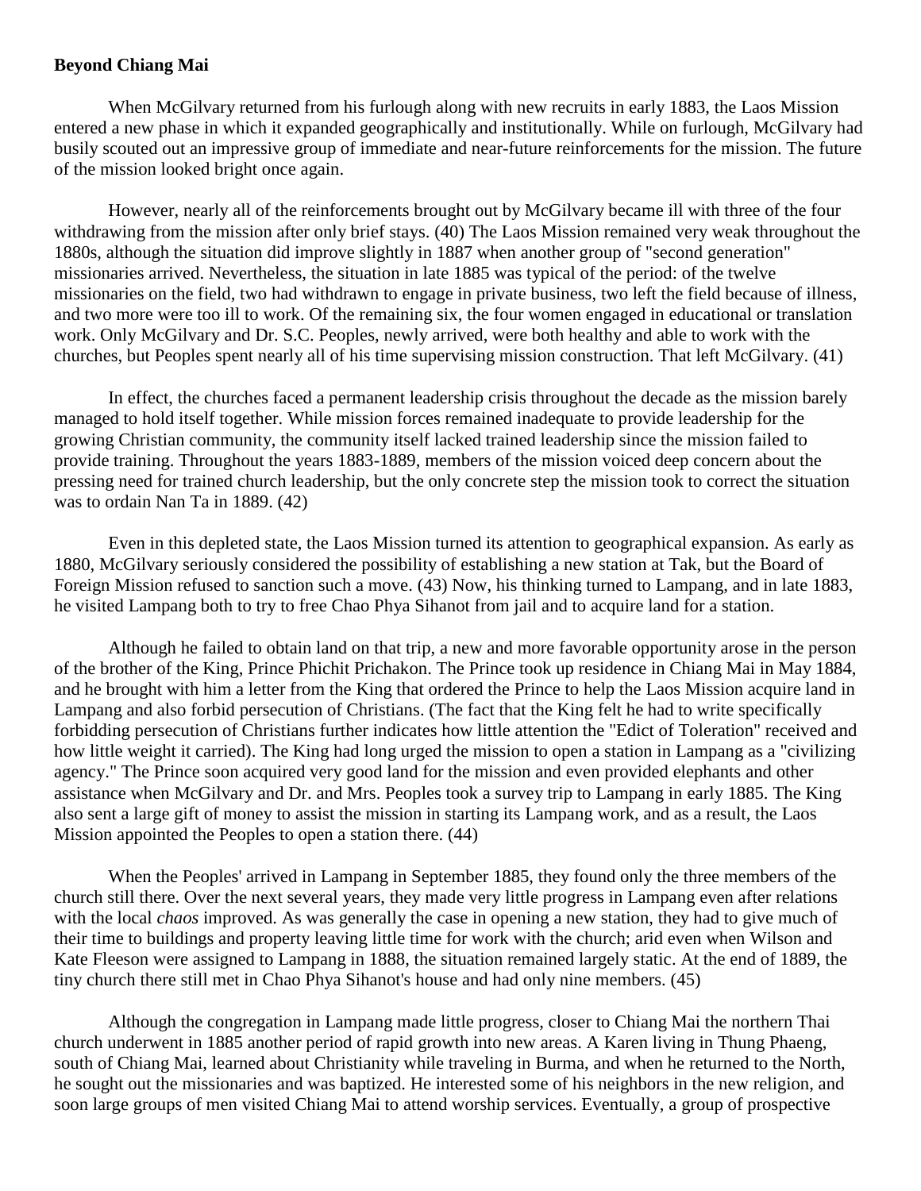**Beyond Chiang Mai**

When McGilvary returned from his furlough along with new recruits in early 1883, the Laos Mission entered a new phase in which it expanded geographically and institutionally. While on furlough, McGilvary had busily scouted out an impressive group of immediate and near-future reinforcements for the mission. The future of the mission looked bright once again.

However, nearly all of the reinforcements brought out by McGilvary became ill with three of the four withdrawing from the mission after only brief stays. (40) The Laos Mission remained very weak throughout the 1880s, although the situation did improve slightly in 1887 when another group of "second generation" missionaries arrived. Nevertheless, the situation in late 1885 was typical of the period: of the twelve missionaries on the field, two had withdrawn to engage in private business, two left the field because of illness, and two more were too ill to work. Of the remaining six, the four women engaged in educational or translation work. Only McGilvary and Dr. S.C. Peoples, newly arrived, were both healthy and able to work with the churches, but Peoples spent nearly all of his time supervising mission construction. That left McGilvary. (41)

In effect, the churches faced a permanent leadership crisis throughout the decade as the mission barely managed to hold itself together. While mission forces remained inadequate to provide leadership for the growing Christian community, the community itself lacked trained leadership since the mission failed to provide training. Throughout the years 1883-1889, members of the mission voiced deep concern about the pressing need for trained church leadership, but the only concrete step the mission took to correct the situation was to ordain Nan Ta in 1889. (42)

Even in this depleted state, the Laos Mission turned its attention to geographical expansion. As early as 1880, McGilvary seriously considered the possibility of establishing a new station at Tak, but the Board of Foreign Mission refused to sanction such a move. (43) Now, his thinking turned to Lampang, and in late 1883, he visited Lampang both to try to free Chao Phya Sihanot from jail and to acquire land for a station.

Although he failed to obtain land on that trip, a new and more favorable opportunity arose in the person of the brother of the King, Prince Phichit Prichakon. The Prince took up residence in Chiang Mai in May 1884, and he brought with him a letter from the King that ordered the Prince to help the Laos Mission acquire land in Lampang and also forbid persecution of Christians. (The fact that the King felt he had to write specifically forbidding persecution of Christians further indicates how little attention the "Edict of Toleration" received and how little weight it carried). The King had long urged the mission to open a station in Lampang as a "civilizing agency." The Prince soon acquired very good land for the mission and even provided elephants and other assistance when McGilvary and Dr. and Mrs. Peoples took a survey trip to Lampang in early 1885. The King also sent a large gift of money to assist the mission in starting its Lampang work, and as a result, the Laos Mission appointed the Peoples to open a station there. (44)

When the Peoples' arrived in Lampang in September 1885, they found only the three members of the church still there. Over the next several years, they made very little progress in Lampang even after relations with the local *chaos* improved. As was generally the case in opening a new station, they had to give much of their time to buildings and property leaving little time for work with the church; arid even when Wilson and Kate Fleeson were assigned to Lampang in 1888, the situation remained largely static. At the end of 1889, the tiny church there still met in Chao Phya Sihanot's house and had only nine members. (45)

Although the congregation in Lampang made little progress, closer to Chiang Mai the northern Thai church underwent in 1885 another period of rapid growth into new areas. A Karen living in Thung Phaeng, south of Chiang Mai, learned about Christianity while traveling in Burma, and when he returned to the North, he sought out the missionaries and was baptized. He interested some of his neighbors in the new religion, and soon large groups of men visited Chiang Mai to attend worship services. Eventually, a group of prospective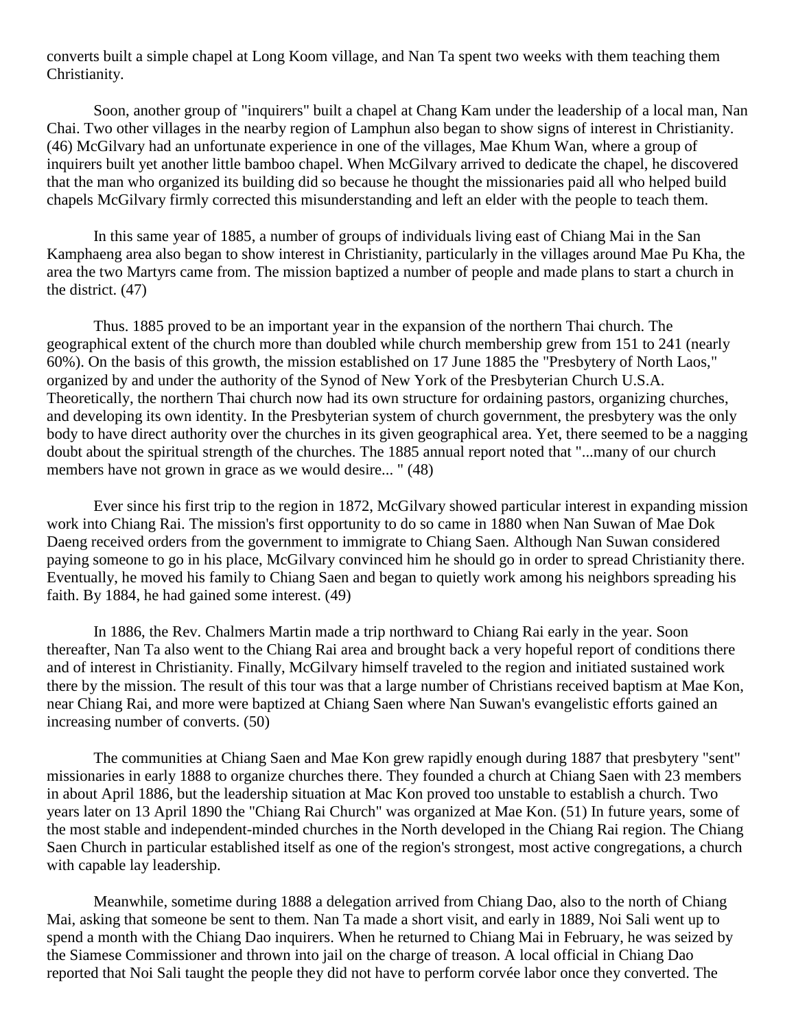converts built a simple chapel at Long Koom village, and Nan Ta spent two weeks with them teaching them Christianity.

Soon, another group of "inquirers" built a chapel at Chang Kam under the leadership of a local man, Nan Chai. Two other villages in the nearby region of Lamphun also began to show signs of interest in Christianity. (46) McGilvary had an unfortunate experience in one of the villages, Mae Khum Wan, where a group of inquirers built yet another little bamboo chapel. When McGilvary arrived to dedicate the chapel, he discovered that the man who organized its building did so because he thought the missionaries paid all who helped build chapels McGilvary firmly corrected this misunderstanding and left an elder with the people to teach them.

In this same year of 1885, a number of groups of individuals living east of Chiang Mai in the San Kamphaeng area also began to show interest in Christianity, particularly in the villages around Mae Pu Kha, the area the two Martyrs came from. The mission baptized a number of people and made plans to start a church in the district. (47)

Thus. 1885 proved to be an important year in the expansion of the northern Thai church. The geographical extent of the church more than doubled while church membership grew from 151 to 241 (nearly 60%). On the basis of this growth, the mission established on 17 June 1885 the "Presbytery of North Laos," organized by and under the authority of the Synod of New York of the Presbyterian Church U.S.A. Theoretically, the northern Thai church now had its own structure for ordaining pastors, organizing churches, and developing its own identity. In the Presbyterian system of church government, the presbytery was the only body to have direct authority over the churches in its given geographical area. Yet, there seemed to be a nagging doubt about the spiritual strength of the churches. The 1885 annual report noted that "...many of our church members have not grown in grace as we would desire... " (48)

Ever since his first trip to the region in 1872, McGilvary showed particular interest in expanding mission work into Chiang Rai. The mission's first opportunity to do so came in 1880 when Nan Suwan of Mae Dok Daeng received orders from the government to immigrate to Chiang Saen. Although Nan Suwan considered paying someone to go in his place, McGilvary convinced him he should go in order to spread Christianity there. Eventually, he moved his family to Chiang Saen and began to quietly work among his neighbors spreading his faith. By 1884, he had gained some interest. (49)

In 1886, the Rev. Chalmers Martin made a trip northward to Chiang Rai early in the year. Soon thereafter, Nan Ta also went to the Chiang Rai area and brought back a very hopeful report of conditions there and of interest in Christianity. Finally, McGilvary himself traveled to the region and initiated sustained work there by the mission. The result of this tour was that a large number of Christians received baptism at Mae Kon, near Chiang Rai, and more were baptized at Chiang Saen where Nan Suwan's evangelistic efforts gained an increasing number of converts. (50)

The communities at Chiang Saen and Mae Kon grew rapidly enough during 1887 that presbytery "sent" missionaries in early 1888 to organize churches there. They founded a church at Chiang Saen with 23 members in about April 1886, but the leadership situation at Mac Kon proved too unstable to establish a church. Two years later on 13 April 1890 the "Chiang Rai Church" was organized at Mae Kon. (51) In future years, some of the most stable and independent-minded churches in the North developed in the Chiang Rai region. The Chiang Saen Church in particular established itself as one of the region's strongest, most active congregations, a church with capable lay leadership.

Meanwhile, sometime during 1888 a delegation arrived from Chiang Dao, also to the north of Chiang Mai, asking that someone be sent to them. Nan Ta made a short visit, and early in 1889, Noi Sali went up to spend a month with the Chiang Dao inquirers. When he returned to Chiang Mai in February, he was seized by the Siamese Commissioner and thrown into jail on the charge of treason. A local official in Chiang Dao reported that Noi Sali taught the people they did not have to perform corvée labor once they converted. The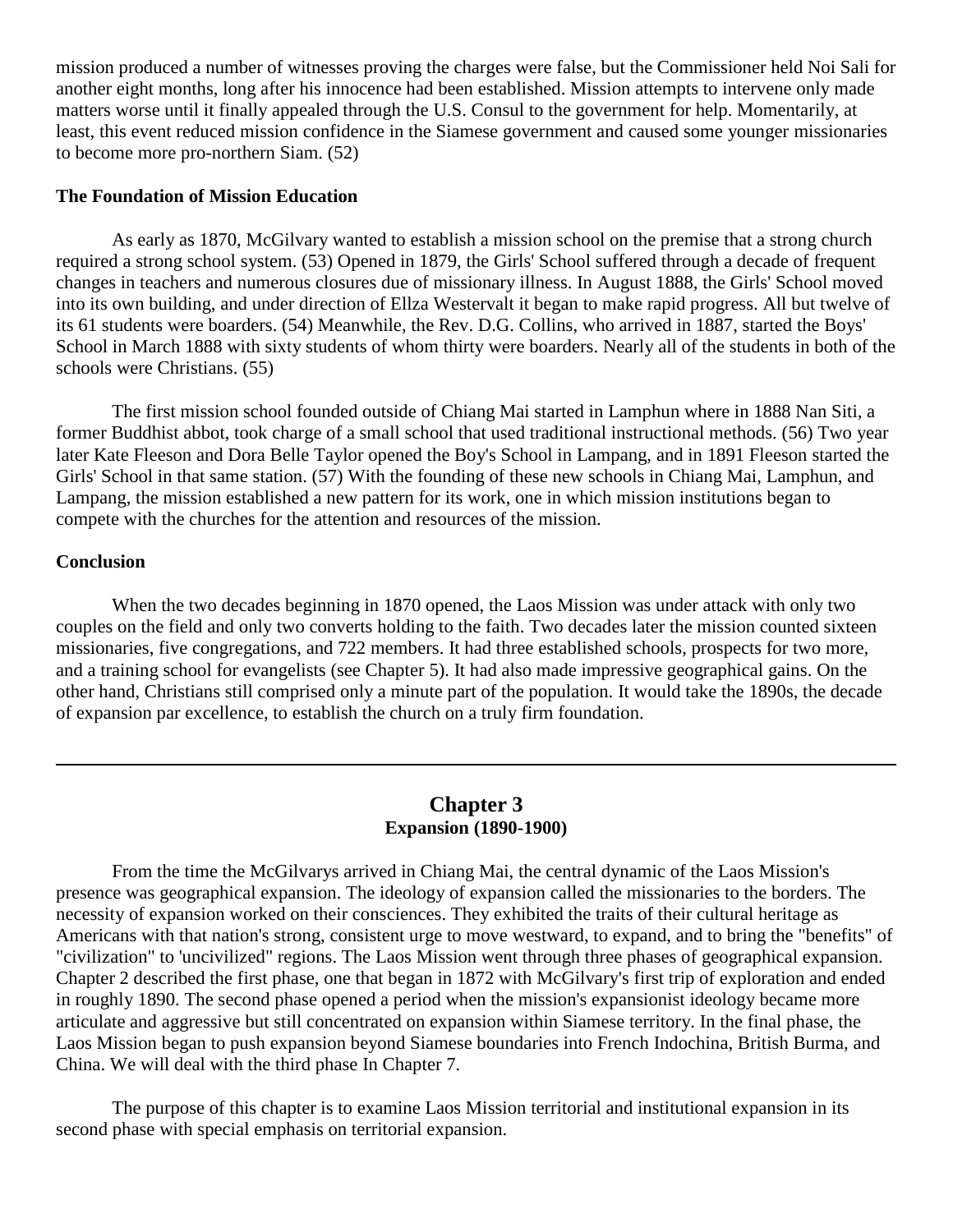mission produced a number of witnesses proving the charges were false, but the Commissioner held Noi Sali for another eight months, long after his innocence had been established. Mission attempts to intervene only made matters worse until it finally appealed through the U.S. Consul to the government for help. Momentarily, at least, this event reduced mission confidence in the Siamese government and caused some younger missionaries to become more pro-northern Siam. (52)

### The Foundation of Mission Education

As early as 1870, McGilvary wanted to establish a mission school on the premise that a strong church required a strong school system. (53) Opened in 1879, the Girls' School suffered through a decade of frequent changes in teachers and numerous closures due of missionary illness. In August 1888, the Girls' School moved into its own building, and under direction of Ellza Westervalt it began to make rapid progress. All but twelve of its 61 students were boarders. (54) Meanwhile, the Rev. D.G. Collins, who arrived in 1887, started the Boys' School in March 1888 with sixty students of whom thirty were boarders. Nearly all of the students in both of the schools were Christians. (55)

The first mission school founded outside of Chiang Mai started in Lamphun where in 1888 Nan Siti, a former Buddhist abbot, took charge of a small school that used traditional instructional methods. (56) Two year later Kate Fleeson and Dora Belle Taylor opened the Boy's School in Lampang, and in 1891 Fleeson started the Girls' School in that same station. (57) With the founding of these new schools in Chiang Mai, Lamphun, and Lampang, the mission established a new pattern for its work, one in which mission institutions began to compete with the churches for the attention and resources of the mission.

### Conclusion

When the two decades beginning in 1870 opened, the Laos Mission was under attack with only two couples on the field and only two converts holding to the faith. Two decades later the mission counted sixteen missionaries, five congregations, and 722 members. It had three established schools, prospects for two more, and a training school for evangelists (see Chapter 5). It had also made impressive geographical gains. On the other hand, Christians still comprised only a minute part of the population. It would take the 1890s, the decade of expansion par excellence, to establish the church on a truly firm foundation.

---

## Chapter 3
**Expansion (1890-1900)**

From the time the McGilvarys arrived in Chiang Mai, the central dynamic of the Laos Mission's presence was geographical expansion. The ideology of expansion called the missionaries to the borders. The necessity of expansion worked on their consciences. They exhibited the traits of their cultural heritage as Americans with that nation's strong, consistent urge to move westward, to expand, and to bring the "benefits" of "civilization" to 'uncivilized" regions. The Laos Mission went through three phases of geographical expansion. Chapter 2 described the first phase, one that began in 1872 with McGilvary's first trip of exploration and ended in roughly 1890. The second phase opened a period when the mission's expansionist ideology became more articulate and aggressive but still concentrated on expansion within Siamese territory. In the final phase, the Laos Mission began to push expansion beyond Siamese boundaries into French Indochina, British Burma, and China. We will deal with the third phase In Chapter 7.

The purpose of this chapter is to examine Laos Mission territorial and institutional expansion in its second phase with special emphasis on territorial expansion.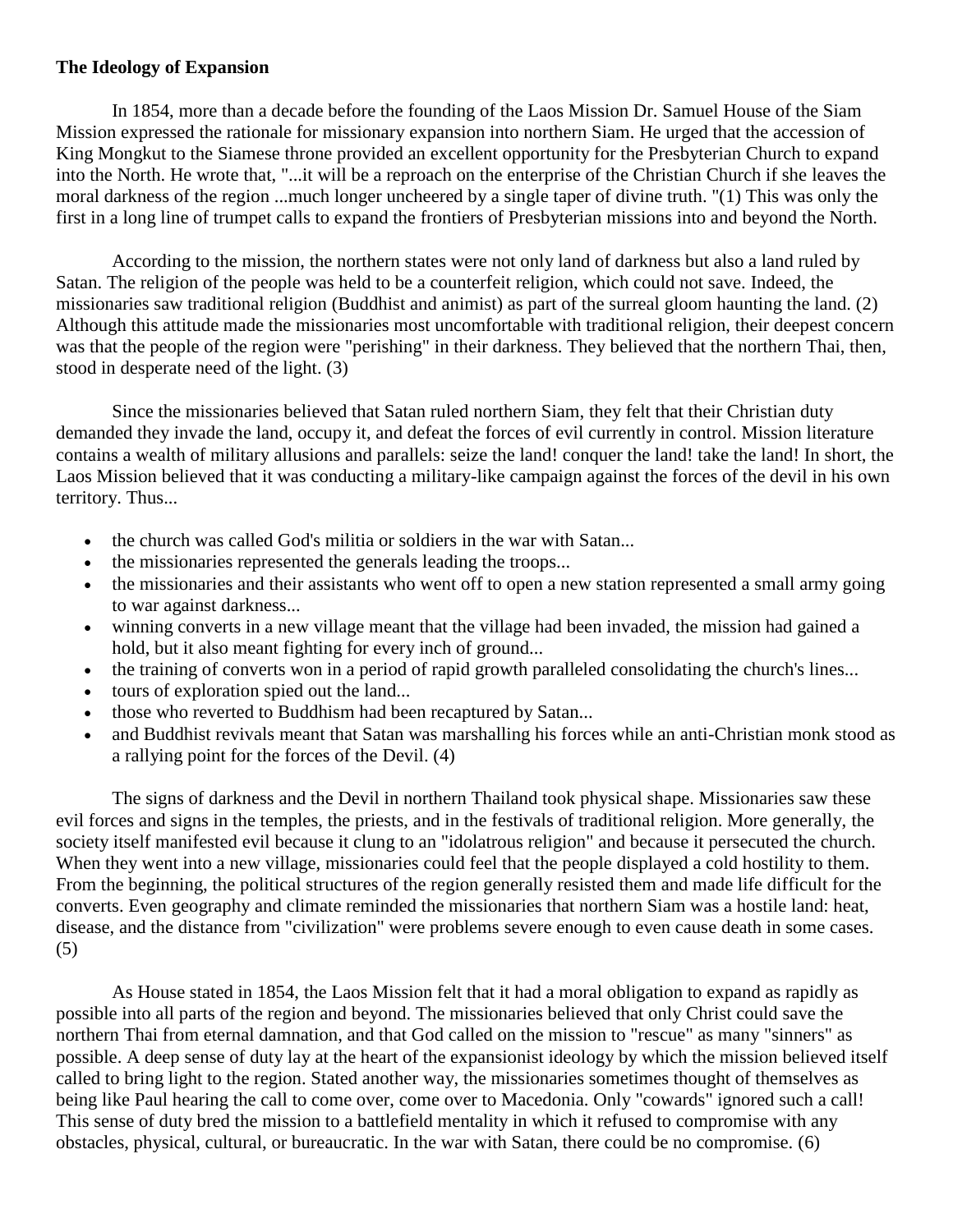**The Ideology of Expansion**

In 1854, more than a decade before the founding of the Laos Mission Dr. Samuel House of the Siam Mission expressed the rationale for missionary expansion into northern Siam. He urged that the accession of King Mongkut to the Siamese throne provided an excellent opportunity for the Presbyterian Church to expand into the North. He wrote that, "...it will be a reproach on the enterprise of the Christian Church if she leaves the moral darkness of the region ...much longer uncheered by a single taper of divine truth. "(1) This was only the first in a long line of trumpet calls to expand the frontiers of Presbyterian missions into and beyond the North.

According to the mission, the northern states were not only land of darkness but also a land ruled by Satan. The religion of the people was held to be a counterfeit religion, which could not save. Indeed, the missionaries saw traditional religion (Buddhist and animist) as part of the surreal gloom haunting the land. (2) Although this attitude made the missionaries most uncomfortable with traditional religion, their deepest concern was that the people of the region were "perishing" in their darkness. They believed that the northern Thai, then, stood in desperate need of the light. (3)

Since the missionaries believed that Satan ruled northern Siam, they felt that their Christian duty demanded they invade the land, occupy it, and defeat the forces of evil currently in control. Mission literature contains a wealth of military allusions and parallels: seize the land! conquer the land! take the land! In short, the Laos Mission believed that it was conducting a military-like campaign against the forces of the devil in his own territory. Thus...

- the church was called God's militia or soldiers in the war with Satan...
- the missionaries represented the generals leading the troops...
- the missionaries and their assistants who went off to open a new station represented a small army going to war against darkness...
- winning converts in a new village meant that the village had been invaded, the mission had gained a hold, but it also meant fighting for every inch of ground...
- the training of converts won in a period of rapid growth paralleled consolidating the church's lines...
- tours of exploration spied out the land...
- those who reverted to Buddhism had been recaptured by Satan...
- and Buddhist revivals meant that Satan was marshalling his forces while an anti-Christian monk stood as a rallying point for the forces of the Devil. (4)

The signs of darkness and the Devil in northern Thailand took physical shape. Missionaries saw these evil forces and signs in the temples, the priests, and in the festivals of traditional religion. More generally, the society itself manifested evil because it clung to an "idolatrous religion" and because it persecuted the church. When they went into a new village, missionaries could feel that the people displayed a cold hostility to them. From the beginning, the political structures of the region generally resisted them and made life difficult for the converts. Even geography and climate reminded the missionaries that northern Siam was a hostile land: heat, disease, and the distance from "civilization" were problems severe enough to even cause death in some cases. (5)

As House stated in 1854, the Laos Mission felt that it had a moral obligation to expand as rapidly as possible into all parts of the region and beyond. The missionaries believed that only Christ could save the northern Thai from eternal damnation, and that God called on the mission to "rescue" as many "sinners" as possible. A deep sense of duty lay at the heart of the expansionist ideology by which the mission believed itself called to bring light to the region. Stated another way, the missionaries sometimes thought of themselves as being like Paul hearing the call to come over, come over to Macedonia. Only "cowards" ignored such a call! This sense of duty bred the mission to a battlefield mentality in which it refused to compromise with any obstacles, physical, cultural, or bureaucratic. In the war with Satan, there could be no compromise. (6)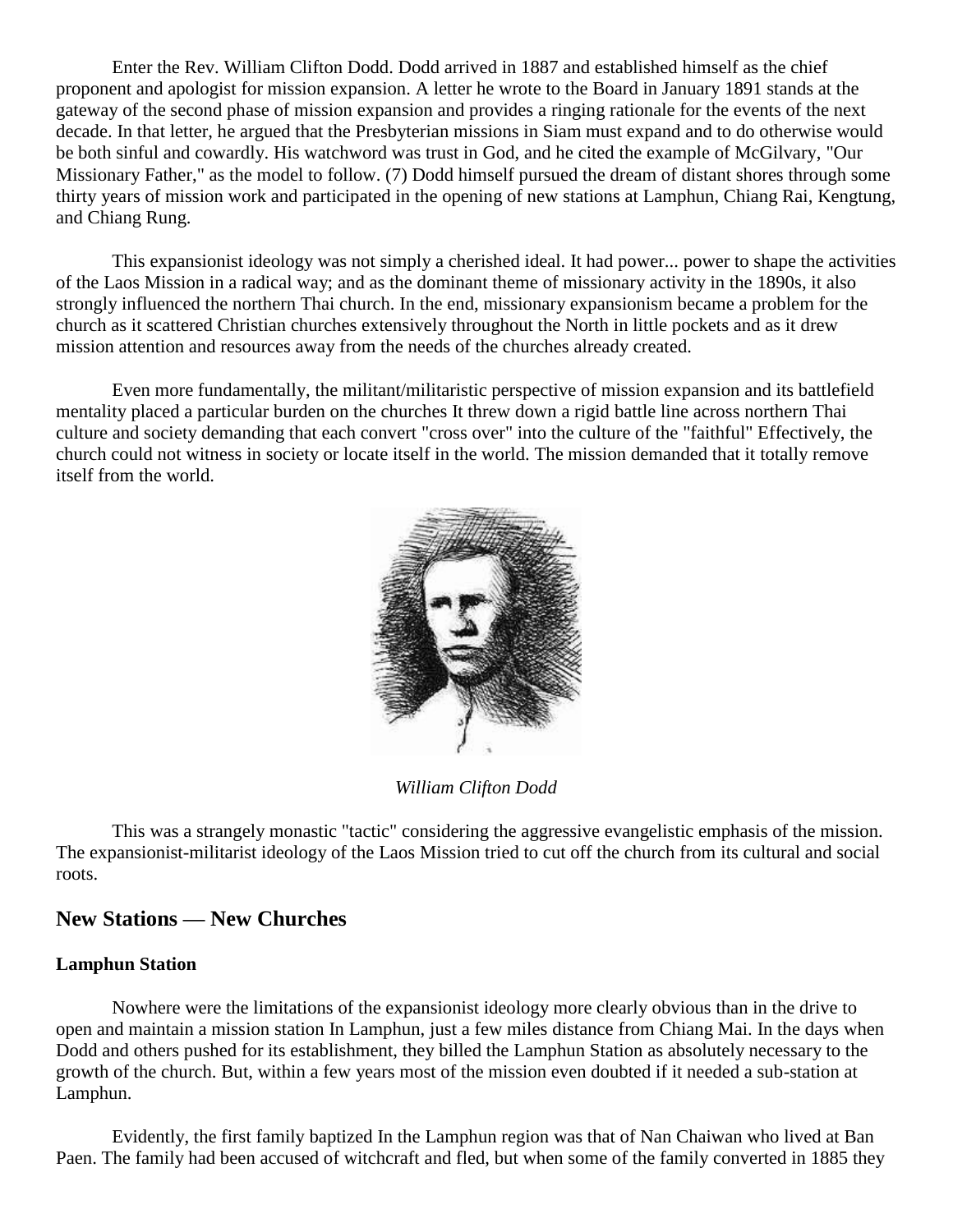Enter the Rev. William Clifton Dodd. Dodd arrived in 1887 and established himself as the chief proponent and apologist for mission expansion. A letter he wrote to the Board in January 1891 stands at the gateway of the second phase of mission expansion and provides a ringing rationale for the events of the next decade. In that letter, he argued that the Presbyterian missions in Siam must expand and to do otherwise would be both sinful and cowardly. His watchword was trust in God, and he cited the example of McGilvary, "Our Missionary Father," as the model to follow. (7) Dodd himself pursued the dream of distant shores through some thirty years of mission work and participated in the opening of new stations at Lamphun, Chiang Rai, Kengtung, and Chiang Rung.

This expansionist ideology was not simply a cherished ideal. It had power... power to shape the activities of the Laos Mission in a radical way; and as the dominant theme of missionary activity in the 1890s, it also strongly influenced the northern Thai church. In the end, missionary expansionism became a problem for the church as it scattered Christian churches extensively throughout the North in little pockets and as it drew mission attention and resources away from the needs of the churches already created.

Even more fundamentally, the militant/militaristic perspective of mission expansion and its battlefield mentality placed a particular burden on the churches It threw down a rigid battle line across northern Thai culture and society demanding that each convert "cross over" into the culture of the "faithful" Effectively, the church could not witness in society or locate itself in the world. The mission demanded that it totally remove itself from the world.

*William Clifton Dodd*

This was a strangely monastic "tactic" considering the aggressive evangelistic emphasis of the mission. The expansionist-militarist ideology of the Laos Mission tried to cut off the church from its cultural and social roots.

## New Stations — New Churches

### Lamphun Station

Nowhere were the limitations of the expansionist ideology more clearly obvious than in the drive to open and maintain a mission station In Lamphun, just a few miles distance from Chiang Mai. In the days when Dodd and others pushed for its establishment, they billed the Lamphun Station as absolutely necessary to the growth of the church. But, within a few years most of the mission even doubted if it needed a sub-station at Lamphun.

Evidently, the first family baptized In the Lamphun region was that of Nan Chaiwan who lived at Ban Paen. The family had been accused of witchcraft and fled, but when some of the family converted in 1885 they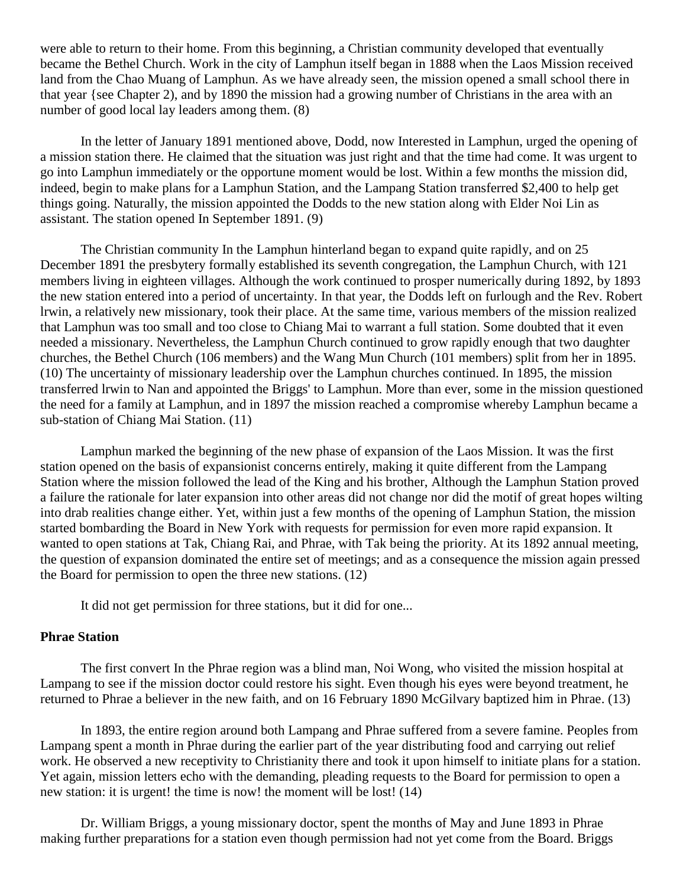were able to return to their home. From this beginning, a Christian community developed that eventually became the Bethel Church. Work in the city of Lamphun itself began in 1888 when the Laos Mission received land from the Chao Muang of Lamphun. As we have already seen, the mission opened a small school there in that year {see Chapter 2), and by 1890 the mission had a growing number of Christians in the area with an number of good local lay leaders among them. (8)

In the letter of January 1891 mentioned above, Dodd, now Interested in Lamphun, urged the opening of a mission station there. He claimed that the situation was just right and that the time had come. It was urgent to go into Lamphun immediately or the opportune moment would be lost. Within a few months the mission did, indeed, begin to make plans for a Lamphun Station, and the Lampang Station transferred $2,400 to help get things going. Naturally, the mission appointed the Dodds to the new station along with Elder Noi Lin as assistant. The station opened In September 1891. (9)

The Christian community In the Lamphun hinterland began to expand quite rapidly, and on 25 December 1891 the presbytery formally established its seventh congregation, the Lamphun Church, with 121 members living in eighteen villages. Although the work continued to prosper numerically during 1892, by 1893 the new station entered into a period of uncertainty. In that year, the Dodds left on furlough and the Rev. Robert lrwin, a relatively new missionary, took their place. At the same time, various members of the mission realized that Lamphun was too small and too close to Chiang Mai to warrant a full station. Some doubted that it even needed a missionary. Nevertheless, the Lamphun Church continued to grow rapidly enough that two daughter churches, the Bethel Church (106 members) and the Wang Mun Church (101 members) split from her in 1895. (10) The uncertainty of missionary leadership over the Lamphun churches continued. In 1895, the mission transferred lrwin to Nan and appointed the Briggs' to Lamphun. More than ever, some in the mission questioned the need for a family at Lamphun, and in 1897 the mission reached a compromise whereby Lamphun became a sub-station of Chiang Mai Station. (11)

Lamphun marked the beginning of the new phase of expansion of the Laos Mission. It was the first station opened on the basis of expansionist concerns entirely, making it quite different from the Lampang Station where the mission followed the lead of the King and his brother, Although the Lamphun Station proved a failure the rationale for later expansion into other areas did not change nor did the motif of great hopes wilting into drab realities change either. Yet, within just a few months of the opening of Lamphun Station, the mission started bombarding the Board in New York with requests for permission for even more rapid expansion. It wanted to open stations at Tak, Chiang Rai, and Phrae, with Tak being the priority. At its 1892 annual meeting, the question of expansion dominated the entire set of meetings; and as a consequence the mission again pressed the Board for permission to open the three new stations. (12)

It did not get permission for three stations, but it did for one...

**Phrae Station**

The first convert In the Phrae region was a blind man, Noi Wong, who visited the mission hospital at Lampang to see if the mission doctor could restore his sight. Even though his eyes were beyond treatment, he returned to Phrae a believer in the new faith, and on 16 February 1890 McGilvary baptized him in Phrae. (13)

In 1893, the entire region around both Lampang and Phrae suffered from a severe famine. Peoples from Lampang spent a month in Phrae during the earlier part of the year distributing food and carrying out relief work. He observed a new receptivity to Christianity there and took it upon himself to initiate plans for a station. Yet again, mission letters echo with the demanding, pleading requests to the Board for permission to open a new station: it is urgent! the time is now! the moment will be lost! (14)

Dr. William Briggs, a young missionary doctor, spent the months of May and June 1893 in Phrae making further preparations for a station even though permission had not yet come from the Board. Briggs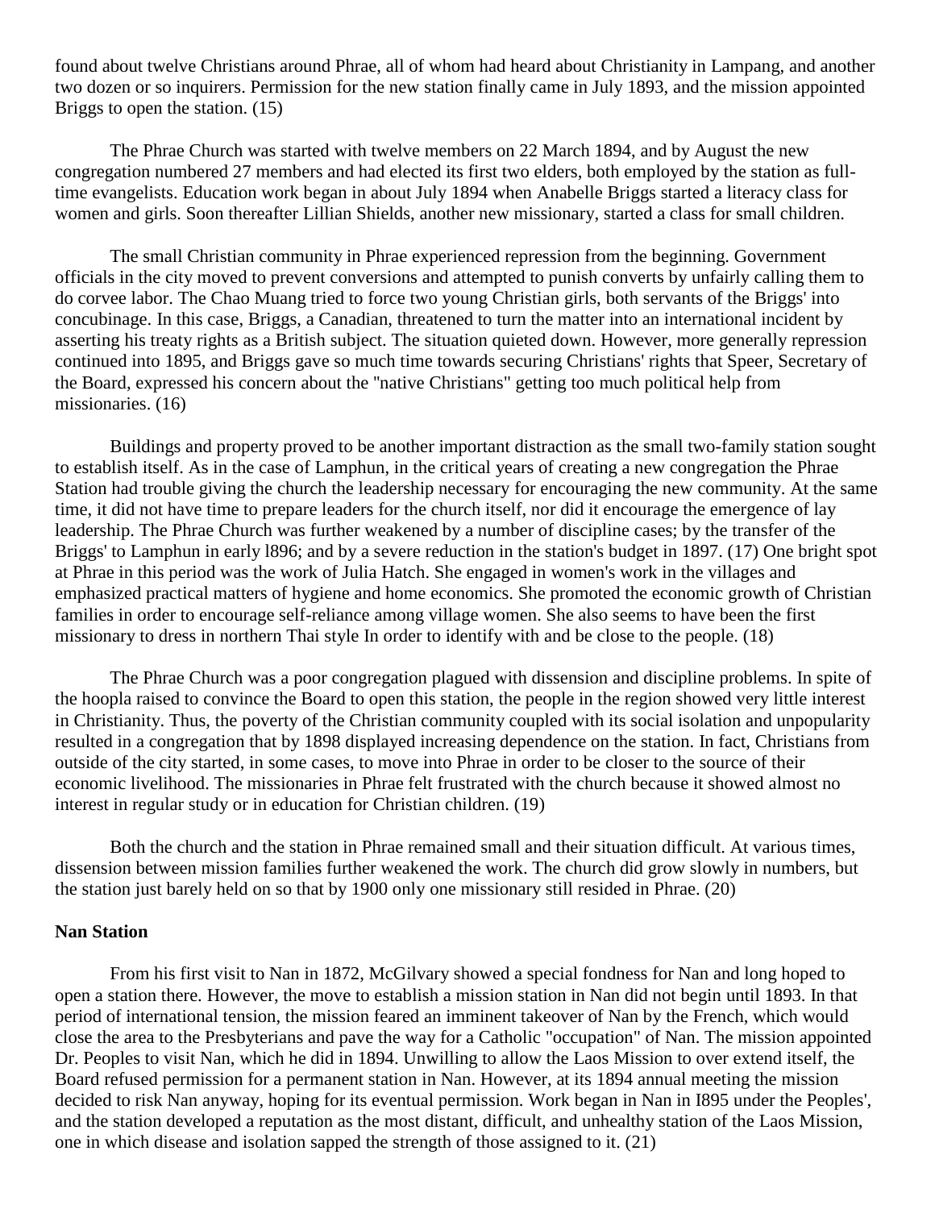found about twelve Christians around Phrae, all of whom had heard about Christianity in Lampang, and another two dozen or so inquirers. Permission for the new station finally came in July 1893, and the mission appointed Briggs to open the station. (15)

The Phrae Church was started with twelve members on 22 March 1894, and by August the new congregation numbered 27 members and had elected its first two elders, both employed by the station as full-time evangelists. Education work began in about July 1894 when Anabelle Briggs started a literacy class for women and girls. Soon thereafter Lillian Shields, another new missionary, started a class for small children.

The small Christian community in Phrae experienced repression from the beginning. Government officials in the city moved to prevent conversions and attempted to punish converts by unfairly calling them to do corvee labor. The Chao Muang tried to force two young Christian girls, both servants of the Briggs' into concubinage. In this case, Briggs, a Canadian, threatened to turn the matter into an international incident by asserting his treaty rights as a British subject. The situation quieted down. However, more generally repression continued into 1895, and Briggs gave so much time towards securing Christians' rights that Speer, Secretary of the Board, expressed his concern about the "native Christians" getting too much political help from missionaries. (16)

Buildings and property proved to be another important distraction as the small two-family station sought to establish itself. As in the case of Lamphun, in the critical years of creating a new congregation the Phrae Station had trouble giving the church the leadership necessary for encouraging the new community. At the same time, it did not have time to prepare leaders for the church itself, nor did it encourage the emergence of lay leadership. The Phrae Church was further weakened by a number of discipline cases; by the transfer of the Briggs' to Lamphun in early l896; and by a severe reduction in the station's budget in 1897. (17) One bright spot at Phrae in this period was the work of Julia Hatch. She engaged in women's work in the villages and emphasized practical matters of hygiene and home economics. She promoted the economic growth of Christian families in order to encourage self-reliance among village women. She also seems to have been the first missionary to dress in northern Thai style In order to identify with and be close to the people. (18)

The Phrae Church was a poor congregation plagued with dissension and discipline problems. In spite of the hoopla raised to convince the Board to open this station, the people in the region showed very little interest in Christianity. Thus, the poverty of the Christian community coupled with its social isolation and unpopularity resulted in a congregation that by 1898 displayed increasing dependence on the station. In fact, Christians from outside of the city started, in some cases, to move into Phrae in order to be closer to the source of their economic livelihood. The missionaries in Phrae felt frustrated with the church because it showed almost no interest in regular study or in education for Christian children. (19)

Both the church and the station in Phrae remained small and their situation difficult. At various times, dissension between mission families further weakened the work. The church did grow slowly in numbers, but the station just barely held on so that by 1900 only one missionary still resided in Phrae. (20)

### Nan Station

From his first visit to Nan in 1872, McGilvary showed a special fondness for Nan and long hoped to open a station there. However, the move to establish a mission station in Nan did not begin until 1893. In that period of international tension, the mission feared an imminent takeover of Nan by the French, which would close the area to the Presbyterians and pave the way for a Catholic "occupation" of Nan. The mission appointed Dr. Peoples to visit Nan, which he did in 1894. Unwilling to allow the Laos Mission to over extend itself, the Board refused permission for a permanent station in Nan. However, at its 1894 annual meeting the mission decided to risk Nan anyway, hoping for its eventual permission. Work began in Nan in I895 under the Peoples', and the station developed a reputation as the most distant, difficult, and unhealthy station of the Laos Mission, one in which disease and isolation sapped the strength of those assigned to it. (21)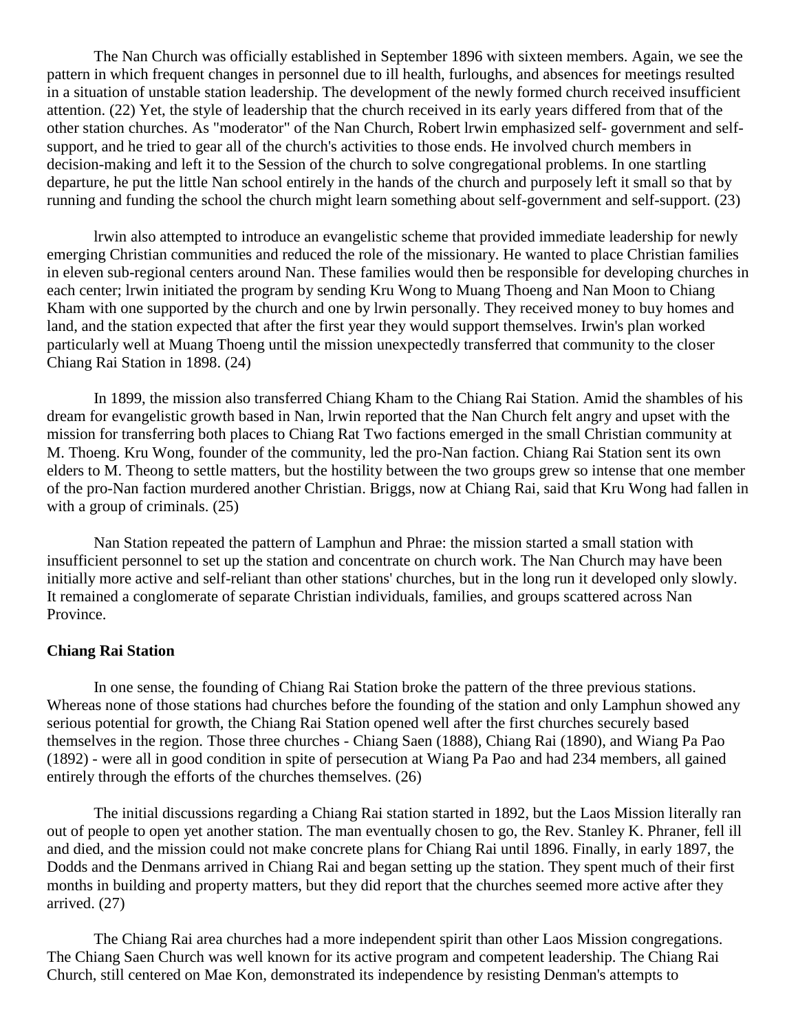The Nan Church was officially established in September 1896 with sixteen members. Again, we see the pattern in which frequent changes in personnel due to ill health, furloughs, and absences for meetings resulted in a situation of unstable station leadership. The development of the newly formed church received insufficient attention. (22) Yet, the style of leadership that the church received in its early years differed from that of the other station churches. As "moderator" of the Nan Church, Robert lrwin emphasized self- government and self-support, and he tried to gear all of the church's activities to those ends. He involved church members in decision-making and left it to the Session of the church to solve congregational problems. In one startling departure, he put the little Nan school entirely in the hands of the church and purposely left it small so that by running and funding the school the church might learn something about self-government and self-support. (23)

lrwin also attempted to introduce an evangelistic scheme that provided immediate leadership for newly emerging Christian communities and reduced the role of the missionary. He wanted to place Christian families in eleven sub-regional centers around Nan. These families would then be responsible for developing churches in each center; lrwin initiated the program by sending Kru Wong to Muang Thoeng and Nan Moon to Chiang Kham with one supported by the church and one by lrwin personally. They received money to buy homes and land, and the station expected that after the first year they would support themselves. Irwin's plan worked particularly well at Muang Thoeng until the mission unexpectedly transferred that community to the closer Chiang Rai Station in 1898. (24)

In 1899, the mission also transferred Chiang Kham to the Chiang Rai Station. Amid the shambles of his dream for evangelistic growth based in Nan, lrwin reported that the Nan Church felt angry and upset with the mission for transferring both places to Chiang Rat Two factions emerged in the small Christian community at M. Thoeng. Kru Wong, founder of the community, led the pro-Nan faction. Chiang Rai Station sent its own elders to M. Theong to settle matters, but the hostility between the two groups grew so intense that one member of the pro-Nan faction murdered another Christian. Briggs, now at Chiang Rai, said that Kru Wong had fallen in with a group of criminals. (25)

Nan Station repeated the pattern of Lamphun and Phrae: the mission started a small station with insufficient personnel to set up the station and concentrate on church work. The Nan Church may have been initially more active and self-reliant than other stations' churches, but in the long run it developed only slowly. It remained a conglomerate of separate Christian individuals, families, and groups scattered across Nan Province.

**Chiang Rai Station**

In one sense, the founding of Chiang Rai Station broke the pattern of the three previous stations. Whereas none of those stations had churches before the founding of the station and only Lamphun showed any serious potential for growth, the Chiang Rai Station opened well after the first churches securely based themselves in the region. Those three churches - Chiang Saen (1888), Chiang Rai (1890), and Wiang Pa Pao (1892) - were all in good condition in spite of persecution at Wiang Pa Pao and had 234 members, all gained entirely through the efforts of the churches themselves. (26)

The initial discussions regarding a Chiang Rai station started in 1892, but the Laos Mission literally ran out of people to open yet another station. The man eventually chosen to go, the Rev. Stanley K. Phraner, fell ill and died, and the mission could not make concrete plans for Chiang Rai until 1896. Finally, in early 1897, the Dodds and the Denmans arrived in Chiang Rai and began setting up the station. They spent much of their first months in building and property matters, but they did report that the churches seemed more active after they arrived. (27)

The Chiang Rai area churches had a more independent spirit than other Laos Mission congregations. The Chiang Saen Church was well known for its active program and competent leadership. The Chiang Rai Church, still centered on Mae Kon, demonstrated its independence by resisting Denman's attempts to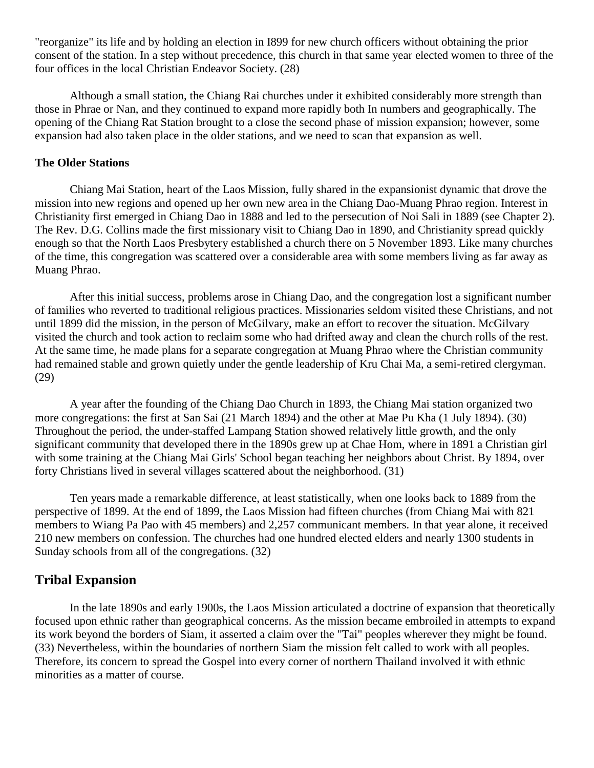"reorganize" its life and by holding an election in I899 for new church officers without obtaining the prior consent of the station. In a step without precedence, this church in that same year elected women to three of the four offices in the local Christian Endeavor Society. (28)

Although a small station, the Chiang Rai churches under it exhibited considerably more strength than those in Phrae or Nan, and they continued to expand more rapidly both In numbers and geographically. The opening of the Chiang Rat Station brought to a close the second phase of mission expansion; however, some expansion had also taken place in the older stations, and we need to scan that expansion as well.

### The Older Stations

Chiang Mai Station, heart of the Laos Mission, fully shared in the expansionist dynamic that drove the mission into new regions and opened up her own new area in the Chiang Dao-Muang Phrao region. Interest in Christianity first emerged in Chiang Dao in 1888 and led to the persecution of Noi Sali in 1889 (see Chapter 2). The Rev. D.G. Collins made the first missionary visit to Chiang Dao in 1890, and Christianity spread quickly enough so that the North Laos Presbytery established a church there on 5 November 1893. Like many churches of the time, this congregation was scattered over a considerable area with some members living as far away as Muang Phrao.

After this initial success, problems arose in Chiang Dao, and the congregation lost a significant number of families who reverted to traditional religious practices. Missionaries seldom visited these Christians, and not until 1899 did the mission, in the person of McGilvary, make an effort to recover the situation. McGilvary visited the church and took action to reclaim some who had drifted away and clean the church rolls of the rest. At the same time, he made plans for a separate congregation at Muang Phrao where the Christian community had remained stable and grown quietly under the gentle leadership of Kru Chai Ma, a semi-retired clergyman. (29)

A year after the founding of the Chiang Dao Church in 1893, the Chiang Mai station organized two more congregations: the first at San Sai (21 March 1894) and the other at Mae Pu Kha (1 July 1894). (30) Throughout the period, the under-staffed Lampang Station showed relatively little growth, and the only significant community that developed there in the 1890s grew up at Chae Hom, where in 1891 a Christian girl with some training at the Chiang Mai Girls' School began teaching her neighbors about Christ. By 1894, over forty Christians lived in several villages scattered about the neighborhood. (31)

Ten years made a remarkable difference, at least statistically, when one looks back to 1889 from the perspective of 1899. At the end of 1899, the Laos Mission had fifteen churches (from Chiang Mai with 821 members to Wiang Pa Pao with 45 members) and 2,257 communicant members. In that year alone, it received 210 new members on confession. The churches had one hundred elected elders and nearly 1300 students in Sunday schools from all of the congregations. (32)

## Tribal Expansion

In the late 1890s and early 1900s, the Laos Mission articulated a doctrine of expansion that theoretically focused upon ethnic rather than geographical concerns. As the mission became embroiled in attempts to expand its work beyond the borders of Siam, it asserted a claim over the "Tai" peoples wherever they might be found. (33) Nevertheless, within the boundaries of northern Siam the mission felt called to work with all peoples. Therefore, its concern to spread the Gospel into every corner of northern Thailand involved it with ethnic minorities as a matter of course.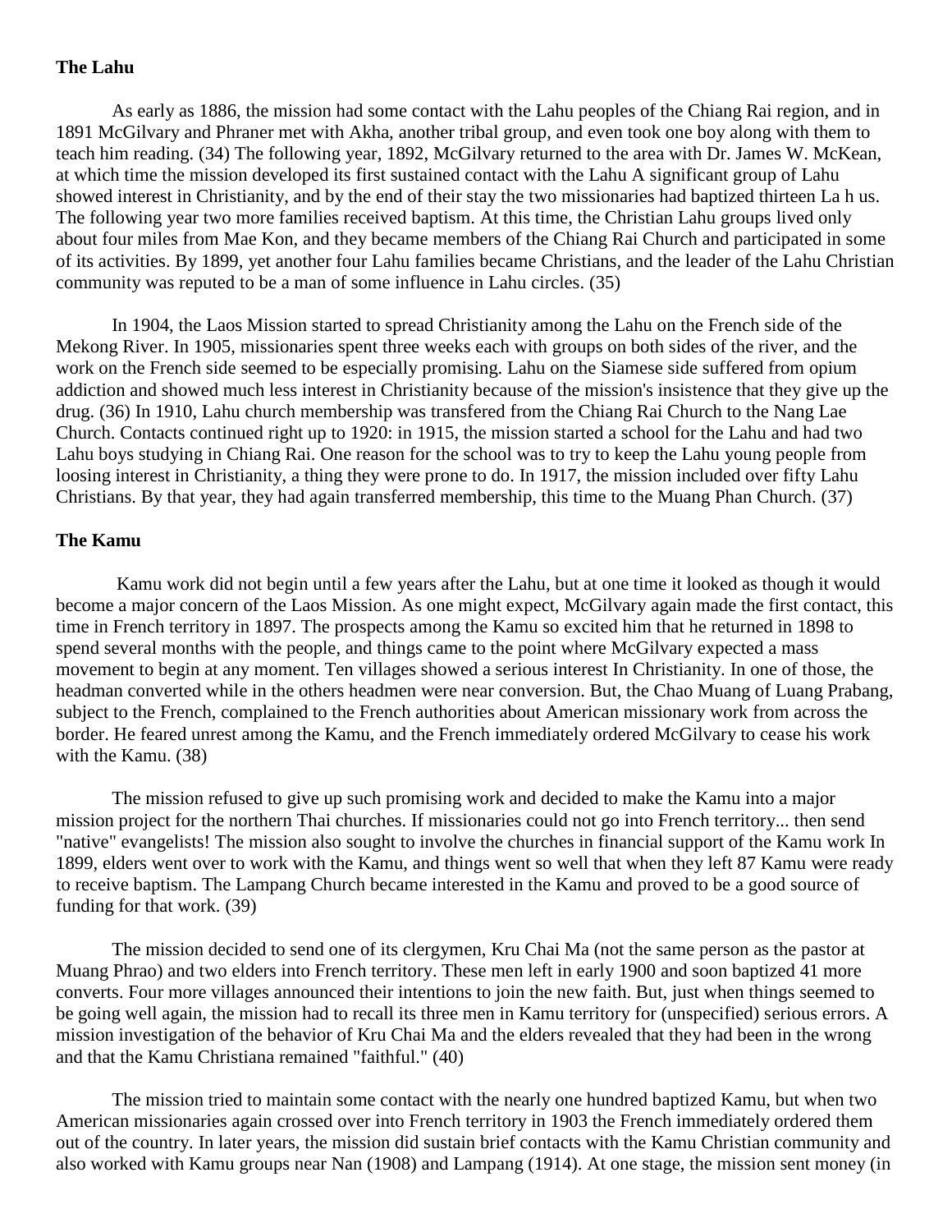**The Lahu**

As early as 1886, the mission had some contact with the Lahu peoples of the Chiang Rai region, and in 1891 McGilvary and Phraner met with Akha, another tribal group, and even took one boy along with them to teach him reading. (34) The following year, 1892, McGilvary returned to the area with Dr. James W. McKean, at which time the mission developed its first sustained contact with the Lahu A significant group of Lahu showed interest in Christianity, and by the end of their stay the two missionaries had baptized thirteen La h us. The following year two more families received baptism. At this time, the Christian Lahu groups lived only about four miles from Mae Kon, and they became members of the Chiang Rai Church and participated in some of its activities. By 1899, yet another four Lahu families became Christians, and the leader of the Lahu Christian community was reputed to be a man of some influence in Lahu circles. (35)

In 1904, the Laos Mission started to spread Christianity among the Lahu on the French side of the Mekong River. In 1905, missionaries spent three weeks each with groups on both sides of the river, and the work on the French side seemed to be especially promising. Lahu on the Siamese side suffered from opium addiction and showed much less interest in Christianity because of the mission's insistence that they give up the drug. (36) In 1910, Lahu church membership was transfered from the Chiang Rai Church to the Nang Lae Church. Contacts continued right up to 1920: in 1915, the mission started a school for the Lahu and had two Lahu boys studying in Chiang Rai. One reason for the school was to try to keep the Lahu young people from loosing interest in Christianity, a thing they were prone to do. In 1917, the mission included over fifty Lahu Christians. By that year, they had again transferred membership, this time to the Muang Phan Church. (37)

**The Kamu**

Kamu work did not begin until a few years after the Lahu, but at one time it looked as though it would become a major concern of the Laos Mission. As one might expect, McGilvary again made the first contact, this time in French territory in 1897. The prospects among the Kamu so excited him that he returned in 1898 to spend several months with the people, and things came to the point where McGilvary expected a mass movement to begin at any moment. Ten villages showed a serious interest In Christianity. In one of those, the headman converted while in the others headmen were near conversion. But, the Chao Muang of Luang Prabang, subject to the French, complained to the French authorities about American missionary work from across the border. He feared unrest among the Kamu, and the French immediately ordered McGilvary to cease his work with the Kamu. (38)

The mission refused to give up such promising work and decided to make the Kamu into a major mission project for the northern Thai churches. If missionaries could not go into French territory... then send "native" evangelists! The mission also sought to involve the churches in financial support of the Kamu work In 1899, elders went over to work with the Kamu, and things went so well that when they left 87 Kamu were ready to receive baptism. The Lampang Church became interested in the Kamu and proved to be a good source of funding for that work. (39)

The mission decided to send one of its clergymen, Kru Chai Ma (not the same person as the pastor at Muang Phrao) and two elders into French territory. These men left in early 1900 and soon baptized 41 more converts. Four more villages announced their intentions to join the new faith. But, just when things seemed to be going well again, the mission had to recall its three men in Kamu territory for (unspecified) serious errors. A mission investigation of the behavior of Kru Chai Ma and the elders revealed that they had been in the wrong and that the Kamu Christiana remained "faithful." (40)

The mission tried to maintain some contact with the nearly one hundred baptized Kamu, but when two American missionaries again crossed over into French territory in 1903 the French immediately ordered them out of the country. In later years, the mission did sustain brief contacts with the Kamu Christian community and also worked with Kamu groups near Nan (1908) and Lampang (1914). At one stage, the mission sent money (in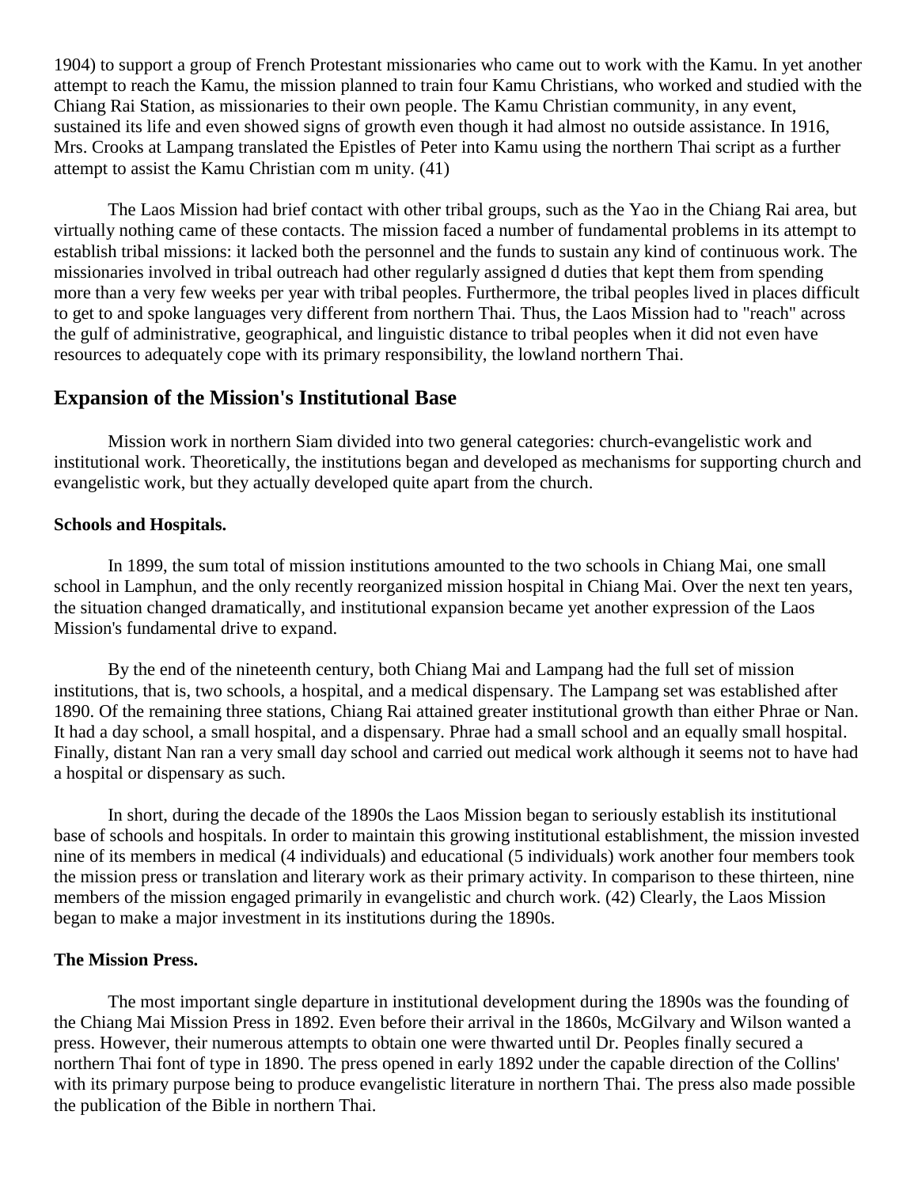1904) to support a group of French Protestant missionaries who came out to work with the Kamu. In yet another attempt to reach the Kamu, the mission planned to train four Kamu Christians, who worked and studied with the Chiang Rai Station, as missionaries to their own people. The Kamu Christian community, in any event, sustained its life and even showed signs of growth even though it had almost no outside assistance. In 1916, Mrs. Crooks at Lampang translated the Epistles of Peter into Kamu using the northern Thai script as a further attempt to assist the Kamu Christian com m unity. (41)

The Laos Mission had brief contact with other tribal groups, such as the Yao in the Chiang Rai area, but virtually nothing came of these contacts. The mission faced a number of fundamental problems in its attempt to establish tribal missions: it lacked both the personnel and the funds to sustain any kind of continuous work. The missionaries involved in tribal outreach had other regularly assigned d duties that kept them from spending more than a very few weeks per year with tribal peoples. Furthermore, the tribal peoples lived in places difficult to get to and spoke languages very different from northern Thai. Thus, the Laos Mission had to "reach" across the gulf of administrative, geographical, and linguistic distance to tribal peoples when it did not even have resources to adequately cope with its primary responsibility, the lowland northern Thai.

## Expansion of the Mission's Institutional Base

Mission work in northern Siam divided into two general categories: church-evangelistic work and institutional work. Theoretically, the institutions began and developed as mechanisms for supporting church and evangelistic work, but they actually developed quite apart from the church.

### Schools and Hospitals.

In 1899, the sum total of mission institutions amounted to the two schools in Chiang Mai, one small school in Lamphun, and the only recently reorganized mission hospital in Chiang Mai. Over the next ten years, the situation changed dramatically, and institutional expansion became yet another expression of the Laos Mission's fundamental drive to expand.

By the end of the nineteenth century, both Chiang Mai and Lampang had the full set of mission institutions, that is, two schools, a hospital, and a medical dispensary. The Lampang set was established after 1890. Of the remaining three stations, Chiang Rai attained greater institutional growth than either Phrae or Nan. It had a day school, a small hospital, and a dispensary. Phrae had a small school and an equally small hospital. Finally, distant Nan ran a very small day school and carried out medical work although it seems not to have had a hospital or dispensary as such.

In short, during the decade of the 1890s the Laos Mission began to seriously establish its institutional base of schools and hospitals. In order to maintain this growing institutional establishment, the mission invested nine of its members in medical (4 individuals) and educational (5 individuals) work another four members took the mission press or translation and literary work as their primary activity. In comparison to these thirteen, nine members of the mission engaged primarily in evangelistic and church work. (42) Clearly, the Laos Mission began to make a major investment in its institutions during the 1890s.

### The Mission Press.

The most important single departure in institutional development during the 1890s was the founding of the Chiang Mai Mission Press in 1892. Even before their arrival in the 1860s, McGilvary and Wilson wanted a press. However, their numerous attempts to obtain one were thwarted until Dr. Peoples finally secured a northern Thai font of type in 1890. The press opened in early 1892 under the capable direction of the Collins' with its primary purpose being to produce evangelistic literature in northern Thai. The press also made possible the publication of the Bible in northern Thai.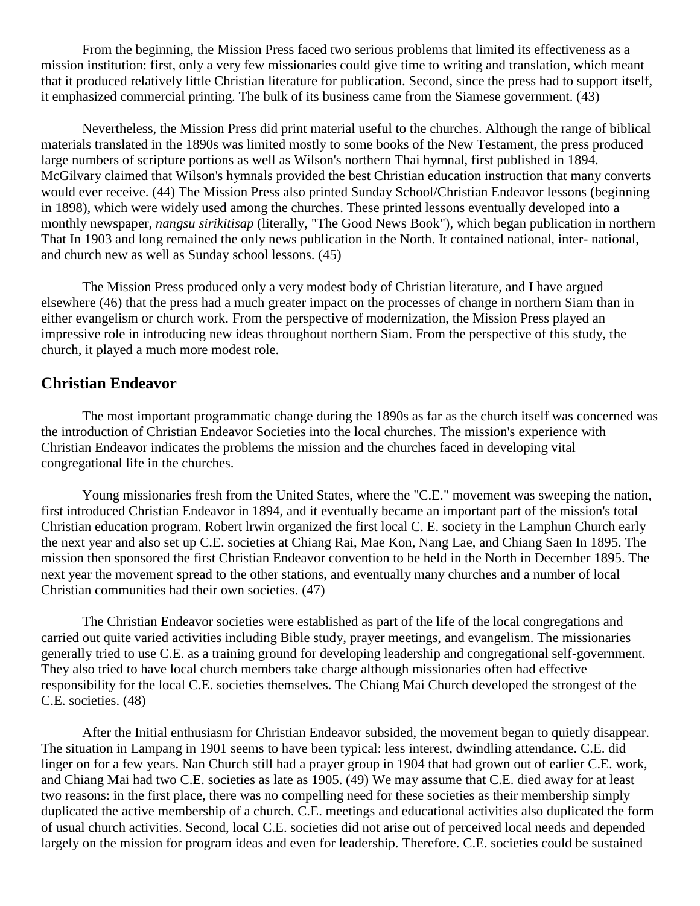From the beginning, the Mission Press faced two serious problems that limited its effectiveness as a mission institution: first, only a very few missionaries could give time to writing and translation, which meant that it produced relatively little Christian literature for publication. Second, since the press had to support itself, it emphasized commercial printing. The bulk of its business came from the Siamese government. (43)

Nevertheless, the Mission Press did print material useful to the churches. Although the range of biblical materials translated in the 1890s was limited mostly to some books of the New Testament, the press produced large numbers of scripture portions as well as Wilson's northern Thai hymnal, first published in 1894. McGilvary claimed that Wilson's hymnals provided the best Christian education instruction that many converts would ever receive. (44) The Mission Press also printed Sunday School/Christian Endeavor lessons (beginning in 1898), which were widely used among the churches. These printed lessons eventually developed into a monthly newspaper, *nangsu sirikitisap* (literally, "The Good News Book"), which began publication in northern That In 1903 and long remained the only news publication in the North. It contained national, inter- national, and church new as well as Sunday school lessons. (45)

The Mission Press produced only a very modest body of Christian literature, and I have argued elsewhere (46) that the press had a much greater impact on the processes of change in northern Siam than in either evangelism or church work. From the perspective of modernization, the Mission Press played an impressive role in introducing new ideas throughout northern Siam. From the perspective of this study, the church, it played a much more modest role.

## Christian Endeavor

The most important programmatic change during the 1890s as far as the church itself was concerned was the introduction of Christian Endeavor Societies into the local churches. The mission's experience with Christian Endeavor indicates the problems the mission and the churches faced in developing vital congregational life in the churches.

Young missionaries fresh from the United States, where the "C.E." movement was sweeping the nation, first introduced Christian Endeavor in 1894, and it eventually became an important part of the mission's total Christian education program. Robert lrwin organized the first local C. E. society in the Lamphun Church early the next year and also set up C.E. societies at Chiang Rai, Mae Kon, Nang Lae, and Chiang Saen In 1895. The mission then sponsored the first Christian Endeavor convention to be held in the North in December 1895. The next year the movement spread to the other stations, and eventually many churches and a number of local Christian communities had their own societies. (47)

The Christian Endeavor societies were established as part of the life of the local congregations and carried out quite varied activities including Bible study, prayer meetings, and evangelism. The missionaries generally tried to use C.E. as a training ground for developing leadership and congregational self-government. They also tried to have local church members take charge although missionaries often had effective responsibility for the local C.E. societies themselves. The Chiang Mai Church developed the strongest of the C.E. societies. (48)

After the Initial enthusiasm for Christian Endeavor subsided, the movement began to quietly disappear. The situation in Lampang in 1901 seems to have been typical: less interest, dwindling attendance. C.E. did linger on for a few years. Nan Church still had a prayer group in 1904 that had grown out of earlier C.E. work, and Chiang Mai had two C.E. societies as late as 1905. (49) We may assume that C.E. died away for at least two reasons: in the first place, there was no compelling need for these societies as their membership simply duplicated the active membership of a church. C.E. meetings and educational activities also duplicated the form of usual church activities. Second, local C.E. societies did not arise out of perceived local needs and depended largely on the mission for program ideas and even for leadership. Therefore. C.E. societies could be sustained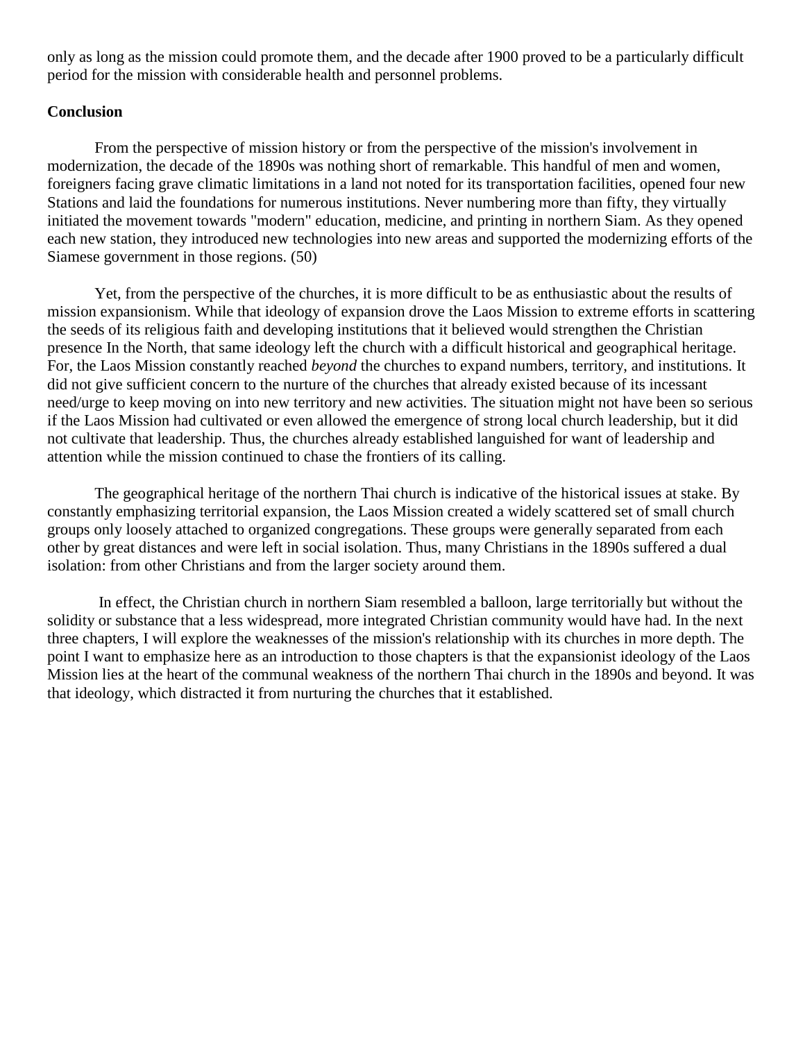only as long as the mission could promote them, and the decade after 1900 proved to be a particularly difficult period for the mission with considerable health and personnel problems.

**Conclusion**

From the perspective of mission history or from the perspective of the mission's involvement in modernization, the decade of the 1890s was nothing short of remarkable. This handful of men and women, foreigners facing grave climatic limitations in a land not noted for its transportation facilities, opened four new Stations and laid the foundations for numerous institutions. Never numbering more than fifty, they virtually initiated the movement towards "modern" education, medicine, and printing in northern Siam. As they opened each new station, they introduced new technologies into new areas and supported the modernizing efforts of the Siamese government in those regions. (50)

Yet, from the perspective of the churches, it is more difficult to be as enthusiastic about the results of mission expansionism. While that ideology of expansion drove the Laos Mission to extreme efforts in scattering the seeds of its religious faith and developing institutions that it believed would strengthen the Christian presence In the North, that same ideology left the church with a difficult historical and geographical heritage. For, the Laos Mission constantly reached *beyond* the churches to expand numbers, territory, and institutions. It did not give sufficient concern to the nurture of the churches that already existed because of its incessant need/urge to keep moving on into new territory and new activities. The situation might not have been so serious if the Laos Mission had cultivated or even allowed the emergence of strong local church leadership, but it did not cultivate that leadership. Thus, the churches already established languished for want of leadership and attention while the mission continued to chase the frontiers of its calling.

The geographical heritage of the northern Thai church is indicative of the historical issues at stake. By constantly emphasizing territorial expansion, the Laos Mission created a widely scattered set of small church groups only loosely attached to organized congregations. These groups were generally separated from each other by great distances and were left in social isolation. Thus, many Christians in the 1890s suffered a dual isolation: from other Christians and from the larger society around them.

In effect, the Christian church in northern Siam resembled a balloon, large territorially but without the solidity or substance that a less widespread, more integrated Christian community would have had. In the next three chapters, I will explore the weaknesses of the mission's relationship with its churches in more depth. The point I want to emphasize here as an introduction to those chapters is that the expansionist ideology of the Laos Mission lies at the heart of the communal weakness of the northern Thai church in the 1890s and beyond. It was that ideology, which distracted it from nurturing the churches that it established.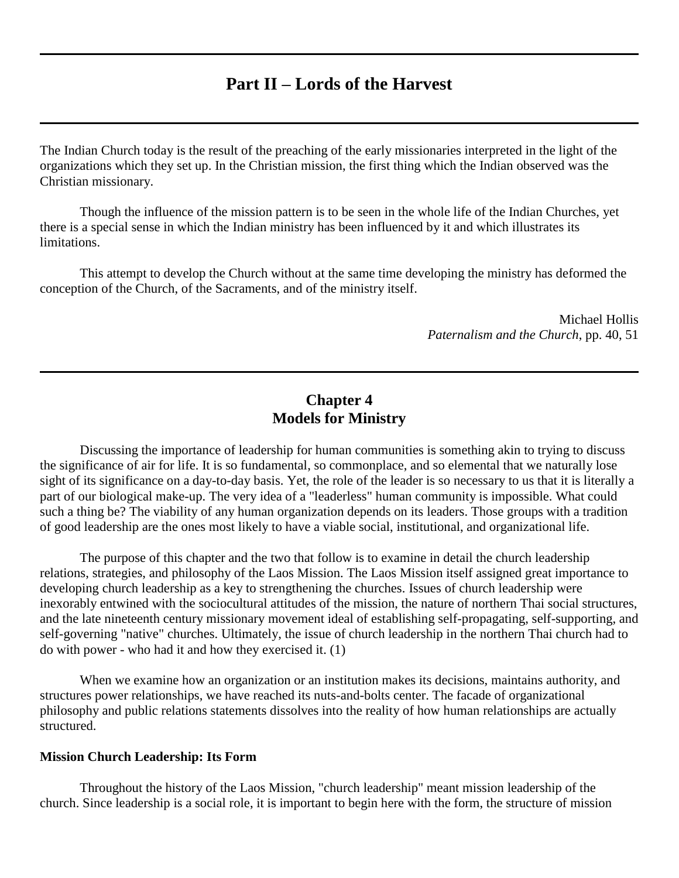# Part II – Lords of the Harvest

The Indian Church today is the result of the preaching of the early missionaries interpreted in the light of the organizations which they set up. In the Christian mission, the first thing which the Indian observed was the Christian missionary.

Though the influence of the mission pattern is to be seen in the whole life of the Indian Churches, yet there is a special sense in which the Indian ministry has been influenced by it and which illustrates its limitations.

This attempt to develop the Church without at the same time developing the ministry has deformed the conception of the Church, of the Sacraments, and of the ministry itself.

Michael Hollis
*Paternalism and the Church*, pp. 40, 51

## Chapter 4
## Models for Ministry

Discussing the importance of leadership for human communities is something akin to trying to discuss the significance of air for life. It is so fundamental, so commonplace, and so elemental that we naturally lose sight of its significance on a day-to-day basis. Yet, the role of the leader is so necessary to us that it is literally a part of our biological make-up. The very idea of a "leaderless" human community is impossible. What could such a thing be? The viability of any human organization depends on its leaders. Those groups with a tradition of good leadership are the ones most likely to have a viable social, institutional, and organizational life.

The purpose of this chapter and the two that follow is to examine in detail the church leadership relations, strategies, and philosophy of the Laos Mission. The Laos Mission itself assigned great importance to developing church leadership as a key to strengthening the churches. Issues of church leadership were inexorably entwined with the sociocultural attitudes of the mission, the nature of northern Thai social structures, and the late nineteenth century missionary movement ideal of establishing self-propagating, self-supporting, and self-governing "native" churches. Ultimately, the issue of church leadership in the northern Thai church had to do with power - who had it and how they exercised it. (1)

When we examine how an organization or an institution makes its decisions, maintains authority, and structures power relationships, we have reached its nuts-and-bolts center. The facade of organizational philosophy and public relations statements dissolves into the reality of how human relationships are actually structured.

### Mission Church Leadership: Its Form

Throughout the history of the Laos Mission, "church leadership" meant mission leadership of the church. Since leadership is a social role, it is important to begin here with the form, the structure of mission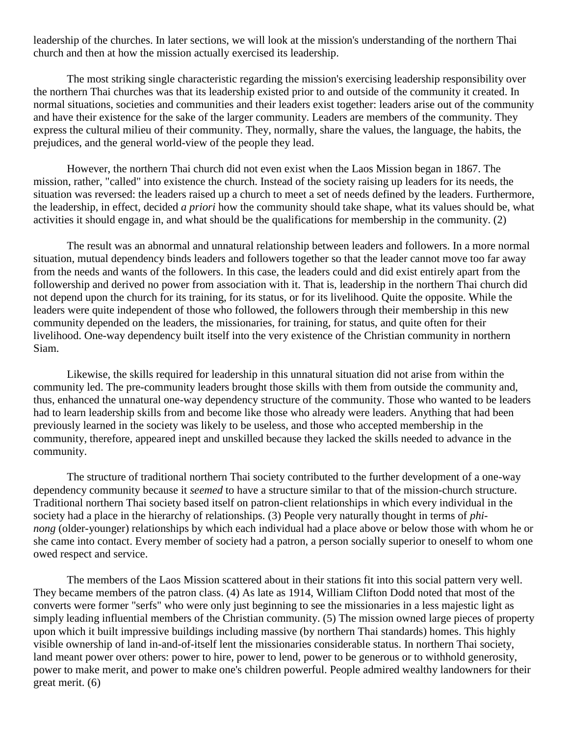leadership of the churches. In later sections, we will look at the mission's understanding of the northern Thai church and then at how the mission actually exercised its leadership.

The most striking single characteristic regarding the mission's exercising leadership responsibility over the northern Thai churches was that its leadership existed prior to and outside of the community it created. In normal situations, societies and communities and their leaders exist together: leaders arise out of the community and have their existence for the sake of the larger community. Leaders are members of the community. They express the cultural milieu of their community. They, normally, share the values, the language, the habits, the prejudices, and the general world-view of the people they lead.

However, the northern Thai church did not even exist when the Laos Mission began in 1867. The mission, rather, "called" into existence the church. Instead of the society raising up leaders for its needs, the situation was reversed: the leaders raised up a church to meet a set of needs defined by the leaders. Furthermore, the leadership, in effect, decided *a priori* how the community should take shape, what its values should be, what activities it should engage in, and what should be the qualifications for membership in the community. (2)

The result was an abnormal and unnatural relationship between leaders and followers. In a more normal situation, mutual dependency binds leaders and followers together so that the leader cannot move too far away from the needs and wants of the followers. In this case, the leaders could and did exist entirely apart from the followership and derived no power from association with it. That is, leadership in the northern Thai church did not depend upon the church for its training, for its status, or for its livelihood. Quite the opposite. While the leaders were quite independent of those who followed, the followers through their membership in this new community depended on the leaders, the missionaries, for training, for status, and quite often for their livelihood. One-way dependency built itself into the very existence of the Christian community in northern Siam.

Likewise, the skills required for leadership in this unnatural situation did not arise from within the community led. The pre-community leaders brought those skills with them from outside the community and, thus, enhanced the unnatural one-way dependency structure of the community. Those who wanted to be leaders had to learn leadership skills from and become like those who already were leaders. Anything that had been previously learned in the society was likely to be useless, and those who accepted membership in the community, therefore, appeared inept and unskilled because they lacked the skills needed to advance in the community.

The structure of traditional northern Thai society contributed to the further development of a one-way dependency community because it *seemed* to have a structure similar to that of the mission-church structure. Traditional northern Thai society based itself on patron-client relationships in which every individual in the society had a place in the hierarchy of relationships. (3) People very naturally thought in terms of *phi-nong* (older-younger) relationships by which each individual had a place above or below those with whom he or she came into contact. Every member of society had a patron, a person socially superior to oneself to whom one owed respect and service.

The members of the Laos Mission scattered about in their stations fit into this social pattern very well. They became members of the patron class. (4) As late as 1914, William Clifton Dodd noted that most of the converts were former "serfs" who were only just beginning to see the missionaries in a less majestic light as simply leading influential members of the Christian community. (5) The mission owned large pieces of property upon which it built impressive buildings including massive (by northern Thai standards) homes. This highly visible ownership of land in-and-of-itself lent the missionaries considerable status. In northern Thai society, land meant power over others: power to hire, power to lend, power to be generous or to withhold generosity, power to make merit, and power to make one's children powerful. People admired wealthy landowners for their great merit. (6)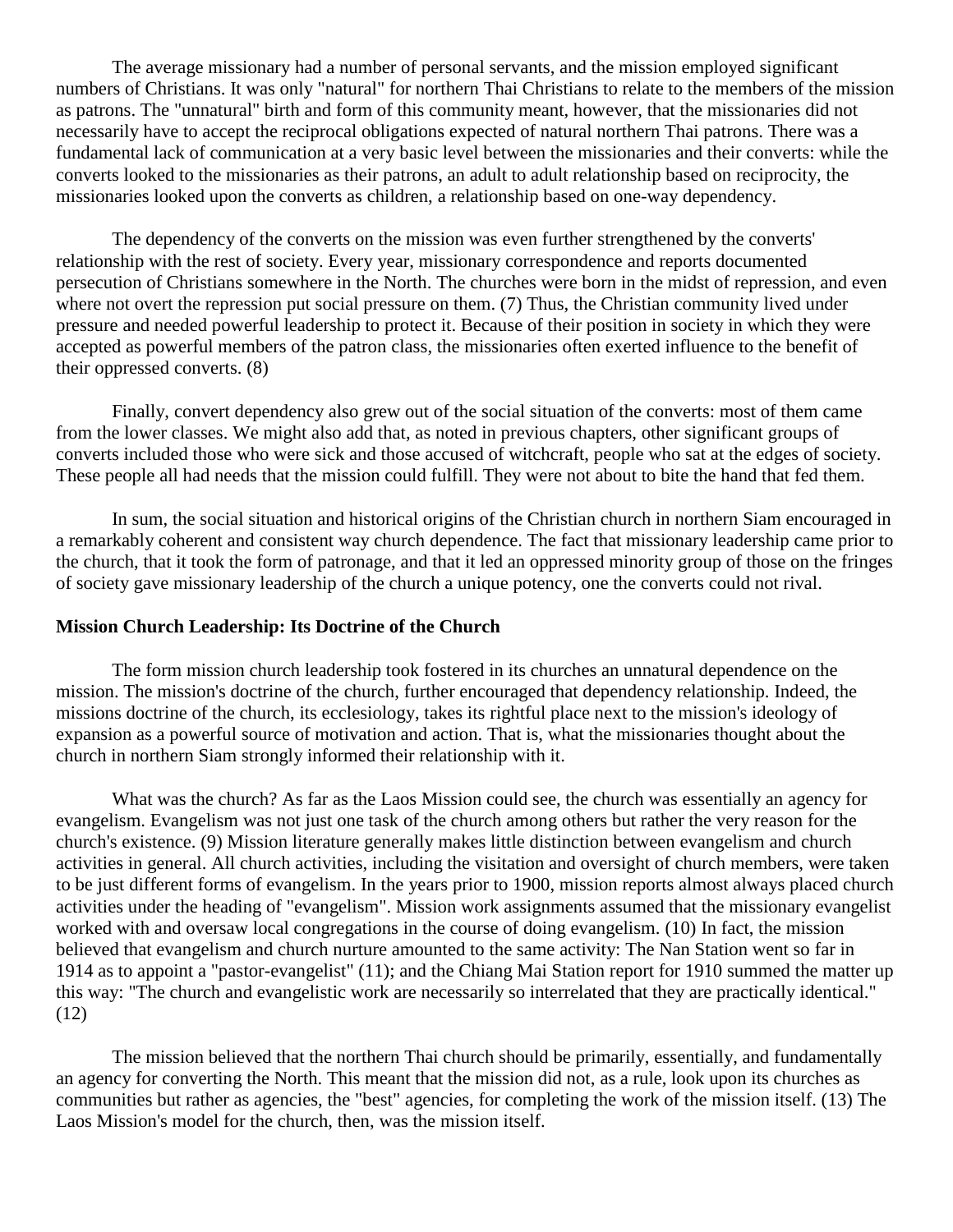The average missionary had a number of personal servants, and the mission employed significant numbers of Christians. It was only "natural" for northern Thai Christians to relate to the members of the mission as patrons. The "unnatural" birth and form of this community meant, however, that the missionaries did not necessarily have to accept the reciprocal obligations expected of natural northern Thai patrons. There was a fundamental lack of communication at a very basic level between the missionaries and their converts: while the converts looked to the missionaries as their patrons, an adult to adult relationship based on reciprocity, the missionaries looked upon the converts as children, a relationship based on one-way dependency.

The dependency of the converts on the mission was even further strengthened by the converts' relationship with the rest of society. Every year, missionary correspondence and reports documented persecution of Christians somewhere in the North. The churches were born in the midst of repression, and even where not overt the repression put social pressure on them. (7) Thus, the Christian community lived under pressure and needed powerful leadership to protect it. Because of their position in society in which they were accepted as powerful members of the patron class, the missionaries often exerted influence to the benefit of their oppressed converts. (8)

Finally, convert dependency also grew out of the social situation of the converts: most of them came from the lower classes. We might also add that, as noted in previous chapters, other significant groups of converts included those who were sick and those accused of witchcraft, people who sat at the edges of society. These people all had needs that the mission could fulfill. They were not about to bite the hand that fed them.

In sum, the social situation and historical origins of the Christian church in northern Siam encouraged in a remarkably coherent and consistent way church dependence. The fact that missionary leadership came prior to the church, that it took the form of patronage, and that it led an oppressed minority group of those on the fringes of society gave missionary leadership of the church a unique potency, one the converts could not rival.

**Mission Church Leadership: Its Doctrine of the Church**

The form mission church leadership took fostered in its churches an unnatural dependence on the mission. The mission's doctrine of the church, further encouraged that dependency relationship. Indeed, the missions doctrine of the church, its ecclesiology, takes its rightful place next to the mission's ideology of expansion as a powerful source of motivation and action. That is, what the missionaries thought about the church in northern Siam strongly informed their relationship with it.

What was the church? As far as the Laos Mission could see, the church was essentially an agency for evangelism. Evangelism was not just one task of the church among others but rather the very reason for the church's existence. (9) Mission literature generally makes little distinction between evangelism and church activities in general. All church activities, including the visitation and oversight of church members, were taken to be just different forms of evangelism. In the years prior to 1900, mission reports almost always placed church activities under the heading of "evangelism". Mission work assignments assumed that the missionary evangelist worked with and oversaw local congregations in the course of doing evangelism. (10) In fact, the mission believed that evangelism and church nurture amounted to the same activity: The Nan Station went so far in 1914 as to appoint a "pastor-evangelist" (11); and the Chiang Mai Station report for 1910 summed the matter up this way: "The church and evangelistic work are necessarily so interrelated that they are practically identical." (12)

The mission believed that the northern Thai church should be primarily, essentially, and fundamentally an agency for converting the North. This meant that the mission did not, as a rule, look upon its churches as communities but rather as agencies, the "best" agencies, for completing the work of the mission itself. (13) The Laos Mission's model for the church, then, was the mission itself.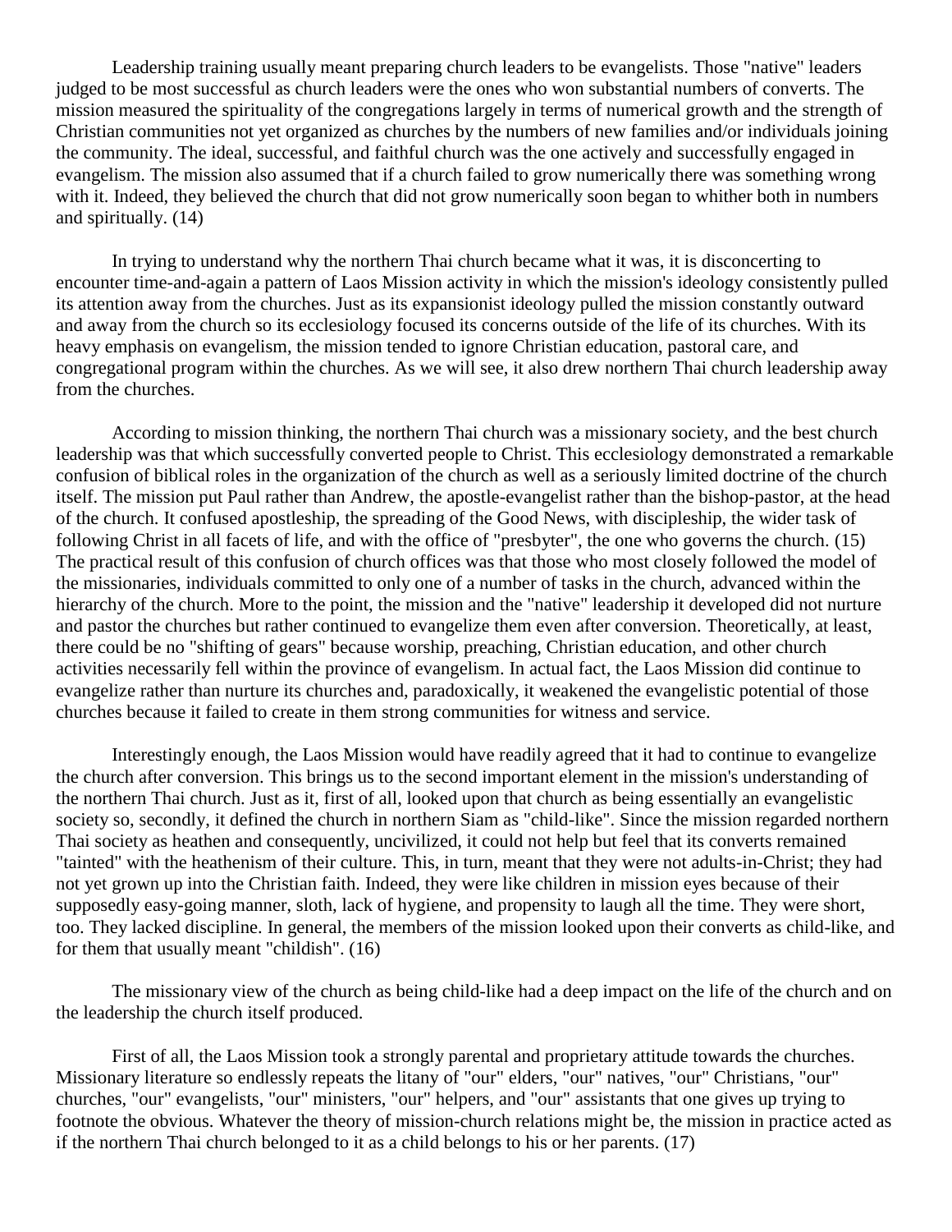Leadership training usually meant preparing church leaders to be evangelists. Those "native" leaders judged to be most successful as church leaders were the ones who won substantial numbers of converts. The mission measured the spirituality of the congregations largely in terms of numerical growth and the strength of Christian communities not yet organized as churches by the numbers of new families and/or individuals joining the community. The ideal, successful, and faithful church was the one actively and successfully engaged in evangelism. The mission also assumed that if a church failed to grow numerically there was something wrong with it. Indeed, they believed the church that did not grow numerically soon began to whither both in numbers and spiritually. (14)

In trying to understand why the northern Thai church became what it was, it is disconcerting to encounter time-and-again a pattern of Laos Mission activity in which the mission's ideology consistently pulled its attention away from the churches. Just as its expansionist ideology pulled the mission constantly outward and away from the church so its ecclesiology focused its concerns outside of the life of its churches. With its heavy emphasis on evangelism, the mission tended to ignore Christian education, pastoral care, and congregational program within the churches. As we will see, it also drew northern Thai church leadership away from the churches.

According to mission thinking, the northern Thai church was a missionary society, and the best church leadership was that which successfully converted people to Christ. This ecclesiology demonstrated a remarkable confusion of biblical roles in the organization of the church as well as a seriously limited doctrine of the church itself. The mission put Paul rather than Andrew, the apostle-evangelist rather than the bishop-pastor, at the head of the church. It confused apostleship, the spreading of the Good News, with discipleship, the wider task of following Christ in all facets of life, and with the office of "presbyter", the one who governs the church. (15) The practical result of this confusion of church offices was that those who most closely followed the model of the missionaries, individuals committed to only one of a number of tasks in the church, advanced within the hierarchy of the church. More to the point, the mission and the "native" leadership it developed did not nurture and pastor the churches but rather continued to evangelize them even after conversion. Theoretically, at least, there could be no "shifting of gears" because worship, preaching, Christian education, and other church activities necessarily fell within the province of evangelism. In actual fact, the Laos Mission did continue to evangelize rather than nurture its churches and, paradoxically, it weakened the evangelistic potential of those churches because it failed to create in them strong communities for witness and service.

Interestingly enough, the Laos Mission would have readily agreed that it had to continue to evangelize the church after conversion. This brings us to the second important element in the mission's understanding of the northern Thai church. Just as it, first of all, looked upon that church as being essentially an evangelistic society so, secondly, it defined the church in northern Siam as "child-like". Since the mission regarded northern Thai society as heathen and consequently, uncivilized, it could not help but feel that its converts remained "tainted" with the heathenism of their culture. This, in turn, meant that they were not adults-in-Christ; they had not yet grown up into the Christian faith. Indeed, they were like children in mission eyes because of their supposedly easy-going manner, sloth, lack of hygiene, and propensity to laugh all the time. They were short, too. They lacked discipline. In general, the members of the mission looked upon their converts as child-like, and for them that usually meant "childish". (16)

The missionary view of the church as being child-like had a deep impact on the life of the church and on the leadership the church itself produced.

First of all, the Laos Mission took a strongly parental and proprietary attitude towards the churches. Missionary literature so endlessly repeats the litany of "our" elders, "our" natives, "our" Christians, "our" churches, "our" evangelists, "our" ministers, "our" helpers, and "our" assistants that one gives up trying to footnote the obvious. Whatever the theory of mission-church relations might be, the mission in practice acted as if the northern Thai church belonged to it as a child belongs to his or her parents. (17)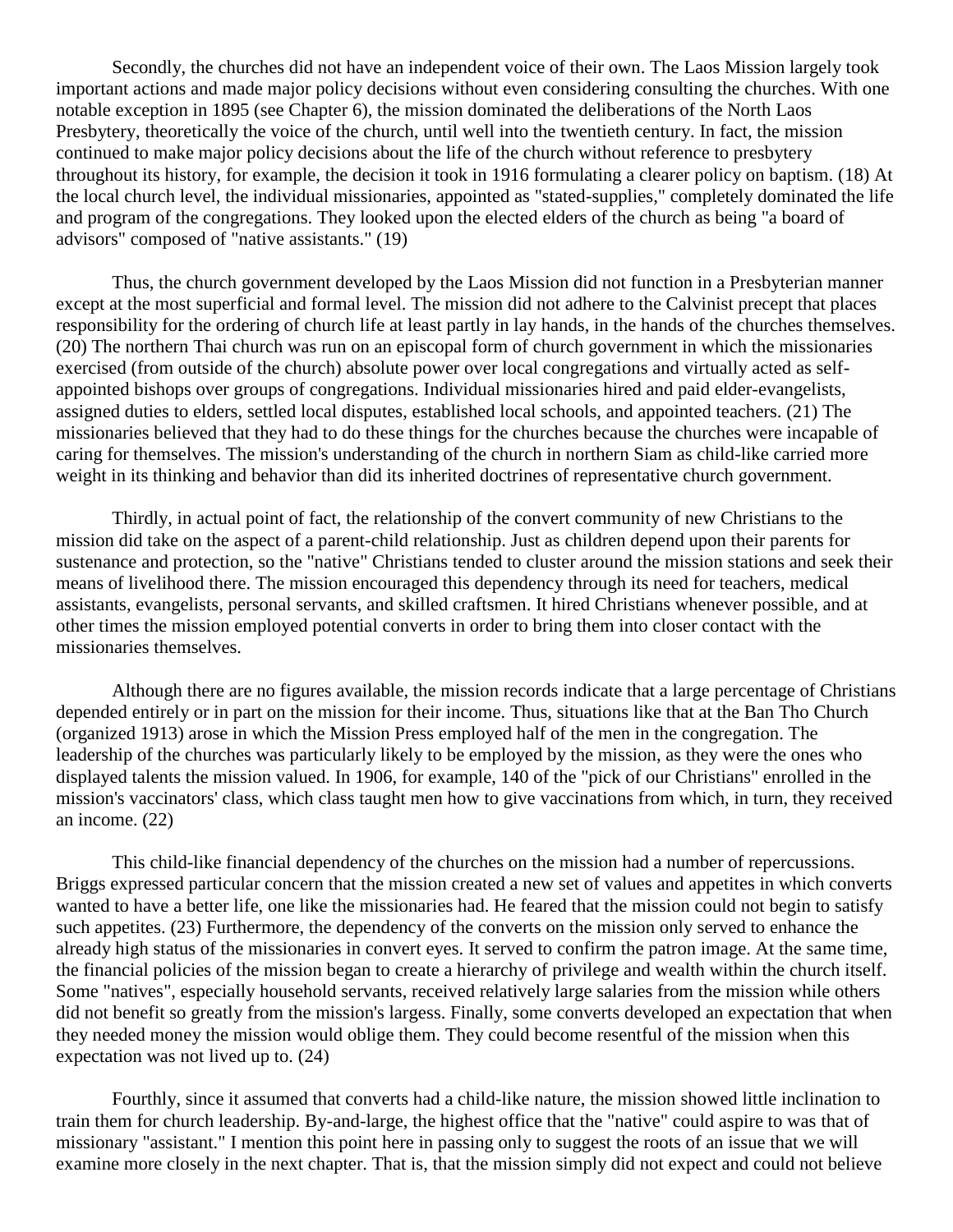Secondly, the churches did not have an independent voice of their own. The Laos Mission largely took important actions and made major policy decisions without even considering consulting the churches. With one notable exception in 1895 (see Chapter 6), the mission dominated the deliberations of the North Laos Presbytery, theoretically the voice of the church, until well into the twentieth century. In fact, the mission continued to make major policy decisions about the life of the church without reference to presbytery throughout its history, for example, the decision it took in 1916 formulating a clearer policy on baptism. (18) At the local church level, the individual missionaries, appointed as "stated-supplies," completely dominated the life and program of the congregations. They looked upon the elected elders of the church as being "a board of advisors" composed of "native assistants." (19)

Thus, the church government developed by the Laos Mission did not function in a Presbyterian manner except at the most superficial and formal level. The mission did not adhere to the Calvinist precept that places responsibility for the ordering of church life at least partly in lay hands, in the hands of the churches themselves. (20) The northern Thai church was run on an episcopal form of church government in which the missionaries exercised (from outside of the church) absolute power over local congregations and virtually acted as self-appointed bishops over groups of congregations. Individual missionaries hired and paid elder-evangelists, assigned duties to elders, settled local disputes, established local schools, and appointed teachers. (21) The missionaries believed that they had to do these things for the churches because the churches were incapable of caring for themselves. The mission's understanding of the church in northern Siam as child-like carried more weight in its thinking and behavior than did its inherited doctrines of representative church government.

Thirdly, in actual point of fact, the relationship of the convert community of new Christians to the mission did take on the aspect of a parent-child relationship. Just as children depend upon their parents for sustenance and protection, so the "native" Christians tended to cluster around the mission stations and seek their means of livelihood there. The mission encouraged this dependency through its need for teachers, medical assistants, evangelists, personal servants, and skilled craftsmen. It hired Christians whenever possible, and at other times the mission employed potential converts in order to bring them into closer contact with the missionaries themselves.

Although there are no figures available, the mission records indicate that a large percentage of Christians depended entirely or in part on the mission for their income. Thus, situations like that at the Ban Tho Church (organized 1913) arose in which the Mission Press employed half of the men in the congregation. The leadership of the churches was particularly likely to be employed by the mission, as they were the ones who displayed talents the mission valued. In 1906, for example, 140 of the "pick of our Christians" enrolled in the mission's vaccinators' class, which class taught men how to give vaccinations from which, in turn, they received an income. (22)

This child-like financial dependency of the churches on the mission had a number of repercussions. Briggs expressed particular concern that the mission created a new set of values and appetites in which converts wanted to have a better life, one like the missionaries had. He feared that the mission could not begin to satisfy such appetites. (23) Furthermore, the dependency of the converts on the mission only served to enhance the already high status of the missionaries in convert eyes. It served to confirm the patron image. At the same time, the financial policies of the mission began to create a hierarchy of privilege and wealth within the church itself. Some "natives", especially household servants, received relatively large salaries from the mission while others did not benefit so greatly from the mission's largess. Finally, some converts developed an expectation that when they needed money the mission would oblige them. They could become resentful of the mission when this expectation was not lived up to. (24)

Fourthly, since it assumed that converts had a child-like nature, the mission showed little inclination to train them for church leadership. By-and-large, the highest office that the "native" could aspire to was that of missionary "assistant." I mention this point here in passing only to suggest the roots of an issue that we will examine more closely in the next chapter. That is, that the mission simply did not expect and could not believe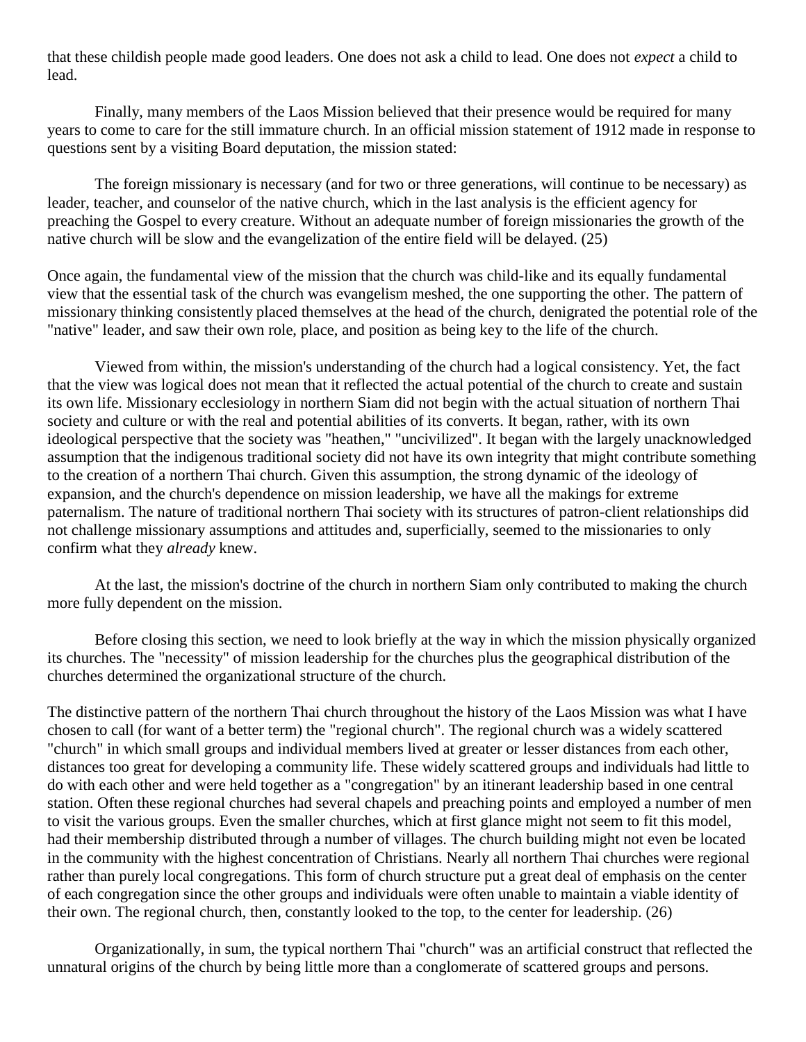that these childish people made good leaders. One does not ask a child to lead. One does not *expect* a child to lead.

Finally, many members of the Laos Mission believed that their presence would be required for many years to come to care for the still immature church. In an official mission statement of 1912 made in response to questions sent by a visiting Board deputation, the mission stated:

> The foreign missionary is necessary (and for two or three generations, will continue to be necessary) as leader, teacher, and counselor of the native church, which in the last analysis is the efficient agency for preaching the Gospel to every creature. Without an adequate number of foreign missionaries the growth of the native church will be slow and the evangelization of the entire field will be delayed. (25)

Once again, the fundamental view of the mission that the church was child-like and its equally fundamental view that the essential task of the church was evangelism meshed, the one supporting the other. The pattern of missionary thinking consistently placed themselves at the head of the church, denigrated the potential role of the "native" leader, and saw their own role, place, and position as being key to the life of the church.

Viewed from within, the mission's understanding of the church had a logical consistency. Yet, the fact that the view was logical does not mean that it reflected the actual potential of the church to create and sustain its own life. Missionary ecclesiology in northern Siam did not begin with the actual situation of northern Thai society and culture or with the real and potential abilities of its converts. It began, rather, with its own ideological perspective that the society was "heathen," "uncivilized". It began with the largely unacknowledged assumption that the indigenous traditional society did not have its own integrity that might contribute something to the creation of a northern Thai church. Given this assumption, the strong dynamic of the ideology of expansion, and the church's dependence on mission leadership, we have all the makings for extreme paternalism. The nature of traditional northern Thai society with its structures of patron-client relationships did not challenge missionary assumptions and attitudes and, superficially, seemed to the missionaries to only confirm what they *already* knew.

At the last, the mission's doctrine of the church in northern Siam only contributed to making the church more fully dependent on the mission.

Before closing this section, we need to look briefly at the way in which the mission physically organized its churches. The "necessity" of mission leadership for the churches plus the geographical distribution of the churches determined the organizational structure of the church.

The distinctive pattern of the northern Thai church throughout the history of the Laos Mission was what I have chosen to call (for want of a better term) the "regional church". The regional church was a widely scattered "church" in which small groups and individual members lived at greater or lesser distances from each other, distances too great for developing a community life. These widely scattered groups and individuals had little to do with each other and were held together as a "congregation" by an itinerant leadership based in one central station. Often these regional churches had several chapels and preaching points and employed a number of men to visit the various groups. Even the smaller churches, which at first glance might not seem to fit this model, had their membership distributed through a number of villages. The church building might not even be located in the community with the highest concentration of Christians. Nearly all northern Thai churches were regional rather than purely local congregations. This form of church structure put a great deal of emphasis on the center of each congregation since the other groups and individuals were often unable to maintain a viable identity of their own. The regional church, then, constantly looked to the top, to the center for leadership. (26)

Organizationally, in sum, the typical northern Thai "church" was an artificial construct that reflected the unnatural origins of the church by being little more than a conglomerate of scattered groups and persons.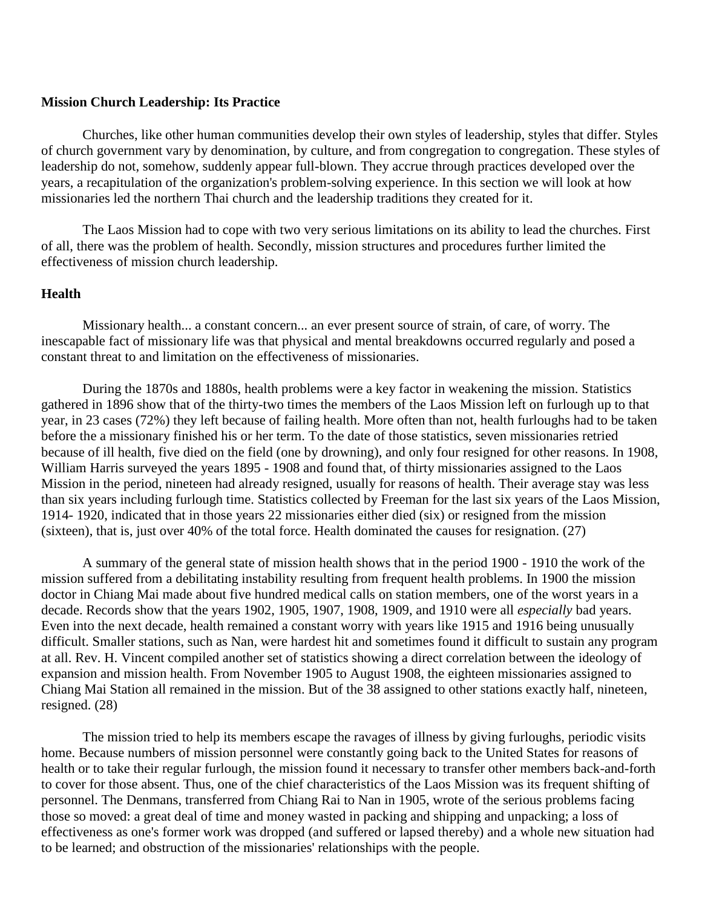**Mission Church Leadership: Its Practice**

Churches, like other human communities develop their own styles of leadership, styles that differ. Styles of church government vary by denomination, by culture, and from congregation to congregation. These styles of leadership do not, somehow, suddenly appear full-blown. They accrue through practices developed over the years, a recapitulation of the organization's problem-solving experience. In this section we will look at how missionaries led the northern Thai church and the leadership traditions they created for it.

The Laos Mission had to cope with two very serious limitations on its ability to lead the churches. First of all, there was the problem of health. Secondly, mission structures and procedures further limited the effectiveness of mission church leadership.

**Health**

Missionary health... a constant concern... an ever present source of strain, of care, of worry. The inescapable fact of missionary life was that physical and mental breakdowns occurred regularly and posed a constant threat to and limitation on the effectiveness of missionaries.

During the 1870s and 1880s, health problems were a key factor in weakening the mission. Statistics gathered in 1896 show that of the thirty-two times the members of the Laos Mission left on furlough up to that year, in 23 cases (72%) they left because of failing health. More often than not, health furloughs had to be taken before the a missionary finished his or her term. To the date of those statistics, seven missionaries retried because of ill health, five died on the field (one by drowning), and only four resigned for other reasons. In 1908, William Harris surveyed the years 1895 - 1908 and found that, of thirty missionaries assigned to the Laos Mission in the period, nineteen had already resigned, usually for reasons of health. Their average stay was less than six years including furlough time. Statistics collected by Freeman for the last six years of the Laos Mission, 1914- 1920, indicated that in those years 22 missionaries either died (six) or resigned from the mission (sixteen), that is, just over 40% of the total force. Health dominated the causes for resignation. (27)

A summary of the general state of mission health shows that in the period 1900 - 1910 the work of the mission suffered from a debilitating instability resulting from frequent health problems. In 1900 the mission doctor in Chiang Mai made about five hundred medical calls on station members, one of the worst years in a decade. Records show that the years 1902, 1905, 1907, 1908, 1909, and 1910 were all *especially* bad years. Even into the next decade, health remained a constant worry with years like 1915 and 1916 being unusually difficult. Smaller stations, such as Nan, were hardest hit and sometimes found it difficult to sustain any program at all. Rev. H. Vincent compiled another set of statistics showing a direct correlation between the ideology of expansion and mission health. From November 1905 to August 1908, the eighteen missionaries assigned to Chiang Mai Station all remained in the mission. But of the 38 assigned to other stations exactly half, nineteen, resigned. (28)

The mission tried to help its members escape the ravages of illness by giving furloughs, periodic visits home. Because numbers of mission personnel were constantly going back to the United States for reasons of health or to take their regular furlough, the mission found it necessary to transfer other members back-and-forth to cover for those absent. Thus, one of the chief characteristics of the Laos Mission was its frequent shifting of personnel. The Denmans, transferred from Chiang Rai to Nan in 1905, wrote of the serious problems facing those so moved: a great deal of time and money wasted in packing and shipping and unpacking; a loss of effectiveness as one's former work was dropped (and suffered or lapsed thereby) and a whole new situation had to be learned; and obstruction of the missionaries' relationships with the people.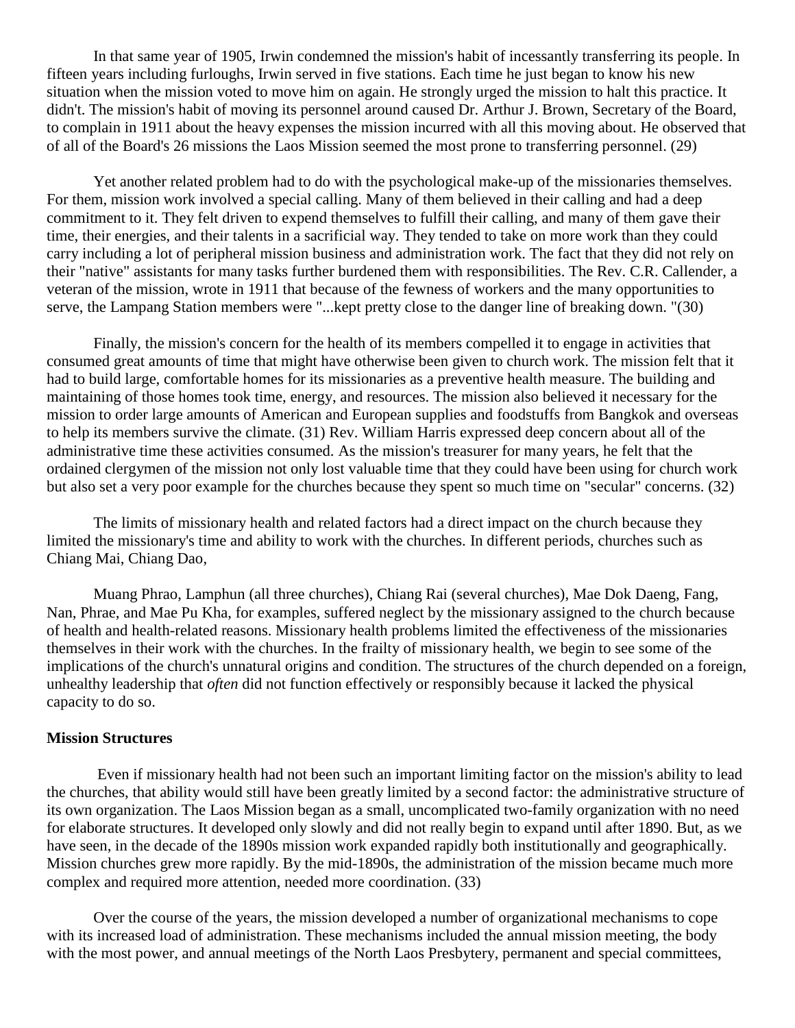In that same year of 1905, Irwin condemned the mission's habit of incessantly transferring its people. In fifteen years including furloughs, Irwin served in five stations. Each time he just began to know his new situation when the mission voted to move him on again. He strongly urged the mission to halt this practice. It didn't. The mission's habit of moving its personnel around caused Dr. Arthur J. Brown, Secretary of the Board, to complain in 1911 about the heavy expenses the mission incurred with all this moving about. He observed that of all of the Board's 26 missions the Laos Mission seemed the most prone to transferring personnel. (29)

Yet another related problem had to do with the psychological make-up of the missionaries themselves. For them, mission work involved a special calling. Many of them believed in their calling and had a deep commitment to it. They felt driven to expend themselves to fulfill their calling, and many of them gave their time, their energies, and their talents in a sacrificial way. They tended to take on more work than they could carry including a lot of peripheral mission business and administration work. The fact that they did not rely on their "native" assistants for many tasks further burdened them with responsibilities. The Rev. C.R. Callender, a veteran of the mission, wrote in 1911 that because of the fewness of workers and the many opportunities to serve, the Lampang Station members were "...kept pretty close to the danger line of breaking down. "(30)

Finally, the mission's concern for the health of its members compelled it to engage in activities that consumed great amounts of time that might have otherwise been given to church work. The mission felt that it had to build large, comfortable homes for its missionaries as a preventive health measure. The building and maintaining of those homes took time, energy, and resources. The mission also believed it necessary for the mission to order large amounts of American and European supplies and foodstuffs from Bangkok and overseas to help its members survive the climate. (31) Rev. William Harris expressed deep concern about all of the administrative time these activities consumed. As the mission's treasurer for many years, he felt that the ordained clergymen of the mission not only lost valuable time that they could have been using for church work but also set a very poor example for the churches because they spent so much time on "secular" concerns. (32)

The limits of missionary health and related factors had a direct impact on the church because they limited the missionary's time and ability to work with the churches. In different periods, churches such as Chiang Mai, Chiang Dao,

Muang Phrao, Lamphun (all three churches), Chiang Rai (several churches), Mae Dok Daeng, Fang, Nan, Phrae, and Mae Pu Kha, for examples, suffered neglect by the missionary assigned to the church because of health and health-related reasons. Missionary health problems limited the effectiveness of the missionaries themselves in their work with the churches. In the frailty of missionary health, we begin to see some of the implications of the church's unnatural origins and condition. The structures of the church depended on a foreign, unhealthy leadership that *often* did not function effectively or responsibly because it lacked the physical capacity to do so.

**Mission Structures**

Even if missionary health had not been such an important limiting factor on the mission's ability to lead the churches, that ability would still have been greatly limited by a second factor: the administrative structure of its own organization. The Laos Mission began as a small, uncomplicated two-family organization with no need for elaborate structures. It developed only slowly and did not really begin to expand until after 1890. But, as we have seen, in the decade of the 1890s mission work expanded rapidly both institutionally and geographically. Mission churches grew more rapidly. By the mid-1890s, the administration of the mission became much more complex and required more attention, needed more coordination. (33)

Over the course of the years, the mission developed a number of organizational mechanisms to cope with its increased load of administration. These mechanisms included the annual mission meeting, the body with the most power, and annual meetings of the North Laos Presbytery, permanent and special committees,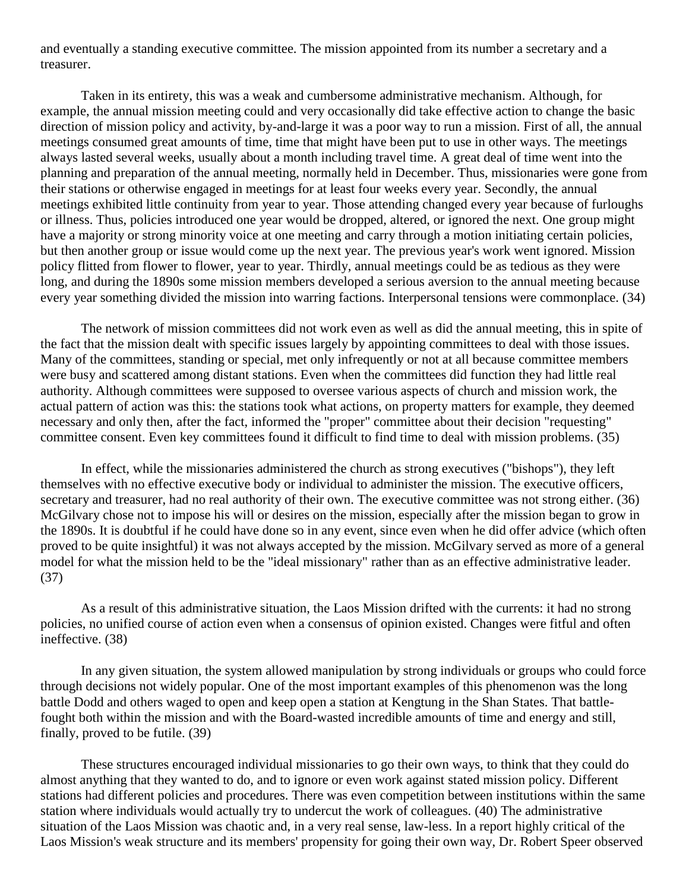and eventually a standing executive committee. The mission appointed from its number a secretary and a treasurer.

Taken in its entirety, this was a weak and cumbersome administrative mechanism. Although, for example, the annual mission meeting could and very occasionally did take effective action to change the basic direction of mission policy and activity, by-and-large it was a poor way to run a mission. First of all, the annual meetings consumed great amounts of time, time that might have been put to use in other ways. The meetings always lasted several weeks, usually about a month including travel time. A great deal of time went into the planning and preparation of the annual meeting, normally held in December. Thus, missionaries were gone from their stations or otherwise engaged in meetings for at least four weeks every year. Secondly, the annual meetings exhibited little continuity from year to year. Those attending changed every year because of furloughs or illness. Thus, policies introduced one year would be dropped, altered, or ignored the next. One group might have a majority or strong minority voice at one meeting and carry through a motion initiating certain policies, but then another group or issue would come up the next year. The previous year's work went ignored. Mission policy flitted from flower to flower, year to year. Thirdly, annual meetings could be as tedious as they were long, and during the 1890s some mission members developed a serious aversion to the annual meeting because every year something divided the mission into warring factions. Interpersonal tensions were commonplace. (34)

The network of mission committees did not work even as well as did the annual meeting, this in spite of the fact that the mission dealt with specific issues largely by appointing committees to deal with those issues. Many of the committees, standing or special, met only infrequently or not at all because committee members were busy and scattered among distant stations. Even when the committees did function they had little real authority. Although committees were supposed to oversee various aspects of church and mission work, the actual pattern of action was this: the stations took what actions, on property matters for example, they deemed necessary and only then, after the fact, informed the "proper" committee about their decision "requesting" committee consent. Even key committees found it difficult to find time to deal with mission problems. (35)

In effect, while the missionaries administered the church as strong executives ("bishops"), they left themselves with no effective executive body or individual to administer the mission. The executive officers, secretary and treasurer, had no real authority of their own. The executive committee was not strong either. (36) McGilvary chose not to impose his will or desires on the mission, especially after the mission began to grow in the 1890s. It is doubtful if he could have done so in any event, since even when he did offer advice (which often proved to be quite insightful) it was not always accepted by the mission. McGilvary served as more of a general model for what the mission held to be the "ideal missionary" rather than as an effective administrative leader. (37)

As a result of this administrative situation, the Laos Mission drifted with the currents: it had no strong policies, no unified course of action even when a consensus of opinion existed. Changes were fitful and often ineffective. (38)

In any given situation, the system allowed manipulation by strong individuals or groups who could force through decisions not widely popular. One of the most important examples of this phenomenon was the long battle Dodd and others waged to open and keep open a station at Kengtung in the Shan States. That battle-fought both within the mission and with the Board-wasted incredible amounts of time and energy and still, finally, proved to be futile. (39)

These structures encouraged individual missionaries to go their own ways, to think that they could do almost anything that they wanted to do, and to ignore or even work against stated mission policy. Different stations had different policies and procedures. There was even competition between institutions within the same station where individuals would actually try to undercut the work of colleagues. (40) The administrative situation of the Laos Mission was chaotic and, in a very real sense, law-less. In a report highly critical of the Laos Mission's weak structure and its members' propensity for going their own way, Dr. Robert Speer observed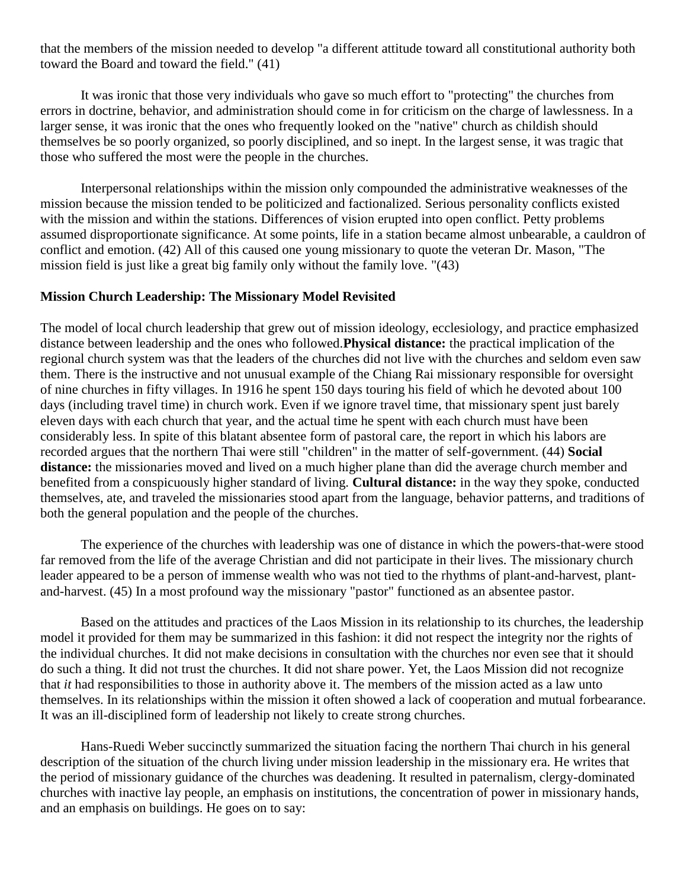that the members of the mission needed to develop "a different attitude toward all constitutional authority both toward the Board and toward the field." (41)

It was ironic that those very individuals who gave so much effort to "protecting" the churches from errors in doctrine, behavior, and administration should come in for criticism on the charge of lawlessness. In a larger sense, it was ironic that the ones who frequently looked on the "native" church as childish should themselves be so poorly organized, so poorly disciplined, and so inept. In the largest sense, it was tragic that those who suffered the most were the people in the churches.

Interpersonal relationships within the mission only compounded the administrative weaknesses of the mission because the mission tended to be politicized and factionalized. Serious personality conflicts existed with the mission and within the stations. Differences of vision erupted into open conflict. Petty problems assumed disproportionate significance. At some points, life in a station became almost unbearable, a cauldron of conflict and emotion. (42) All of this caused one young missionary to quote the veteran Dr. Mason, "The mission field is just like a great big family only without the family love. "(43)

**Mission Church Leadership: The Missionary Model Revisited**

The model of local church leadership that grew out of mission ideology, ecclesiology, and practice emphasized distance between leadership and the ones who followed.**Physical distance:** the practical implication of the regional church system was that the leaders of the churches did not live with the churches and seldom even saw them. There is the instructive and not unusual example of the Chiang Rai missionary responsible for oversight of nine churches in fifty villages. In 1916 he spent 150 days touring his field of which he devoted about 100 days (including travel time) in church work. Even if we ignore travel time, that missionary spent just barely eleven days with each church that year, and the actual time he spent with each church must have been considerably less. In spite of this blatant absentee form of pastoral care, the report in which his labors are recorded argues that the northern Thai were still "children" in the matter of self-government. (44) **Social distance:** the missionaries moved and lived on a much higher plane than did the average church member and benefited from a conspicuously higher standard of living. **Cultural distance:** in the way they spoke, conducted themselves, ate, and traveled the missionaries stood apart from the language, behavior patterns, and traditions of both the general population and the people of the churches.

The experience of the churches with leadership was one of distance in which the powers-that-were stood far removed from the life of the average Christian and did not participate in their lives. The missionary church leader appeared to be a person of immense wealth who was not tied to the rhythms of plant-and-harvest, plant-and-harvest. (45) In a most profound way the missionary "pastor" functioned as an absentee pastor.

Based on the attitudes and practices of the Laos Mission in its relationship to its churches, the leadership model it provided for them may be summarized in this fashion: it did not respect the integrity nor the rights of the individual churches. It did not make decisions in consultation with the churches nor even see that it should do such a thing. It did not trust the churches. It did not share power. Yet, the Laos Mission did not recognize that *it* had responsibilities to those in authority above it. The members of the mission acted as a law unto themselves. In its relationships within the mission it often showed a lack of cooperation and mutual forbearance. It was an ill-disciplined form of leadership not likely to create strong churches.

Hans-Ruedi Weber succinctly summarized the situation facing the northern Thai church in his general description of the situation of the church living under mission leadership in the missionary era. He writes that the period of missionary guidance of the churches was deadening. It resulted in paternalism, clergy-dominated churches with inactive lay people, an emphasis on institutions, the concentration of power in missionary hands, and an emphasis on buildings. He goes on to say: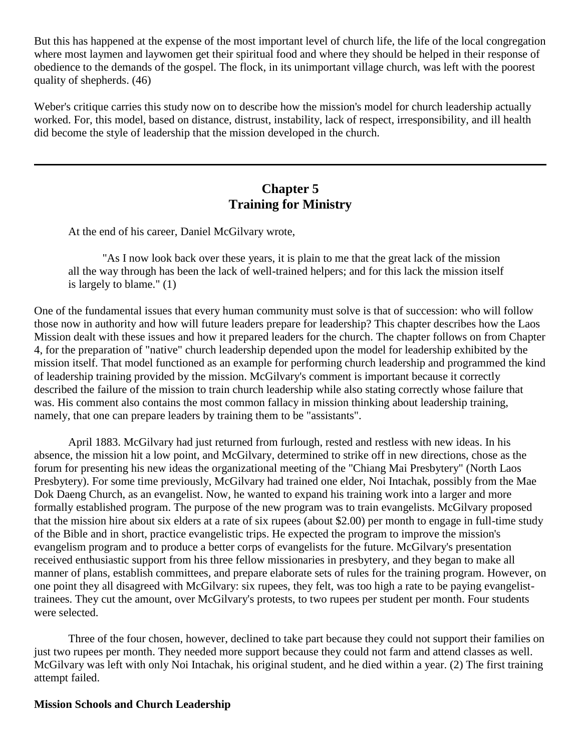But this has happened at the expense of the most important level of church life, the life of the local congregation where most laymen and laywomen get their spiritual food and where they should be helped in their response of obedience to the demands of the gospel. The flock, in its unimportant village church, was left with the poorest quality of shepherds. (46)

Weber's critique carries this study now on to describe how the mission's model for church leadership actually worked. For, this model, based on distance, distrust, instability, lack of respect, irresponsibility, and ill health did become the style of leadership that the mission developed in the church.

---

## Chapter 5
## Training for Ministry

At the end of his career, Daniel McGilvary wrote,

> "As I now look back over these years, it is plain to me that the great lack of the mission all the way through has been the lack of well-trained helpers; and for this lack the mission itself is largely to blame." (1)

One of the fundamental issues that every human community must solve is that of succession: who will follow those now in authority and how will future leaders prepare for leadership? This chapter describes how the Laos Mission dealt with these issues and how it prepared leaders for the church. The chapter follows on from Chapter 4, for the preparation of "native" church leadership depended upon the model for leadership exhibited by the mission itself. That model functioned as an example for performing church leadership and programmed the kind of leadership training provided by the mission. McGilvary's comment is important because it correctly described the failure of the mission to train church leadership while also stating correctly whose failure that was. His comment also contains the most common fallacy in mission thinking about leadership training, namely, that one can prepare leaders by training them to be "assistants".

April 1883. McGilvary had just returned from furlough, rested and restless with new ideas. In his absence, the mission hit a low point, and McGilvary, determined to strike off in new directions, chose as the forum for presenting his new ideas the organizational meeting of the "Chiang Mai Presbytery" (North Laos Presbytery). For some time previously, McGilvary had trained one elder, Noi Intachak, possibly from the Mae Dok Daeng Church, as an evangelist. Now, he wanted to expand his training work into a larger and more formally established program. The purpose of the new program was to train evangelists. McGilvary proposed that the mission hire about six elders at a rate of six rupees (about $2.00) per month to engage in full-time study of the Bible and in short, practice evangelistic trips. He expected the program to improve the mission's evangelism program and to produce a better corps of evangelists for the future. McGilvary's presentation received enthusiastic support from his three fellow missionaries in presbytery, and they began to make all manner of plans, establish committees, and prepare elaborate sets of rules for the training program. However, on one point they all disagreed with McGilvary: six rupees, they felt, was too high a rate to be paying evangelist-trainees. They cut the amount, over McGilvary's protests, to two rupees per student per month. Four students were selected.

Three of the four chosen, however, declined to take part because they could not support their families on just two rupees per month. They needed more support because they could not farm and attend classes as well. McGilvary was left with only Noi Intachak, his original student, and he died within a year. (2) The first training attempt failed.

### Mission Schools and Church Leadership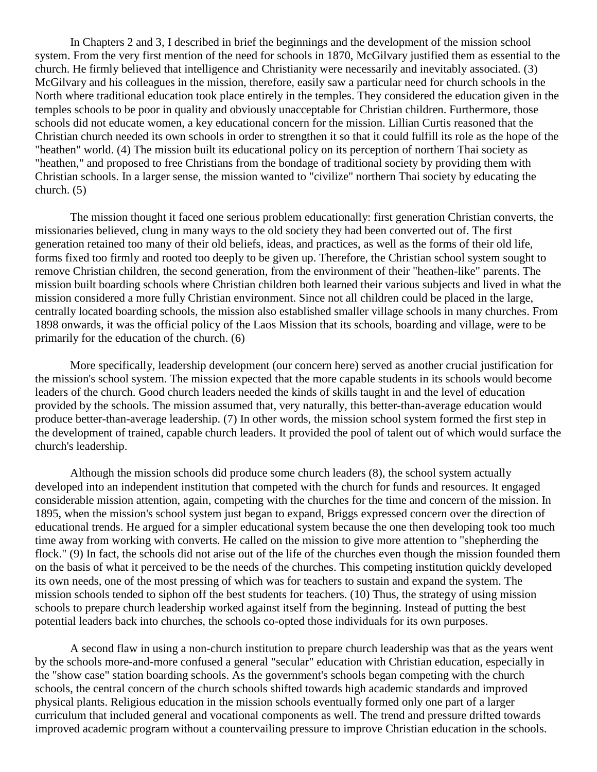In Chapters 2 and 3, I described in brief the beginnings and the development of the mission school system. From the very first mention of the need for schools in 1870, McGilvary justified them as essential to the church. He firmly believed that intelligence and Christianity were necessarily and inevitably associated. (3) McGilvary and his colleagues in the mission, therefore, easily saw a particular need for church schools in the North where traditional education took place entirely in the temples. They considered the education given in the temples schools to be poor in quality and obviously unacceptable for Christian children. Furthermore, those schools did not educate women, a key educational concern for the mission. Lillian Curtis reasoned that the Christian church needed its own schools in order to strengthen it so that it could fulfill its role as the hope of the "heathen" world. (4) The mission built its educational policy on its perception of northern Thai society as "heathen," and proposed to free Christians from the bondage of traditional society by providing them with Christian schools. In a larger sense, the mission wanted to "civilize" northern Thai society by educating the church. (5)

The mission thought it faced one serious problem educationally: first generation Christian converts, the missionaries believed, clung in many ways to the old society they had been converted out of. The first generation retained too many of their old beliefs, ideas, and practices, as well as the forms of their old life, forms fixed too firmly and rooted too deeply to be given up. Therefore, the Christian school system sought to remove Christian children, the second generation, from the environment of their "heathen-like" parents. The mission built boarding schools where Christian children both learned their various subjects and lived in what the mission considered a more fully Christian environment. Since not all children could be placed in the large, centrally located boarding schools, the mission also established smaller village schools in many churches. From 1898 onwards, it was the official policy of the Laos Mission that its schools, boarding and village, were to be primarily for the education of the church. (6)

More specifically, leadership development (our concern here) served as another crucial justification for the mission's school system. The mission expected that the more capable students in its schools would become leaders of the church. Good church leaders needed the kinds of skills taught in and the level of education provided by the schools. The mission assumed that, very naturally, this better-than-average education would produce better-than-average leadership. (7) In other words, the mission school system formed the first step in the development of trained, capable church leaders. It provided the pool of talent out of which would surface the church's leadership.

Although the mission schools did produce some church leaders (8), the school system actually developed into an independent institution that competed with the church for funds and resources. It engaged considerable mission attention, again, competing with the churches for the time and concern of the mission. In 1895, when the mission's school system just began to expand, Briggs expressed concern over the direction of educational trends. He argued for a simpler educational system because the one then developing took too much time away from working with converts. He called on the mission to give more attention to "shepherding the flock." (9) In fact, the schools did not arise out of the life of the churches even though the mission founded them on the basis of what it perceived to be the needs of the churches. This competing institution quickly developed its own needs, one of the most pressing of which was for teachers to sustain and expand the system. The mission schools tended to siphon off the best students for teachers. (10) Thus, the strategy of using mission schools to prepare church leadership worked against itself from the beginning. Instead of putting the best potential leaders back into churches, the schools co-opted those individuals for its own purposes.

A second flaw in using a non-church institution to prepare church leadership was that as the years went by the schools more-and-more confused a general "secular" education with Christian education, especially in the "show case" station boarding schools. As the government's schools began competing with the church schools, the central concern of the church schools shifted towards high academic standards and improved physical plants. Religious education in the mission schools eventually formed only one part of a larger curriculum that included general and vocational components as well. The trend and pressure drifted towards improved academic program without a countervailing pressure to improve Christian education in the schools.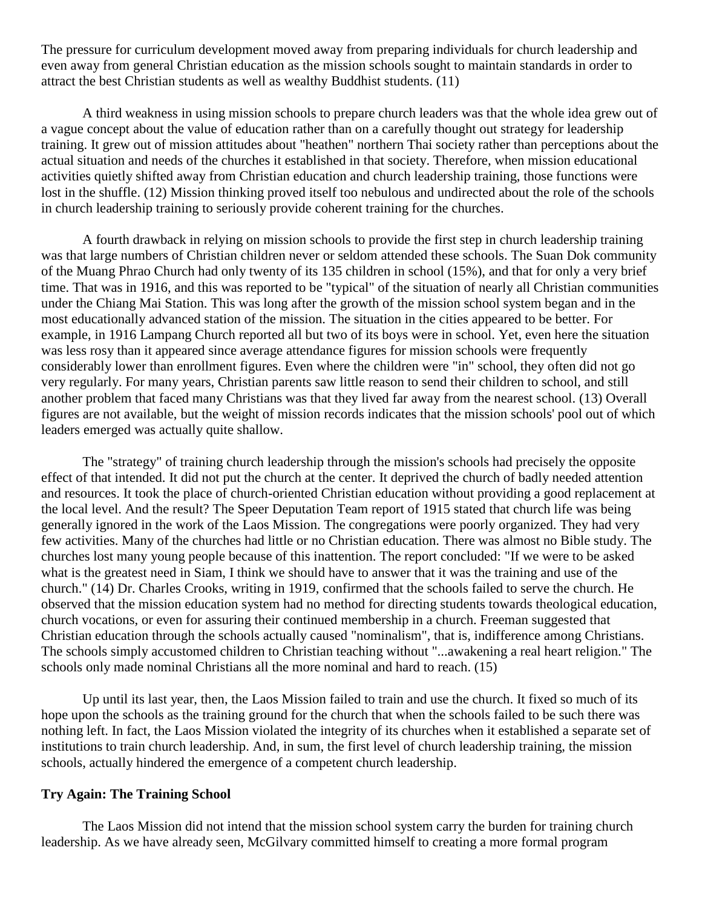The pressure for curriculum development moved away from preparing individuals for church leadership and even away from general Christian education as the mission schools sought to maintain standards in order to attract the best Christian students as well as wealthy Buddhist students. (11)

A third weakness in using mission schools to prepare church leaders was that the whole idea grew out of a vague concept about the value of education rather than on a carefully thought out strategy for leadership training. It grew out of mission attitudes about "heathen" northern Thai society rather than perceptions about the actual situation and needs of the churches it established in that society. Therefore, when mission educational activities quietly shifted away from Christian education and church leadership training, those functions were lost in the shuffle. (12) Mission thinking proved itself too nebulous and undirected about the role of the schools in church leadership training to seriously provide coherent training for the churches.

A fourth drawback in relying on mission schools to provide the first step in church leadership training was that large numbers of Christian children never or seldom attended these schools. The Suan Dok community of the Muang Phrao Church had only twenty of its 135 children in school (15%), and that for only a very brief time. That was in 1916, and this was reported to be "typical" of the situation of nearly all Christian communities under the Chiang Mai Station. This was long after the growth of the mission school system began and in the most educationally advanced station of the mission. The situation in the cities appeared to be better. For example, in 1916 Lampang Church reported all but two of its boys were in school. Yet, even here the situation was less rosy than it appeared since average attendance figures for mission schools were frequently considerably lower than enrollment figures. Even where the children were "in" school, they often did not go very regularly. For many years, Christian parents saw little reason to send their children to school, and still another problem that faced many Christians was that they lived far away from the nearest school. (13) Overall figures are not available, but the weight of mission records indicates that the mission schools' pool out of which leaders emerged was actually quite shallow.

The "strategy" of training church leadership through the mission's schools had precisely the opposite effect of that intended. It did not put the church at the center. It deprived the church of badly needed attention and resources. It took the place of church-oriented Christian education without providing a good replacement at the local level. And the result? The Speer Deputation Team report of 1915 stated that church life was being generally ignored in the work of the Laos Mission. The congregations were poorly organized. They had very few activities. Many of the churches had little or no Christian education. There was almost no Bible study. The churches lost many young people because of this inattention. The report concluded: "If we were to be asked what is the greatest need in Siam, I think we should have to answer that it was the training and use of the church." (14) Dr. Charles Crooks, writing in 1919, confirmed that the schools failed to serve the church. He observed that the mission education system had no method for directing students towards theological education, church vocations, or even for assuring their continued membership in a church. Freeman suggested that Christian education through the schools actually caused "nominalism", that is, indifference among Christians. The schools simply accustomed children to Christian teaching without "...awakening a real heart religion." The schools only made nominal Christians all the more nominal and hard to reach. (15)

Up until its last year, then, the Laos Mission failed to train and use the church. It fixed so much of its hope upon the schools as the training ground for the church that when the schools failed to be such there was nothing left. In fact, the Laos Mission violated the integrity of its churches when it established a separate set of institutions to train church leadership. And, in sum, the first level of church leadership training, the mission schools, actually hindered the emergence of a competent church leadership.

**Try Again: The Training School**

The Laos Mission did not intend that the mission school system carry the burden for training church leadership. As we have already seen, McGilvary committed himself to creating a more formal program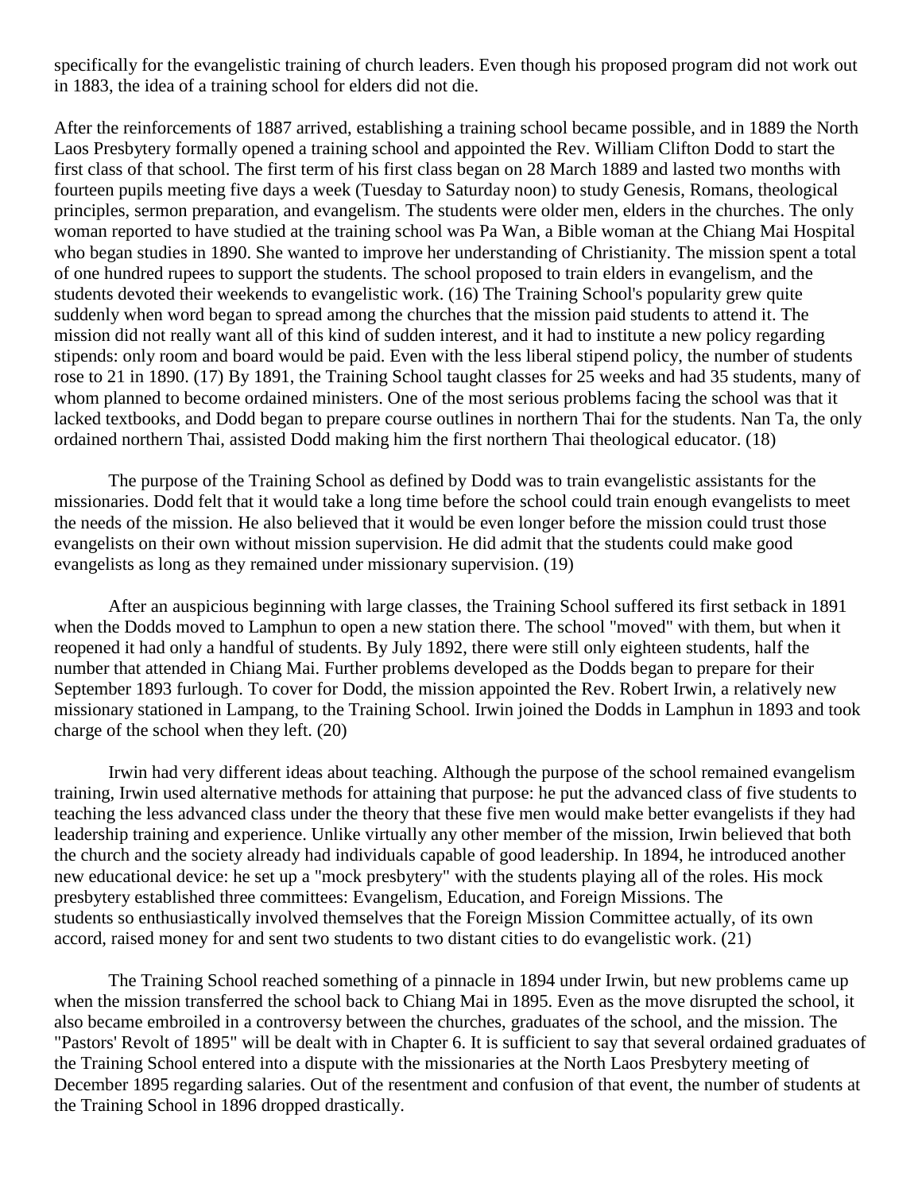specifically for the evangelistic training of church leaders. Even though his proposed program did not work out in 1883, the idea of a training school for elders did not die.

After the reinforcements of 1887 arrived, establishing a training school became possible, and in 1889 the North Laos Presbytery formally opened a training school and appointed the Rev. William Clifton Dodd to start the first class of that school. The first term of his first class began on 28 March 1889 and lasted two months with fourteen pupils meeting five days a week (Tuesday to Saturday noon) to study Genesis, Romans, theological principles, sermon preparation, and evangelism. The students were older men, elders in the churches. The only woman reported to have studied at the training school was Pa Wan, a Bible woman at the Chiang Mai Hospital who began studies in 1890. She wanted to improve her understanding of Christianity. The mission spent a total of one hundred rupees to support the students. The school proposed to train elders in evangelism, and the students devoted their weekends to evangelistic work. (16) The Training School's popularity grew quite suddenly when word began to spread among the churches that the mission paid students to attend it. The mission did not really want all of this kind of sudden interest, and it had to institute a new policy regarding stipends: only room and board would be paid. Even with the less liberal stipend policy, the number of students rose to 21 in 1890. (17) By 1891, the Training School taught classes for 25 weeks and had 35 students, many of whom planned to become ordained ministers. One of the most serious problems facing the school was that it lacked textbooks, and Dodd began to prepare course outlines in northern Thai for the students. Nan Ta, the only ordained northern Thai, assisted Dodd making him the first northern Thai theological educator. (18)

The purpose of the Training School as defined by Dodd was to train evangelistic assistants for the missionaries. Dodd felt that it would take a long time before the school could train enough evangelists to meet the needs of the mission. He also believed that it would be even longer before the mission could trust those evangelists on their own without mission supervision. He did admit that the students could make good evangelists as long as they remained under missionary supervision. (19)

After an auspicious beginning with large classes, the Training School suffered its first setback in 1891 when the Dodds moved to Lamphun to open a new station there. The school "moved" with them, but when it reopened it had only a handful of students. By July 1892, there were still only eighteen students, half the number that attended in Chiang Mai. Further problems developed as the Dodds began to prepare for their September 1893 furlough. To cover for Dodd, the mission appointed the Rev. Robert Irwin, a relatively new missionary stationed in Lampang, to the Training School. Irwin joined the Dodds in Lamphun in 1893 and took charge of the school when they left. (20)

Irwin had very different ideas about teaching. Although the purpose of the school remained evangelism training, Irwin used alternative methods for attaining that purpose: he put the advanced class of five students to teaching the less advanced class under the theory that these five men would make better evangelists if they had leadership training and experience. Unlike virtually any other member of the mission, Irwin believed that both the church and the society already had individuals capable of good leadership. In 1894, he introduced another new educational device: he set up a "mock presbytery" with the students playing all of the roles. His mock presbytery established three committees: Evangelism, Education, and Foreign Missions. The students so enthusiastically involved themselves that the Foreign Mission Committee actually, of its own accord, raised money for and sent two students to two distant cities to do evangelistic work. (21)

The Training School reached something of a pinnacle in 1894 under Irwin, but new problems came up when the mission transferred the school back to Chiang Mai in 1895. Even as the move disrupted the school, it also became embroiled in a controversy between the churches, graduates of the school, and the mission. The "Pastors' Revolt of 1895" will be dealt with in Chapter 6. It is sufficient to say that several ordained graduates of the Training School entered into a dispute with the missionaries at the North Laos Presbytery meeting of December 1895 regarding salaries. Out of the resentment and confusion of that event, the number of students at the Training School in 1896 dropped drastically.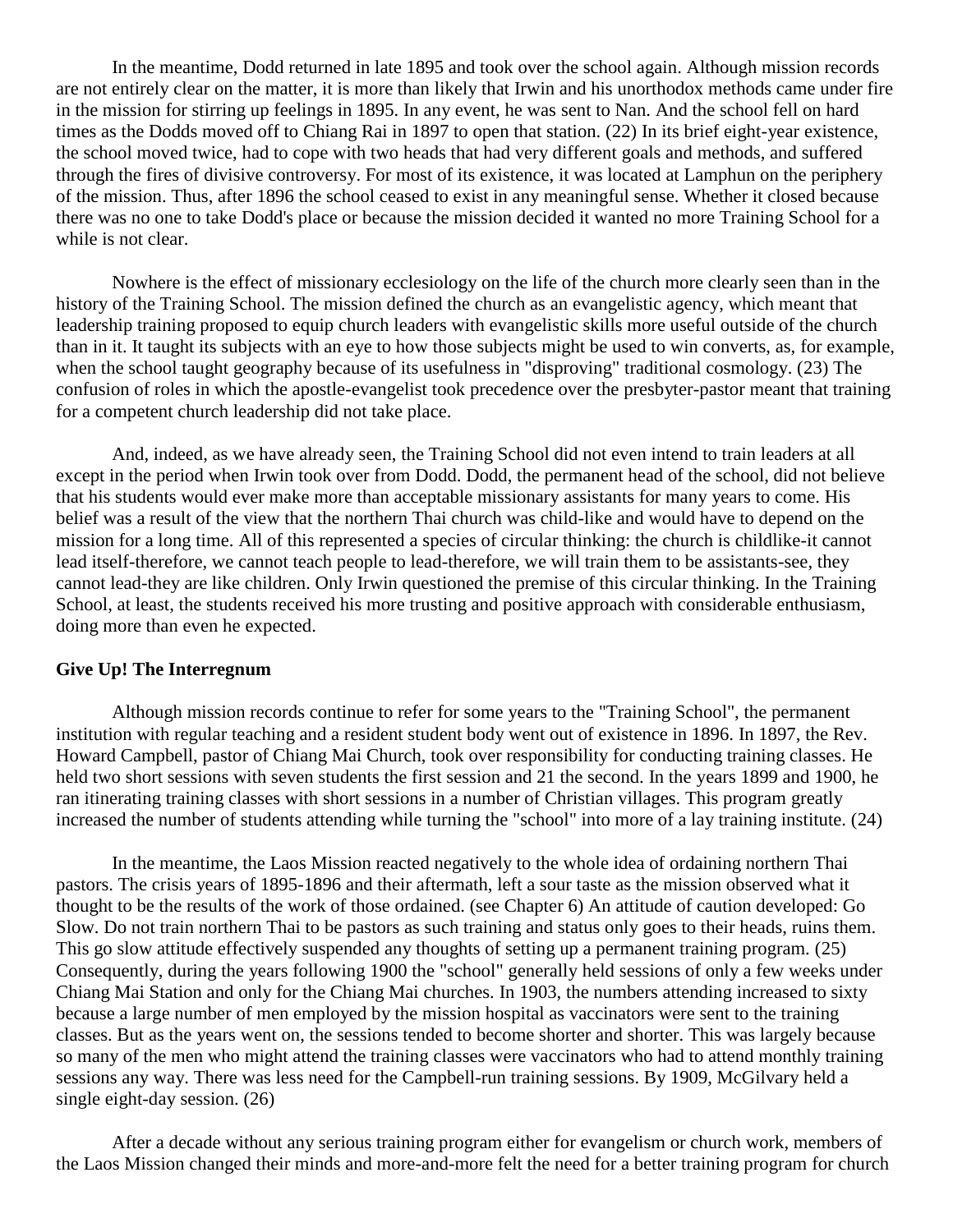In the meantime, Dodd returned in late 1895 and took over the school again. Although mission records are not entirely clear on the matter, it is more than likely that Irwin and his unorthodox methods came under fire in the mission for stirring up feelings in 1895. In any event, he was sent to Nan. And the school fell on hard times as the Dodds moved off to Chiang Rai in 1897 to open that station. (22) In its brief eight-year existence, the school moved twice, had to cope with two heads that had very different goals and methods, and suffered through the fires of divisive controversy. For most of its existence, it was located at Lamphun on the periphery of the mission. Thus, after 1896 the school ceased to exist in any meaningful sense. Whether it closed because there was no one to take Dodd's place or because the mission decided it wanted no more Training School for a while is not clear.

Nowhere is the effect of missionary ecclesiology on the life of the church more clearly seen than in the history of the Training School. The mission defined the church as an evangelistic agency, which meant that leadership training proposed to equip church leaders with evangelistic skills more useful outside of the church than in it. It taught its subjects with an eye to how those subjects might be used to win converts, as, for example, when the school taught geography because of its usefulness in "disproving" traditional cosmology. (23) The confusion of roles in which the apostle-evangelist took precedence over the presbyter-pastor meant that training for a competent church leadership did not take place.

And, indeed, as we have already seen, the Training School did not even intend to train leaders at all except in the period when Irwin took over from Dodd. Dodd, the permanent head of the school, did not believe that his students would ever make more than acceptable missionary assistants for many years to come. His belief was a result of the view that the northern Thai church was child-like and would have to depend on the mission for a long time. All of this represented a species of circular thinking: the church is childlike-it cannot lead itself-therefore, we cannot teach people to lead-therefore, we will train them to be assistants-see, they cannot lead-they are like children. Only Irwin questioned the premise of this circular thinking. In the Training School, at least, the students received his more trusting and positive approach with considerable enthusiasm, doing more than even he expected.

**Give Up! The Interregnum**

Although mission records continue to refer for some years to the "Training School", the permanent institution with regular teaching and a resident student body went out of existence in 1896. In 1897, the Rev. Howard Campbell, pastor of Chiang Mai Church, took over responsibility for conducting training classes. He held two short sessions with seven students the first session and 21 the second. In the years 1899 and 1900, he ran itinerating training classes with short sessions in a number of Christian villages. This program greatly increased the number of students attending while turning the "school" into more of a lay training institute. (24)

In the meantime, the Laos Mission reacted negatively to the whole idea of ordaining northern Thai pastors. The crisis years of 1895-1896 and their aftermath, left a sour taste as the mission observed what it thought to be the results of the work of those ordained. (see Chapter 6) An attitude of caution developed: Go Slow. Do not train northern Thai to be pastors as such training and status only goes to their heads, ruins them. This go slow attitude effectively suspended any thoughts of setting up a permanent training program. (25) Consequently, during the years following 1900 the "school" generally held sessions of only a few weeks under Chiang Mai Station and only for the Chiang Mai churches. In 1903, the numbers attending increased to sixty because a large number of men employed by the mission hospital as vaccinators were sent to the training classes. But as the years went on, the sessions tended to become shorter and shorter. This was largely because so many of the men who might attend the training classes were vaccinators who had to attend monthly training sessions any way. There was less need for the Campbell-run training sessions. By 1909, McGilvary held a single eight-day session. (26)

After a decade without any serious training program either for evangelism or church work, members of the Laos Mission changed their minds and more-and-more felt the need for a better training program for church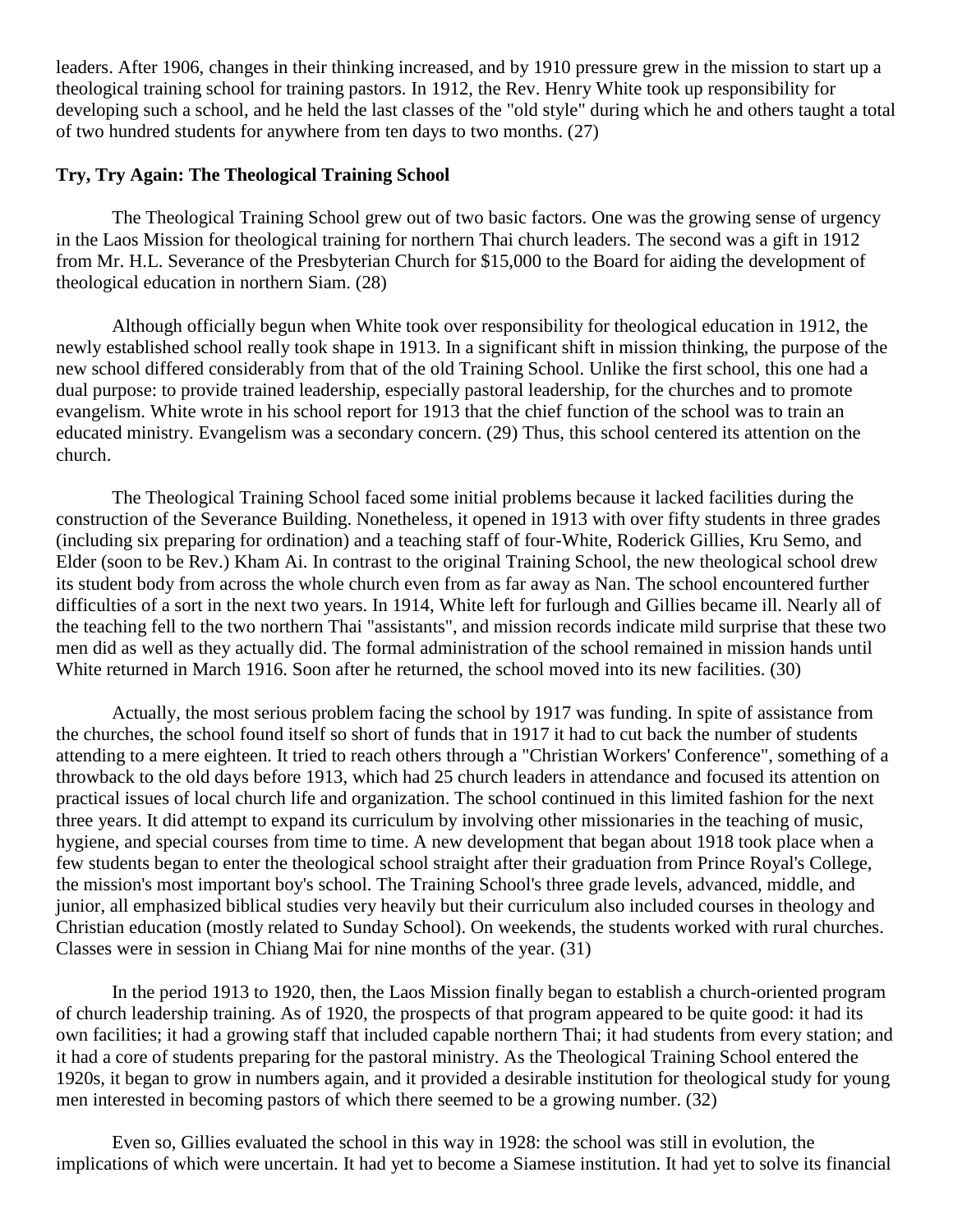leaders. After 1906, changes in their thinking increased, and by 1910 pressure grew in the mission to start up a theological training school for training pastors. In 1912, the Rev. Henry White took up responsibility for developing such a school, and he held the last classes of the "old style" during which he and others taught a total of two hundred students for anywhere from ten days to two months. (27)

### Try, Try Again: The Theological Training School

The Theological Training School grew out of two basic factors. One was the growing sense of urgency in the Laos Mission for theological training for northern Thai church leaders. The second was a gift in 1912 from Mr. H.L. Severance of the Presbyterian Church for $15,000 to the Board for aiding the development of theological education in northern Siam. (28)

Although officially begun when White took over responsibility for theological education in 1912, the newly established school really took shape in 1913. In a significant shift in mission thinking, the purpose of the new school differed considerably from that of the old Training School. Unlike the first school, this one had a dual purpose: to provide trained leadership, especially pastoral leadership, for the churches and to promote evangelism. White wrote in his school report for 1913 that the chief function of the school was to train an educated ministry. Evangelism was a secondary concern. (29) Thus, this school centered its attention on the church.

The Theological Training School faced some initial problems because it lacked facilities during the construction of the Severance Building. Nonetheless, it opened in 1913 with over fifty students in three grades (including six preparing for ordination) and a teaching staff of four-White, Roderick Gillies, Kru Semo, and Elder (soon to be Rev.) Kham Ai. In contrast to the original Training School, the new theological school drew its student body from across the whole church even from as far away as Nan. The school encountered further difficulties of a sort in the next two years. In 1914, White left for furlough and Gillies became ill. Nearly all of the teaching fell to the two northern Thai "assistants", and mission records indicate mild surprise that these two men did as well as they actually did. The formal administration of the school remained in mission hands until White returned in March 1916. Soon after he returned, the school moved into its new facilities. (30)

Actually, the most serious problem facing the school by 1917 was funding. In spite of assistance from the churches, the school found itself so short of funds that in 1917 it had to cut back the number of students attending to a mere eighteen. It tried to reach others through a "Christian Workers' Conference", something of a throwback to the old days before 1913, which had 25 church leaders in attendance and focused its attention on practical issues of local church life and organization. The school continued in this limited fashion for the next three years. It did attempt to expand its curriculum by involving other missionaries in the teaching of music, hygiene, and special courses from time to time. A new development that began about 1918 took place when a few students began to enter the theological school straight after their graduation from Prince Royal's College, the mission's most important boy's school. The Training School's three grade levels, advanced, middle, and junior, all emphasized biblical studies very heavily but their curriculum also included courses in theology and Christian education (mostly related to Sunday School). On weekends, the students worked with rural churches. Classes were in session in Chiang Mai for nine months of the year. (31)

In the period 1913 to 1920, then, the Laos Mission finally began to establish a church-oriented program of church leadership training. As of 1920, the prospects of that program appeared to be quite good: it had its own facilities; it had a growing staff that included capable northern Thai; it had students from every station; and it had a core of students preparing for the pastoral ministry. As the Theological Training School entered the 1920s, it began to grow in numbers again, and it provided a desirable institution for theological study for young men interested in becoming pastors of which there seemed to be a growing number. (32)

Even so, Gillies evaluated the school in this way in 1928: the school was still in evolution, the implications of which were uncertain. It had yet to become a Siamese institution. It had yet to solve its financial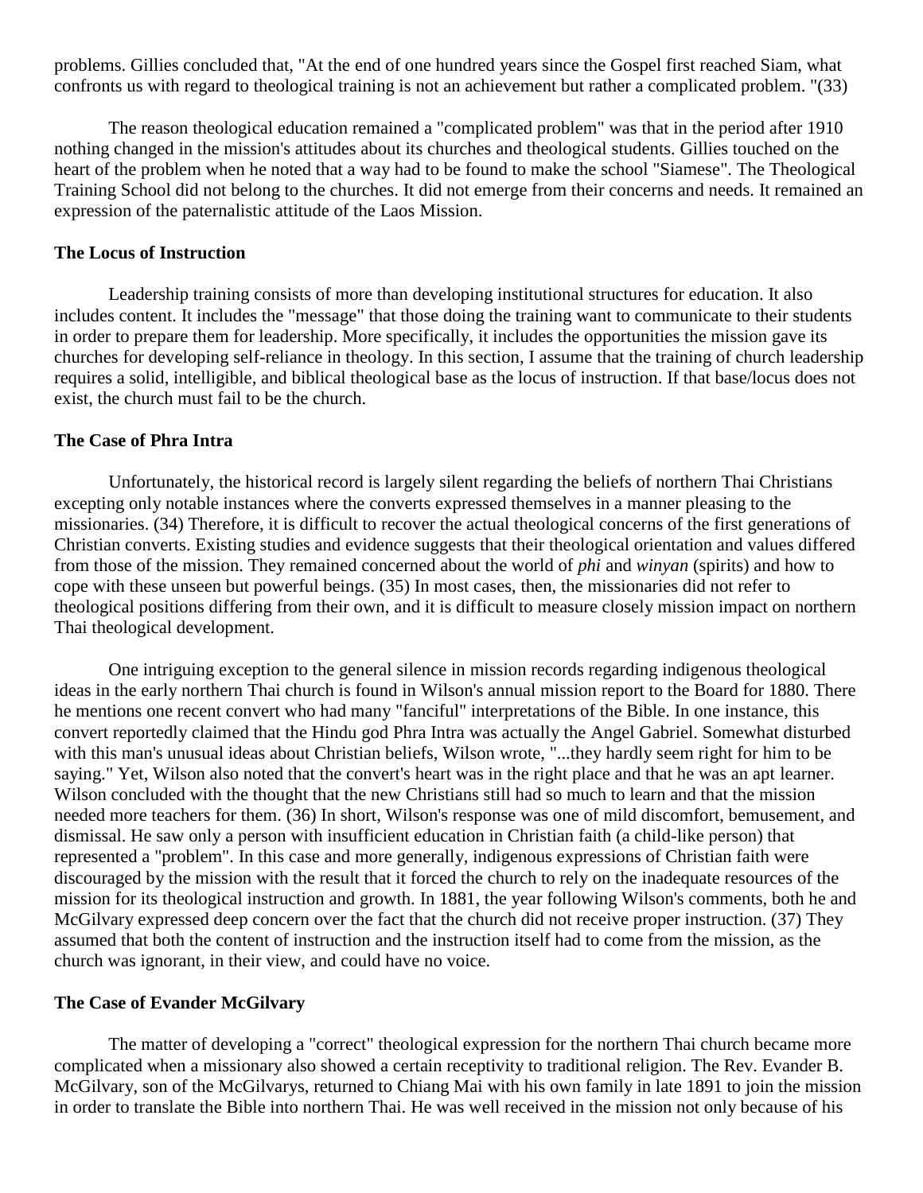problems. Gillies concluded that, "At the end of one hundred years since the Gospel first reached Siam, what confronts us with regard to theological training is not an achievement but rather a complicated problem. "(33)

The reason theological education remained a "complicated problem" was that in the period after 1910 nothing changed in the mission's attitudes about its churches and theological students. Gillies touched on the heart of the problem when he noted that a way had to be found to make the school "Siamese". The Theological Training School did not belong to the churches. It did not emerge from their concerns and needs. It remained an expression of the paternalistic attitude of the Laos Mission.

**The Locus of Instruction**

Leadership training consists of more than developing institutional structures for education. It also includes content. It includes the "message" that those doing the training want to communicate to their students in order to prepare them for leadership. More specifically, it includes the opportunities the mission gave its churches for developing self-reliance in theology. In this section, I assume that the training of church leadership requires a solid, intelligible, and biblical theological base as the locus of instruction. If that base/locus does not exist, the church must fail to be the church.

**The Case of Phra Intra**

Unfortunately, the historical record is largely silent regarding the beliefs of northern Thai Christians excepting only notable instances where the converts expressed themselves in a manner pleasing to the missionaries. (34) Therefore, it is difficult to recover the actual theological concerns of the first generations of Christian converts. Existing studies and evidence suggests that their theological orientation and values differed from those of the mission. They remained concerned about the world of *phi* and *winyan* (spirits) and how to cope with these unseen but powerful beings. (35) In most cases, then, the missionaries did not refer to theological positions differing from their own, and it is difficult to measure closely mission impact on northern Thai theological development.

One intriguing exception to the general silence in mission records regarding indigenous theological ideas in the early northern Thai church is found in Wilson's annual mission report to the Board for 1880. There he mentions one recent convert who had many "fanciful" interpretations of the Bible. In one instance, this convert reportedly claimed that the Hindu god Phra Intra was actually the Angel Gabriel. Somewhat disturbed with this man's unusual ideas about Christian beliefs, Wilson wrote, "...they hardly seem right for him to be saying." Yet, Wilson also noted that the convert's heart was in the right place and that he was an apt learner. Wilson concluded with the thought that the new Christians still had so much to learn and that the mission needed more teachers for them. (36) In short, Wilson's response was one of mild discomfort, bemusement, and dismissal. He saw only a person with insufficient education in Christian faith (a child-like person) that represented a "problem". In this case and more generally, indigenous expressions of Christian faith were discouraged by the mission with the result that it forced the church to rely on the inadequate resources of the mission for its theological instruction and growth. In 1881, the year following Wilson's comments, both he and McGilvary expressed deep concern over the fact that the church did not receive proper instruction. (37) They assumed that both the content of instruction and the instruction itself had to come from the mission, as the church was ignorant, in their view, and could have no voice.

**The Case of Evander McGilvary**

The matter of developing a "correct" theological expression for the northern Thai church became more complicated when a missionary also showed a certain receptivity to traditional religion. The Rev. Evander B. McGilvary, son of the McGilvarys, returned to Chiang Mai with his own family in late 1891 to join the mission in order to translate the Bible into northern Thai. He was well received in the mission not only because of his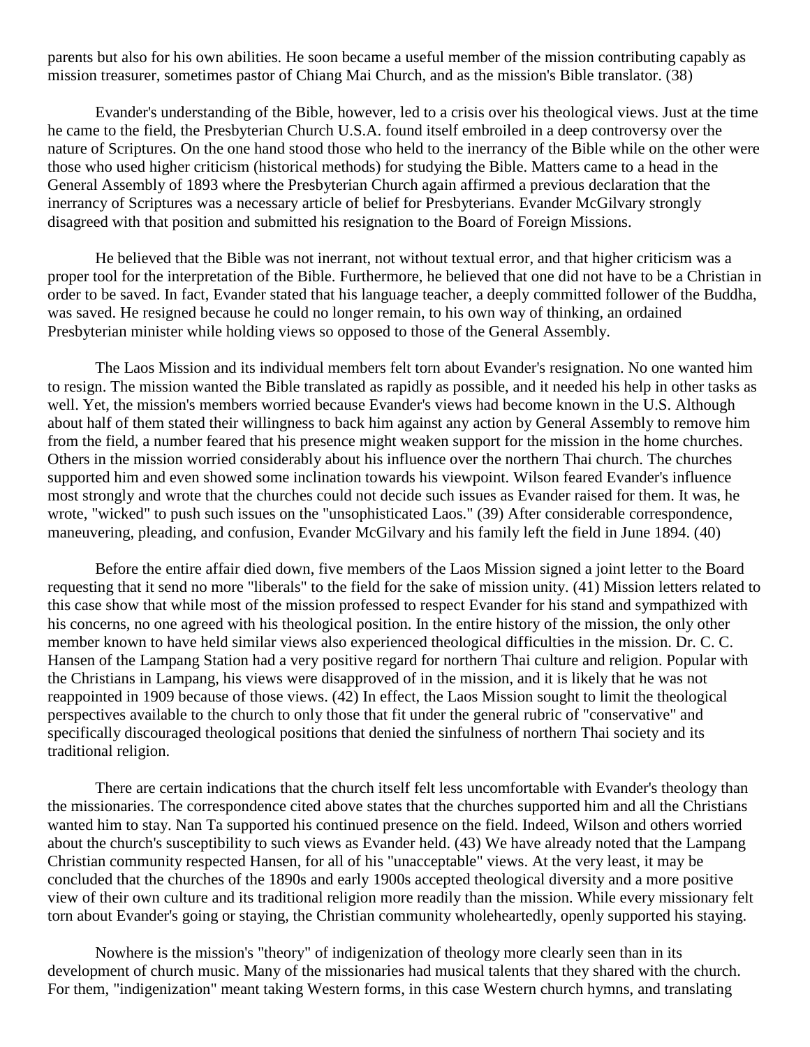parents but also for his own abilities. He soon became a useful member of the mission contributing capably as mission treasurer, sometimes pastor of Chiang Mai Church, and as the mission's Bible translator. (38)

Evander's understanding of the Bible, however, led to a crisis over his theological views. Just at the time he came to the field, the Presbyterian Church U.S.A. found itself embroiled in a deep controversy over the nature of Scriptures. On the one hand stood those who held to the inerrancy of the Bible while on the other were those who used higher criticism (historical methods) for studying the Bible. Matters came to a head in the General Assembly of 1893 where the Presbyterian Church again affirmed a previous declaration that the inerrancy of Scriptures was a necessary article of belief for Presbyterians. Evander McGilvary strongly disagreed with that position and submitted his resignation to the Board of Foreign Missions.

He believed that the Bible was not inerrant, not without textual error, and that higher criticism was a proper tool for the interpretation of the Bible. Furthermore, he believed that one did not have to be a Christian in order to be saved. In fact, Evander stated that his language teacher, a deeply committed follower of the Buddha, was saved. He resigned because he could no longer remain, to his own way of thinking, an ordained Presbyterian minister while holding views so opposed to those of the General Assembly.

The Laos Mission and its individual members felt torn about Evander's resignation. No one wanted him to resign. The mission wanted the Bible translated as rapidly as possible, and it needed his help in other tasks as well. Yet, the mission's members worried because Evander's views had become known in the U.S. Although about half of them stated their willingness to back him against any action by General Assembly to remove him from the field, a number feared that his presence might weaken support for the mission in the home churches. Others in the mission worried considerably about his influence over the northern Thai church. The churches supported him and even showed some inclination towards his viewpoint. Wilson feared Evander's influence most strongly and wrote that the churches could not decide such issues as Evander raised for them. It was, he wrote, "wicked" to push such issues on the "unsophisticated Laos." (39) After considerable correspondence, maneuvering, pleading, and confusion, Evander McGilvary and his family left the field in June 1894. (40)

Before the entire affair died down, five members of the Laos Mission signed a joint letter to the Board requesting that it send no more "liberals" to the field for the sake of mission unity. (41) Mission letters related to this case show that while most of the mission professed to respect Evander for his stand and sympathized with his concerns, no one agreed with his theological position. In the entire history of the mission, the only other member known to have held similar views also experienced theological difficulties in the mission. Dr. C. C. Hansen of the Lampang Station had a very positive regard for northern Thai culture and religion. Popular with the Christians in Lampang, his views were disapproved of in the mission, and it is likely that he was not reappointed in 1909 because of those views. (42) In effect, the Laos Mission sought to limit the theological perspectives available to the church to only those that fit under the general rubric of "conservative" and specifically discouraged theological positions that denied the sinfulness of northern Thai society and its traditional religion.

There are certain indications that the church itself felt less uncomfortable with Evander's theology than the missionaries. The correspondence cited above states that the churches supported him and all the Christians wanted him to stay. Nan Ta supported his continued presence on the field. Indeed, Wilson and others worried about the church's susceptibility to such views as Evander held. (43) We have already noted that the Lampang Christian community respected Hansen, for all of his "unacceptable" views. At the very least, it may be concluded that the churches of the 1890s and early 1900s accepted theological diversity and a more positive view of their own culture and its traditional religion more readily than the mission. While every missionary felt torn about Evander's going or staying, the Christian community wholeheartedly, openly supported his staying.

Nowhere is the mission's "theory" of indigenization of theology more clearly seen than in its development of church music. Many of the missionaries had musical talents that they shared with the church. For them, "indigenization" meant taking Western forms, in this case Western church hymns, and translating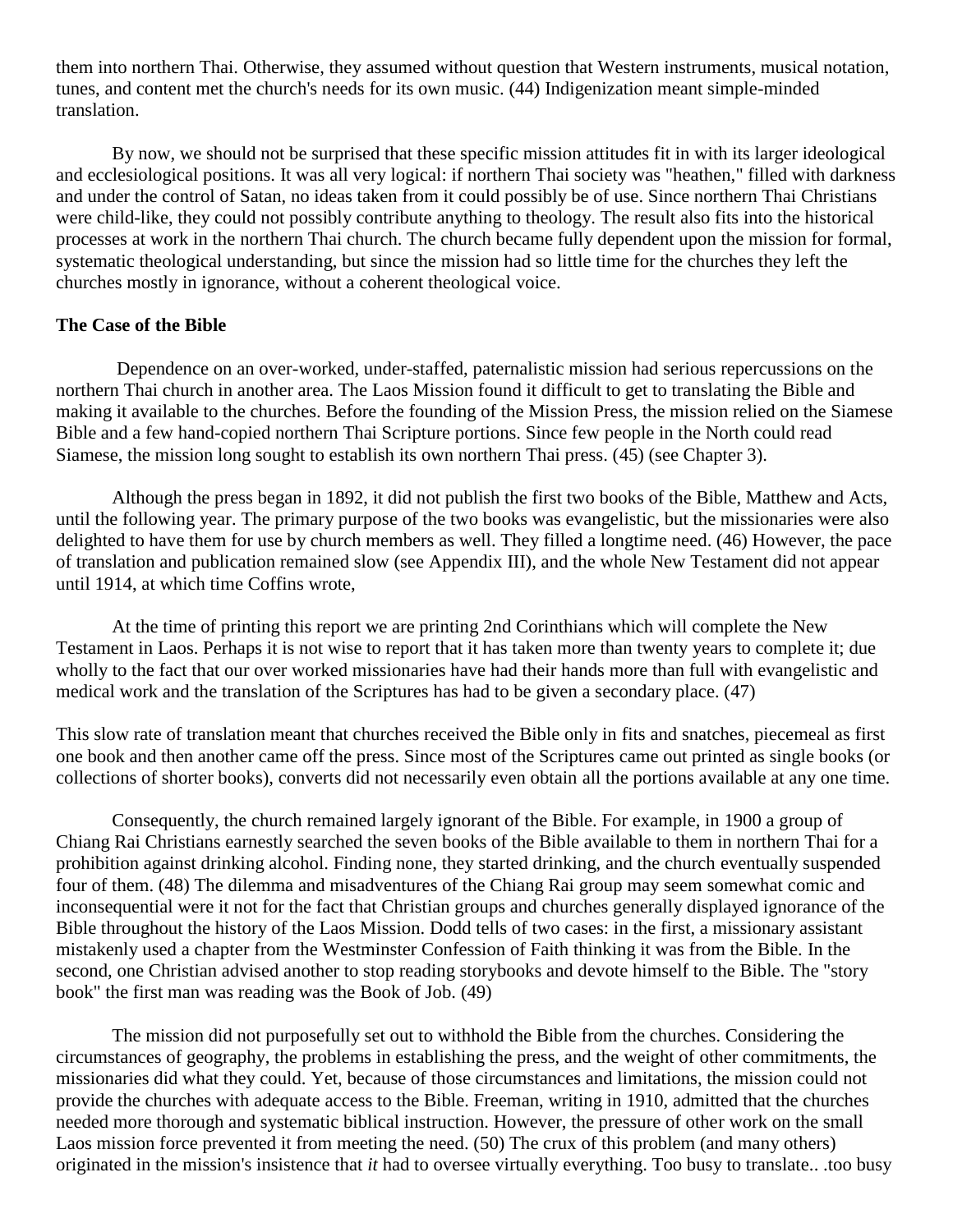them into northern Thai. Otherwise, they assumed without question that Western instruments, musical notation, tunes, and content met the church's needs for its own music. (44) Indigenization meant simple-minded translation.

By now, we should not be surprised that these specific mission attitudes fit in with its larger ideological and ecclesiological positions. It was all very logical: if northern Thai society was "heathen," filled with darkness and under the control of Satan, no ideas taken from it could possibly be of use. Since northern Thai Christians were child-like, they could not possibly contribute anything to theology. The result also fits into the historical processes at work in the northern Thai church. The church became fully dependent upon the mission for formal, systematic theological understanding, but since the mission had so little time for the churches they left the churches mostly in ignorance, without a coherent theological voice.

**The Case of the Bible**

Dependence on an over-worked, under-staffed, paternalistic mission had serious repercussions on the northern Thai church in another area. The Laos Mission found it difficult to get to translating the Bible and making it available to the churches. Before the founding of the Mission Press, the mission relied on the Siamese Bible and a few hand-copied northern Thai Scripture portions. Since few people in the North could read Siamese, the mission long sought to establish its own northern Thai press. (45) (see Chapter 3).

Although the press began in 1892, it did not publish the first two books of the Bible, Matthew and Acts, until the following year. The primary purpose of the two books was evangelistic, but the missionaries were also delighted to have them for use by church members as well. They filled a longtime need. (46) However, the pace of translation and publication remained slow (see Appendix III), and the whole New Testament did not appear until 1914, at which time Coffins wrote,

> At the time of printing this report we are printing 2nd Corinthians which will complete the New Testament in Laos. Perhaps it is not wise to report that it has taken more than twenty years to complete it; due wholly to the fact that our over worked missionaries have had their hands more than full with evangelistic and medical work and the translation of the Scriptures has had to be given a secondary place. (47)

This slow rate of translation meant that churches received the Bible only in fits and snatches, piecemeal as first one book and then another came off the press. Since most of the Scriptures came out printed as single books (or collections of shorter books), converts did not necessarily even obtain all the portions available at any one time.

Consequently, the church remained largely ignorant of the Bible. For example, in 1900 a group of Chiang Rai Christians earnestly searched the seven books of the Bible available to them in northern Thai for a prohibition against drinking alcohol. Finding none, they started drinking, and the church eventually suspended four of them. (48) The dilemma and misadventures of the Chiang Rai group may seem somewhat comic and inconsequential were it not for the fact that Christian groups and churches generally displayed ignorance of the Bible throughout the history of the Laos Mission. Dodd tells of two cases: in the first, a missionary assistant mistakenly used a chapter from the Westminster Confession of Faith thinking it was from the Bible. In the second, one Christian advised another to stop reading storybooks and devote himself to the Bible. The "story book" the first man was reading was the Book of Job. (49)

The mission did not purposefully set out to withhold the Bible from the churches. Considering the circumstances of geography, the problems in establishing the press, and the weight of other commitments, the missionaries did what they could. Yet, because of those circumstances and limitations, the mission could not provide the churches with adequate access to the Bible. Freeman, writing in 1910, admitted that the churches needed more thorough and systematic biblical instruction. However, the pressure of other work on the small Laos mission force prevented it from meeting the need. (50) The crux of this problem (and many others) originated in the mission's insistence that *it* had to oversee virtually everything. Too busy to translate.. .too busy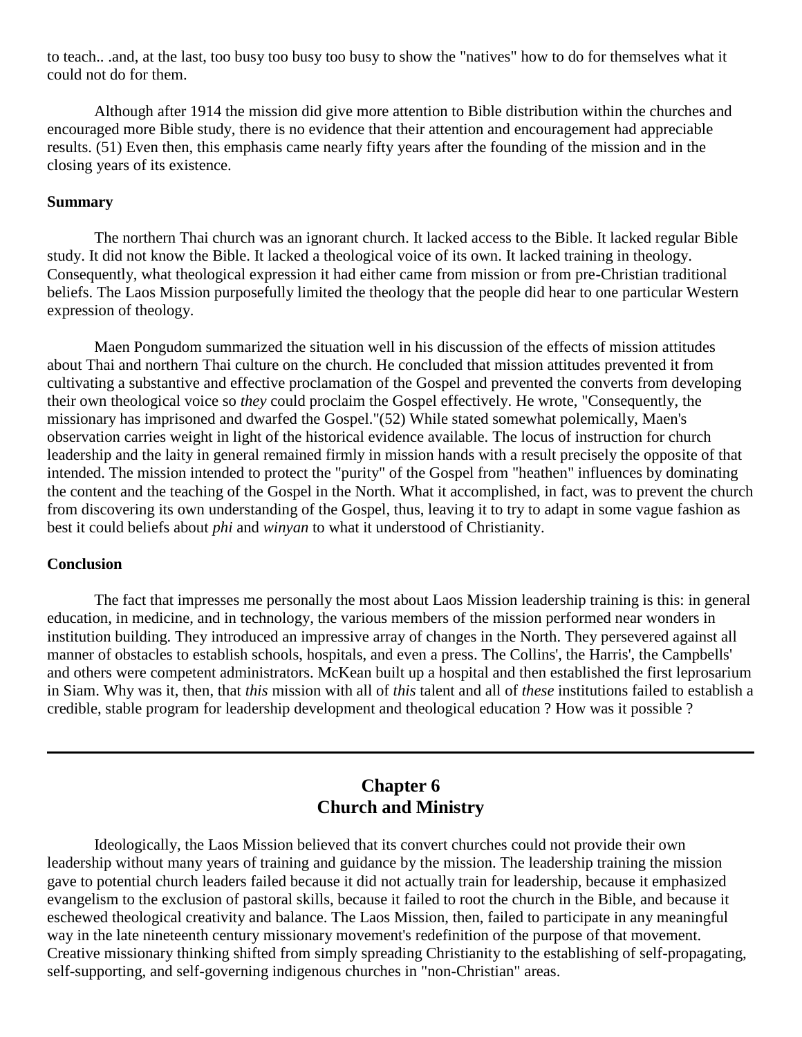to teach.. .and, at the last, too busy too busy too busy to show the "natives" how to do for themselves what it could not do for them.

Although after 1914 the mission did give more attention to Bible distribution within the churches and encouraged more Bible study, there is no evidence that their attention and encouragement had appreciable results. (51) Even then, this emphasis came nearly fifty years after the founding of the mission and in the closing years of its existence.

**Summary**

The northern Thai church was an ignorant church. It lacked access to the Bible. It lacked regular Bible study. It did not know the Bible. It lacked a theological voice of its own. It lacked training in theology. Consequently, what theological expression it had either came from mission or from pre-Christian traditional beliefs. The Laos Mission purposefully limited the theology that the people did hear to one particular Western expression of theology.

Maen Pongudom summarized the situation well in his discussion of the effects of mission attitudes about Thai and northern Thai culture on the church. He concluded that mission attitudes prevented it from cultivating a substantive and effective proclamation of the Gospel and prevented the converts from developing their own theological voice so *they* could proclaim the Gospel effectively. He wrote, "Consequently, the missionary has imprisoned and dwarfed the Gospel."(52) While stated somewhat polemically, Maen's observation carries weight in light of the historical evidence available. The locus of instruction for church leadership and the laity in general remained firmly in mission hands with a result precisely the opposite of that intended. The mission intended to protect the "purity" of the Gospel from "heathen" influences by dominating the content and the teaching of the Gospel in the North. What it accomplished, in fact, was to prevent the church from discovering its own understanding of the Gospel, thus, leaving it to try to adapt in some vague fashion as best it could beliefs about *phi* and *winyan* to what it understood of Christianity.

**Conclusion**

The fact that impresses me personally the most about Laos Mission leadership training is this: in general education, in medicine, and in technology, the various members of the mission performed near wonders in institution building. They introduced an impressive array of changes in the North. They persevered against all manner of obstacles to establish schools, hospitals, and even a press. The Collins', the Harris', the Campbells' and others were competent administrators. McKean built up a hospital and then established the first leprosarium in Siam. Why was it, then, that *this* mission with all of *this* talent and all of *these* institutions failed to establish a credible, stable program for leadership development and theological education ? How was it possible ?

---

## Chapter 6
## Church and Ministry

Ideologically, the Laos Mission believed that its convert churches could not provide their own leadership without many years of training and guidance by the mission. The leadership training the mission gave to potential church leaders failed because it did not actually train for leadership, because it emphasized evangelism to the exclusion of pastoral skills, because it failed to root the church in the Bible, and because it eschewed theological creativity and balance. The Laos Mission, then, failed to participate in any meaningful way in the late nineteenth century missionary movement's redefinition of the purpose of that movement. Creative missionary thinking shifted from simply spreading Christianity to the establishing of self-propagating, self-supporting, and self-governing indigenous churches in "non-Christian" areas.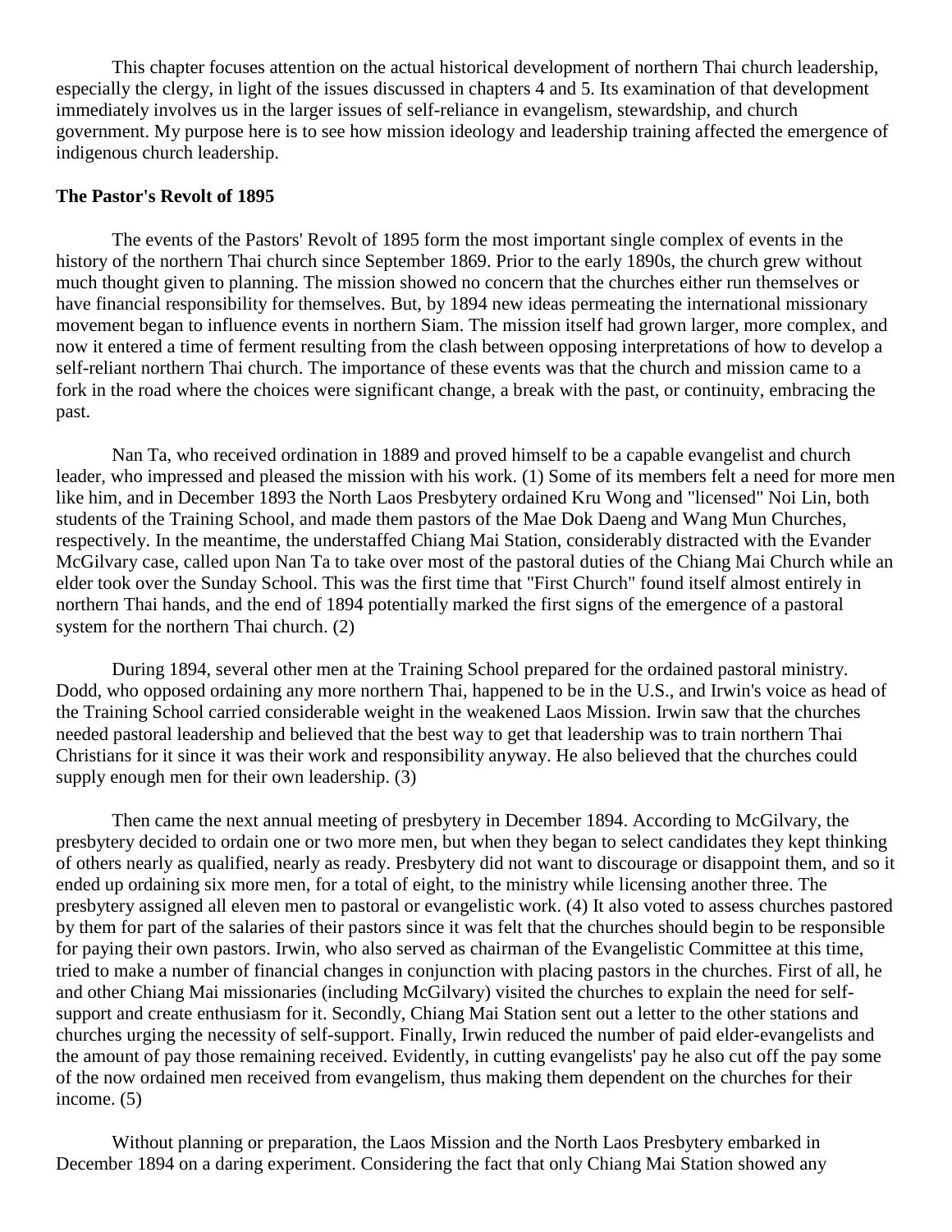This chapter focuses attention on the actual historical development of northern Thai church leadership, especially the clergy, in light of the issues discussed in chapters 4 and 5. Its examination of that development immediately involves us in the larger issues of self-reliance in evangelism, stewardship, and church government. My purpose here is to see how mission ideology and leadership training affected the emergence of indigenous church leadership.

**The Pastor's Revolt of 1895**

The events of the Pastors' Revolt of 1895 form the most important single complex of events in the history of the northern Thai church since September 1869. Prior to the early 1890s, the church grew without much thought given to planning. The mission showed no concern that the churches either run themselves or have financial responsibility for themselves. But, by 1894 new ideas permeating the international missionary movement began to influence events in northern Siam. The mission itself had grown larger, more complex, and now it entered a time of ferment resulting from the clash between opposing interpretations of how to develop a self-reliant northern Thai church. The importance of these events was that the church and mission came to a fork in the road where the choices were significant change, a break with the past, or continuity, embracing the past.

Nan Ta, who received ordination in 1889 and proved himself to be a capable evangelist and church leader, who impressed and pleased the mission with his work. (1) Some of its members felt a need for more men like him, and in December 1893 the North Laos Presbytery ordained Kru Wong and "licensed" Noi Lin, both students of the Training School, and made them pastors of the Mae Dok Daeng and Wang Mun Churches, respectively. In the meantime, the understaffed Chiang Mai Station, considerably distracted with the Evander McGilvary case, called upon Nan Ta to take over most of the pastoral duties of the Chiang Mai Church while an elder took over the Sunday School. This was the first time that "First Church" found itself almost entirely in northern Thai hands, and the end of 1894 potentially marked the first signs of the emergence of a pastoral system for the northern Thai church. (2)

During 1894, several other men at the Training School prepared for the ordained pastoral ministry. Dodd, who opposed ordaining any more northern Thai, happened to be in the U.S., and Irwin's voice as head of the Training School carried considerable weight in the weakened Laos Mission. Irwin saw that the churches needed pastoral leadership and believed that the best way to get that leadership was to train northern Thai Christians for it since it was their work and responsibility anyway. He also believed that the churches could supply enough men for their own leadership. (3)

Then came the next annual meeting of presbytery in December 1894. According to McGilvary, the presbytery decided to ordain one or two more men, but when they began to select candidates they kept thinking of others nearly as qualified, nearly as ready. Presbytery did not want to discourage or disappoint them, and so it ended up ordaining six more men, for a total of eight, to the ministry while licensing another three. The presbytery assigned all eleven men to pastoral or evangelistic work. (4) It also voted to assess churches pastored by them for part of the salaries of their pastors since it was felt that the churches should begin to be responsible for paying their own pastors. Irwin, who also served as chairman of the Evangelistic Committee at this time, tried to make a number of financial changes in conjunction with placing pastors in the churches. First of all, he and other Chiang Mai missionaries (including McGilvary) visited the churches to explain the need for self-support and create enthusiasm for it. Secondly, Chiang Mai Station sent out a letter to the other stations and churches urging the necessity of self-support. Finally, Irwin reduced the number of paid elder-evangelists and the amount of pay those remaining received. Evidently, in cutting evangelists' pay he also cut off the pay some of the now ordained men received from evangelism, thus making them dependent on the churches for their income. (5)

Without planning or preparation, the Laos Mission and the North Laos Presbytery embarked in December 1894 on a daring experiment. Considering the fact that only Chiang Mai Station showed any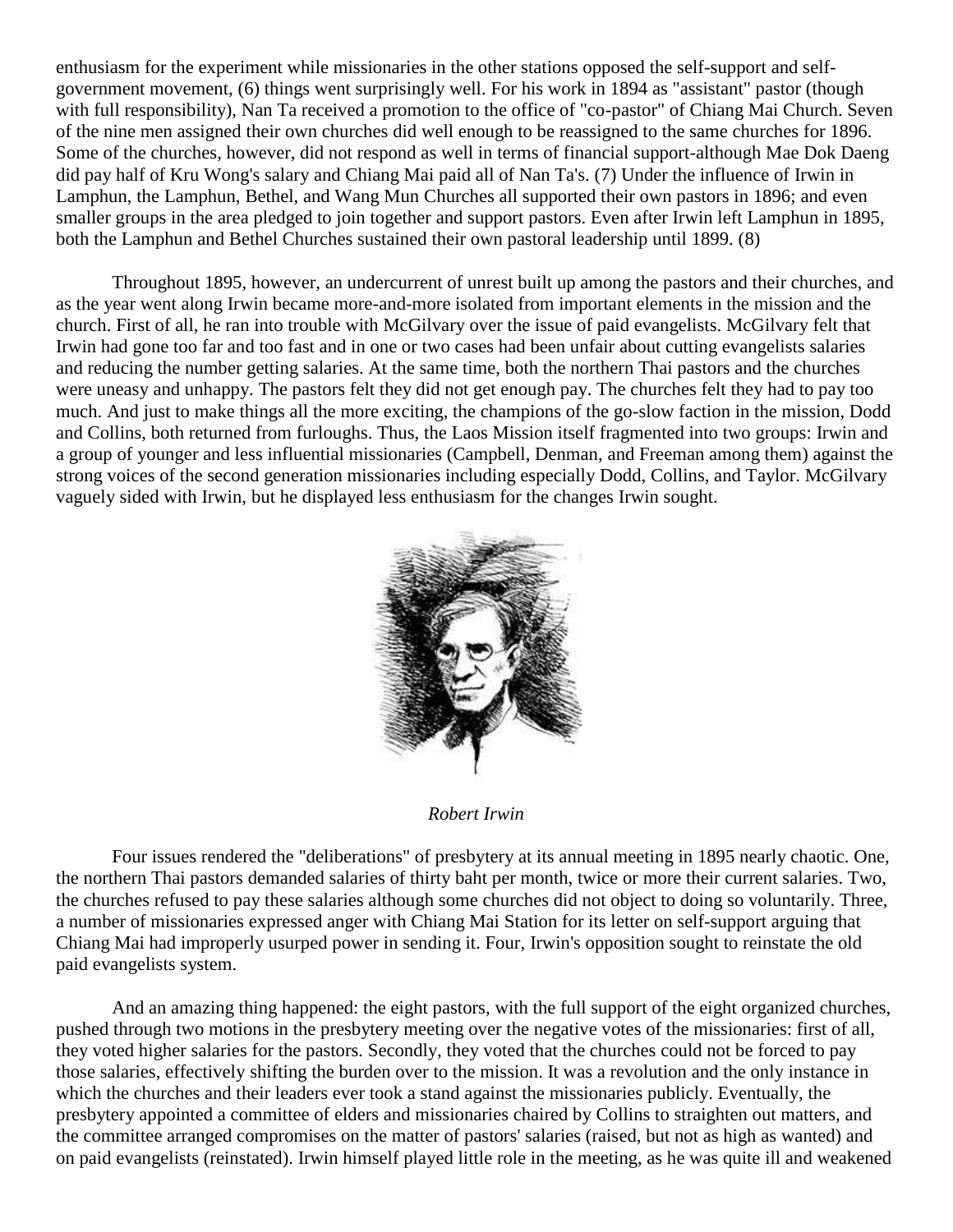enthusiasm for the experiment while missionaries in the other stations opposed the self-support and self-government movement, (6) things went surprisingly well. For his work in 1894 as "assistant" pastor (though with full responsibility), Nan Ta received a promotion to the office of "co-pastor" of Chiang Mai Church. Seven of the nine men assigned their own churches did well enough to be reassigned to the same churches for 1896. Some of the churches, however, did not respond as well in terms of financial support-although Mae Dok Daeng did pay half of Kru Wong's salary and Chiang Mai paid all of Nan Ta's. (7) Under the influence of Irwin in Lamphun, the Lamphun, Bethel, and Wang Mun Churches all supported their own pastors in 1896; and even smaller groups in the area pledged to join together and support pastors. Even after Irwin left Lamphun in 1895, both the Lamphun and Bethel Churches sustained their own pastoral leadership until 1899. (8)

Throughout 1895, however, an undercurrent of unrest built up among the pastors and their churches, and as the year went along Irwin became more-and-more isolated from important elements in the mission and the church. First of all, he ran into trouble with McGilvary over the issue of paid evangelists. McGilvary felt that Irwin had gone too far and too fast and in one or two cases had been unfair about cutting evangelists salaries and reducing the number getting salaries. At the same time, both the northern Thai pastors and the churches were uneasy and unhappy. The pastors felt they did not get enough pay. The churches felt they had to pay too much. And just to make things all the more exciting, the champions of the go-slow faction in the mission, Dodd and Collins, both returned from furloughs. Thus, the Laos Mission itself fragmented into two groups: Irwin and a group of younger and less influential missionaries (Campbell, Denman, and Freeman among them) against the strong voices of the second generation missionaries including especially Dodd, Collins, and Taylor. McGilvary vaguely sided with Irwin, but he displayed less enthusiasm for the changes Irwin sought.

*Robert Irwin*

Four issues rendered the "deliberations" of presbytery at its annual meeting in 1895 nearly chaotic. One, the northern Thai pastors demanded salaries of thirty baht per month, twice or more their current salaries. Two, the churches refused to pay these salaries although some churches did not object to doing so voluntarily. Three, a number of missionaries expressed anger with Chiang Mai Station for its letter on self-support arguing that Chiang Mai had improperly usurped power in sending it. Four, Irwin's opposition sought to reinstate the old paid evangelists system.

And an amazing thing happened: the eight pastors, with the full support of the eight organized churches, pushed through two motions in the presbytery meeting over the negative votes of the missionaries: first of all, they voted higher salaries for the pastors. Secondly, they voted that the churches could not be forced to pay those salaries, effectively shifting the burden over to the mission. It was a revolution and the only instance in which the churches and their leaders ever took a stand against the missionaries publicly. Eventually, the presbytery appointed a committee of elders and missionaries chaired by Collins to straighten out matters, and the committee arranged compromises on the matter of pastors' salaries (raised, but not as high as wanted) and on paid evangelists (reinstated). Irwin himself played little role in the meeting, as he was quite ill and weakened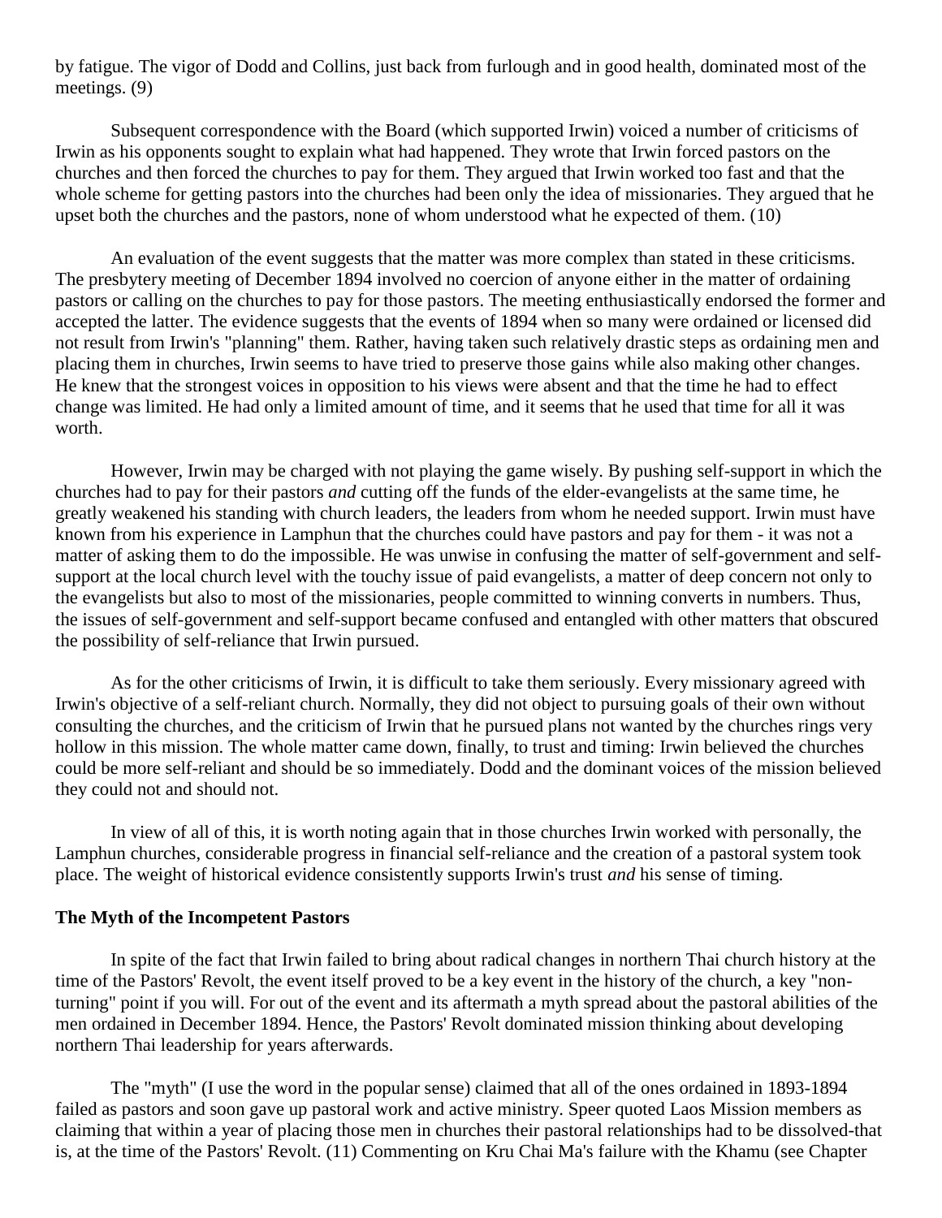by fatigue. The vigor of Dodd and Collins, just back from furlough and in good health, dominated most of the meetings. (9)

Subsequent correspondence with the Board (which supported Irwin) voiced a number of criticisms of Irwin as his opponents sought to explain what had happened. They wrote that Irwin forced pastors on the churches and then forced the churches to pay for them. They argued that Irwin worked too fast and that the whole scheme for getting pastors into the churches had been only the idea of missionaries. They argued that he upset both the churches and the pastors, none of whom understood what he expected of them. (10)

An evaluation of the event suggests that the matter was more complex than stated in these criticisms. The presbytery meeting of December 1894 involved no coercion of anyone either in the matter of ordaining pastors or calling on the churches to pay for those pastors. The meeting enthusiastically endorsed the former and accepted the latter. The evidence suggests that the events of 1894 when so many were ordained or licensed did not result from Irwin's "planning" them. Rather, having taken such relatively drastic steps as ordaining men and placing them in churches, Irwin seems to have tried to preserve those gains while also making other changes. He knew that the strongest voices in opposition to his views were absent and that the time he had to effect change was limited. He had only a limited amount of time, and it seems that he used that time for all it was worth.

However, Irwin may be charged with not playing the game wisely. By pushing self-support in which the churches had to pay for their pastors *and* cutting off the funds of the elder-evangelists at the same time, he greatly weakened his standing with church leaders, the leaders from whom he needed support. Irwin must have known from his experience in Lamphun that the churches could have pastors and pay for them - it was not a matter of asking them to do the impossible. He was unwise in confusing the matter of self-government and self-support at the local church level with the touchy issue of paid evangelists, a matter of deep concern not only to the evangelists but also to most of the missionaries, people committed to winning converts in numbers. Thus, the issues of self-government and self-support became confused and entangled with other matters that obscured the possibility of self-reliance that Irwin pursued.

As for the other criticisms of Irwin, it is difficult to take them seriously. Every missionary agreed with Irwin's objective of a self-reliant church. Normally, they did not object to pursuing goals of their own without consulting the churches, and the criticism of Irwin that he pursued plans not wanted by the churches rings very hollow in this mission. The whole matter came down, finally, to trust and timing: Irwin believed the churches could be more self-reliant and should be so immediately. Dodd and the dominant voices of the mission believed they could not and should not.

In view of all of this, it is worth noting again that in those churches Irwin worked with personally, the Lamphun churches, considerable progress in financial self-reliance and the creation of a pastoral system took place. The weight of historical evidence consistently supports Irwin's trust *and* his sense of timing.

### The Myth of the Incompetent Pastors

In spite of the fact that Irwin failed to bring about radical changes in northern Thai church history at the time of the Pastors' Revolt, the event itself proved to be a key event in the history of the church, a key "non-turning" point if you will. For out of the event and its aftermath a myth spread about the pastoral abilities of the men ordained in December 1894. Hence, the Pastors' Revolt dominated mission thinking about developing northern Thai leadership for years afterwards.

The "myth" (I use the word in the popular sense) claimed that all of the ones ordained in 1893-1894 failed as pastors and soon gave up pastoral work and active ministry. Speer quoted Laos Mission members as claiming that within a year of placing those men in churches their pastoral relationships had to be dissolved-that is, at the time of the Pastors' Revolt. (11) Commenting on Kru Chai Ma's failure with the Khamu (see Chapter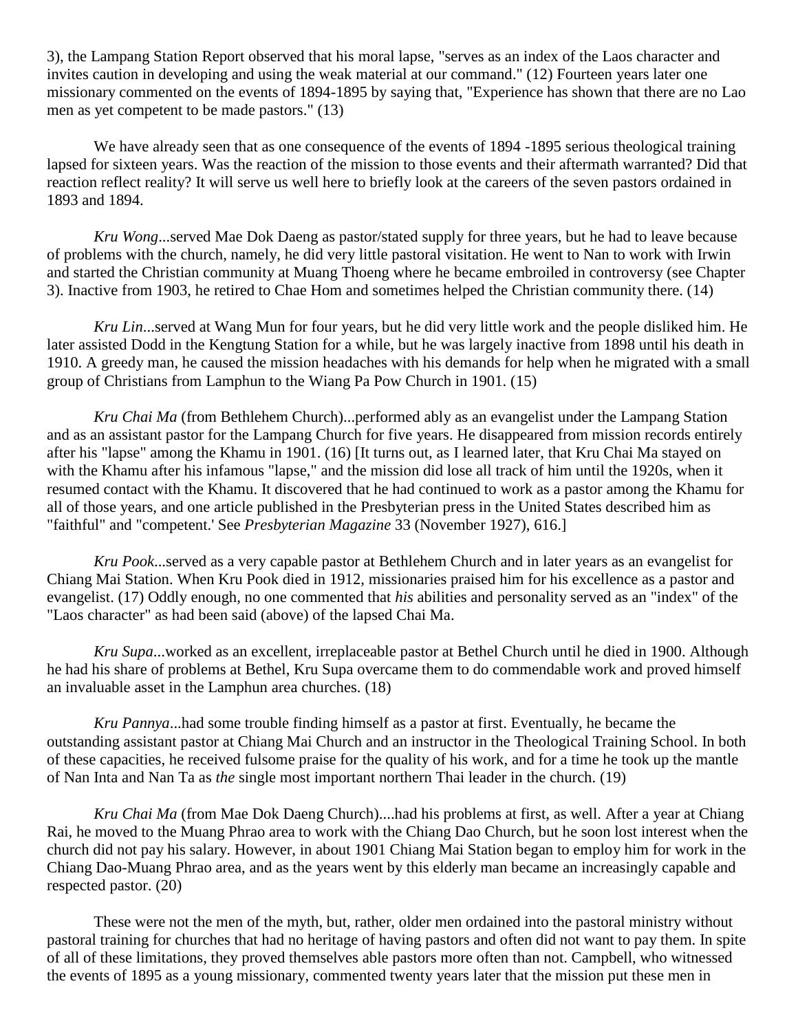3), the Lampang Station Report observed that his moral lapse, "serves as an index of the Laos character and invites caution in developing and using the weak material at our command." (12) Fourteen years later one missionary commented on the events of 1894-1895 by saying that, "Experience has shown that there are no Lao men as yet competent to be made pastors." (13)

We have already seen that as one consequence of the events of 1894 -1895 serious theological training lapsed for sixteen years. Was the reaction of the mission to those events and their aftermath warranted? Did that reaction reflect reality? It will serve us well here to briefly look at the careers of the seven pastors ordained in 1893 and 1894.

*Kru Wong*...served Mae Dok Daeng as pastor/stated supply for three years, but he had to leave because of problems with the church, namely, he did very little pastoral visitation. He went to Nan to work with Irwin and started the Christian community at Muang Thoeng where he became embroiled in controversy (see Chapter 3). Inactive from 1903, he retired to Chae Hom and sometimes helped the Christian community there. (14)

*Kru Lin*...served at Wang Mun for four years, but he did very little work and the people disliked him. He later assisted Dodd in the Kengtung Station for a while, but he was largely inactive from 1898 until his death in 1910. A greedy man, he caused the mission headaches with his demands for help when he migrated with a small group of Christians from Lamphun to the Wiang Pa Pow Church in 1901. (15)

*Kru Chai Ma* (from Bethlehem Church)...performed ably as an evangelist under the Lampang Station and as an assistant pastor for the Lampang Church for five years. He disappeared from mission records entirely after his "lapse" among the Khamu in 1901. (16) [It turns out, as I learned later, that Kru Chai Ma stayed on with the Khamu after his infamous "lapse," and the mission did lose all track of him until the 1920s, when it resumed contact with the Khamu. It discovered that he had continued to work as a pastor among the Khamu for all of those years, and one article published in the Presbyterian press in the United States described him as "faithful" and "competent.' See *Presbyterian Magazine* 33 (November 1927), 616.]

*Kru Pook*...served as a very capable pastor at Bethlehem Church and in later years as an evangelist for Chiang Mai Station. When Kru Pook died in 1912, missionaries praised him for his excellence as a pastor and evangelist. (17) Oddly enough, no one commented that *his* abilities and personality served as an "index" of the "Laos character" as had been said (above) of the lapsed Chai Ma.

*Kru Supa*...worked as an excellent, irreplaceable pastor at Bethel Church until he died in 1900. Although he had his share of problems at Bethel, Kru Supa overcame them to do commendable work and proved himself an invaluable asset in the Lamphun area churches. (18)

*Kru Pannya*...had some trouble finding himself as a pastor at first. Eventually, he became the outstanding assistant pastor at Chiang Mai Church and an instructor in the Theological Training School. In both of these capacities, he received fulsome praise for the quality of his work, and for a time he took up the mantle of Nan Inta and Nan Ta as *the* single most important northern Thai leader in the church. (19)

*Kru Chai Ma* (from Mae Dok Daeng Church)....had his problems at first, as well. After a year at Chiang Rai, he moved to the Muang Phrao area to work with the Chiang Dao Church, but he soon lost interest when the church did not pay his salary. However, in about 1901 Chiang Mai Station began to employ him for work in the Chiang Dao-Muang Phrao area, and as the years went by this elderly man became an increasingly capable and respected pastor. (20)

These were not the men of the myth, but, rather, older men ordained into the pastoral ministry without pastoral training for churches that had no heritage of having pastors and often did not want to pay them. In spite of all of these limitations, they proved themselves able pastors more often than not. Campbell, who witnessed the events of 1895 as a young missionary, commented twenty years later that the mission put these men in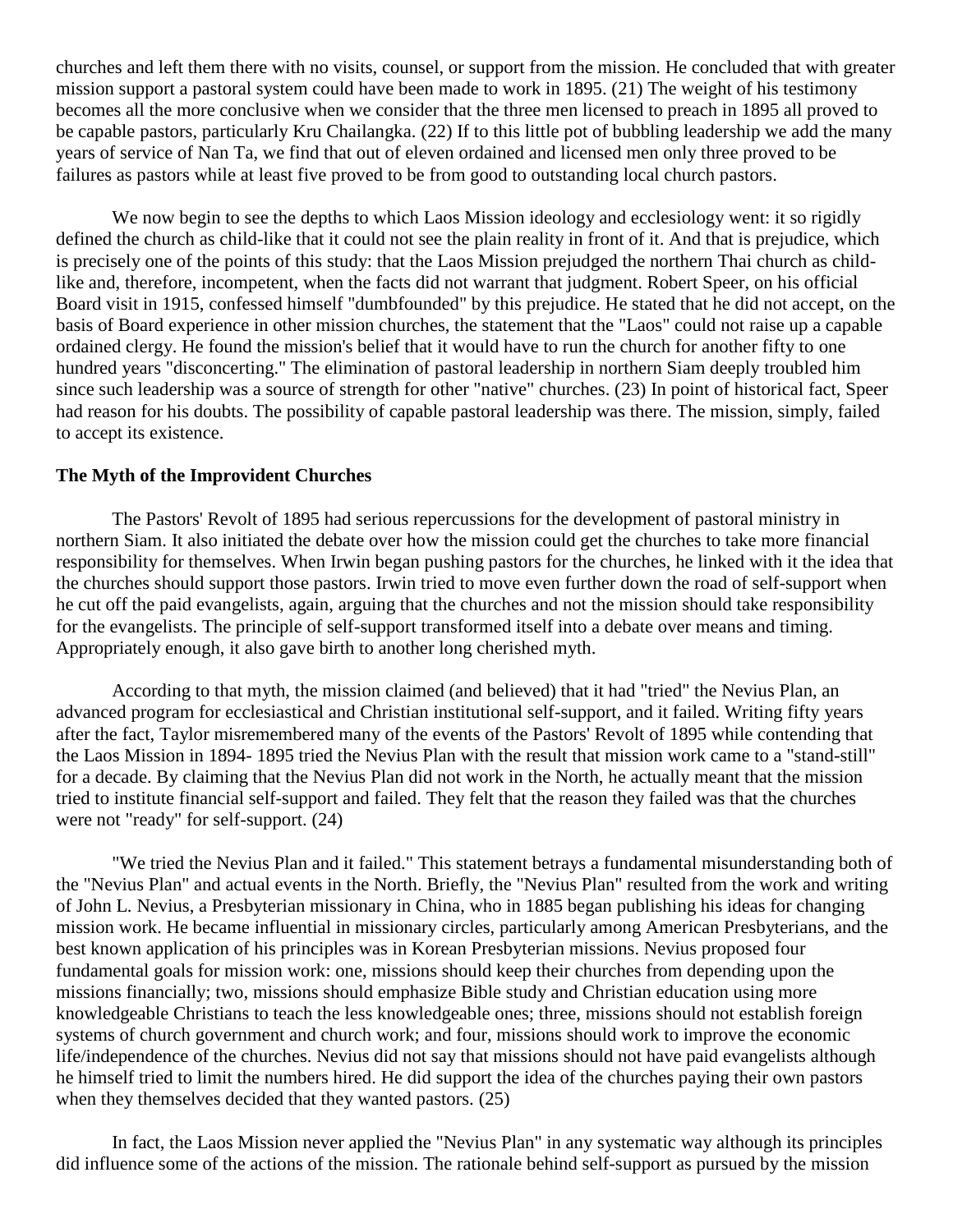churches and left them there with no visits, counsel, or support from the mission. He concluded that with greater mission support a pastoral system could have been made to work in 1895. (21) The weight of his testimony becomes all the more conclusive when we consider that the three men licensed to preach in 1895 all proved to be capable pastors, particularly Kru Chailangka. (22) If to this little pot of bubbling leadership we add the many years of service of Nan Ta, we find that out of eleven ordained and licensed men only three proved to be failures as pastors while at least five proved to be from good to outstanding local church pastors.

We now begin to see the depths to which Laos Mission ideology and ecclesiology went: it so rigidly defined the church as child-like that it could not see the plain reality in front of it. And that is prejudice, which is precisely one of the points of this study: that the Laos Mission prejudged the northern Thai church as child-like and, therefore, incompetent, when the facts did not warrant that judgment. Robert Speer, on his official Board visit in 1915, confessed himself "dumbfounded" by this prejudice. He stated that he did not accept, on the basis of Board experience in other mission churches, the statement that the "Laos" could not raise up a capable ordained clergy. He found the mission's belief that it would have to run the church for another fifty to one hundred years "disconcerting." The elimination of pastoral leadership in northern Siam deeply troubled him since such leadership was a source of strength for other "native" churches. (23) In point of historical fact, Speer had reason for his doubts. The possibility of capable pastoral leadership was there. The mission, simply, failed to accept its existence.

### The Myth of the Improvident Churches

The Pastors' Revolt of 1895 had serious repercussions for the development of pastoral ministry in northern Siam. It also initiated the debate over how the mission could get the churches to take more financial responsibility for themselves. When Irwin began pushing pastors for the churches, he linked with it the idea that the churches should support those pastors. Irwin tried to move even further down the road of self-support when he cut off the paid evangelists, again, arguing that the churches and not the mission should take responsibility for the evangelists. The principle of self-support transformed itself into a debate over means and timing. Appropriately enough, it also gave birth to another long cherished myth.

According to that myth, the mission claimed (and believed) that it had "tried" the Nevius Plan, an advanced program for ecclesiastical and Christian institutional self-support, and it failed. Writing fifty years after the fact, Taylor misremembered many of the events of the Pastors' Revolt of 1895 while contending that the Laos Mission in 1894- 1895 tried the Nevius Plan with the result that mission work came to a "stand-still" for a decade. By claiming that the Nevius Plan did not work in the North, he actually meant that the mission tried to institute financial self-support and failed. They felt that the reason they failed was that the churches were not "ready" for self-support. (24)

"We tried the Nevius Plan and it failed." This statement betrays a fundamental misunderstanding both of the "Nevius Plan" and actual events in the North. Briefly, the "Nevius Plan" resulted from the work and writing of John L. Nevius, a Presbyterian missionary in China, who in 1885 began publishing his ideas for changing mission work. He became influential in missionary circles, particularly among American Presbyterians, and the best known application of his principles was in Korean Presbyterian missions. Nevius proposed four fundamental goals for mission work: one, missions should keep their churches from depending upon the missions financially; two, missions should emphasize Bible study and Christian education using more knowledgeable Christians to teach the less knowledgeable ones; three, missions should not establish foreign systems of church government and church work; and four, missions should work to improve the economic life/independence of the churches. Nevius did not say that missions should not have paid evangelists although he himself tried to limit the numbers hired. He did support the idea of the churches paying their own pastors when they themselves decided that they wanted pastors. (25)

In fact, the Laos Mission never applied the "Nevius Plan" in any systematic way although its principles did influence some of the actions of the mission. The rationale behind self-support as pursued by the mission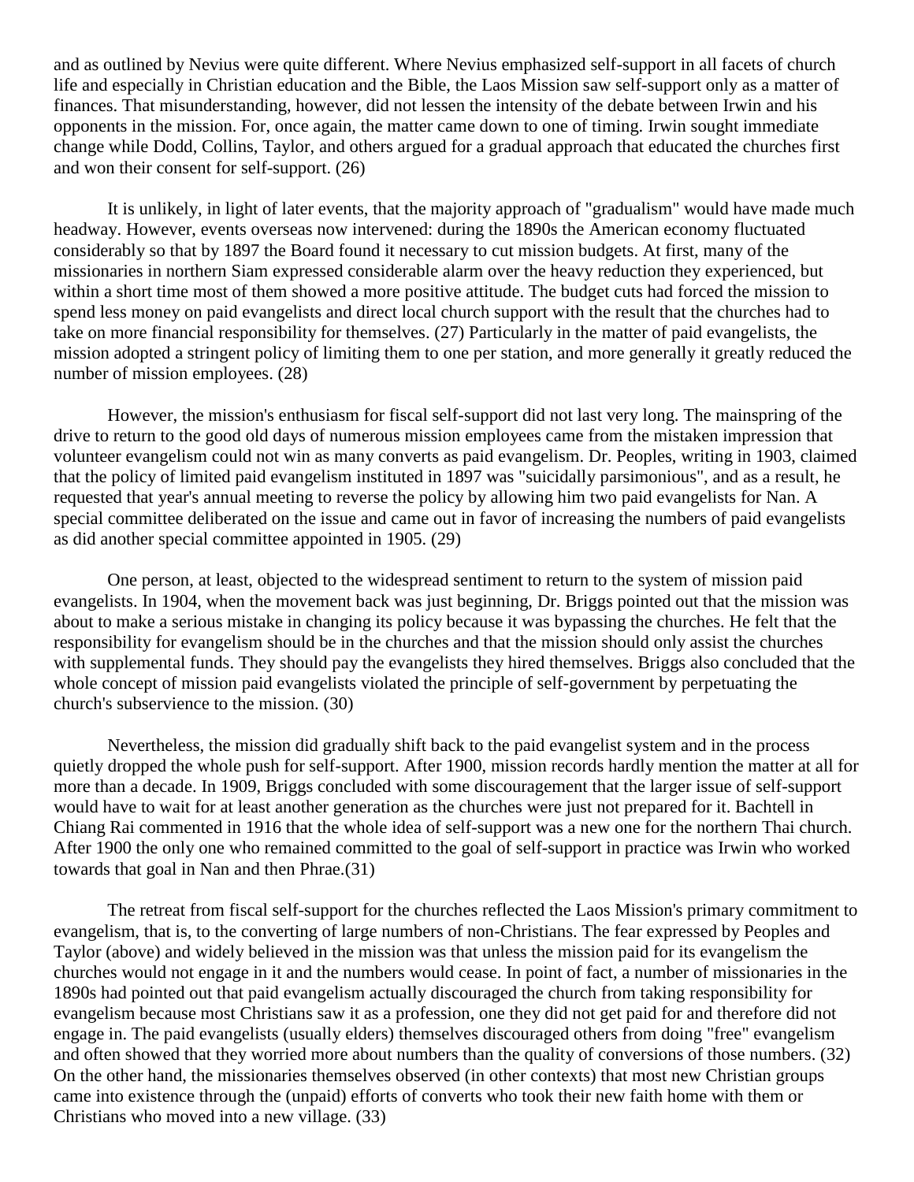and as outlined by Nevius were quite different. Where Nevius emphasized self-support in all facets of church life and especially in Christian education and the Bible, the Laos Mission saw self-support only as a matter of finances. That misunderstanding, however, did not lessen the intensity of the debate between Irwin and his opponents in the mission. For, once again, the matter came down to one of timing. Irwin sought immediate change while Dodd, Collins, Taylor, and others argued for a gradual approach that educated the churches first and won their consent for self-support. (26)

It is unlikely, in light of later events, that the majority approach of "gradualism" would have made much headway. However, events overseas now intervened: during the 1890s the American economy fluctuated considerably so that by 1897 the Board found it necessary to cut mission budgets. At first, many of the missionaries in northern Siam expressed considerable alarm over the heavy reduction they experienced, but within a short time most of them showed a more positive attitude. The budget cuts had forced the mission to spend less money on paid evangelists and direct local church support with the result that the churches had to take on more financial responsibility for themselves. (27) Particularly in the matter of paid evangelists, the mission adopted a stringent policy of limiting them to one per station, and more generally it greatly reduced the number of mission employees. (28)

However, the mission's enthusiasm for fiscal self-support did not last very long. The mainspring of the drive to return to the good old days of numerous mission employees came from the mistaken impression that volunteer evangelism could not win as many converts as paid evangelism. Dr. Peoples, writing in 1903, claimed that the policy of limited paid evangelism instituted in 1897 was "suicidally parsimonious", and as a result, he requested that year's annual meeting to reverse the policy by allowing him two paid evangelists for Nan. A special committee deliberated on the issue and came out in favor of increasing the numbers of paid evangelists as did another special committee appointed in 1905. (29)

One person, at least, objected to the widespread sentiment to return to the system of mission paid evangelists. In 1904, when the movement back was just beginning, Dr. Briggs pointed out that the mission was about to make a serious mistake in changing its policy because it was bypassing the churches. He felt that the responsibility for evangelism should be in the churches and that the mission should only assist the churches with supplemental funds. They should pay the evangelists they hired themselves. Briggs also concluded that the whole concept of mission paid evangelists violated the principle of self-government by perpetuating the church's subservience to the mission. (30)

Nevertheless, the mission did gradually shift back to the paid evangelist system and in the process quietly dropped the whole push for self-support. After 1900, mission records hardly mention the matter at all for more than a decade. In 1909, Briggs concluded with some discouragement that the larger issue of self-support would have to wait for at least another generation as the churches were just not prepared for it. Bachtell in Chiang Rai commented in 1916 that the whole idea of self-support was a new one for the northern Thai church. After 1900 the only one who remained committed to the goal of self-support in practice was Irwin who worked towards that goal in Nan and then Phrae.(31)

The retreat from fiscal self-support for the churches reflected the Laos Mission's primary commitment to evangelism, that is, to the converting of large numbers of non-Christians. The fear expressed by Peoples and Taylor (above) and widely believed in the mission was that unless the mission paid for its evangelism the churches would not engage in it and the numbers would cease. In point of fact, a number of missionaries in the 1890s had pointed out that paid evangelism actually discouraged the church from taking responsibility for evangelism because most Christians saw it as a profession, one they did not get paid for and therefore did not engage in. The paid evangelists (usually elders) themselves discouraged others from doing "free" evangelism and often showed that they worried more about numbers than the quality of conversions of those numbers. (32) On the other hand, the missionaries themselves observed (in other contexts) that most new Christian groups came into existence through the (unpaid) efforts of converts who took their new faith home with them or Christians who moved into a new village. (33)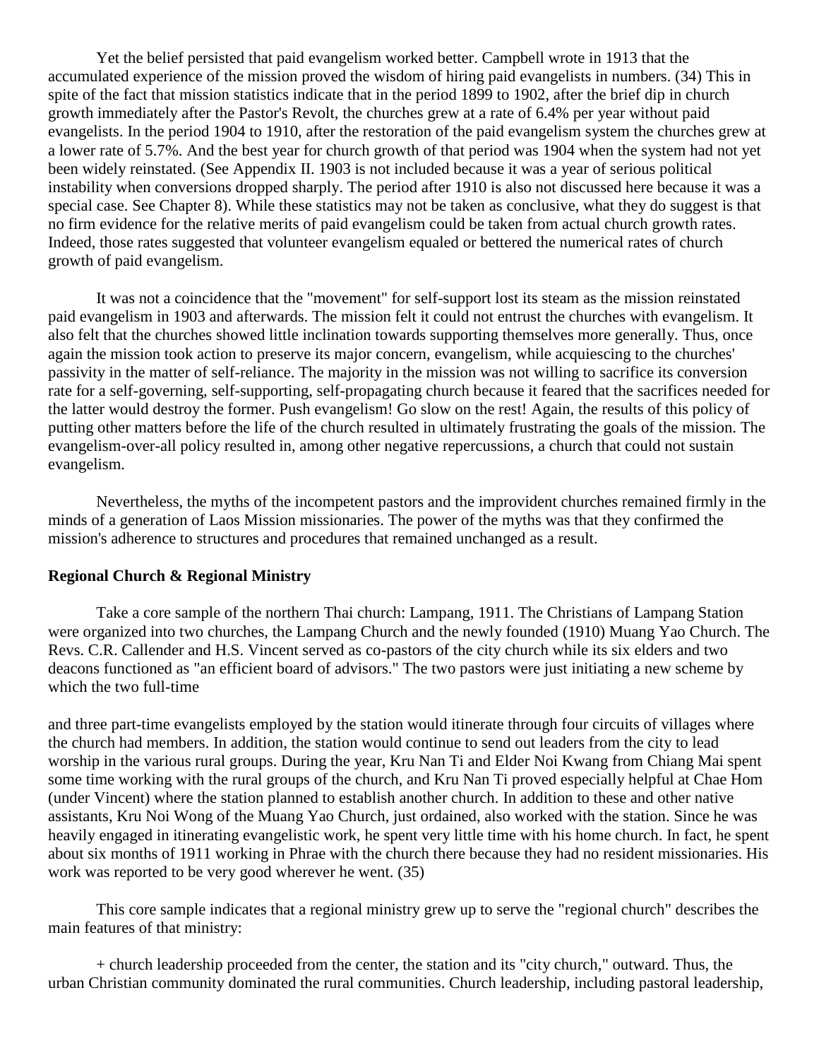Yet the belief persisted that paid evangelism worked better. Campbell wrote in 1913 that the accumulated experience of the mission proved the wisdom of hiring paid evangelists in numbers. (34) This in spite of the fact that mission statistics indicate that in the period 1899 to 1902, after the brief dip in church growth immediately after the Pastor's Revolt, the churches grew at a rate of 6.4% per year without paid evangelists. In the period 1904 to 1910, after the restoration of the paid evangelism system the churches grew at a lower rate of 5.7%. And the best year for church growth of that period was 1904 when the system had not yet been widely reinstated. (See Appendix II. 1903 is not included because it was a year of serious political instability when conversions dropped sharply. The period after 1910 is also not discussed here because it was a special case. See Chapter 8). While these statistics may not be taken as conclusive, what they do suggest is that no firm evidence for the relative merits of paid evangelism could be taken from actual church growth rates. Indeed, those rates suggested that volunteer evangelism equaled or bettered the numerical rates of church growth of paid evangelism.

It was not a coincidence that the "movement" for self-support lost its steam as the mission reinstated paid evangelism in 1903 and afterwards. The mission felt it could not entrust the churches with evangelism. It also felt that the churches showed little inclination towards supporting themselves more generally. Thus, once again the mission took action to preserve its major concern, evangelism, while acquiescing to the churches' passivity in the matter of self-reliance. The majority in the mission was not willing to sacrifice its conversion rate for a self-governing, self-supporting, self-propagating church because it feared that the sacrifices needed for the latter would destroy the former. Push evangelism! Go slow on the rest! Again, the results of this policy of putting other matters before the life of the church resulted in ultimately frustrating the goals of the mission. The evangelism-over-all policy resulted in, among other negative repercussions, a church that could not sustain evangelism.

Nevertheless, the myths of the incompetent pastors and the improvident churches remained firmly in the minds of a generation of Laos Mission missionaries. The power of the myths was that they confirmed the mission's adherence to structures and procedures that remained unchanged as a result.

**Regional Church & Regional Ministry**

Take a core sample of the northern Thai church: Lampang, 1911. The Christians of Lampang Station were organized into two churches, the Lampang Church and the newly founded (1910) Muang Yao Church. The Revs. C.R. Callender and H.S. Vincent served as co-pastors of the city church while its six elders and two deacons functioned as "an efficient board of advisors." The two pastors were just initiating a new scheme by which the two full-time and three part-time evangelists employed by the station would itinerate through four circuits of villages where the church had members. In addition, the station would continue to send out leaders from the city to lead worship in the various rural groups. During the year, Kru Nan Ti and Elder Noi Kwang from Chiang Mai spent some time working with the rural groups of the church, and Kru Nan Ti proved especially helpful at Chae Hom (under Vincent) where the station planned to establish another church. In addition to these and other native assistants, Kru Noi Wong of the Muang Yao Church, just ordained, also worked with the station. Since he was heavily engaged in itinerating evangelistic work, he spent very little time with his home church. In fact, he spent about six months of 1911 working in Phrae with the church there because they had no resident missionaries. His work was reported to be very good wherever he went. (35)

This core sample indicates that a regional ministry grew up to serve the "regional church" describes the main features of that ministry:

+ church leadership proceeded from the center, the station and its "city church," outward. Thus, the urban Christian community dominated the rural communities. Church leadership, including pastoral leadership,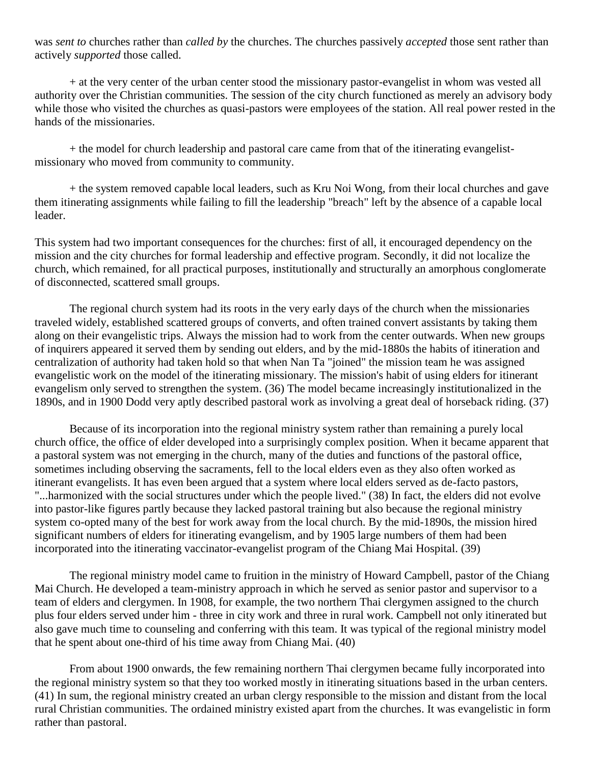was *sent to* churches rather than *called by* the churches. The churches passively *accepted* those sent rather than actively *supported* those called.

+ at the very center of the urban center stood the missionary pastor-evangelist in whom was vested all authority over the Christian communities. The session of the city church functioned as merely an advisory body while those who visited the churches as quasi-pastors were employees of the station. All real power rested in the hands of the missionaries.

+ the model for church leadership and pastoral care came from that of the itinerating evangelist-missionary who moved from community to community.

+ the system removed capable local leaders, such as Kru Noi Wong, from their local churches and gave them itinerating assignments while failing to fill the leadership "breach" left by the absence of a capable local leader.

This system had two important consequences for the churches: first of all, it encouraged dependency on the mission and the city churches for formal leadership and effective program. Secondly, it did not localize the church, which remained, for all practical purposes, institutionally and structurally an amorphous conglomerate of disconnected, scattered small groups.

The regional church system had its roots in the very early days of the church when the missionaries traveled widely, established scattered groups of converts, and often trained convert assistants by taking them along on their evangelistic trips. Always the mission had to work from the center outwards. When new groups of inquirers appeared it served them by sending out elders, and by the mid-1880s the habits of itineration and centralization of authority had taken hold so that when Nan Ta "joined" the mission team he was assigned evangelistic work on the model of the itinerating missionary. The mission's habit of using elders for itinerant evangelism only served to strengthen the system. (36) The model became increasingly institutionalized in the 1890s, and in 1900 Dodd very aptly described pastoral work as involving a great deal of horseback riding. (37)

Because of its incorporation into the regional ministry system rather than remaining a purely local church office, the office of elder developed into a surprisingly complex position. When it became apparent that a pastoral system was not emerging in the church, many of the duties and functions of the pastoral office, sometimes including observing the sacraments, fell to the local elders even as they also often worked as itinerant evangelists. It has even been argued that a system where local elders served as de-facto pastors, "...harmonized with the social structures under which the people lived." (38) In fact, the elders did not evolve into pastor-like figures partly because they lacked pastoral training but also because the regional ministry system co-opted many of the best for work away from the local church. By the mid-1890s, the mission hired significant numbers of elders for itinerating evangelism, and by 1905 large numbers of them had been incorporated into the itinerating vaccinator-evangelist program of the Chiang Mai Hospital. (39)

The regional ministry model came to fruition in the ministry of Howard Campbell, pastor of the Chiang Mai Church. He developed a team-ministry approach in which he served as senior pastor and supervisor to a team of elders and clergymen. In 1908, for example, the two northern Thai clergymen assigned to the church plus four elders served under him - three in city work and three in rural work. Campbell not only itinerated but also gave much time to counseling and conferring with this team. It was typical of the regional ministry model that he spent about one-third of his time away from Chiang Mai. (40)

From about 1900 onwards, the few remaining northern Thai clergymen became fully incorporated into the regional ministry system so that they too worked mostly in itinerating situations based in the urban centers. (41) In sum, the regional ministry created an urban clergy responsible to the mission and distant from the local rural Christian communities. The ordained ministry existed apart from the churches. It was evangelistic in form rather than pastoral.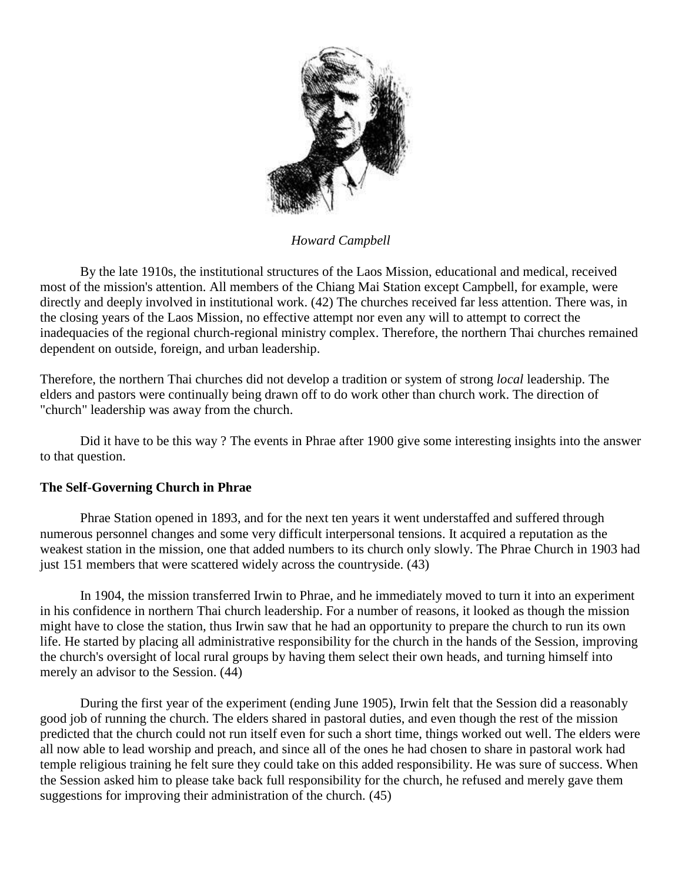*Howard Campbell*

By the late 1910s, the institutional structures of the Laos Mission, educational and medical, received most of the mission's attention. All members of the Chiang Mai Station except Campbell, for example, were directly and deeply involved in institutional work. (42) The churches received far less attention. There was, in the closing years of the Laos Mission, no effective attempt nor even any will to attempt to correct the inadequacies of the regional church-regional ministry complex. Therefore, the northern Thai churches remained dependent on outside, foreign, and urban leadership.

Therefore, the northern Thai churches did not develop a tradition or system of strong *local* leadership. The elders and pastors were continually being drawn off to do work other than church work. The direction of "church" leadership was away from the church.

Did it have to be this way ? The events in Phrae after 1900 give some interesting insights into the answer to that question.

**The Self-Governing Church in Phrae**

Phrae Station opened in 1893, and for the next ten years it went understaffed and suffered through numerous personnel changes and some very difficult interpersonal tensions. It acquired a reputation as the weakest station in the mission, one that added numbers to its church only slowly. The Phrae Church in 1903 had just 151 members that were scattered widely across the countryside. (43)

In 1904, the mission transferred Irwin to Phrae, and he immediately moved to turn it into an experiment in his confidence in northern Thai church leadership. For a number of reasons, it looked as though the mission might have to close the station, thus Irwin saw that he had an opportunity to prepare the church to run its own life. He started by placing all administrative responsibility for the church in the hands of the Session, improving the church's oversight of local rural groups by having them select their own heads, and turning himself into merely an advisor to the Session. (44)

During the first year of the experiment (ending June 1905), Irwin felt that the Session did a reasonably good job of running the church. The elders shared in pastoral duties, and even though the rest of the mission predicted that the church could not run itself even for such a short time, things worked out well. The elders were all now able to lead worship and preach, and since all of the ones he had chosen to share in pastoral work had temple religious training he felt sure they could take on this added responsibility. He was sure of success. When the Session asked him to please take back full responsibility for the church, he refused and merely gave them suggestions for improving their administration of the church. (45)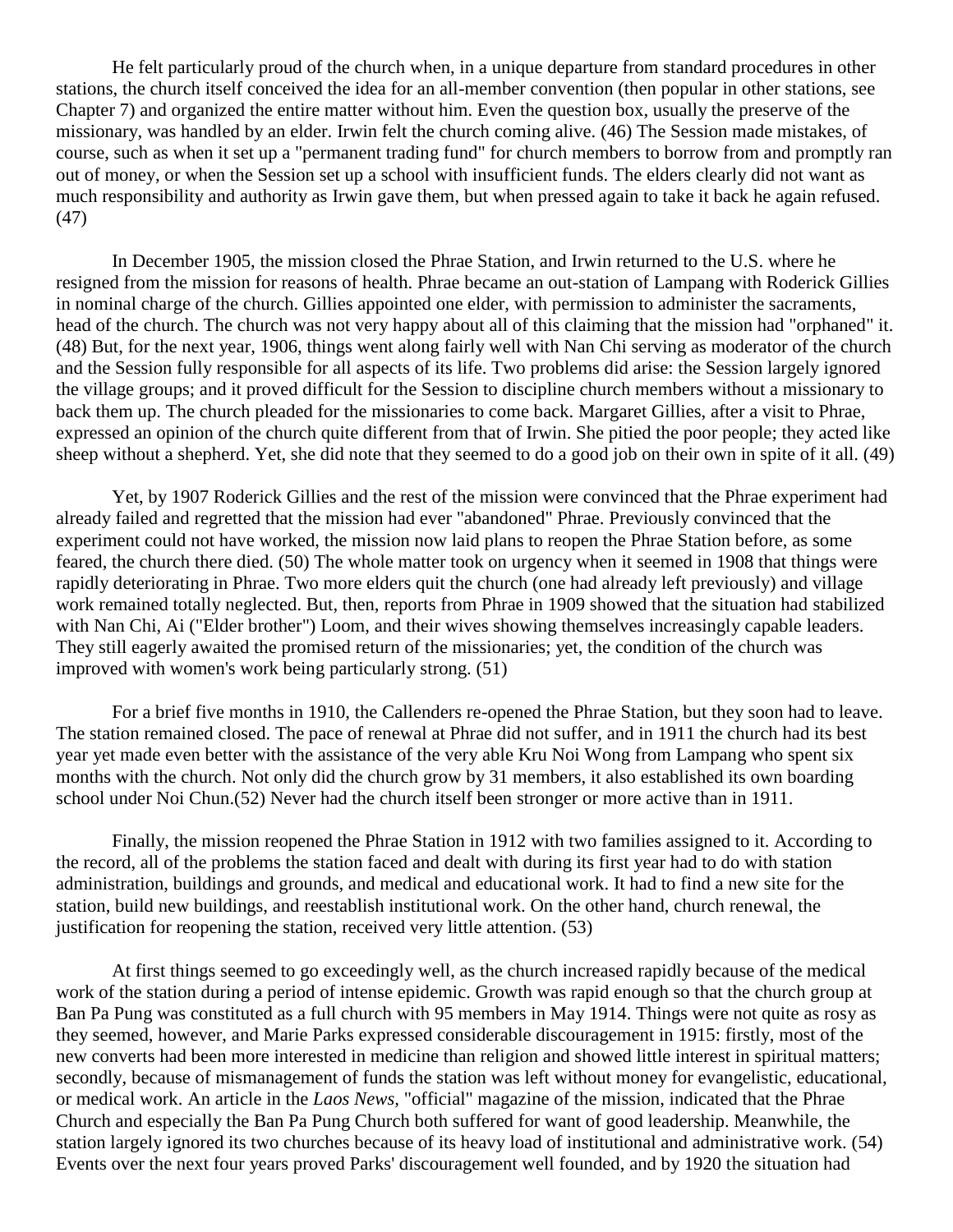He felt particularly proud of the church when, in a unique departure from standard procedures in other stations, the church itself conceived the idea for an all-member convention (then popular in other stations, see Chapter 7) and organized the entire matter without him. Even the question box, usually the preserve of the missionary, was handled by an elder. Irwin felt the church coming alive. (46) The Session made mistakes, of course, such as when it set up a "permanent trading fund" for church members to borrow from and promptly ran out of money, or when the Session set up a school with insufficient funds. The elders clearly did not want as much responsibility and authority as Irwin gave them, but when pressed again to take it back he again refused. (47)

In December 1905, the mission closed the Phrae Station, and Irwin returned to the U.S. where he resigned from the mission for reasons of health. Phrae became an out-station of Lampang with Roderick Gillies in nominal charge of the church. Gillies appointed one elder, with permission to administer the sacraments, head of the church. The church was not very happy about all of this claiming that the mission had "orphaned" it. (48) But, for the next year, 1906, things went along fairly well with Nan Chi serving as moderator of the church and the Session fully responsible for all aspects of its life. Two problems did arise: the Session largely ignored the village groups; and it proved difficult for the Session to discipline church members without a missionary to back them up. The church pleaded for the missionaries to come back. Margaret Gillies, after a visit to Phrae, expressed an opinion of the church quite different from that of Irwin. She pitied the poor people; they acted like sheep without a shepherd. Yet, she did note that they seemed to do a good job on their own in spite of it all. (49)

Yet, by 1907 Roderick Gillies and the rest of the mission were convinced that the Phrae experiment had already failed and regretted that the mission had ever "abandoned" Phrae. Previously convinced that the experiment could not have worked, the mission now laid plans to reopen the Phrae Station before, as some feared, the church there died. (50) The whole matter took on urgency when it seemed in 1908 that things were rapidly deteriorating in Phrae. Two more elders quit the church (one had already left previously) and village work remained totally neglected. But, then, reports from Phrae in 1909 showed that the situation had stabilized with Nan Chi, Ai ("Elder brother") Loom, and their wives showing themselves increasingly capable leaders. They still eagerly awaited the promised return of the missionaries; yet, the condition of the church was improved with women's work being particularly strong. (51)

For a brief five months in 1910, the Callenders re-opened the Phrae Station, but they soon had to leave. The station remained closed. The pace of renewal at Phrae did not suffer, and in 1911 the church had its best year yet made even better with the assistance of the very able Kru Noi Wong from Lampang who spent six months with the church. Not only did the church grow by 31 members, it also established its own boarding school under Noi Chun.(52) Never had the church itself been stronger or more active than in 1911.

Finally, the mission reopened the Phrae Station in 1912 with two families assigned to it. According to the record, all of the problems the station faced and dealt with during its first year had to do with station administration, buildings and grounds, and medical and educational work. It had to find a new site for the station, build new buildings, and reestablish institutional work. On the other hand, church renewal, the justification for reopening the station, received very little attention. (53)

At first things seemed to go exceedingly well, as the church increased rapidly because of the medical work of the station during a period of intense epidemic. Growth was rapid enough so that the church group at Ban Pa Pung was constituted as a full church with 95 members in May 1914. Things were not quite as rosy as they seemed, however, and Marie Parks expressed considerable discouragement in 1915: firstly, most of the new converts had been more interested in medicine than religion and showed little interest in spiritual matters; secondly, because of mismanagement of funds the station was left without money for evangelistic, educational, or medical work. An article in the *Laos News,* "official" magazine of the mission, indicated that the Phrae Church and especially the Ban Pa Pung Church both suffered for want of good leadership. Meanwhile, the station largely ignored its two churches because of its heavy load of institutional and administrative work. (54) Events over the next four years proved Parks' discouragement well founded, and by 1920 the situation had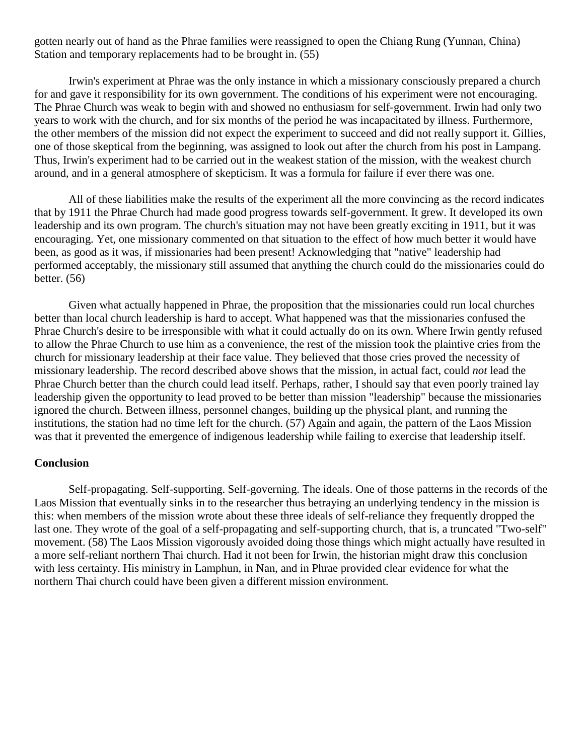gotten nearly out of hand as the Phrae families were reassigned to open the Chiang Rung (Yunnan, China) Station and temporary replacements had to be brought in. (55)

Irwin's experiment at Phrae was the only instance in which a missionary consciously prepared a church for and gave it responsibility for its own government. The conditions of his experiment were not encouraging. The Phrae Church was weak to begin with and showed no enthusiasm for self-government. Irwin had only two years to work with the church, and for six months of the period he was incapacitated by illness. Furthermore, the other members of the mission did not expect the experiment to succeed and did not really support it. Gillies, one of those skeptical from the beginning, was assigned to look out after the church from his post in Lampang. Thus, Irwin's experiment had to be carried out in the weakest station of the mission, with the weakest church around, and in a general atmosphere of skepticism. It was a formula for failure if ever there was one.

All of these liabilities make the results of the experiment all the more convincing as the record indicates that by 1911 the Phrae Church had made good progress towards self-government. It grew. It developed its own leadership and its own program. The church's situation may not have been greatly exciting in 1911, but it was encouraging. Yet, one missionary commented on that situation to the effect of how much better it would have been, as good as it was, if missionaries had been present! Acknowledging that "native" leadership had performed acceptably, the missionary still assumed that anything the church could do the missionaries could do better. (56)

Given what actually happened in Phrae, the proposition that the missionaries could run local churches better than local church leadership is hard to accept. What happened was that the missionaries confused the Phrae Church's desire to be irresponsible with what it could actually do on its own. Where Irwin gently refused to allow the Phrae Church to use him as a convenience, the rest of the mission took the plaintive cries from the church for missionary leadership at their face value. They believed that those cries proved the necessity of missionary leadership. The record described above shows that the mission, in actual fact, could *not* lead the Phrae Church better than the church could lead itself. Perhaps, rather, I should say that even poorly trained lay leadership given the opportunity to lead proved to be better than mission "leadership" because the missionaries ignored the church. Between illness, personnel changes, building up the physical plant, and running the institutions, the station had no time left for the church. (57) Again and again, the pattern of the Laos Mission was that it prevented the emergence of indigenous leadership while failing to exercise that leadership itself.

**Conclusion**

Self-propagating. Self-supporting. Self-governing. The ideals. One of those patterns in the records of the Laos Mission that eventually sinks in to the researcher thus betraying an underlying tendency in the mission is this: when members of the mission wrote about these three ideals of self-reliance they frequently dropped the last one. They wrote of the goal of a self-propagating and self-supporting church, that is, a truncated "Two-self" movement. (58) The Laos Mission vigorously avoided doing those things which might actually have resulted in a more self-reliant northern Thai church. Had it not been for Irwin, the historian might draw this conclusion with less certainty. His ministry in Lamphun, in Nan, and in Phrae provided clear evidence for what the northern Thai church could have been given a different mission environment.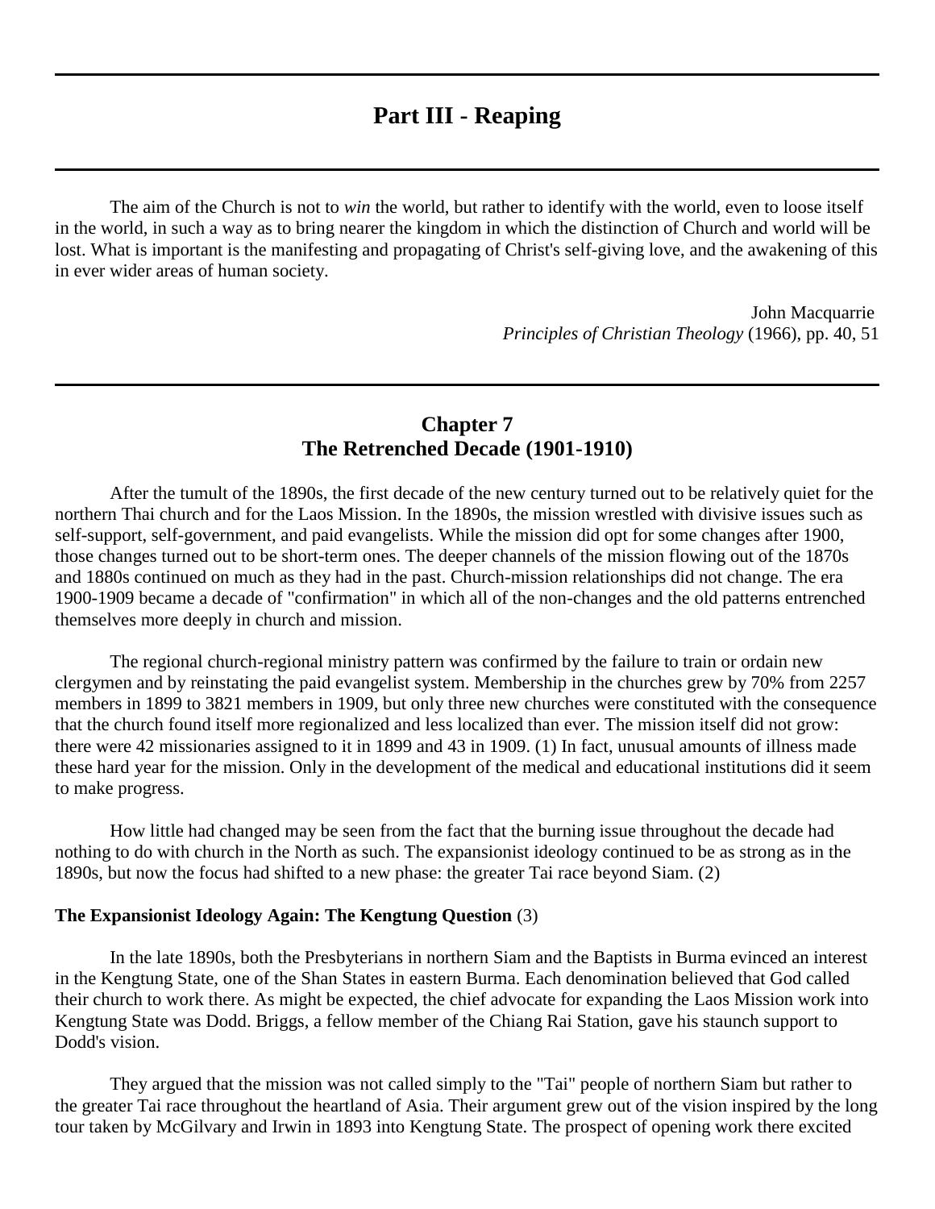# Part III - Reaping

The aim of the Church is not to *win* the world, but rather to identify with the world, even to loose itself in the world, in such a way as to bring nearer the kingdom in which the distinction of Church and world will be lost. What is important is the manifesting and propagating of Christ's self-giving love, and the awakening of this in ever wider areas of human society.

John Macquarrie
*Principles of Christian Theology* (1966), pp. 40, 51

## Chapter 7
## The Retrenched Decade (1901-1910)

After the tumult of the 1890s, the first decade of the new century turned out to be relatively quiet for the northern Thai church and for the Laos Mission. In the 1890s, the mission wrestled with divisive issues such as self-support, self-government, and paid evangelists. While the mission did opt for some changes after 1900, those changes turned out to be short-term ones. The deeper channels of the mission flowing out of the 1870s and 1880s continued on much as they had in the past. Church-mission relationships did not change. The era 1900-1909 became a decade of "confirmation" in which all of the non-changes and the old patterns entrenched themselves more deeply in church and mission.

The regional church-regional ministry pattern was confirmed by the failure to train or ordain new clergymen and by reinstating the paid evangelist system. Membership in the churches grew by 70% from 2257 members in 1899 to 3821 members in 1909, but only three new churches were constituted with the consequence that the church found itself more regionalized and less localized than ever. The mission itself did not grow: there were 42 missionaries assigned to it in 1899 and 43 in 1909. (1) In fact, unusual amounts of illness made these hard year for the mission. Only in the development of the medical and educational institutions did it seem to make progress.

How little had changed may be seen from the fact that the burning issue throughout the decade had nothing to do with church in the North as such. The expansionist ideology continued to be as strong as in the 1890s, but now the focus had shifted to a new phase: the greater Tai race beyond Siam. (2)

### The Expansionist Ideology Again: The Kengtung Question (3)

In the late 1890s, both the Presbyterians in northern Siam and the Baptists in Burma evinced an interest in the Kengtung State, one of the Shan States in eastern Burma. Each denomination believed that God called their church to work there. As might be expected, the chief advocate for expanding the Laos Mission work into Kengtung State was Dodd. Briggs, a fellow member of the Chiang Rai Station, gave his staunch support to Dodd's vision.

They argued that the mission was not called simply to the "Tai" people of northern Siam but rather to the greater Tai race throughout the heartland of Asia. Their argument grew out of the vision inspired by the long tour taken by McGilvary and Irwin in 1893 into Kengtung State. The prospect of opening work there excited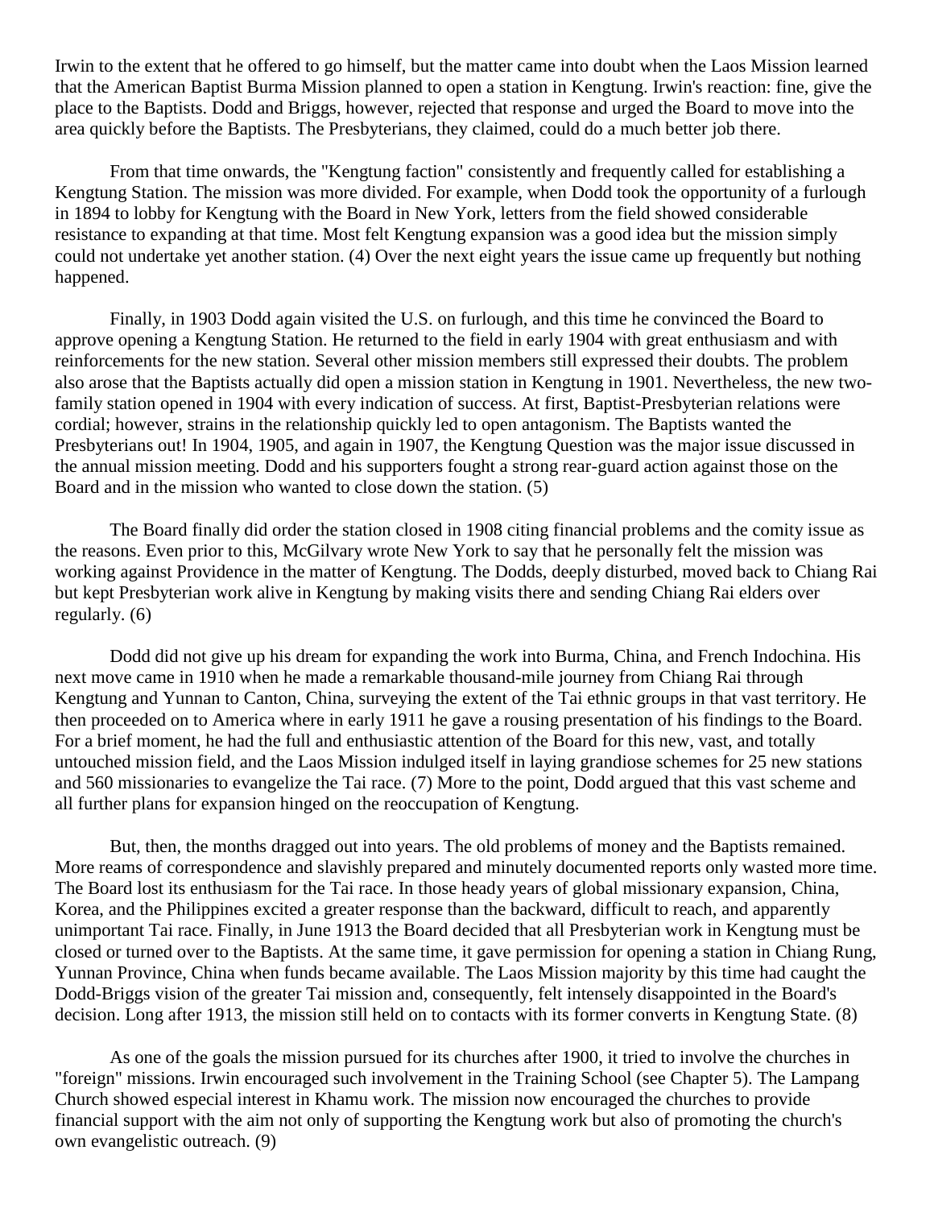Irwin to the extent that he offered to go himself, but the matter came into doubt when the Laos Mission learned that the American Baptist Burma Mission planned to open a station in Kengtung. Irwin's reaction: fine, give the place to the Baptists. Dodd and Briggs, however, rejected that response and urged the Board to move into the area quickly before the Baptists. The Presbyterians, they claimed, could do a much better job there.

From that time onwards, the "Kengtung faction" consistently and frequently called for establishing a Kengtung Station. The mission was more divided. For example, when Dodd took the opportunity of a furlough in 1894 to lobby for Kengtung with the Board in New York, letters from the field showed considerable resistance to expanding at that time. Most felt Kengtung expansion was a good idea but the mission simply could not undertake yet another station. (4) Over the next eight years the issue came up frequently but nothing happened.

Finally, in 1903 Dodd again visited the U.S. on furlough, and this time he convinced the Board to approve opening a Kengtung Station. He returned to the field in early 1904 with great enthusiasm and with reinforcements for the new station. Several other mission members still expressed their doubts. The problem also arose that the Baptists actually did open a mission station in Kengtung in 1901. Nevertheless, the new two-family station opened in 1904 with every indication of success. At first, Baptist-Presbyterian relations were cordial; however, strains in the relationship quickly led to open antagonism. The Baptists wanted the Presbyterians out! In 1904, 1905, and again in 1907, the Kengtung Question was the major issue discussed in the annual mission meeting. Dodd and his supporters fought a strong rear-guard action against those on the Board and in the mission who wanted to close down the station. (5)

The Board finally did order the station closed in 1908 citing financial problems and the comity issue as the reasons. Even prior to this, McGilvary wrote New York to say that he personally felt the mission was working against Providence in the matter of Kengtung. The Dodds, deeply disturbed, moved back to Chiang Rai but kept Presbyterian work alive in Kengtung by making visits there and sending Chiang Rai elders over regularly. (6)

Dodd did not give up his dream for expanding the work into Burma, China, and French Indochina. His next move came in 1910 when he made a remarkable thousand-mile journey from Chiang Rai through Kengtung and Yunnan to Canton, China, surveying the extent of the Tai ethnic groups in that vast territory. He then proceeded on to America where in early 1911 he gave a rousing presentation of his findings to the Board. For a brief moment, he had the full and enthusiastic attention of the Board for this new, vast, and totally untouched mission field, and the Laos Mission indulged itself in laying grandiose schemes for 25 new stations and 560 missionaries to evangelize the Tai race. (7) More to the point, Dodd argued that this vast scheme and all further plans for expansion hinged on the reoccupation of Kengtung.

But, then, the months dragged out into years. The old problems of money and the Baptists remained. More reams of correspondence and slavishly prepared and minutely documented reports only wasted more time. The Board lost its enthusiasm for the Tai race. In those heady years of global missionary expansion, China, Korea, and the Philippines excited a greater response than the backward, difficult to reach, and apparently unimportant Tai race. Finally, in June 1913 the Board decided that all Presbyterian work in Kengtung must be closed or turned over to the Baptists. At the same time, it gave permission for opening a station in Chiang Rung, Yunnan Province, China when funds became available. The Laos Mission majority by this time had caught the Dodd-Briggs vision of the greater Tai mission and, consequently, felt intensely disappointed in the Board's decision. Long after 1913, the mission still held on to contacts with its former converts in Kengtung State. (8)

As one of the goals the mission pursued for its churches after 1900, it tried to involve the churches in "foreign" missions. Irwin encouraged such involvement in the Training School (see Chapter 5). The Lampang Church showed especial interest in Khamu work. The mission now encouraged the churches to provide financial support with the aim not only of supporting the Kengtung work but also of promoting the church's own evangelistic outreach. (9)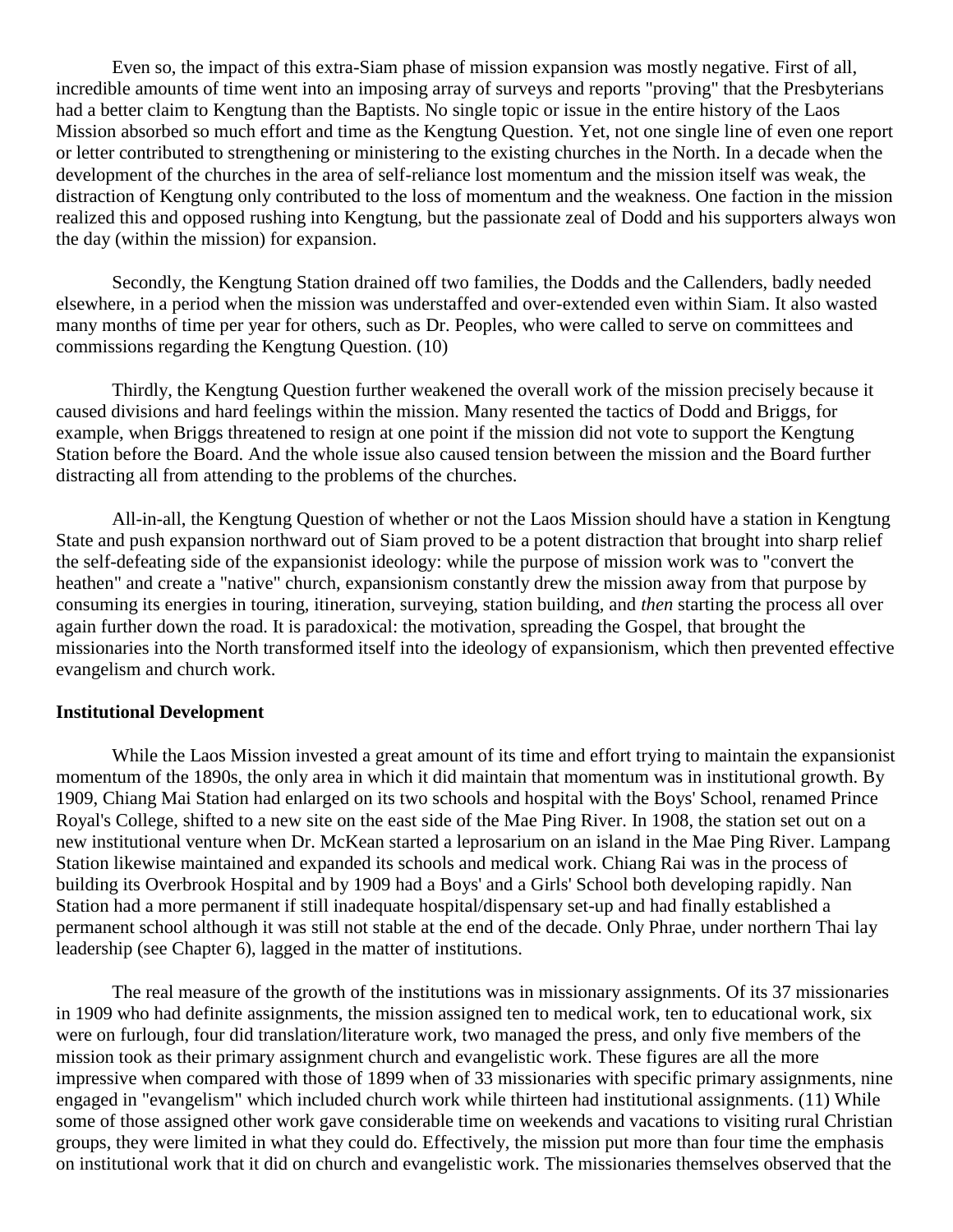Even so, the impact of this extra-Siam phase of mission expansion was mostly negative. First of all, incredible amounts of time went into an imposing array of surveys and reports "proving" that the Presbyterians had a better claim to Kengtung than the Baptists. No single topic or issue in the entire history of the Laos Mission absorbed so much effort and time as the Kengtung Question. Yet, not one single line of even one report or letter contributed to strengthening or ministering to the existing churches in the North. In a decade when the development of the churches in the area of self-reliance lost momentum and the mission itself was weak, the distraction of Kengtung only contributed to the loss of momentum and the weakness. One faction in the mission realized this and opposed rushing into Kengtung, but the passionate zeal of Dodd and his supporters always won the day (within the mission) for expansion.

Secondly, the Kengtung Station drained off two families, the Dodds and the Callenders, badly needed elsewhere, in a period when the mission was understaffed and over-extended even within Siam. It also wasted many months of time per year for others, such as Dr. Peoples, who were called to serve on committees and commissions regarding the Kengtung Question. (10)

Thirdly, the Kengtung Question further weakened the overall work of the mission precisely because it caused divisions and hard feelings within the mission. Many resented the tactics of Dodd and Briggs, for example, when Briggs threatened to resign at one point if the mission did not vote to support the Kengtung Station before the Board. And the whole issue also caused tension between the mission and the Board further distracting all from attending to the problems of the churches.

All-in-all, the Kengtung Question of whether or not the Laos Mission should have a station in Kengtung State and push expansion northward out of Siam proved to be a potent distraction that brought into sharp relief the self-defeating side of the expansionist ideology: while the purpose of mission work was to "convert the heathen" and create a "native" church, expansionism constantly drew the mission away from that purpose by consuming its energies in touring, itineration, surveying, station building, and *then* starting the process all over again further down the road. It is paradoxical: the motivation, spreading the Gospel, that brought the missionaries into the North transformed itself into the ideology of expansionism, which then prevented effective evangelism and church work.

**Institutional Development**

While the Laos Mission invested a great amount of its time and effort trying to maintain the expansionist momentum of the 1890s, the only area in which it did maintain that momentum was in institutional growth. By 1909, Chiang Mai Station had enlarged on its two schools and hospital with the Boys' School, renamed Prince Royal's College, shifted to a new site on the east side of the Mae Ping River. In 1908, the station set out on a new institutional venture when Dr. McKean started a leprosarium on an island in the Mae Ping River. Lampang Station likewise maintained and expanded its schools and medical work. Chiang Rai was in the process of building its Overbrook Hospital and by 1909 had a Boys' and a Girls' School both developing rapidly. Nan Station had a more permanent if still inadequate hospital/dispensary set-up and had finally established a permanent school although it was still not stable at the end of the decade. Only Phrae, under northern Thai lay leadership (see Chapter 6), lagged in the matter of institutions.

The real measure of the growth of the institutions was in missionary assignments. Of its 37 missionaries in 1909 who had definite assignments, the mission assigned ten to medical work, ten to educational work, six were on furlough, four did translation/literature work, two managed the press, and only five members of the mission took as their primary assignment church and evangelistic work. These figures are all the more impressive when compared with those of 1899 when of 33 missionaries with specific primary assignments, nine engaged in "evangelism" which included church work while thirteen had institutional assignments. (11) While some of those assigned other work gave considerable time on weekends and vacations to visiting rural Christian groups, they were limited in what they could do. Effectively, the mission put more than four time the emphasis on institutional work that it did on church and evangelistic work. The missionaries themselves observed that the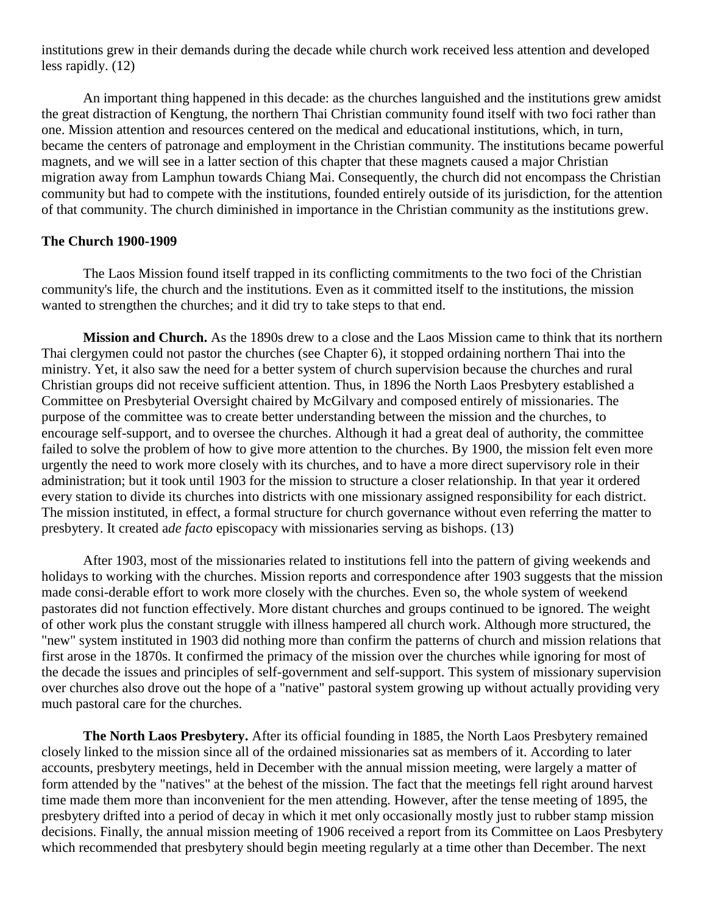institutions grew in their demands during the decade while church work received less attention and developed less rapidly. (12)

An important thing happened in this decade: as the churches languished and the institutions grew amidst the great distraction of Kengtung, the northern Thai Christian community found itself with two foci rather than one. Mission attention and resources centered on the medical and educational institutions, which, in turn, became the centers of patronage and employment in the Christian community. The institutions became powerful magnets, and we will see in a latter section of this chapter that these magnets caused a major Christian migration away from Lamphun towards Chiang Mai. Consequently, the church did not encompass the Christian community but had to compete with the institutions, founded entirely outside of its jurisdiction, for the attention of that community. The church diminished in importance in the Christian community as the institutions grew.

**The Church 1900-1909**

The Laos Mission found itself trapped in its conflicting commitments to the two foci of the Christian community's life, the church and the institutions. Even as it committed itself to the institutions, the mission wanted to strengthen the churches; and it did try to take steps to that end.

**Mission and Church.** As the 1890s drew to a close and the Laos Mission came to think that its northern Thai clergymen could not pastor the churches (see Chapter 6), it stopped ordaining northern Thai into the ministry. Yet, it also saw the need for a better system of church supervision because the churches and rural Christian groups did not receive sufficient attention. Thus, in 1896 the North Laos Presbytery established a Committee on Presbyterial Oversight chaired by McGilvary and composed entirely of missionaries. The purpose of the committee was to create better understanding between the mission and the churches, to encourage self-support, and to oversee the churches. Although it had a great deal of authority, the committee failed to solve the problem of how to give more attention to the churches. By 1900, the mission felt even more urgently the need to work more closely with its churches, and to have a more direct supervisory role in their administration; but it took until 1903 for the mission to structure a closer relationship. In that year it ordered every station to divide its churches into districts with one missionary assigned responsibility for each district. The mission instituted, in effect, a formal structure for church governance without even referring the matter to presbytery. It created a *de facto* episcopacy with missionaries serving as bishops. (13)

After 1903, most of the missionaries related to institutions fell into the pattern of giving weekends and holidays to working with the churches. Mission reports and correspondence after 1903 suggests that the mission made consi-derable effort to work more closely with the churches. Even so, the whole system of weekend pastorates did not function effectively. More distant churches and groups continued to be ignored. The weight of other work plus the constant struggle with illness hampered all church work. Although more structured, the "new" system instituted in 1903 did nothing more than confirm the patterns of church and mission relations that first arose in the 1870s. It confirmed the primacy of the mission over the churches while ignoring for most of the decade the issues and principles of self-government and self-support. This system of missionary supervision over churches also drove out the hope of a "native" pastoral system growing up without actually providing very much pastoral care for the churches.

**The North Laos Presbytery.** After its official founding in 1885, the North Laos Presbytery remained closely linked to the mission since all of the ordained missionaries sat as members of it. According to later accounts, presbytery meetings, held in December with the annual mission meeting, were largely a matter of form attended by the "natives" at the behest of the mission. The fact that the meetings fell right around harvest time made them more than inconvenient for the men attending. However, after the tense meeting of 1895, the presbytery drifted into a period of decay in which it met only occasionally mostly just to rubber stamp mission decisions. Finally, the annual mission meeting of 1906 received a report from its Committee on Laos Presbytery which recommended that presbytery should begin meeting regularly at a time other than December. The next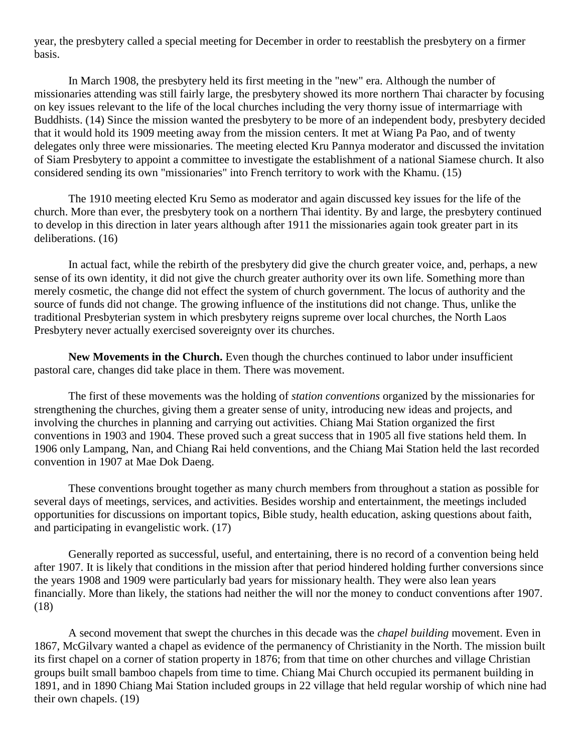year, the presbytery called a special meeting for December in order to reestablish the presbytery on a firmer basis.

In March 1908, the presbytery held its first meeting in the "new" era. Although the number of missionaries attending was still fairly large, the presbytery showed its more northern Thai character by focusing on key issues relevant to the life of the local churches including the very thorny issue of intermarriage with Buddhists. (14) Since the mission wanted the presbytery to be more of an independent body, presbytery decided that it would hold its 1909 meeting away from the mission centers. It met at Wiang Pa Pao, and of twenty delegates only three were missionaries. The meeting elected Kru Pannya moderator and discussed the invitation of Siam Presbytery to appoint a committee to investigate the establishment of a national Siamese church. It also considered sending its own "missionaries" into French territory to work with the Khamu. (15)

The 1910 meeting elected Kru Semo as moderator and again discussed key issues for the life of the church. More than ever, the presbytery took on a northern Thai identity. By and large, the presbytery continued to develop in this direction in later years although after 1911 the missionaries again took greater part in its deliberations. (16)

In actual fact, while the rebirth of the presbytery did give the church greater voice, and, perhaps, a new sense of its own identity, it did not give the church greater authority over its own life. Something more than merely cosmetic, the change did not effect the system of church government. The locus of authority and the source of funds did not change. The growing influence of the institutions did not change. Thus, unlike the traditional Presbyterian system in which presbytery reigns supreme over local churches, the North Laos Presbytery never actually exercised sovereignty over its churches.

**New Movements in the Church.** Even though the churches continued to labor under insufficient pastoral care, changes did take place in them. There was movement.

The first of these movements was the holding of *station conventions* organized by the missionaries for strengthening the churches, giving them a greater sense of unity, introducing new ideas and projects, and involving the churches in planning and carrying out activities. Chiang Mai Station organized the first conventions in 1903 and 1904. These proved such a great success that in 1905 all five stations held them. In 1906 only Lampang, Nan, and Chiang Rai held conventions, and the Chiang Mai Station held the last recorded convention in 1907 at Mae Dok Daeng.

These conventions brought together as many church members from throughout a station as possible for several days of meetings, services, and activities. Besides worship and entertainment, the meetings included opportunities for discussions on important topics, Bible study, health education, asking questions about faith, and participating in evangelistic work. (17)

Generally reported as successful, useful, and entertaining, there is no record of a convention being held after 1907. It is likely that conditions in the mission after that period hindered holding further conversions since the years 1908 and 1909 were particularly bad years for missionary health. They were also lean years financially. More than likely, the stations had neither the will nor the money to conduct conventions after 1907. (18)

A second movement that swept the churches in this decade was the *chapel building* movement. Even in 1867, McGilvary wanted a chapel as evidence of the permanency of Christianity in the North. The mission built its first chapel on a corner of station property in 1876; from that time on other churches and village Christian groups built small bamboo chapels from time to time. Chiang Mai Church occupied its permanent building in 1891, and in 1890 Chiang Mai Station included groups in 22 village that held regular worship of which nine had their own chapels. (19)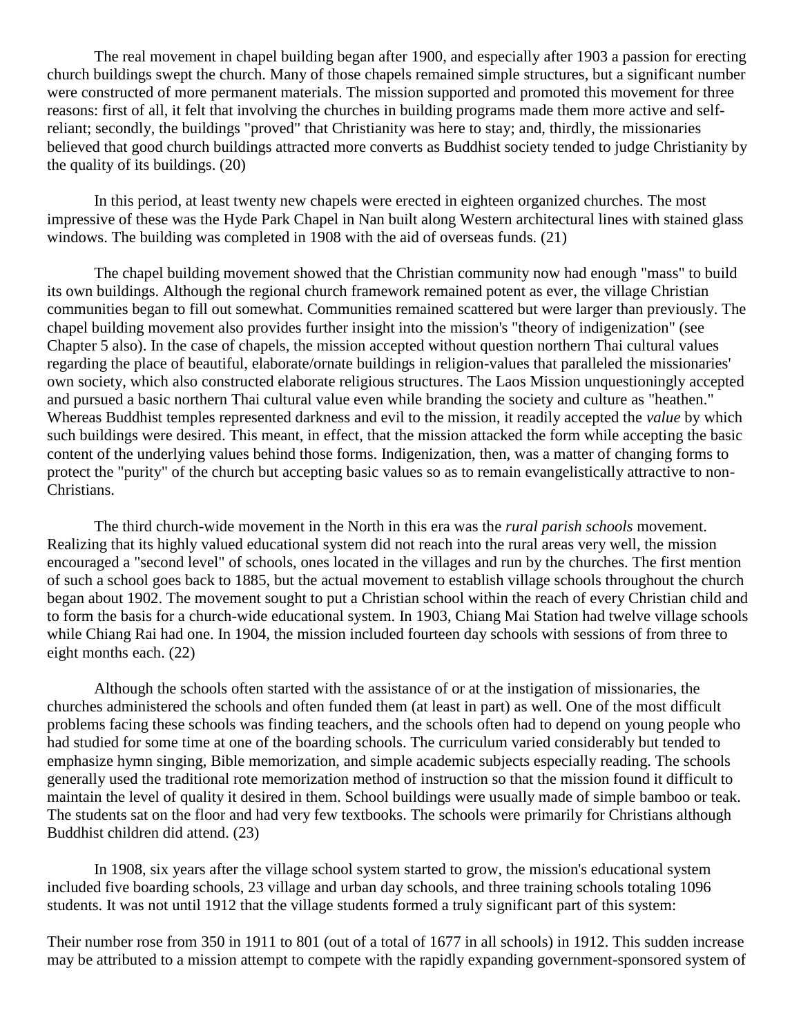The real movement in chapel building began after 1900, and especially after 1903 a passion for erecting church buildings swept the church. Many of those chapels remained simple structures, but a significant number were constructed of more permanent materials. The mission supported and promoted this movement for three reasons: first of all, it felt that involving the churches in building programs made them more active and self-reliant; secondly, the buildings "proved" that Christianity was here to stay; and, thirdly, the missionaries believed that good church buildings attracted more converts as Buddhist society tended to judge Christianity by the quality of its buildings. (20)

In this period, at least twenty new chapels were erected in eighteen organized churches. The most impressive of these was the Hyde Park Chapel in Nan built along Western architectural lines with stained glass windows. The building was completed in 1908 with the aid of overseas funds. (21)

The chapel building movement showed that the Christian community now had enough "mass" to build its own buildings. Although the regional church framework remained potent as ever, the village Christian communities began to fill out somewhat. Communities remained scattered but were larger than previously. The chapel building movement also provides further insight into the mission's "theory of indigenization" (see Chapter 5 also). In the case of chapels, the mission accepted without question northern Thai cultural values regarding the place of beautiful, elaborate/ornate buildings in religion-values that paralleled the missionaries' own society, which also constructed elaborate religious structures. The Laos Mission unquestioningly accepted and pursued a basic northern Thai cultural value even while branding the society and culture as "heathen." Whereas Buddhist temples represented darkness and evil to the mission, it readily accepted the *value* by which such buildings were desired. This meant, in effect, that the mission attacked the form while accepting the basic content of the underlying values behind those forms. Indigenization, then, was a matter of changing forms to protect the "purity" of the church but accepting basic values so as to remain evangelistically attractive to non-Christians.

The third church-wide movement in the North in this era was the *rural parish schools* movement. Realizing that its highly valued educational system did not reach into the rural areas very well, the mission encouraged a "second level" of schools, ones located in the villages and run by the churches. The first mention of such a school goes back to 1885, but the actual movement to establish village schools throughout the church began about 1902. The movement sought to put a Christian school within the reach of every Christian child and to form the basis for a church-wide educational system. In 1903, Chiang Mai Station had twelve village schools while Chiang Rai had one. In 1904, the mission included fourteen day schools with sessions of from three to eight months each. (22)

Although the schools often started with the assistance of or at the instigation of missionaries, the churches administered the schools and often funded them (at least in part) as well. One of the most difficult problems facing these schools was finding teachers, and the schools often had to depend on young people who had studied for some time at one of the boarding schools. The curriculum varied considerably but tended to emphasize hymn singing, Bible memorization, and simple academic subjects especially reading. The schools generally used the traditional rote memorization method of instruction so that the mission found it difficult to maintain the level of quality it desired in them. School buildings were usually made of simple bamboo or teak. The students sat on the floor and had very few textbooks. The schools were primarily for Christians although Buddhist children did attend. (23)

In 1908, six years after the village school system started to grow, the mission's educational system included five boarding schools, 23 village and urban day schools, and three training schools totaling 1096 students. It was not until 1912 that the village students formed a truly significant part of this system:

Their number rose from 350 in 1911 to 801 (out of a total of 1677 in all schools) in 1912. This sudden increase may be attributed to a mission attempt to compete with the rapidly expanding government-sponsored system of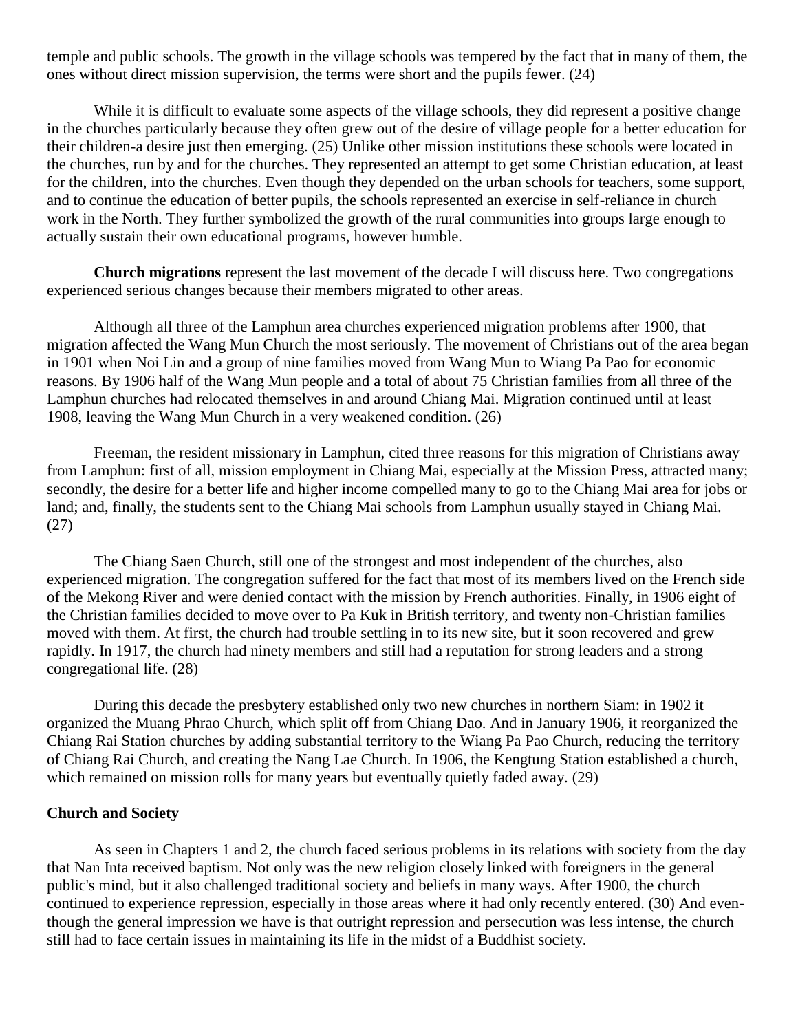temple and public schools. The growth in the village schools was tempered by the fact that in many of them, the ones without direct mission supervision, the terms were short and the pupils fewer. (24)

While it is difficult to evaluate some aspects of the village schools, they did represent a positive change in the churches particularly because they often grew out of the desire of village people for a better education for their children-a desire just then emerging. (25) Unlike other mission institutions these schools were located in the churches, run by and for the churches. They represented an attempt to get some Christian education, at least for the children, into the churches. Even though they depended on the urban schools for teachers, some support, and to continue the education of better pupils, the schools represented an exercise in self-reliance in church work in the North. They further symbolized the growth of the rural communities into groups large enough to actually sustain their own educational programs, however humble.

**Church migrations** represent the last movement of the decade I will discuss here. Two congregations experienced serious changes because their members migrated to other areas.

Although all three of the Lamphun area churches experienced migration problems after 1900, that migration affected the Wang Mun Church the most seriously. The movement of Christians out of the area began in 1901 when Noi Lin and a group of nine families moved from Wang Mun to Wiang Pa Pao for economic reasons. By 1906 half of the Wang Mun people and a total of about 75 Christian families from all three of the Lamphun churches had relocated themselves in and around Chiang Mai. Migration continued until at least 1908, leaving the Wang Mun Church in a very weakened condition. (26)

Freeman, the resident missionary in Lamphun, cited three reasons for this migration of Christians away from Lamphun: first of all, mission employment in Chiang Mai, especially at the Mission Press, attracted many; secondly, the desire for a better life and higher income compelled many to go to the Chiang Mai area for jobs or land; and, finally, the students sent to the Chiang Mai schools from Lamphun usually stayed in Chiang Mai. (27)

The Chiang Saen Church, still one of the strongest and most independent of the churches, also experienced migration. The congregation suffered for the fact that most of its members lived on the French side of the Mekong River and were denied contact with the mission by French authorities. Finally, in 1906 eight of the Christian families decided to move over to Pa Kuk in British territory, and twenty non-Christian families moved with them. At first, the church had trouble settling in to its new site, but it soon recovered and grew rapidly. In 1917, the church had ninety members and still had a reputation for strong leaders and a strong congregational life. (28)

During this decade the presbytery established only two new churches in northern Siam: in 1902 it organized the Muang Phrao Church, which split off from Chiang Dao. And in January 1906, it reorganized the Chiang Rai Station churches by adding substantial territory to the Wiang Pa Pao Church, reducing the territory of Chiang Rai Church, and creating the Nang Lae Church. In 1906, the Kengtung Station established a church, which remained on mission rolls for many years but eventually quietly faded away. (29)

### Church and Society

As seen in Chapters 1 and 2, the church faced serious problems in its relations with society from the day that Nan Inta received baptism. Not only was the new religion closely linked with foreigners in the general public's mind, but it also challenged traditional society and beliefs in many ways. After 1900, the church continued to experience repression, especially in those areas where it had only recently entered. (30) And eventhough the general impression we have is that outright repression and persecution was less intense, the church still had to face certain issues in maintaining its life in the midst of a Buddhist society.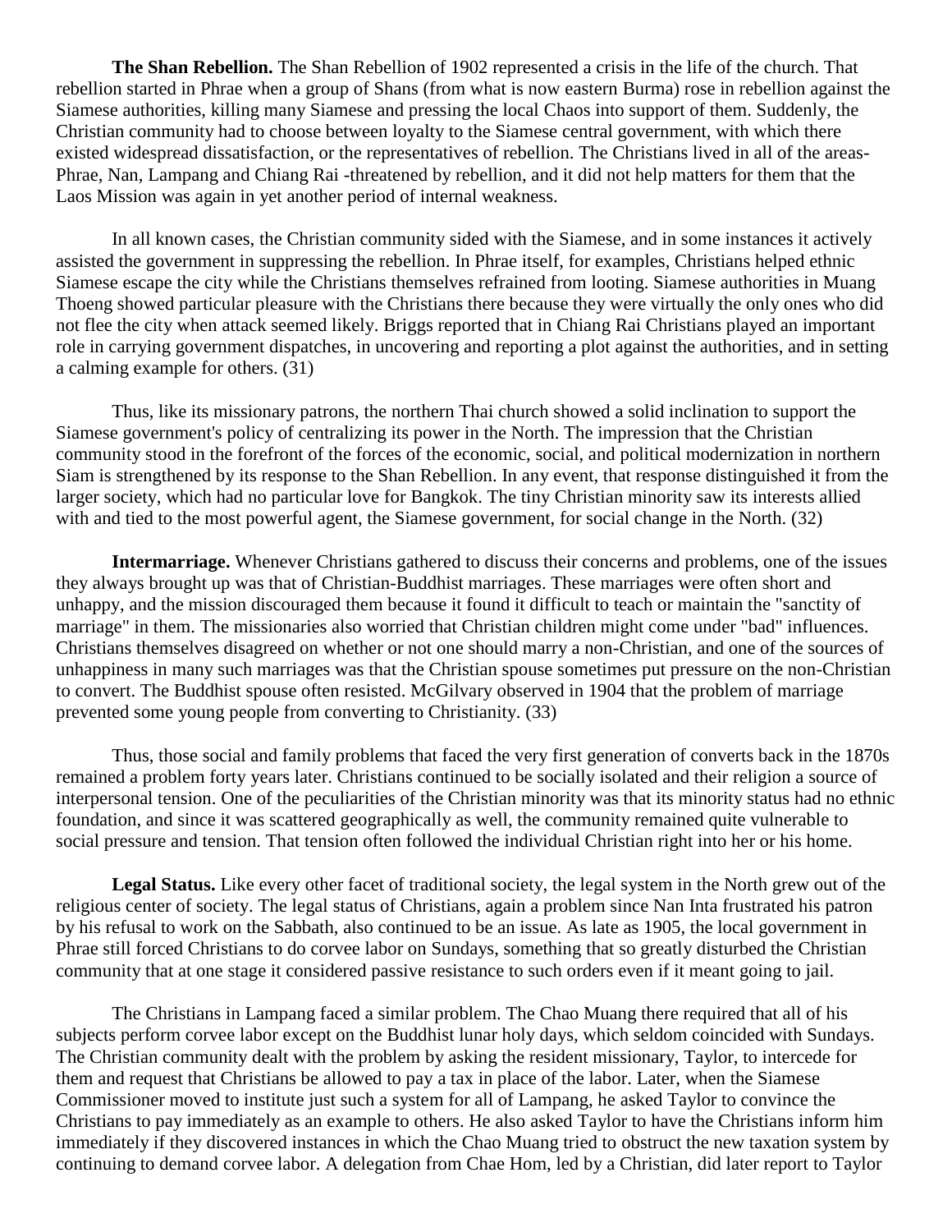**The Shan Rebellion.** The Shan Rebellion of 1902 represented a crisis in the life of the church. That rebellion started in Phrae when a group of Shans (from what is now eastern Burma) rose in rebellion against the Siamese authorities, killing many Siamese and pressing the local Chaos into support of them. Suddenly, the Christian community had to choose between loyalty to the Siamese central government, with which there existed widespread dissatisfaction, or the representatives of rebellion. The Christians lived in all of the areas- Phrae, Nan, Lampang and Chiang Rai -threatened by rebellion, and it did not help matters for them that the Laos Mission was again in yet another period of internal weakness.

In all known cases, the Christian community sided with the Siamese, and in some instances it actively assisted the government in suppressing the rebellion. In Phrae itself, for examples, Christians helped ethnic Siamese escape the city while the Christians themselves refrained from looting. Siamese authorities in Muang Thoeng showed particular pleasure with the Christians there because they were virtually the only ones who did not flee the city when attack seemed likely. Briggs reported that in Chiang Rai Christians played an important role in carrying government dispatches, in uncovering and reporting a plot against the authorities, and in setting a calming example for others. (31)

Thus, like its missionary patrons, the northern Thai church showed a solid inclination to support the Siamese government's policy of centralizing its power in the North. The impression that the Christian community stood in the forefront of the forces of the economic, social, and political modernization in northern Siam is strengthened by its response to the Shan Rebellion. In any event, that response distinguished it from the larger society, which had no particular love for Bangkok. The tiny Christian minority saw its interests allied with and tied to the most powerful agent, the Siamese government, for social change in the North. (32)

**Intermarriage.** Whenever Christians gathered to discuss their concerns and problems, one of the issues they always brought up was that of Christian-Buddhist marriages. These marriages were often short and unhappy, and the mission discouraged them because it found it difficult to teach or maintain the "sanctity of marriage" in them. The missionaries also worried that Christian children might come under "bad" influences. Christians themselves disagreed on whether or not one should marry a non-Christian, and one of the sources of unhappiness in many such marriages was that the Christian spouse sometimes put pressure on the non-Christian to convert. The Buddhist spouse often resisted. McGilvary observed in 1904 that the problem of marriage prevented some young people from converting to Christianity. (33)

Thus, those social and family problems that faced the very first generation of converts back in the 1870s remained a problem forty years later. Christians continued to be socially isolated and their religion a source of interpersonal tension. One of the peculiarities of the Christian minority was that its minority status had no ethnic foundation, and since it was scattered geographically as well, the community remained quite vulnerable to social pressure and tension. That tension often followed the individual Christian right into her or his home.

**Legal Status.** Like every other facet of traditional society, the legal system in the North grew out of the religious center of society. The legal status of Christians, again a problem since Nan Inta frustrated his patron by his refusal to work on the Sabbath, also continued to be an issue. As late as 1905, the local government in Phrae still forced Christians to do corvee labor on Sundays, something that so greatly disturbed the Christian community that at one stage it considered passive resistance to such orders even if it meant going to jail.

The Christians in Lampang faced a similar problem. The Chao Muang there required that all of his subjects perform corvee labor except on the Buddhist lunar holy days, which seldom coincided with Sundays. The Christian community dealt with the problem by asking the resident missionary, Taylor, to intercede for them and request that Christians be allowed to pay a tax in place of the labor. Later, when the Siamese Commissioner moved to institute just such a system for all of Lampang, he asked Taylor to convince the Christians to pay immediately as an example to others. He also asked Taylor to have the Christians inform him immediately if they discovered instances in which the Chao Muang tried to obstruct the new taxation system by continuing to demand corvee labor. A delegation from Chae Hom, led by a Christian, did later report to Taylor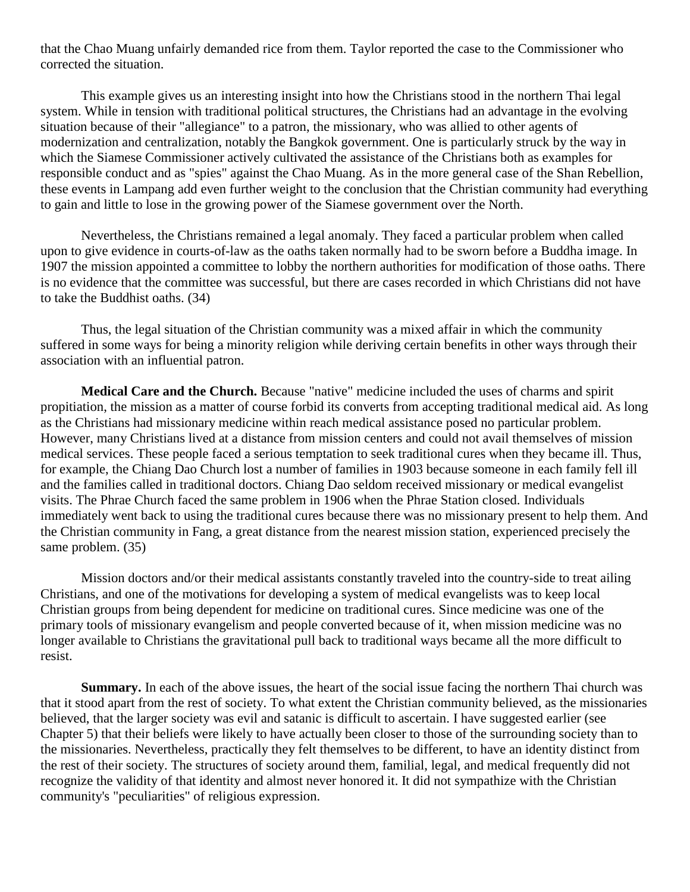that the Chao Muang unfairly demanded rice from them. Taylor reported the case to the Commissioner who corrected the situation.

This example gives us an interesting insight into how the Christians stood in the northern Thai legal system. While in tension with traditional political structures, the Christians had an advantage in the evolving situation because of their "allegiance" to a patron, the missionary, who was allied to other agents of modernization and centralization, notably the Bangkok government. One is particularly struck by the way in which the Siamese Commissioner actively cultivated the assistance of the Christians both as examples for responsible conduct and as "spies" against the Chao Muang. As in the more general case of the Shan Rebellion, these events in Lampang add even further weight to the conclusion that the Christian community had everything to gain and little to lose in the growing power of the Siamese government over the North.

Nevertheless, the Christians remained a legal anomaly. They faced a particular problem when called upon to give evidence in courts-of-law as the oaths taken normally had to be sworn before a Buddha image. In 1907 the mission appointed a committee to lobby the northern authorities for modification of those oaths. There is no evidence that the committee was successful, but there are cases recorded in which Christians did not have to take the Buddhist oaths. (34)

Thus, the legal situation of the Christian community was a mixed affair in which the community suffered in some ways for being a minority religion while deriving certain benefits in other ways through their association with an influential patron.

**Medical Care and the Church.** Because "native" medicine included the uses of charms and spirit propitiation, the mission as a matter of course forbid its converts from accepting traditional medical aid. As long as the Christians had missionary medicine within reach medical assistance posed no particular problem. However, many Christians lived at a distance from mission centers and could not avail themselves of mission medical services. These people faced a serious temptation to seek traditional cures when they became ill. Thus, for example, the Chiang Dao Church lost a number of families in 1903 because someone in each family fell ill and the families called in traditional doctors. Chiang Dao seldom received missionary or medical evangelist visits. The Phrae Church faced the same problem in 1906 when the Phrae Station closed. Individuals immediately went back to using the traditional cures because there was no missionary present to help them. And the Christian community in Fang, a great distance from the nearest mission station, experienced precisely the same problem. (35)

Mission doctors and/or their medical assistants constantly traveled into the country-side to treat ailing Christians, and one of the motivations for developing a system of medical evangelists was to keep local Christian groups from being dependent for medicine on traditional cures. Since medicine was one of the primary tools of missionary evangelism and people converted because of it, when mission medicine was no longer available to Christians the gravitational pull back to traditional ways became all the more difficult to resist.

**Summary.** In each of the above issues, the heart of the social issue facing the northern Thai church was that it stood apart from the rest of society. To what extent the Christian community believed, as the missionaries believed, that the larger society was evil and satanic is difficult to ascertain. I have suggested earlier (see Chapter 5) that their beliefs were likely to have actually been closer to those of the surrounding society than to the missionaries. Nevertheless, practically they felt themselves to be different, to have an identity distinct from the rest of their society. The structures of society around them, familial, legal, and medical frequently did not recognize the validity of that identity and almost never honored it. It did not sympathize with the Christian community's "peculiarities" of religious expression.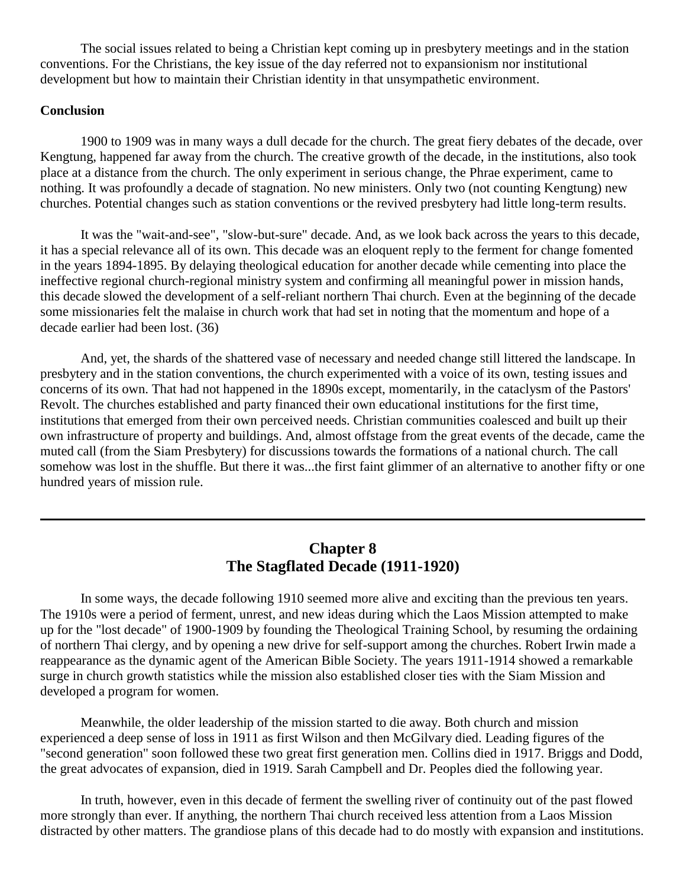The social issues related to being a Christian kept coming up in presbytery meetings and in the station conventions. For the Christians, the key issue of the day referred not to expansionism nor institutional development but how to maintain their Christian identity in that unsympathetic environment.

**Conclusion**

1900 to 1909 was in many ways a dull decade for the church. The great fiery debates of the decade, over Kengtung, happened far away from the church. The creative growth of the decade, in the institutions, also took place at a distance from the church. The only experiment in serious change, the Phrae experiment, came to nothing. It was profoundly a decade of stagnation. No new ministers. Only two (not counting Kengtung) new churches. Potential changes such as station conventions or the revived presbytery had little long-term results.

It was the "wait-and-see", "slow-but-sure" decade. And, as we look back across the years to this decade, it has a special relevance all of its own. This decade was an eloquent reply to the ferment for change fomented in the years 1894-1895. By delaying theological education for another decade while cementing into place the ineffective regional church-regional ministry system and confirming all meaningful power in mission hands, this decade slowed the development of a self-reliant northern Thai church. Even at the beginning of the decade some missionaries felt the malaise in church work that had set in noting that the momentum and hope of a decade earlier had been lost. (36)

And, yet, the shards of the shattered vase of necessary and needed change still littered the landscape. In presbytery and in the station conventions, the church experimented with a voice of its own, testing issues and concerns of its own. That had not happened in the 1890s except, momentarily, in the cataclysm of the Pastors' Revolt. The churches established and party financed their own educational institutions for the first time, institutions that emerged from their own perceived needs. Christian communities coalesced and built up their own infrastructure of property and buildings. And, almost offstage from the great events of the decade, came the muted call (from the Siam Presbytery) for discussions towards the formations of a national church. The call somehow was lost in the shuffle. But there it was...the first faint glimmer of an alternative to another fifty or one hundred years of mission rule.

---

## Chapter 8
## The Stagflated Decade (1911-1920)

In some ways, the decade following 1910 seemed more alive and exciting than the previous ten years. The 1910s were a period of ferment, unrest, and new ideas during which the Laos Mission attempted to make up for the "lost decade" of 1900-1909 by founding the Theological Training School, by resuming the ordaining of northern Thai clergy, and by opening a new drive for self-support among the churches. Robert Irwin made a reappearance as the dynamic agent of the American Bible Society. The years 1911-1914 showed a remarkable surge in church growth statistics while the mission also established closer ties with the Siam Mission and developed a program for women.

Meanwhile, the older leadership of the mission started to die away. Both church and mission experienced a deep sense of loss in 1911 as first Wilson and then McGilvary died. Leading figures of the "second generation" soon followed these two great first generation men. Collins died in 1917. Briggs and Dodd, the great advocates of expansion, died in 1919. Sarah Campbell and Dr. Peoples died the following year.

In truth, however, even in this decade of ferment the swelling river of continuity out of the past flowed more strongly than ever. If anything, the northern Thai church received less attention from a Laos Mission distracted by other matters. The grandiose plans of this decade had to do mostly with expansion and institutions.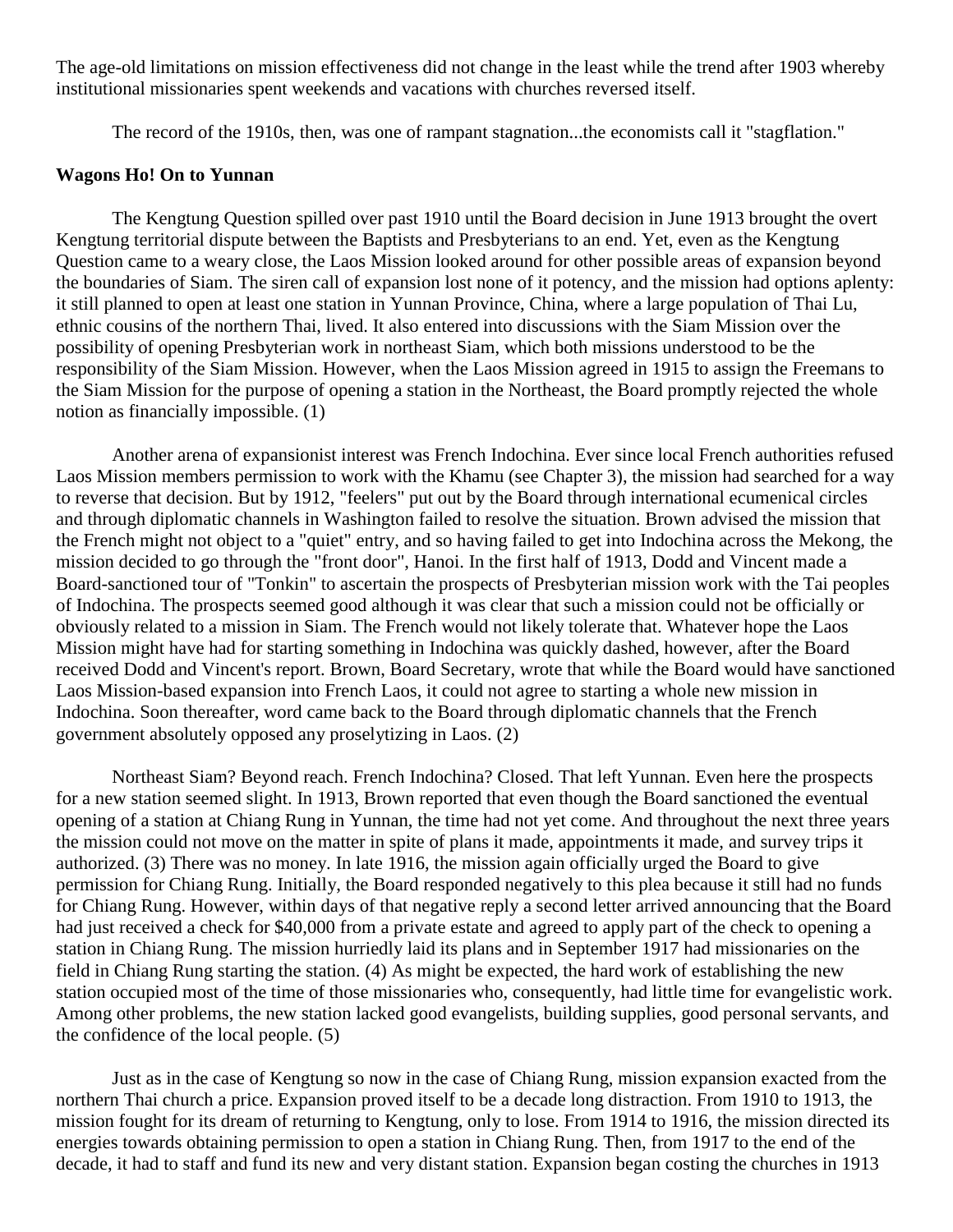The age-old limitations on mission effectiveness did not change in the least while the trend after 1903 whereby institutional missionaries spent weekends and vacations with churches reversed itself.

The record of the 1910s, then, was one of rampant stagnation...the economists call it "stagflation."

**Wagons Ho! On to Yunnan**

The Kengtung Question spilled over past 1910 until the Board decision in June 1913 brought the overt Kengtung territorial dispute between the Baptists and Presbyterians to an end. Yet, even as the Kengtung Question came to a weary close, the Laos Mission looked around for other possible areas of expansion beyond the boundaries of Siam. The siren call of expansion lost none of it potency, and the mission had options aplenty: it still planned to open at least one station in Yunnan Province, China, where a large population of Thai Lu, ethnic cousins of the northern Thai, lived. It also entered into discussions with the Siam Mission over the possibility of opening Presbyterian work in northeast Siam, which both missions understood to be the responsibility of the Siam Mission. However, when the Laos Mission agreed in 1915 to assign the Freemans to the Siam Mission for the purpose of opening a station in the Northeast, the Board promptly rejected the whole notion as financially impossible. (1)

Another arena of expansionist interest was French Indochina. Ever since local French authorities refused Laos Mission members permission to work with the Khamu (see Chapter 3), the mission had searched for a way to reverse that decision. But by 1912, "feelers" put out by the Board through international ecumenical circles and through diplomatic channels in Washington failed to resolve the situation. Brown advised the mission that the French might not object to a "quiet" entry, and so having failed to get into Indochina across the Mekong, the mission decided to go through the "front door", Hanoi. In the first half of 1913, Dodd and Vincent made a Board-sanctioned tour of "Tonkin" to ascertain the prospects of Presbyterian mission work with the Tai peoples of Indochina. The prospects seemed good although it was clear that such a mission could not be officially or obviously related to a mission in Siam. The French would not likely tolerate that. Whatever hope the Laos Mission might have had for starting something in Indochina was quickly dashed, however, after the Board received Dodd and Vincent's report. Brown, Board Secretary, wrote that while the Board would have sanctioned Laos Mission-based expansion into French Laos, it could not agree to starting a whole new mission in Indochina. Soon thereafter, word came back to the Board through diplomatic channels that the French government absolutely opposed any proselytizing in Laos. (2)

Northeast Siam? Beyond reach. French Indochina? Closed. That left Yunnan. Even here the prospects for a new station seemed slight. In 1913, Brown reported that even though the Board sanctioned the eventual opening of a station at Chiang Rung in Yunnan, the time had not yet come. And throughout the next three years the mission could not move on the matter in spite of plans it made, appointments it made, and survey trips it authorized. (3) There was no money. In late 1916, the mission again officially urged the Board to give permission for Chiang Rung. Initially, the Board responded negatively to this plea because it still had no funds for Chiang Rung. However, within days of that negative reply a second letter arrived announcing that the Board had just received a check for $40,000 from a private estate and agreed to apply part of the check to opening a station in Chiang Rung. The mission hurriedly laid its plans and in September 1917 had missionaries on the field in Chiang Rung starting the station. (4) As might be expected, the hard work of establishing the new station occupied most of the time of those missionaries who, consequently, had little time for evangelistic work. Among other problems, the new station lacked good evangelists, building supplies, good personal servants, and the confidence of the local people. (5)

Just as in the case of Kengtung so now in the case of Chiang Rung, mission expansion exacted from the northern Thai church a price. Expansion proved itself to be a decade long distraction. From 1910 to 1913, the mission fought for its dream of returning to Kengtung, only to lose. From 1914 to 1916, the mission directed its energies towards obtaining permission to open a station in Chiang Rung. Then, from 1917 to the end of the decade, it had to staff and fund its new and very distant station. Expansion began costing the churches in 1913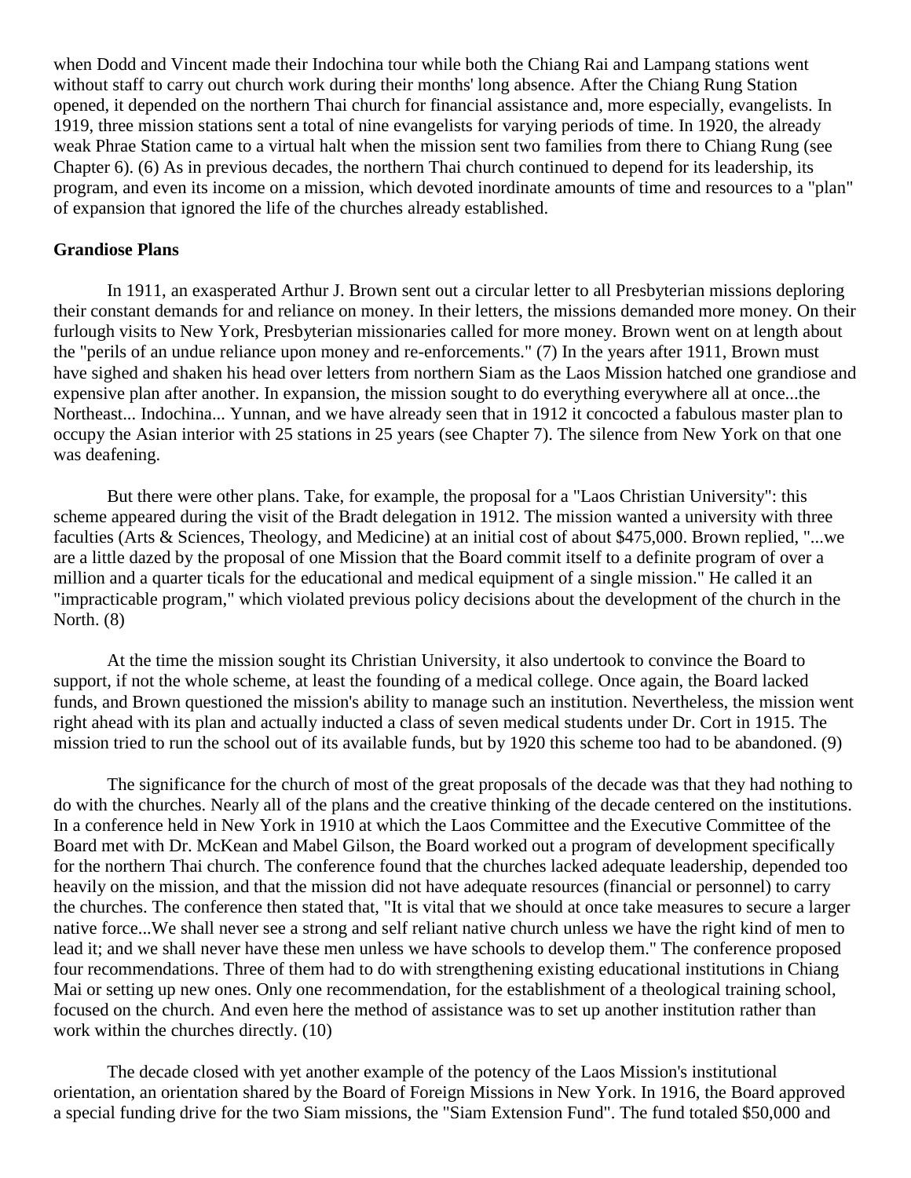when Dodd and Vincent made their Indochina tour while both the Chiang Rai and Lampang stations went without staff to carry out church work during their months' long absence. After the Chiang Rung Station opened, it depended on the northern Thai church for financial assistance and, more especially, evangelists. In 1919, three mission stations sent a total of nine evangelists for varying periods of time. In 1920, the already weak Phrae Station came to a virtual halt when the mission sent two families from there to Chiang Rung (see Chapter 6). (6) As in previous decades, the northern Thai church continued to depend for its leadership, its program, and even its income on a mission, which devoted inordinate amounts of time and resources to a "plan" of expansion that ignored the life of the churches already established.

**Grandiose Plans**

In 1911, an exasperated Arthur J. Brown sent out a circular letter to all Presbyterian missions deploring their constant demands for and reliance on money. In their letters, the missions demanded more money. On their furlough visits to New York, Presbyterian missionaries called for more money. Brown went on at length about the "perils of an undue reliance upon money and re-enforcements." (7) In the years after 1911, Brown must have sighed and shaken his head over letters from northern Siam as the Laos Mission hatched one grandiose and expensive plan after another. In expansion, the mission sought to do everything everywhere all at once...the Northeast... Indochina... Yunnan, and we have already seen that in 1912 it concocted a fabulous master plan to occupy the Asian interior with 25 stations in 25 years (see Chapter 7). The silence from New York on that one was deafening.

But there were other plans. Take, for example, the proposal for a "Laos Christian University": this scheme appeared during the visit of the Bradt delegation in 1912. The mission wanted a university with three faculties (Arts & Sciences, Theology, and Medicine) at an initial cost of about $475,000. Brown replied, "...we are a little dazed by the proposal of one Mission that the Board commit itself to a definite program of over a million and a quarter ticals for the educational and medical equipment of a single mission." He called it an "impracticable program," which violated previous policy decisions about the development of the church in the North. (8)

At the time the mission sought its Christian University, it also undertook to convince the Board to support, if not the whole scheme, at least the founding of a medical college. Once again, the Board lacked funds, and Brown questioned the mission's ability to manage such an institution. Nevertheless, the mission went right ahead with its plan and actually inducted a class of seven medical students under Dr. Cort in 1915. The mission tried to run the school out of its available funds, but by 1920 this scheme too had to be abandoned. (9)

The significance for the church of most of the great proposals of the decade was that they had nothing to do with the churches. Nearly all of the plans and the creative thinking of the decade centered on the institutions. In a conference held in New York in 1910 at which the Laos Committee and the Executive Committee of the Board met with Dr. McKean and Mabel Gilson, the Board worked out a program of development specifically for the northern Thai church. The conference found that the churches lacked adequate leadership, depended too heavily on the mission, and that the mission did not have adequate resources (financial or personnel) to carry the churches. The conference then stated that, "It is vital that we should at once take measures to secure a larger native force...We shall never see a strong and self reliant native church unless we have the right kind of men to lead it; and we shall never have these men unless we have schools to develop them." The conference proposed four recommendations. Three of them had to do with strengthening existing educational institutions in Chiang Mai or setting up new ones. Only one recommendation, for the establishment of a theological training school, focused on the church. And even here the method of assistance was to set up another institution rather than work within the churches directly. (10)

The decade closed with yet another example of the potency of the Laos Mission's institutional orientation, an orientation shared by the Board of Foreign Missions in New York. In 1916, the Board approved a special funding drive for the two Siam missions, the "Siam Extension Fund". The fund totaled $50,000 and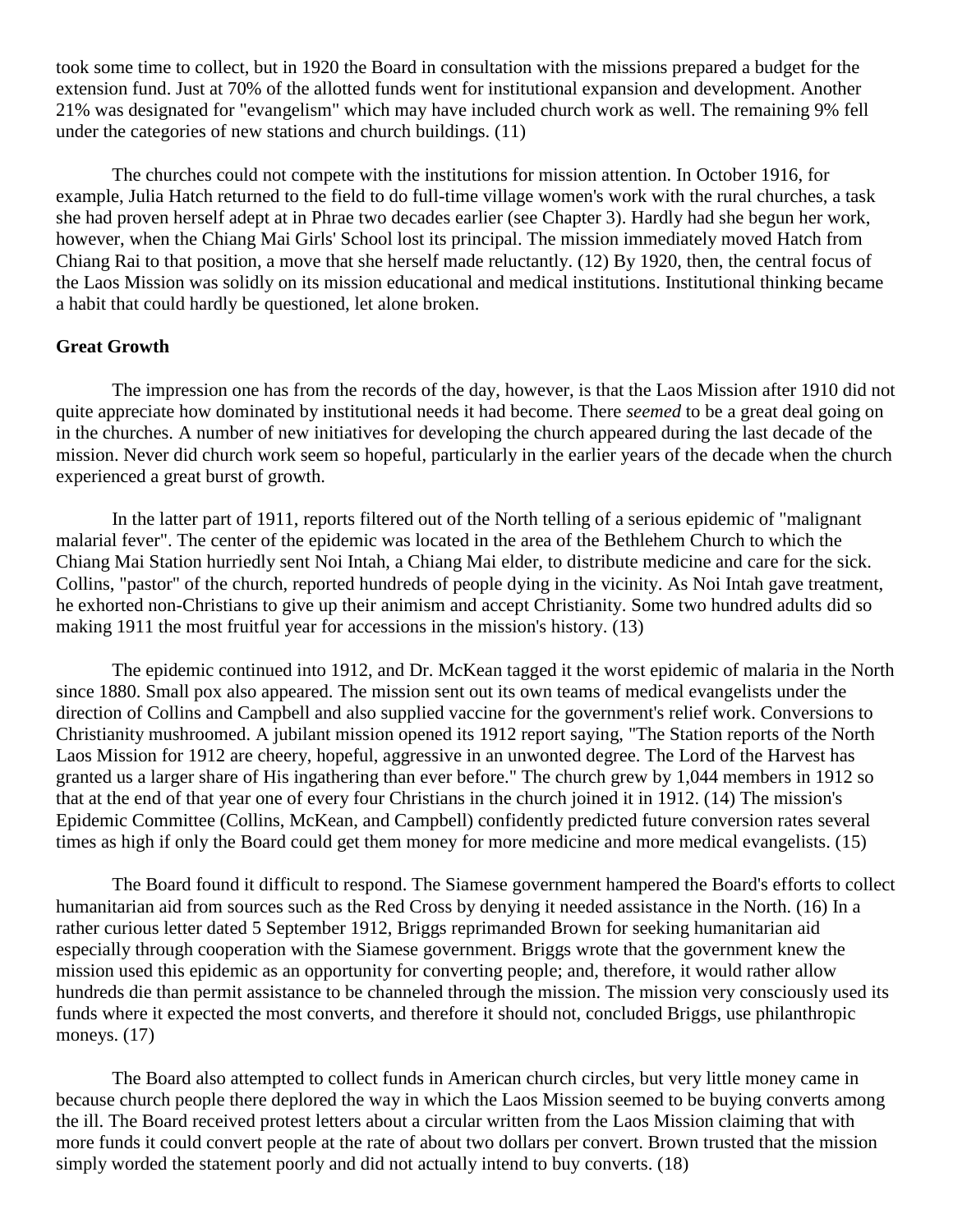took some time to collect, but in 1920 the Board in consultation with the missions prepared a budget for the extension fund. Just at 70% of the allotted funds went for institutional expansion and development. Another 21% was designated for "evangelism" which may have included church work as well. The remaining 9% fell under the categories of new stations and church buildings. (11)

The churches could not compete with the institutions for mission attention. In October 1916, for example, Julia Hatch returned to the field to do full-time village women's work with the rural churches, a task she had proven herself adept at in Phrae two decades earlier (see Chapter 3). Hardly had she begun her work, however, when the Chiang Mai Girls' School lost its principal. The mission immediately moved Hatch from Chiang Rai to that position, a move that she herself made reluctantly. (12) By 1920, then, the central focus of the Laos Mission was solidly on its mission educational and medical institutions. Institutional thinking became a habit that could hardly be questioned, let alone broken.

**Great Growth**

The impression one has from the records of the day, however, is that the Laos Mission after 1910 did not quite appreciate how dominated by institutional needs it had become. There *seemed* to be a great deal going on in the churches. A number of new initiatives for developing the church appeared during the last decade of the mission. Never did church work seem so hopeful, particularly in the earlier years of the decade when the church experienced a great burst of growth.

In the latter part of 1911, reports filtered out of the North telling of a serious epidemic of "malignant malarial fever". The center of the epidemic was located in the area of the Bethlehem Church to which the Chiang Mai Station hurriedly sent Noi Intah, a Chiang Mai elder, to distribute medicine and care for the sick. Collins, "pastor" of the church, reported hundreds of people dying in the vicinity. As Noi Intah gave treatment, he exhorted non-Christians to give up their animism and accept Christianity. Some two hundred adults did so making 1911 the most fruitful year for accessions in the mission's history. (13)

The epidemic continued into 1912, and Dr. McKean tagged it the worst epidemic of malaria in the North since 1880. Small pox also appeared. The mission sent out its own teams of medical evangelists under the direction of Collins and Campbell and also supplied vaccine for the government's relief work. Conversions to Christianity mushroomed. A jubilant mission opened its 1912 report saying, "The Station reports of the North Laos Mission for 1912 are cheery, hopeful, aggressive in an unwonted degree. The Lord of the Harvest has granted us a larger share of His ingathering than ever before." The church grew by 1,044 members in 1912 so that at the end of that year one of every four Christians in the church joined it in 1912. (14) The mission's Epidemic Committee (Collins, McKean, and Campbell) confidently predicted future conversion rates several times as high if only the Board could get them money for more medicine and more medical evangelists. (15)

The Board found it difficult to respond. The Siamese government hampered the Board's efforts to collect humanitarian aid from sources such as the Red Cross by denying it needed assistance in the North. (16) In a rather curious letter dated 5 September 1912, Briggs reprimanded Brown for seeking humanitarian aid especially through cooperation with the Siamese government. Briggs wrote that the government knew the mission used this epidemic as an opportunity for converting people; and, therefore, it would rather allow hundreds die than permit assistance to be channeled through the mission. The mission very consciously used its funds where it expected the most converts, and therefore it should not, concluded Briggs, use philanthropic moneys. (17)

The Board also attempted to collect funds in American church circles, but very little money came in because church people there deplored the way in which the Laos Mission seemed to be buying converts among the ill. The Board received protest letters about a circular written from the Laos Mission claiming that with more funds it could convert people at the rate of about two dollars per convert. Brown trusted that the mission simply worded the statement poorly and did not actually intend to buy converts. (18)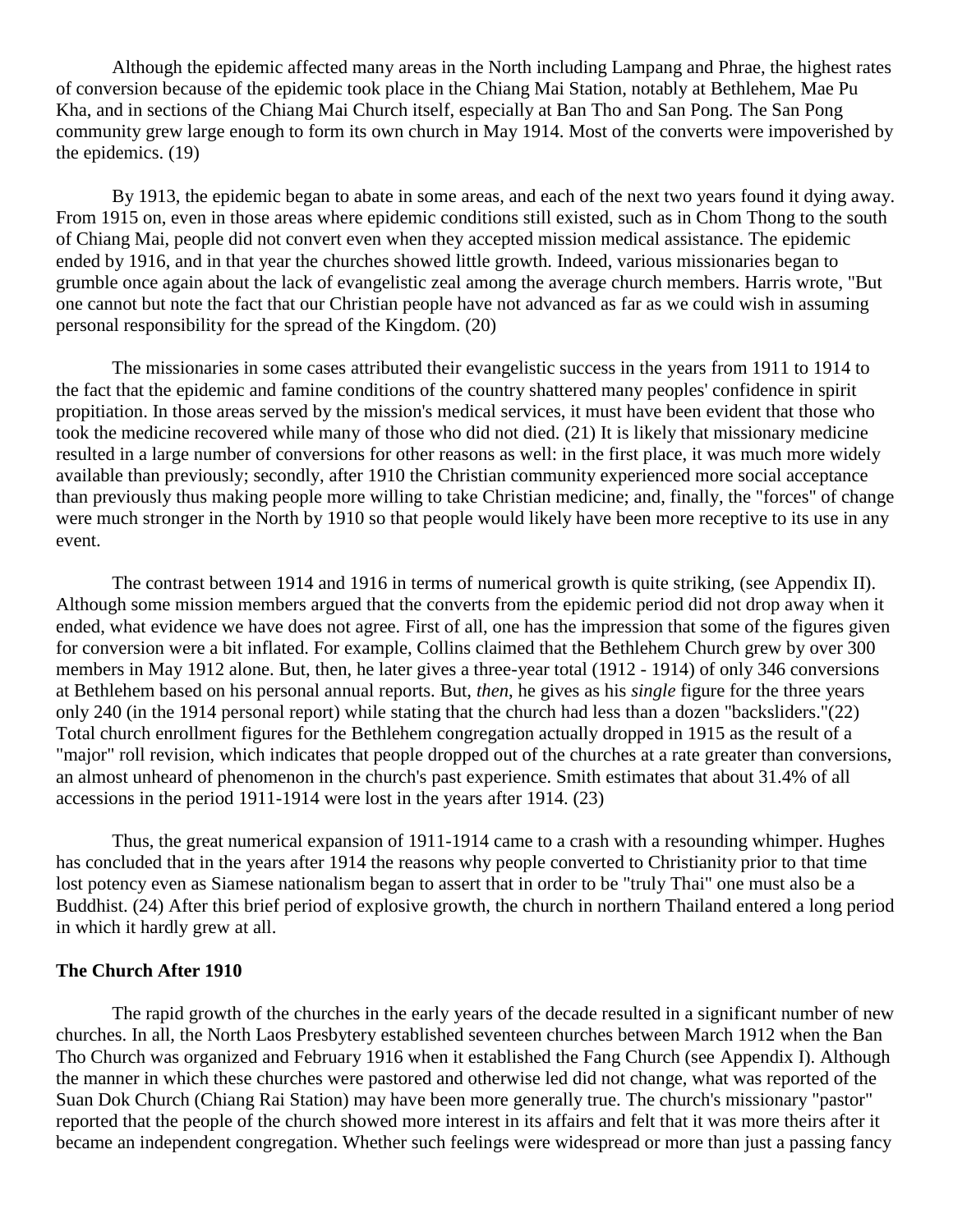Although the epidemic affected many areas in the North including Lampang and Phrae, the highest rates of conversion because of the epidemic took place in the Chiang Mai Station, notably at Bethlehem, Mae Pu Kha, and in sections of the Chiang Mai Church itself, especially at Ban Tho and San Pong. The San Pong community grew large enough to form its own church in May 1914. Most of the converts were impoverished by the epidemics. (19)

By 1913, the epidemic began to abate in some areas, and each of the next two years found it dying away. From 1915 on, even in those areas where epidemic conditions still existed, such as in Chom Thong to the south of Chiang Mai, people did not convert even when they accepted mission medical assistance. The epidemic ended by 1916, and in that year the churches showed little growth. Indeed, various missionaries began to grumble once again about the lack of evangelistic zeal among the average church members. Harris wrote, "But one cannot but note the fact that our Christian people have not advanced as far as we could wish in assuming personal responsibility for the spread of the Kingdom. (20)

The missionaries in some cases attributed their evangelistic success in the years from 1911 to 1914 to the fact that the epidemic and famine conditions of the country shattered many peoples' confidence in spirit propitiation. In those areas served by the mission's medical services, it must have been evident that those who took the medicine recovered while many of those who did not died. (21) It is likely that missionary medicine resulted in a large number of conversions for other reasons as well: in the first place, it was much more widely available than previously; secondly, after 1910 the Christian community experienced more social acceptance than previously thus making people more willing to take Christian medicine; and, finally, the "forces" of change were much stronger in the North by 1910 so that people would likely have been more receptive to its use in any event.

The contrast between 1914 and 1916 in terms of numerical growth is quite striking, (see Appendix II). Although some mission members argued that the converts from the epidemic period did not drop away when it ended, what evidence we have does not agree. First of all, one has the impression that some of the figures given for conversion were a bit inflated. For example, Collins claimed that the Bethlehem Church grew by over 300 members in May 1912 alone. But, then, he later gives a three-year total (1912 - 1914) of only 346 conversions at Bethlehem based on his personal annual reports. But, *then*, he gives as his *single* figure for the three years only 240 (in the 1914 personal report) while stating that the church had less than a dozen "backsliders."(22) Total church enrollment figures for the Bethlehem congregation actually dropped in 1915 as the result of a "major" roll revision, which indicates that people dropped out of the churches at a rate greater than conversions, an almost unheard of phenomenon in the church's past experience. Smith estimates that about 31.4% of all accessions in the period 1911-1914 were lost in the years after 1914. (23)

Thus, the great numerical expansion of 1911-1914 came to a crash with a resounding whimper. Hughes has concluded that in the years after 1914 the reasons why people converted to Christianity prior to that time lost potency even as Siamese nationalism began to assert that in order to be "truly Thai" one must also be a Buddhist. (24) After this brief period of explosive growth, the church in northern Thailand entered a long period in which it hardly grew at all.

### The Church After 1910

The rapid growth of the churches in the early years of the decade resulted in a significant number of new churches. In all, the North Laos Presbytery established seventeen churches between March 1912 when the Ban Tho Church was organized and February 1916 when it established the Fang Church (see Appendix I). Although the manner in which these churches were pastored and otherwise led did not change, what was reported of the Suan Dok Church (Chiang Rai Station) may have been more generally true. The church's missionary "pastor" reported that the people of the church showed more interest in its affairs and felt that it was more theirs after it became an independent congregation. Whether such feelings were widespread or more than just a passing fancy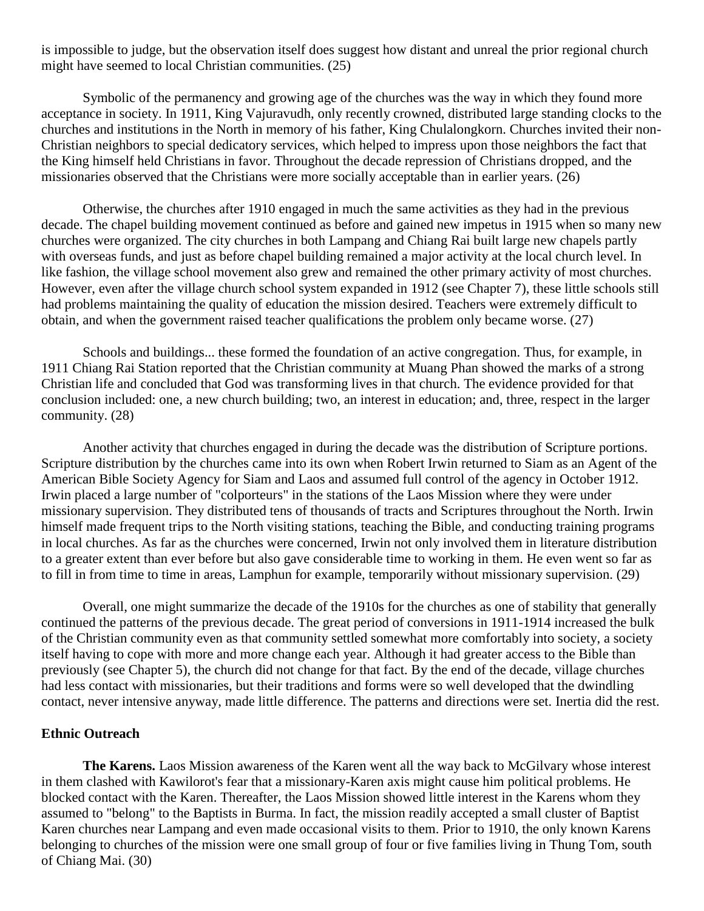is impossible to judge, but the observation itself does suggest how distant and unreal the prior regional church might have seemed to local Christian communities. (25)

Symbolic of the permanency and growing age of the churches was the way in which they found more acceptance in society. In 1911, King Vajuravudh, only recently crowned, distributed large standing clocks to the churches and institutions in the North in memory of his father, King Chulalongkorn. Churches invited their non-Christian neighbors to special dedicatory services, which helped to impress upon those neighbors the fact that the King himself held Christians in favor. Throughout the decade repression of Christians dropped, and the missionaries observed that the Christians were more socially acceptable than in earlier years. (26)

Otherwise, the churches after 1910 engaged in much the same activities as they had in the previous decade. The chapel building movement continued as before and gained new impetus in 1915 when so many new churches were organized. The city churches in both Lampang and Chiang Rai built large new chapels partly with overseas funds, and just as before chapel building remained a major activity at the local church level. In like fashion, the village school movement also grew and remained the other primary activity of most churches. However, even after the village church school system expanded in 1912 (see Chapter 7), these little schools still had problems maintaining the quality of education the mission desired. Teachers were extremely difficult to obtain, and when the government raised teacher qualifications the problem only became worse. (27)

Schools and buildings... these formed the foundation of an active congregation. Thus, for example, in 1911 Chiang Rai Station reported that the Christian community at Muang Phan showed the marks of a strong Christian life and concluded that God was transforming lives in that church. The evidence provided for that conclusion included: one, a new church building; two, an interest in education; and, three, respect in the larger community. (28)

Another activity that churches engaged in during the decade was the distribution of Scripture portions. Scripture distribution by the churches came into its own when Robert Irwin returned to Siam as an Agent of the American Bible Society Agency for Siam and Laos and assumed full control of the agency in October 1912. Irwin placed a large number of "colporteurs" in the stations of the Laos Mission where they were under missionary supervision. They distributed tens of thousands of tracts and Scriptures throughout the North. Irwin himself made frequent trips to the North visiting stations, teaching the Bible, and conducting training programs in local churches. As far as the churches were concerned, Irwin not only involved them in literature distribution to a greater extent than ever before but also gave considerable time to working in them. He even went so far as to fill in from time to time in areas, Lamphun for example, temporarily without missionary supervision. (29)

Overall, one might summarize the decade of the 1910s for the churches as one of stability that generally continued the patterns of the previous decade. The great period of conversions in 1911-1914 increased the bulk of the Christian community even as that community settled somewhat more comfortably into society, a society itself having to cope with more and more change each year. Although it had greater access to the Bible than previously (see Chapter 5), the church did not change for that fact. By the end of the decade, village churches had less contact with missionaries, but their traditions and forms were so well developed that the dwindling contact, never intensive anyway, made little difference. The patterns and directions were set. Inertia did the rest.

### Ethnic Outreach

**The Karens.** Laos Mission awareness of the Karen went all the way back to McGilvary whose interest in them clashed with Kawilorot's fear that a missionary-Karen axis might cause him political problems. He blocked contact with the Karen. Thereafter, the Laos Mission showed little interest in the Karens whom they assumed to "belong" to the Baptists in Burma. In fact, the mission readily accepted a small cluster of Baptist Karen churches near Lampang and even made occasional visits to them. Prior to 1910, the only known Karens belonging to churches of the mission were one small group of four or five families living in Thung Tom, south of Chiang Mai. (30)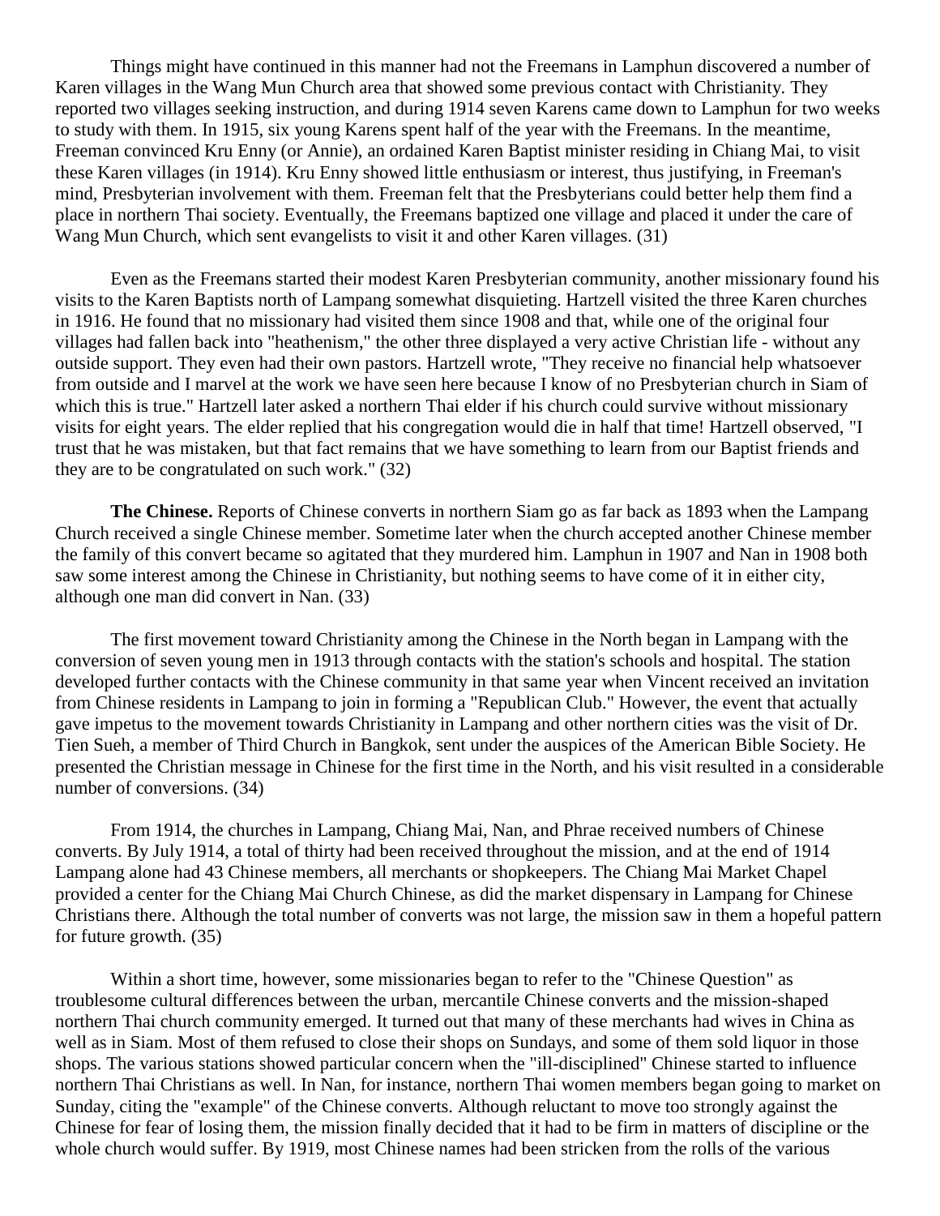Things might have continued in this manner had not the Freemans in Lamphun discovered a number of Karen villages in the Wang Mun Church area that showed some previous contact with Christianity. They reported two villages seeking instruction, and during 1914 seven Karens came down to Lamphun for two weeks to study with them. In 1915, six young Karens spent half of the year with the Freemans. In the meantime, Freeman convinced Kru Enny (or Annie), an ordained Karen Baptist minister residing in Chiang Mai, to visit these Karen villages (in 1914). Kru Enny showed little enthusiasm or interest, thus justifying, in Freeman's mind, Presbyterian involvement with them. Freeman felt that the Presbyterians could better help them find a place in northern Thai society. Eventually, the Freemans baptized one village and placed it under the care of Wang Mun Church, which sent evangelists to visit it and other Karen villages. (31)

Even as the Freemans started their modest Karen Presbyterian community, another missionary found his visits to the Karen Baptists north of Lampang somewhat disquieting. Hartzell visited the three Karen churches in 1916. He found that no missionary had visited them since 1908 and that, while one of the original four villages had fallen back into "heathenism," the other three displayed a very active Christian life - without any outside support. They even had their own pastors. Hartzell wrote, "They receive no financial help whatsoever from outside and I marvel at the work we have seen here because I know of no Presbyterian church in Siam of which this is true." Hartzell later asked a northern Thai elder if his church could survive without missionary visits for eight years. The elder replied that his congregation would die in half that time! Hartzell observed, "I trust that he was mistaken, but that fact remains that we have something to learn from our Baptist friends and they are to be congratulated on such work." (32)

**The Chinese.** Reports of Chinese converts in northern Siam go as far back as 1893 when the Lampang Church received a single Chinese member. Sometime later when the church accepted another Chinese member the family of this convert became so agitated that they murdered him. Lamphun in 1907 and Nan in 1908 both saw some interest among the Chinese in Christianity, but nothing seems to have come of it in either city, although one man did convert in Nan. (33)

The first movement toward Christianity among the Chinese in the North began in Lampang with the conversion of seven young men in 1913 through contacts with the station's schools and hospital. The station developed further contacts with the Chinese community in that same year when Vincent received an invitation from Chinese residents in Lampang to join in forming a "Republican Club." However, the event that actually gave impetus to the movement towards Christianity in Lampang and other northern cities was the visit of Dr. Tien Sueh, a member of Third Church in Bangkok, sent under the auspices of the American Bible Society. He presented the Christian message in Chinese for the first time in the North, and his visit resulted in a considerable number of conversions. (34)

From 1914, the churches in Lampang, Chiang Mai, Nan, and Phrae received numbers of Chinese converts. By July 1914, a total of thirty had been received throughout the mission, and at the end of 1914 Lampang alone had 43 Chinese members, all merchants or shopkeepers. The Chiang Mai Market Chapel provided a center for the Chiang Mai Church Chinese, as did the market dispensary in Lampang for Chinese Christians there. Although the total number of converts was not large, the mission saw in them a hopeful pattern for future growth. (35)

Within a short time, however, some missionaries began to refer to the "Chinese Question" as troublesome cultural differences between the urban, mercantile Chinese converts and the mission-shaped northern Thai church community emerged. It turned out that many of these merchants had wives in China as well as in Siam. Most of them refused to close their shops on Sundays, and some of them sold liquor in those shops. The various stations showed particular concern when the "ill-disciplined" Chinese started to influence northern Thai Christians as well. In Nan, for instance, northern Thai women members began going to market on Sunday, citing the "example" of the Chinese converts. Although reluctant to move too strongly against the Chinese for fear of losing them, the mission finally decided that it had to be firm in matters of discipline or the whole church would suffer. By 1919, most Chinese names had been stricken from the rolls of the various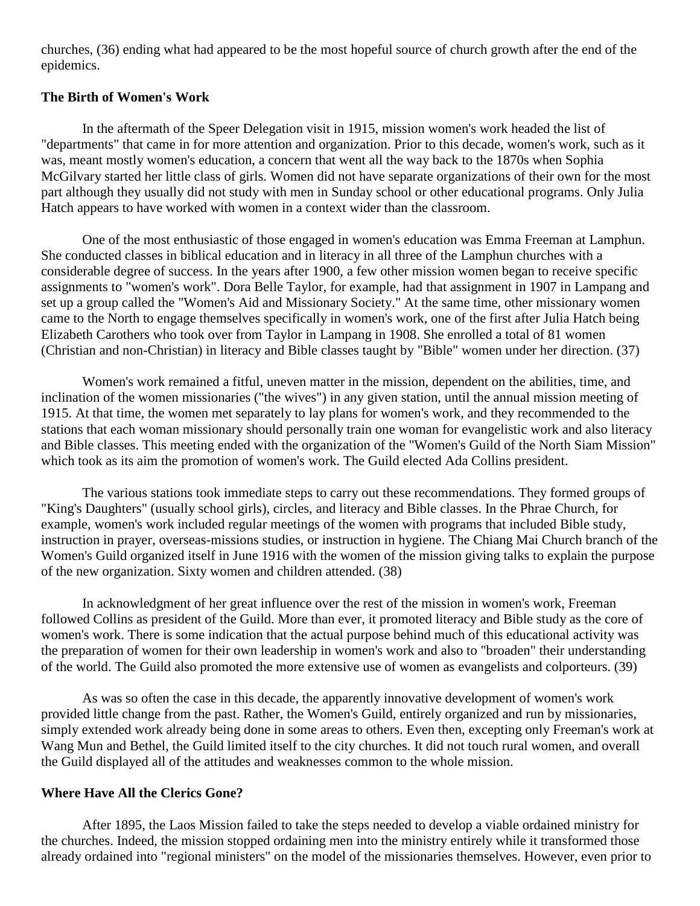churches, (36) ending what had appeared to be the most hopeful source of church growth after the end of the epidemics.

**The Birth of Women's Work**

In the aftermath of the Speer Delegation visit in 1915, mission women's work headed the list of "departments" that came in for more attention and organization. Prior to this decade, women's work, such as it was, meant mostly women's education, a concern that went all the way back to the 1870s when Sophia McGilvary started her little class of girls. Women did not have separate organizations of their own for the most part although they usually did not study with men in Sunday school or other educational programs. Only Julia Hatch appears to have worked with women in a context wider than the classroom.

One of the most enthusiastic of those engaged in women's education was Emma Freeman at Lamphun. She conducted classes in biblical education and in literacy in all three of the Lamphun churches with a considerable degree of success. In the years after 1900, a few other mission women began to receive specific assignments to "women's work". Dora Belle Taylor, for example, had that assignment in 1907 in Lampang and set up a group called the "Women's Aid and Missionary Society." At the same time, other missionary women came to the North to engage themselves specifically in women's work, one of the first after Julia Hatch being Elizabeth Carothers who took over from Taylor in Lampang in 1908. She enrolled a total of 81 women (Christian and non-Christian) in literacy and Bible classes taught by "Bible" women under her direction. (37)

Women's work remained a fitful, uneven matter in the mission, dependent on the abilities, time, and inclination of the women missionaries ("the wives") in any given station, until the annual mission meeting of 1915. At that time, the women met separately to lay plans for women's work, and they recommended to the stations that each woman missionary should personally train one woman for evangelistic work and also literacy and Bible classes. This meeting ended with the organization of the "Women's Guild of the North Siam Mission" which took as its aim the promotion of women's work. The Guild elected Ada Collins president.

The various stations took immediate steps to carry out these recommendations. They formed groups of "King's Daughters" (usually school girls), circles, and literacy and Bible classes. In the Phrae Church, for example, women's work included regular meetings of the women with programs that included Bible study, instruction in prayer, overseas-missions studies, or instruction in hygiene. The Chiang Mai Church branch of the Women's Guild organized itself in June 1916 with the women of the mission giving talks to explain the purpose of the new organization. Sixty women and children attended. (38)

In acknowledgment of her great influence over the rest of the mission in women's work, Freeman followed Collins as president of the Guild. More than ever, it promoted literacy and Bible study as the core of women's work. There is some indication that the actual purpose behind much of this educational activity was the preparation of women for their own leadership in women's work and also to "broaden" their understanding of the world. The Guild also promoted the more extensive use of women as evangelists and colporteurs. (39)

As was so often the case in this decade, the apparently innovative development of women's work provided little change from the past. Rather, the Women's Guild, entirely organized and run by missionaries, simply extended work already being done in some areas to others. Even then, excepting only Freeman's work at Wang Mun and Bethel, the Guild limited itself to the city churches. It did not touch rural women, and overall the Guild displayed all of the attitudes and weaknesses common to the whole mission.

**Where Have All the Clerics Gone?**

After 1895, the Laos Mission failed to take the steps needed to develop a viable ordained ministry for the churches. Indeed, the mission stopped ordaining men into the ministry entirely while it transformed those already ordained into "regional ministers" on the model of the missionaries themselves. However, even prior to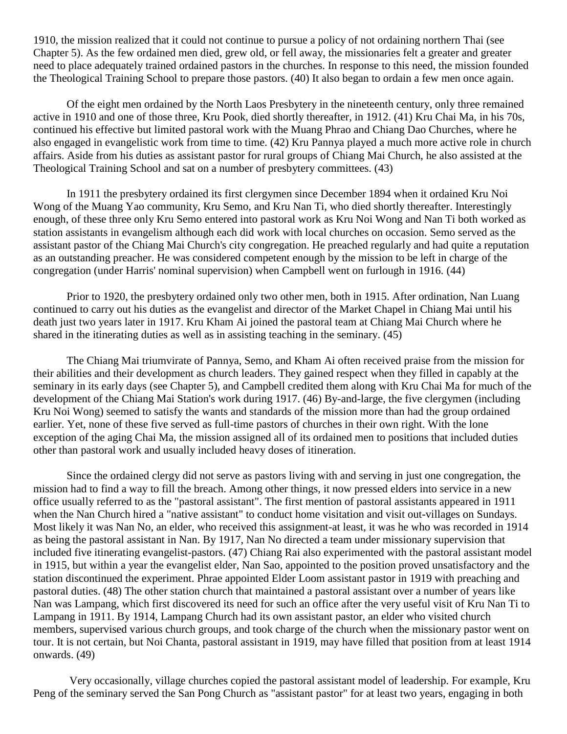1910, the mission realized that it could not continue to pursue a policy of not ordaining northern Thai (see Chapter 5). As the few ordained men died, grew old, or fell away, the missionaries felt a greater and greater need to place adequately trained ordained pastors in the churches. In response to this need, the mission founded the Theological Training School to prepare those pastors. (40) It also began to ordain a few men once again.

Of the eight men ordained by the North Laos Presbytery in the nineteenth century, only three remained active in 1910 and one of those three, Kru Pook, died shortly thereafter, in 1912. (41) Kru Chai Ma, in his 70s, continued his effective but limited pastoral work with the Muang Phrao and Chiang Dao Churches, where he also engaged in evangelistic work from time to time. (42) Kru Pannya played a much more active role in church affairs. Aside from his duties as assistant pastor for rural groups of Chiang Mai Church, he also assisted at the Theological Training School and sat on a number of presbytery committees. (43)

In 1911 the presbytery ordained its first clergymen since December 1894 when it ordained Kru Noi Wong of the Muang Yao community, Kru Semo, and Kru Nan Ti, who died shortly thereafter. Interestingly enough, of these three only Kru Semo entered into pastoral work as Kru Noi Wong and Nan Ti both worked as station assistants in evangelism although each did work with local churches on occasion. Semo served as the assistant pastor of the Chiang Mai Church's city congregation. He preached regularly and had quite a reputation as an outstanding preacher. He was considered competent enough by the mission to be left in charge of the congregation (under Harris' nominal supervision) when Campbell went on furlough in 1916. (44)

Prior to 1920, the presbytery ordained only two other men, both in 1915. After ordination, Nan Luang continued to carry out his duties as the evangelist and director of the Market Chapel in Chiang Mai until his death just two years later in 1917. Kru Kham Ai joined the pastoral team at Chiang Mai Church where he shared in the itinerating duties as well as in assisting teaching in the seminary. (45)

The Chiang Mai triumvirate of Pannya, Semo, and Kham Ai often received praise from the mission for their abilities and their development as church leaders. They gained respect when they filled in capably at the seminary in its early days (see Chapter 5), and Campbell credited them along with Kru Chai Ma for much of the development of the Chiang Mai Station's work during 1917. (46) By-and-large, the five clergymen (including Kru Noi Wong) seemed to satisfy the wants and standards of the mission more than had the group ordained earlier. Yet, none of these five served as full-time pastors of churches in their own right. With the lone exception of the aging Chai Ma, the mission assigned all of its ordained men to positions that included duties other than pastoral work and usually included heavy doses of itineration.

Since the ordained clergy did not serve as pastors living with and serving in just one congregation, the mission had to find a way to fill the breach. Among other things, it now pressed elders into service in a new office usually referred to as the "pastoral assistant". The first mention of pastoral assistants appeared in 1911 when the Nan Church hired a "native assistant" to conduct home visitation and visit out-villages on Sundays. Most likely it was Nan No, an elder, who received this assignment-at least, it was he who was recorded in 1914 as being the pastoral assistant in Nan. By 1917, Nan No directed a team under missionary supervision that included five itinerating evangelist-pastors. (47) Chiang Rai also experimented with the pastoral assistant model in 1915, but within a year the evangelist elder, Nan Sao, appointed to the position proved unsatisfactory and the station discontinued the experiment. Phrae appointed Elder Loom assistant pastor in 1919 with preaching and pastoral duties. (48) The other station church that maintained a pastoral assistant over a number of years like Nan was Lampang, which first discovered its need for such an office after the very useful visit of Kru Nan Ti to Lampang in 1911. By 1914, Lampang Church had its own assistant pastor, an elder who visited church members, supervised various church groups, and took charge of the church when the missionary pastor went on tour. It is not certain, but Noi Chanta, pastoral assistant in 1919, may have filled that position from at least 1914 onwards. (49)

Very occasionally, village churches copied the pastoral assistant model of leadership. For example, Kru Peng of the seminary served the San Pong Church as "assistant pastor" for at least two years, engaging in both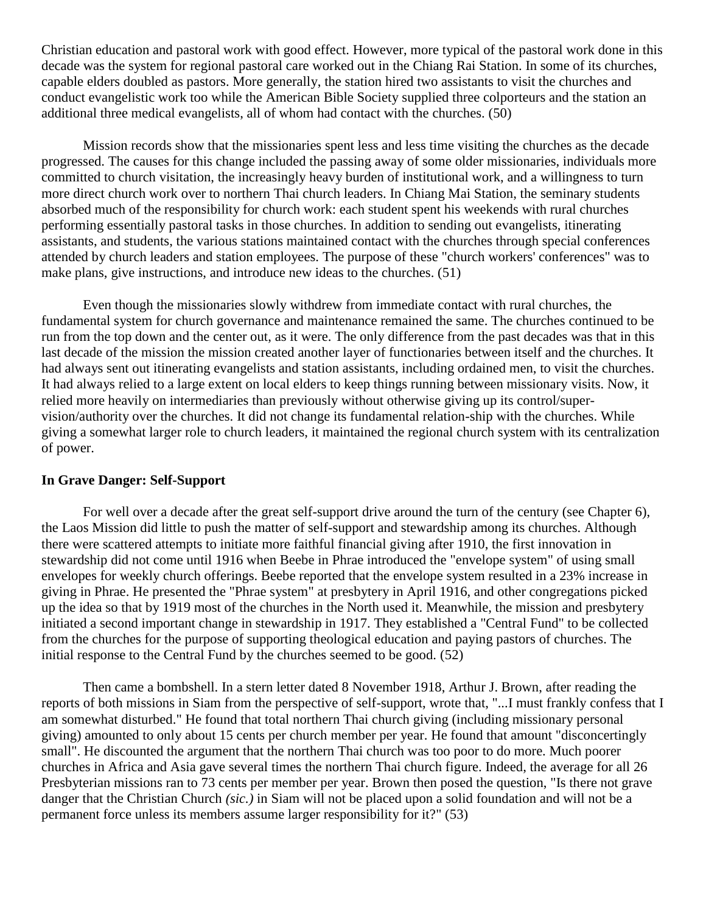Christian education and pastoral work with good effect. However, more typical of the pastoral work done in this decade was the system for regional pastoral care worked out in the Chiang Rai Station. In some of its churches, capable elders doubled as pastors. More generally, the station hired two assistants to visit the churches and conduct evangelistic work too while the American Bible Society supplied three colporteurs and the station an additional three medical evangelists, all of whom had contact with the churches. (50)

Mission records show that the missionaries spent less and less time visiting the churches as the decade progressed. The causes for this change included the passing away of some older missionaries, individuals more committed to church visitation, the increasingly heavy burden of institutional work, and a willingness to turn more direct church work over to northern Thai church leaders. In Chiang Mai Station, the seminary students absorbed much of the responsibility for church work: each student spent his weekends with rural churches performing essentially pastoral tasks in those churches. In addition to sending out evangelists, itinerating assistants, and students, the various stations maintained contact with the churches through special conferences attended by church leaders and station employees. The purpose of these "church workers' conferences" was to make plans, give instructions, and introduce new ideas to the churches. (51)

Even though the missionaries slowly withdrew from immediate contact with rural churches, the fundamental system for church governance and maintenance remained the same. The churches continued to be run from the top down and the center out, as it were. The only difference from the past decades was that in this last decade of the mission the mission created another layer of functionaries between itself and the churches. It had always sent out itinerating evangelists and station assistants, including ordained men, to visit the churches. It had always relied to a large extent on local elders to keep things running between missionary visits. Now, it relied more heavily on intermediaries than previously without otherwise giving up its control/super-vision/authority over the churches. It did not change its fundamental relation-ship with the churches. While giving a somewhat larger role to church leaders, it maintained the regional church system with its centralization of power.

**In Grave Danger: Self-Support**

For well over a decade after the great self-support drive around the turn of the century (see Chapter 6), the Laos Mission did little to push the matter of self-support and stewardship among its churches. Although there were scattered attempts to initiate more faithful financial giving after 1910, the first innovation in stewardship did not come until 1916 when Beebe in Phrae introduced the "envelope system" of using small envelopes for weekly church offerings. Beebe reported that the envelope system resulted in a 23% increase in giving in Phrae. He presented the "Phrae system" at presbytery in April 1916, and other congregations picked up the idea so that by 1919 most of the churches in the North used it. Meanwhile, the mission and presbytery initiated a second important change in stewardship in 1917. They established a "Central Fund" to be collected from the churches for the purpose of supporting theological education and paying pastors of churches. The initial response to the Central Fund by the churches seemed to be good. (52)

Then came a bombshell. In a stern letter dated 8 November 1918, Arthur J. Brown, after reading the reports of both missions in Siam from the perspective of self-support, wrote that, "...I must frankly confess that I am somewhat disturbed." He found that total northern Thai church giving (including missionary personal giving) amounted to only about 15 cents per church member per year. He found that amount "disconcertingly small". He discounted the argument that the northern Thai church was too poor to do more. Much poorer churches in Africa and Asia gave several times the northern Thai church figure. Indeed, the average for all 26 Presbyterian missions ran to 73 cents per member per year. Brown then posed the question, "Is there not grave danger that the Christian Church *(sic.)* in Siam will not be placed upon a solid foundation and will not be a permanent force unless its members assume larger responsibility for it?" (53)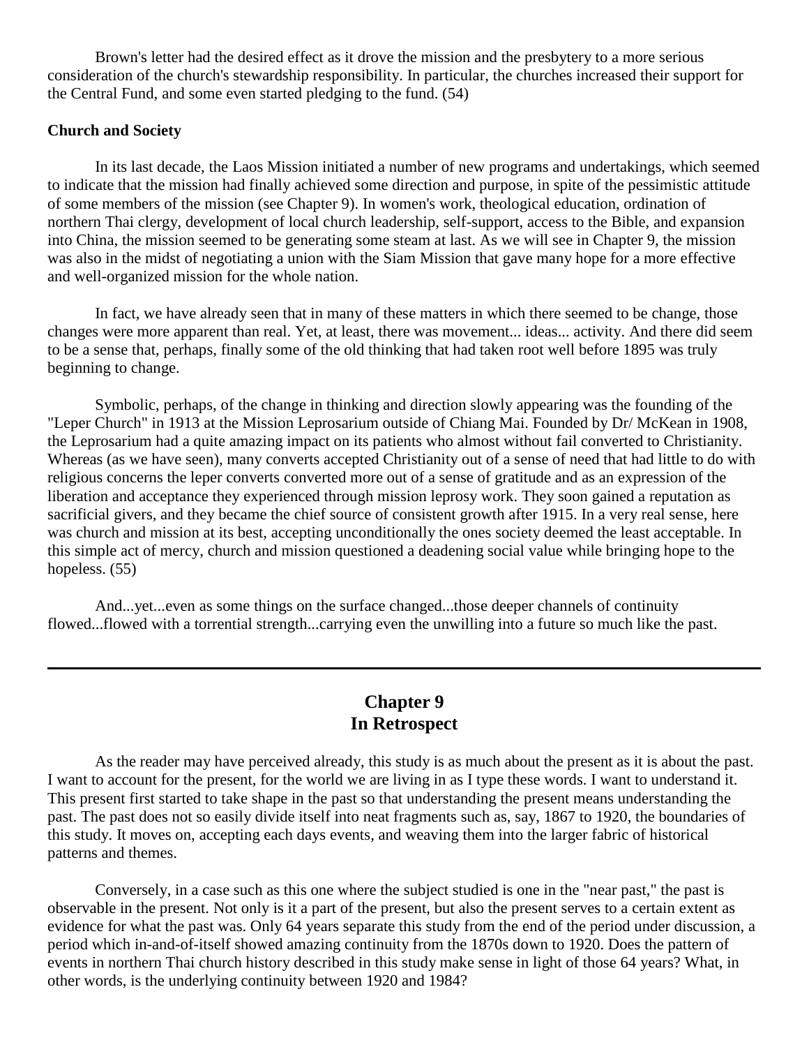Brown's letter had the desired effect as it drove the mission and the presbytery to a more serious consideration of the church's stewardship responsibility. In particular, the churches increased their support for the Central Fund, and some even started pledging to the fund. (54)

**Church and Society**

In its last decade, the Laos Mission initiated a number of new programs and undertakings, which seemed to indicate that the mission had finally achieved some direction and purpose, in spite of the pessimistic attitude of some members of the mission (see Chapter 9). In women's work, theological education, ordination of northern Thai clergy, development of local church leadership, self-support, access to the Bible, and expansion into China, the mission seemed to be generating some steam at last. As we will see in Chapter 9, the mission was also in the midst of negotiating a union with the Siam Mission that gave many hope for a more effective and well-organized mission for the whole nation.

In fact, we have already seen that in many of these matters in which there seemed to be change, those changes were more apparent than real. Yet, at least, there was movement... ideas... activity. And there did seem to be a sense that, perhaps, finally some of the old thinking that had taken root well before 1895 was truly beginning to change.

Symbolic, perhaps, of the change in thinking and direction slowly appearing was the founding of the "Leper Church" in 1913 at the Mission Leprosarium outside of Chiang Mai. Founded by Dr/ McKean in 1908, the Leprosarium had a quite amazing impact on its patients who almost without fail converted to Christianity. Whereas (as we have seen), many converts accepted Christianity out of a sense of need that had little to do with religious concerns the leper converts converted more out of a sense of gratitude and as an expression of the liberation and acceptance they experienced through mission leprosy work. They soon gained a reputation as sacrificial givers, and they became the chief source of consistent growth after 1915. In a very real sense, here was church and mission at its best, accepting unconditionally the ones society deemed the least acceptable. In this simple act of mercy, church and mission questioned a deadening social value while bringing hope to the hopeless. (55)

And...yet...even as some things on the surface changed...those deeper channels of continuity flowed...flowed with a torrential strength...carrying even the unwilling into a future so much like the past.

---

## Chapter 9
## In Retrospect

As the reader may have perceived already, this study is as much about the present as it is about the past. I want to account for the present, for the world we are living in as I type these words. I want to understand it. This present first started to take shape in the past so that understanding the present means understanding the past. The past does not so easily divide itself into neat fragments such as, say, 1867 to 1920, the boundaries of this study. It moves on, accepting each days events, and weaving them into the larger fabric of historical patterns and themes.

Conversely, in a case such as this one where the subject studied is one in the "near past," the past is observable in the present. Not only is it a part of the present, but also the present serves to a certain extent as evidence for what the past was. Only 64 years separate this study from the end of the period under discussion, a period which in-and-of-itself showed amazing continuity from the 1870s down to 1920. Does the pattern of events in northern Thai church history described in this study make sense in light of those 64 years? What, in other words, is the underlying continuity between 1920 and 1984?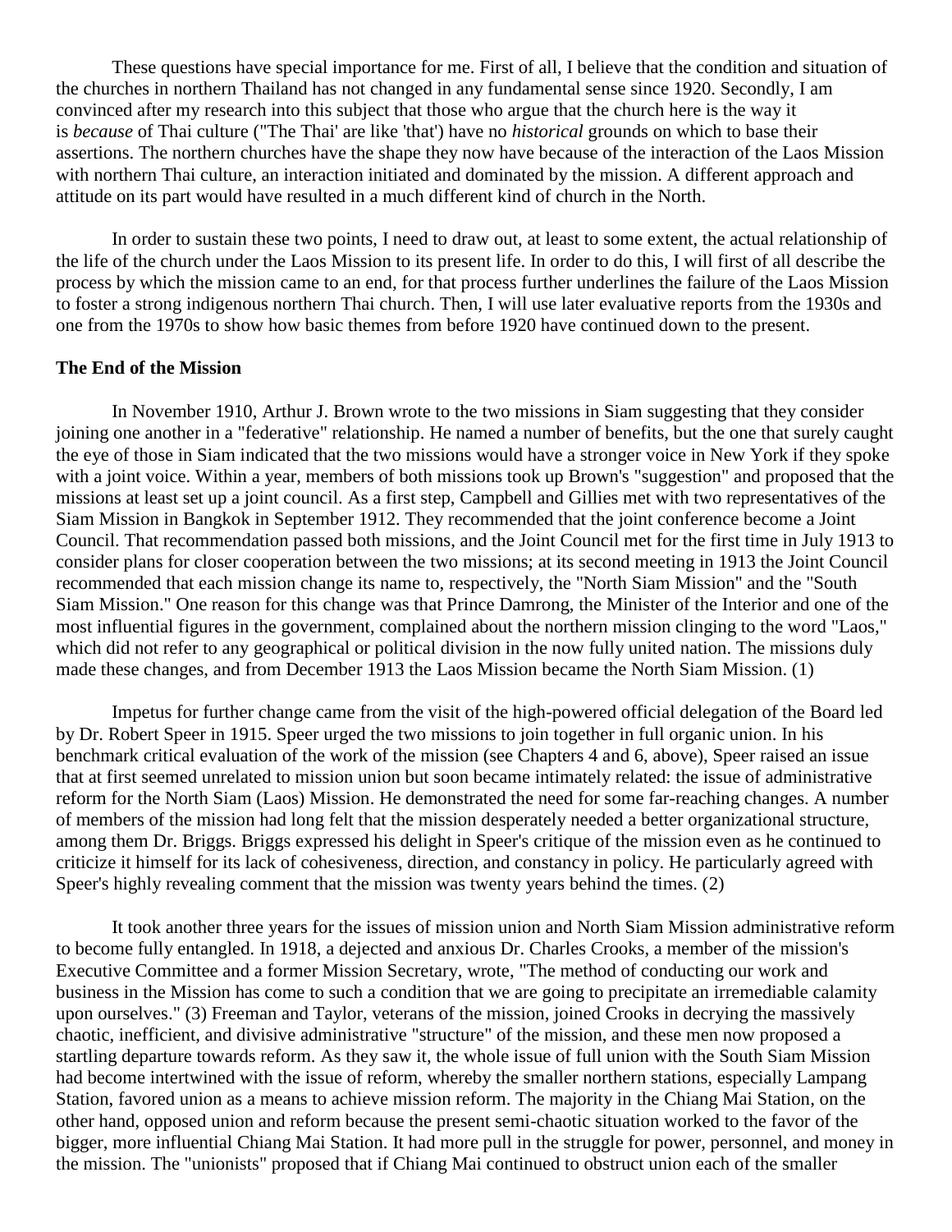These questions have special importance for me. First of all, I believe that the condition and situation of the churches in northern Thailand has not changed in any fundamental sense since 1920. Secondly, I am convinced after my research into this subject that those who argue that the church here is the way it is *because* of Thai culture ("The Thai' are like 'that') have no *historical* grounds on which to base their assertions. The northern churches have the shape they now have because of the interaction of the Laos Mission with northern Thai culture, an interaction initiated and dominated by the mission. A different approach and attitude on its part would have resulted in a much different kind of church in the North.

In order to sustain these two points, I need to draw out, at least to some extent, the actual relationship of the life of the church under the Laos Mission to its present life. In order to do this, I will first of all describe the process by which the mission came to an end, for that process further underlines the failure of the Laos Mission to foster a strong indigenous northern Thai church. Then, I will use later evaluative reports from the 1930s and one from the 1970s to show how basic themes from before 1920 have continued down to the present.

**The End of the Mission**

In November 1910, Arthur J. Brown wrote to the two missions in Siam suggesting that they consider joining one another in a "federative" relationship. He named a number of benefits, but the one that surely caught the eye of those in Siam indicated that the two missions would have a stronger voice in New York if they spoke with a joint voice. Within a year, members of both missions took up Brown's "suggestion" and proposed that the missions at least set up a joint council. As a first step, Campbell and Gillies met with two representatives of the Siam Mission in Bangkok in September 1912. They recommended that the joint conference become a Joint Council. That recommendation passed both missions, and the Joint Council met for the first time in July 1913 to consider plans for closer cooperation between the two missions; at its second meeting in 1913 the Joint Council recommended that each mission change its name to, respectively, the "North Siam Mission" and the "South Siam Mission." One reason for this change was that Prince Damrong, the Minister of the Interior and one of the most influential figures in the government, complained about the northern mission clinging to the word "Laos," which did not refer to any geographical or political division in the now fully united nation. The missions duly made these changes, and from December 1913 the Laos Mission became the North Siam Mission. (1)

Impetus for further change came from the visit of the high-powered official delegation of the Board led by Dr. Robert Speer in 1915. Speer urged the two missions to join together in full organic union. In his benchmark critical evaluation of the work of the mission (see Chapters 4 and 6, above), Speer raised an issue that at first seemed unrelated to mission union but soon became intimately related: the issue of administrative reform for the North Siam (Laos) Mission. He demonstrated the need for some far-reaching changes. A number of members of the mission had long felt that the mission desperately needed a better organizational structure, among them Dr. Briggs. Briggs expressed his delight in Speer's critique of the mission even as he continued to criticize it himself for its lack of cohesiveness, direction, and constancy in policy. He particularly agreed with Speer's highly revealing comment that the mission was twenty years behind the times. (2)

It took another three years for the issues of mission union and North Siam Mission administrative reform to become fully entangled. In 1918, a dejected and anxious Dr. Charles Crooks, a member of the mission's Executive Committee and a former Mission Secretary, wrote, "The method of conducting our work and business in the Mission has come to such a condition that we are going to precipitate an irremediable calamity upon ourselves." (3) Freeman and Taylor, veterans of the mission, joined Crooks in decrying the massively chaotic, inefficient, and divisive administrative "structure" of the mission, and these men now proposed a startling departure towards reform. As they saw it, the whole issue of full union with the South Siam Mission had become intertwined with the issue of reform, whereby the smaller northern stations, especially Lampang Station, favored union as a means to achieve mission reform. The majority in the Chiang Mai Station, on the other hand, opposed union and reform because the present semi-chaotic situation worked to the favor of the bigger, more influential Chiang Mai Station. It had more pull in the struggle for power, personnel, and money in the mission. The "unionists" proposed that if Chiang Mai continued to obstruct union each of the smaller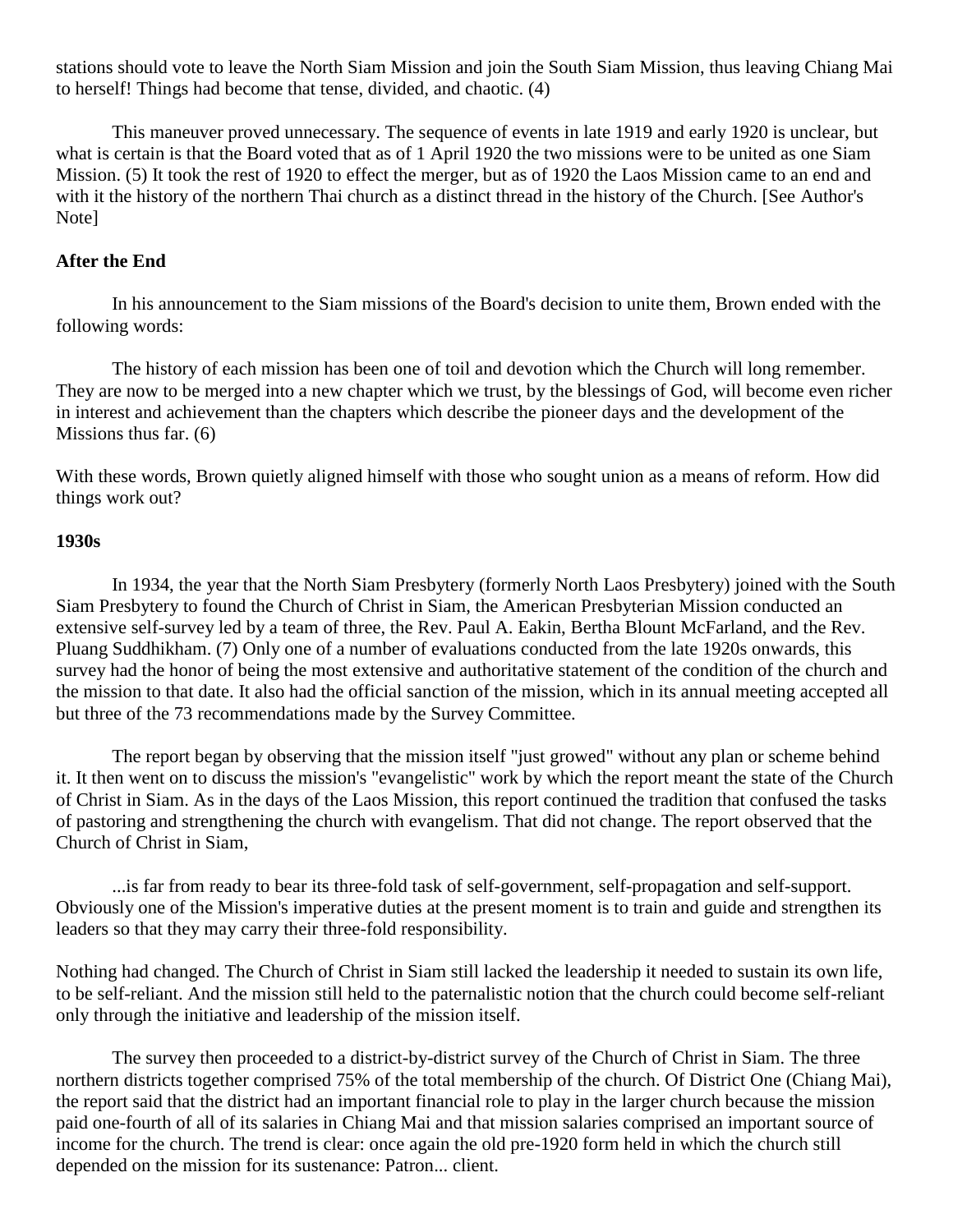stations should vote to leave the North Siam Mission and join the South Siam Mission, thus leaving Chiang Mai to herself! Things had become that tense, divided, and chaotic. (4)

This maneuver proved unnecessary. The sequence of events in late 1919 and early 1920 is unclear, but what is certain is that the Board voted that as of 1 April 1920 the two missions were to be united as one Siam Mission. (5) It took the rest of 1920 to effect the merger, but as of 1920 the Laos Mission came to an end and with it the history of the northern Thai church as a distinct thread in the history of the Church. [See Author's Note]

### After the End

In his announcement to the Siam missions of the Board's decision to unite them, Brown ended with the following words:

> The history of each mission has been one of toil and devotion which the Church will long remember. They are now to be merged into a new chapter which we trust, by the blessings of God, will become even richer in interest and achievement than the chapters which describe the pioneer days and the development of the Missions thus far. (6)

With these words, Brown quietly aligned himself with those who sought union as a means of reform. How did things work out?

### 1930s

In 1934, the year that the North Siam Presbytery (formerly North Laos Presbytery) joined with the South Siam Presbytery to found the Church of Christ in Siam, the American Presbyterian Mission conducted an extensive self-survey led by a team of three, the Rev. Paul A. Eakin, Bertha Blount McFarland, and the Rev. Pluang Suddhikham. (7) Only one of a number of evaluations conducted from the late 1920s onwards, this survey had the honor of being the most extensive and authoritative statement of the condition of the church and the mission to that date. It also had the official sanction of the mission, which in its annual meeting accepted all but three of the 73 recommendations made by the Survey Committee.

The report began by observing that the mission itself "just growed" without any plan or scheme behind it. It then went on to discuss the mission's "evangelistic" work by which the report meant the state of the Church of Christ in Siam. As in the days of the Laos Mission, this report continued the tradition that confused the tasks of pastoring and strengthening the church with evangelism. That did not change. The report observed that the Church of Christ in Siam,

> ...is far from ready to bear its three-fold task of self-government, self-propagation and self-support. Obviously one of the Mission's imperative duties at the present moment is to train and guide and strengthen its leaders so that they may carry their three-fold responsibility.

Nothing had changed. The Church of Christ in Siam still lacked the leadership it needed to sustain its own life, to be self-reliant. And the mission still held to the paternalistic notion that the church could become self-reliant only through the initiative and leadership of the mission itself.

The survey then proceeded to a district-by-district survey of the Church of Christ in Siam. The three northern districts together comprised 75% of the total membership of the church. Of District One (Chiang Mai), the report said that the district had an important financial role to play in the larger church because the mission paid one-fourth of all of its salaries in Chiang Mai and that mission salaries comprised an important source of income for the church. The trend is clear: once again the old pre-1920 form held in which the church still depended on the mission for its sustenance: Patron... client.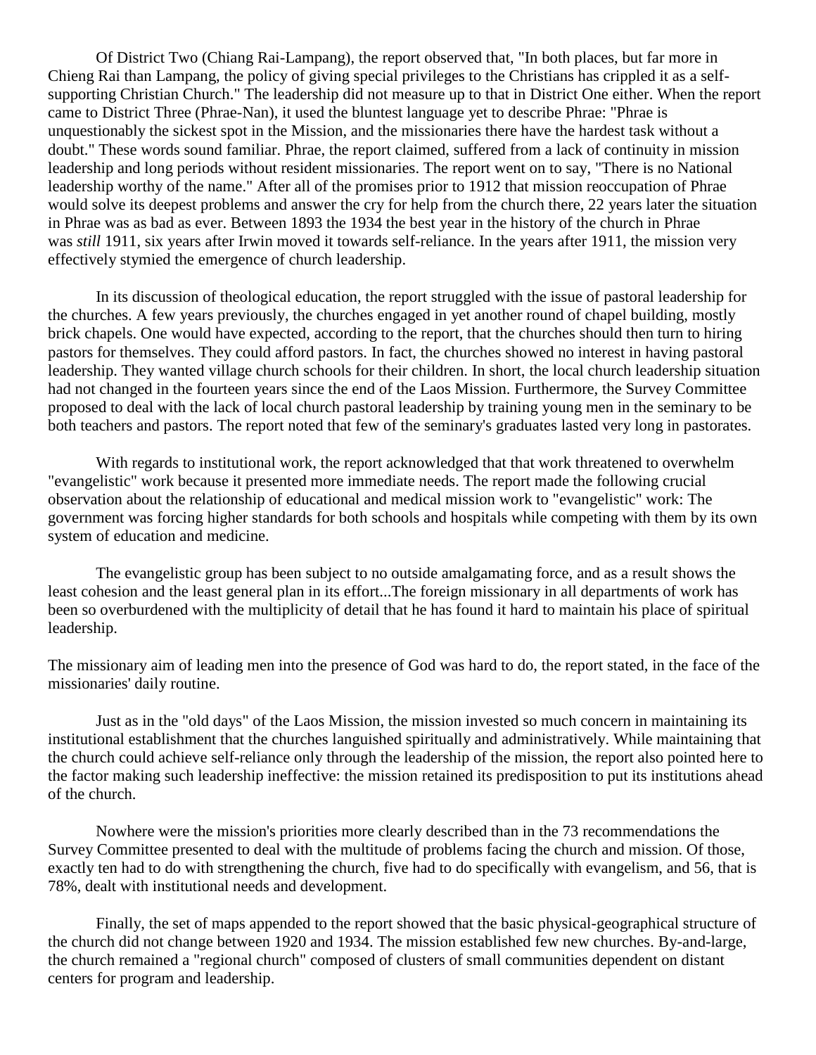Of District Two (Chiang Rai-Lampang), the report observed that, "In both places, but far more in Chieng Rai than Lampang, the policy of giving special privileges to the Christians has crippled it as a self-supporting Christian Church." The leadership did not measure up to that in District One either. When the report came to District Three (Phrae-Nan), it used the bluntest language yet to describe Phrae: "Phrae is unquestionably the sickest spot in the Mission, and the missionaries there have the hardest task without a doubt." These words sound familiar. Phrae, the report claimed, suffered from a lack of continuity in mission leadership and long periods without resident missionaries. The report went on to say, "There is no National leadership worthy of the name." After all of the promises prior to 1912 that mission reoccupation of Phrae would solve its deepest problems and answer the cry for help from the church there, 22 years later the situation in Phrae was as bad as ever. Between 1893 the 1934 the best year in the history of the church in Phrae was *still* 1911, six years after Irwin moved it towards self-reliance. In the years after 1911, the mission very effectively stymied the emergence of church leadership.

In its discussion of theological education, the report struggled with the issue of pastoral leadership for the churches. A few years previously, the churches engaged in yet another round of chapel building, mostly brick chapels. One would have expected, according to the report, that the churches should then turn to hiring pastors for themselves. They could afford pastors. In fact, the churches showed no interest in having pastoral leadership. They wanted village church schools for their children. In short, the local church leadership situation had not changed in the fourteen years since the end of the Laos Mission. Furthermore, the Survey Committee proposed to deal with the lack of local church pastoral leadership by training young men in the seminary to be both teachers and pastors. The report noted that few of the seminary's graduates lasted very long in pastorates.

With regards to institutional work, the report acknowledged that that work threatened to overwhelm "evangelistic" work because it presented more immediate needs. The report made the following crucial observation about the relationship of educational and medical mission work to "evangelistic" work: The government was forcing higher standards for both schools and hospitals while competing with them by its own system of education and medicine.

> The evangelistic group has been subject to no outside amalgamating force, and as a result shows the least cohesion and the least general plan in its effort...The foreign missionary in all departments of work has been so overburdened with the multiplicity of detail that he has found it hard to maintain his place of spiritual leadership.

The missionary aim of leading men into the presence of God was hard to do, the report stated, in the face of the missionaries' daily routine.

Just as in the "old days" of the Laos Mission, the mission invested so much concern in maintaining its institutional establishment that the churches languished spiritually and administratively. While maintaining that the church could achieve self-reliance only through the leadership of the mission, the report also pointed here to the factor making such leadership ineffective: the mission retained its predisposition to put its institutions ahead of the church.

Nowhere were the mission's priorities more clearly described than in the 73 recommendations the Survey Committee presented to deal with the multitude of problems facing the church and mission. Of those, exactly ten had to do with strengthening the church, five had to do specifically with evangelism, and 56, that is 78%, dealt with institutional needs and development.

Finally, the set of maps appended to the report showed that the basic physical-geographical structure of the church did not change between 1920 and 1934. The mission established few new churches. By-and-large, the church remained a "regional church" composed of clusters of small communities dependent on distant centers for program and leadership.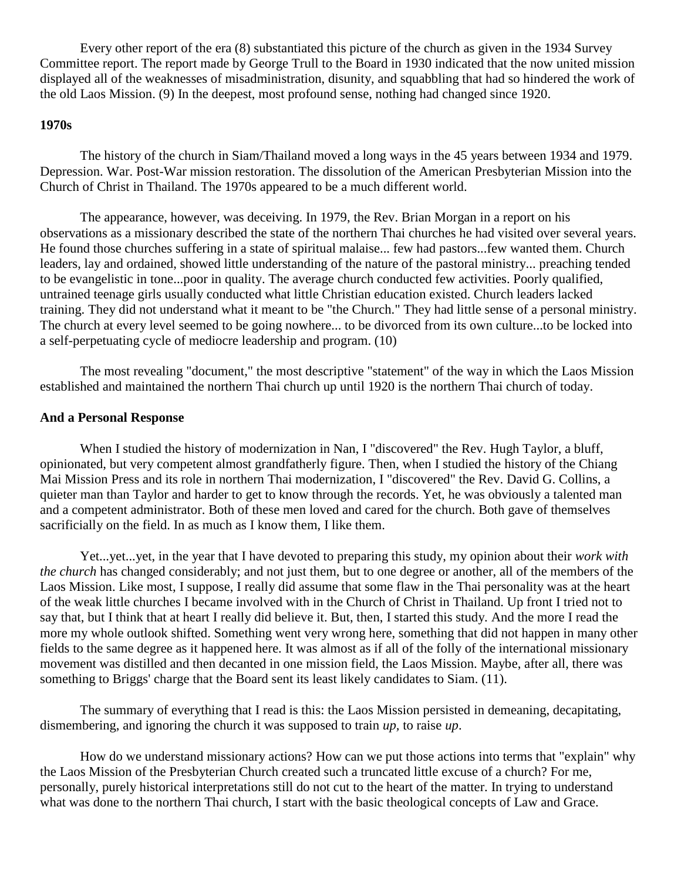Every other report of the era (8) substantiated this picture of the church as given in the 1934 Survey Committee report. The report made by George Trull to the Board in 1930 indicated that the now united mission displayed all of the weaknesses of misadministration, disunity, and squabbling that had so hindered the work of the old Laos Mission. (9) In the deepest, most profound sense, nothing had changed since 1920.

**1970s**

The history of the church in Siam/Thailand moved a long ways in the 45 years between 1934 and 1979. Depression. War. Post-War mission restoration. The dissolution of the American Presbyterian Mission into the Church of Christ in Thailand. The 1970s appeared to be a much different world.

The appearance, however, was deceiving. In 1979, the Rev. Brian Morgan in a report on his observations as a missionary described the state of the northern Thai churches he had visited over several years. He found those churches suffering in a state of spiritual malaise... few had pastors...few wanted them. Church leaders, lay and ordained, showed little understanding of the nature of the pastoral ministry... preaching tended to be evangelistic in tone...poor in quality. The average church conducted few activities. Poorly qualified, untrained teenage girls usually conducted what little Christian education existed. Church leaders lacked training. They did not understand what it meant to be "the Church." They had little sense of a personal ministry. The church at every level seemed to be going nowhere... to be divorced from its own culture...to be locked into a self-perpetuating cycle of mediocre leadership and program. (10)

The most revealing "document," the most descriptive "statement" of the way in which the Laos Mission established and maintained the northern Thai church up until 1920 is the northern Thai church of today.

**And a Personal Response**

When I studied the history of modernization in Nan, I "discovered" the Rev. Hugh Taylor, a bluff, opinionated, but very competent almost grandfatherly figure. Then, when I studied the history of the Chiang Mai Mission Press and its role in northern Thai modernization, I "discovered" the Rev. David G. Collins, a quieter man than Taylor and harder to get to know through the records. Yet, he was obviously a talented man and a competent administrator. Both of these men loved and cared for the church. Both gave of themselves sacrificially on the field. In as much as I know them, I like them.

Yet...yet...yet, in the year that I have devoted to preparing this study, my opinion about their *work with the church* has changed considerably; and not just them, but to one degree or another, all of the members of the Laos Mission. Like most, I suppose, I really did assume that some flaw in the Thai personality was at the heart of the weak little churches I became involved with in the Church of Christ in Thailand. Up front I tried not to say that, but I think that at heart I really did believe it. But, then, I started this study. And the more I read the more my whole outlook shifted. Something went very wrong here, something that did not happen in many other fields to the same degree as it happened here. It was almost as if all of the folly of the international missionary movement was distilled and then decanted in one mission field, the Laos Mission. Maybe, after all, there was something to Briggs' charge that the Board sent its least likely candidates to Siam. (11).

The summary of everything that I read is this: the Laos Mission persisted in demeaning, decapitating, dismembering, and ignoring the church it was supposed to train *up*, to raise *up*.

How do we understand missionary actions? How can we put those actions into terms that "explain" why the Laos Mission of the Presbyterian Church created such a truncated little excuse of a church? For me, personally, purely historical interpretations still do not cut to the heart of the matter. In trying to understand what was done to the northern Thai church, I start with the basic theological concepts of Law and Grace.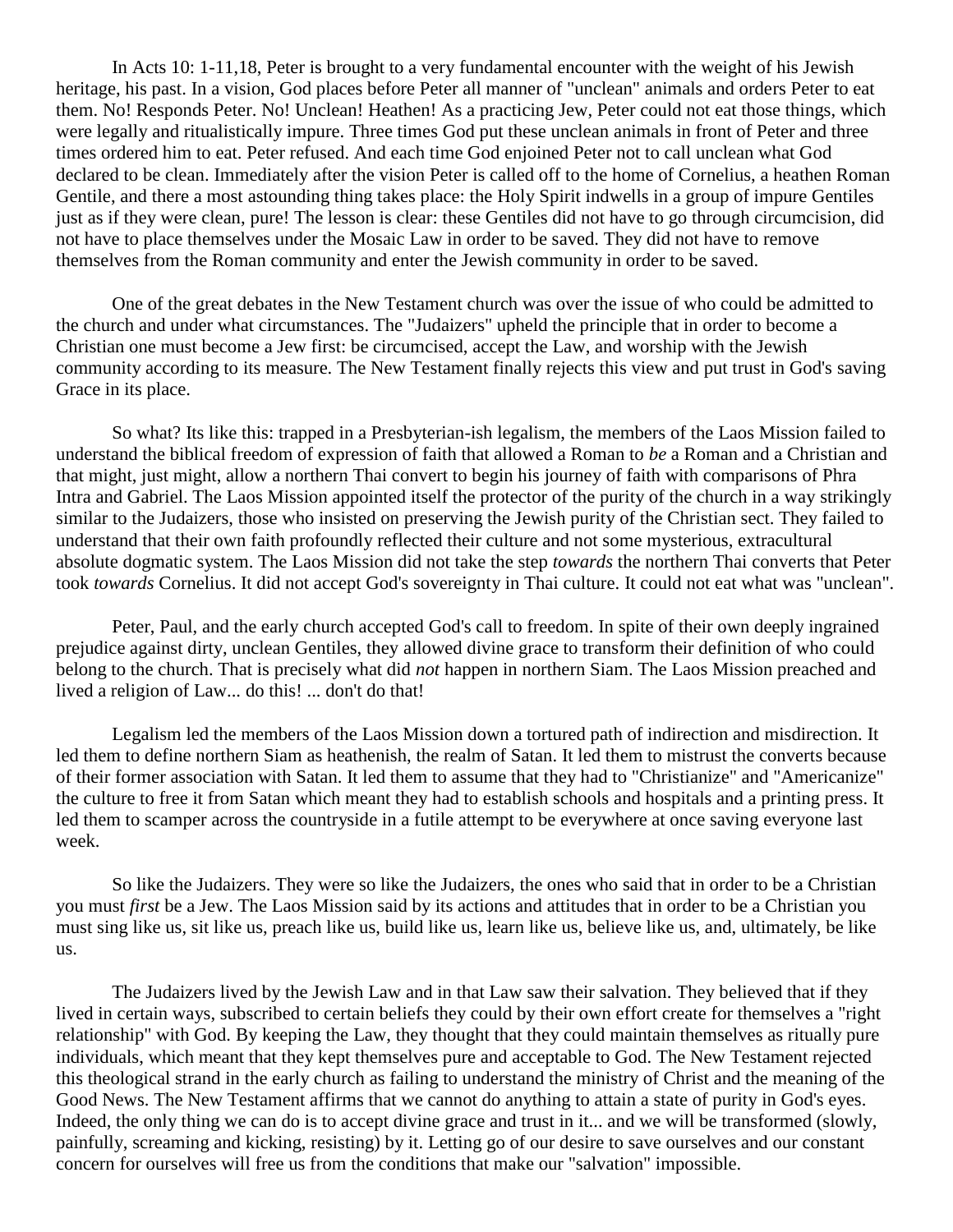In Acts 10: 1-11,18, Peter is brought to a very fundamental encounter with the weight of his Jewish heritage, his past. In a vision, God places before Peter all manner of "unclean" animals and orders Peter to eat them. No! Responds Peter. No! Unclean! Heathen! As a practicing Jew, Peter could not eat those things, which were legally and ritualistically impure. Three times God put these unclean animals in front of Peter and three times ordered him to eat. Peter refused. And each time God enjoined Peter not to call unclean what God declared to be clean. Immediately after the vision Peter is called off to the home of Cornelius, a heathen Roman Gentile, and there a most astounding thing takes place: the Holy Spirit indwells in a group of impure Gentiles just as if they were clean, pure! The lesson is clear: these Gentiles did not have to go through circumcision, did not have to place themselves under the Mosaic Law in order to be saved. They did not have to remove themselves from the Roman community and enter the Jewish community in order to be saved.

One of the great debates in the New Testament church was over the issue of who could be admitted to the church and under what circumstances. The "Judaizers" upheld the principle that in order to become a Christian one must become a Jew first: be circumcised, accept the Law, and worship with the Jewish community according to its measure. The New Testament finally rejects this view and put trust in God's saving Grace in its place.

So what? Its like this: trapped in a Presbyterian-ish legalism, the members of the Laos Mission failed to understand the biblical freedom of expression of faith that allowed a Roman to *be* a Roman and a Christian and that might, just might, allow a northern Thai convert to begin his journey of faith with comparisons of Phra Intra and Gabriel. The Laos Mission appointed itself the protector of the purity of the church in a way strikingly similar to the Judaizers, those who insisted on preserving the Jewish purity of the Christian sect. They failed to understand that their own faith profoundly reflected their culture and not some mysterious, extracultural absolute dogmatic system. The Laos Mission did not take the step *towards* the northern Thai converts that Peter took *towards* Cornelius. It did not accept God's sovereignty in Thai culture. It could not eat what was "unclean".

Peter, Paul, and the early church accepted God's call to freedom. In spite of their own deeply ingrained prejudice against dirty, unclean Gentiles, they allowed divine grace to transform their definition of who could belong to the church. That is precisely what did *not* happen in northern Siam. The Laos Mission preached and lived a religion of Law... do this! ... don't do that!

Legalism led the members of the Laos Mission down a tortured path of indirection and misdirection. It led them to define northern Siam as heathenish, the realm of Satan. It led them to mistrust the converts because of their former association with Satan. It led them to assume that they had to "Christianize" and "Americanize" the culture to free it from Satan which meant they had to establish schools and hospitals and a printing press. It led them to scamper across the countryside in a futile attempt to be everywhere at once saving everyone last week.

So like the Judaizers. They were so like the Judaizers, the ones who said that in order to be a Christian you must *first* be a Jew. The Laos Mission said by its actions and attitudes that in order to be a Christian you must sing like us, sit like us, preach like us, build like us, learn like us, believe like us, and, ultimately, be like us.

The Judaizers lived by the Jewish Law and in that Law saw their salvation. They believed that if they lived in certain ways, subscribed to certain beliefs they could by their own effort create for themselves a "right relationship" with God. By keeping the Law, they thought that they could maintain themselves as ritually pure individuals, which meant that they kept themselves pure and acceptable to God. The New Testament rejected this theological strand in the early church as failing to understand the ministry of Christ and the meaning of the Good News. The New Testament affirms that we cannot do anything to attain a state of purity in God's eyes. Indeed, the only thing we can do is to accept divine grace and trust in it... and we will be transformed (slowly, painfully, screaming and kicking, resisting) by it. Letting go of our desire to save ourselves and our constant concern for ourselves will free us from the conditions that make our "salvation" impossible.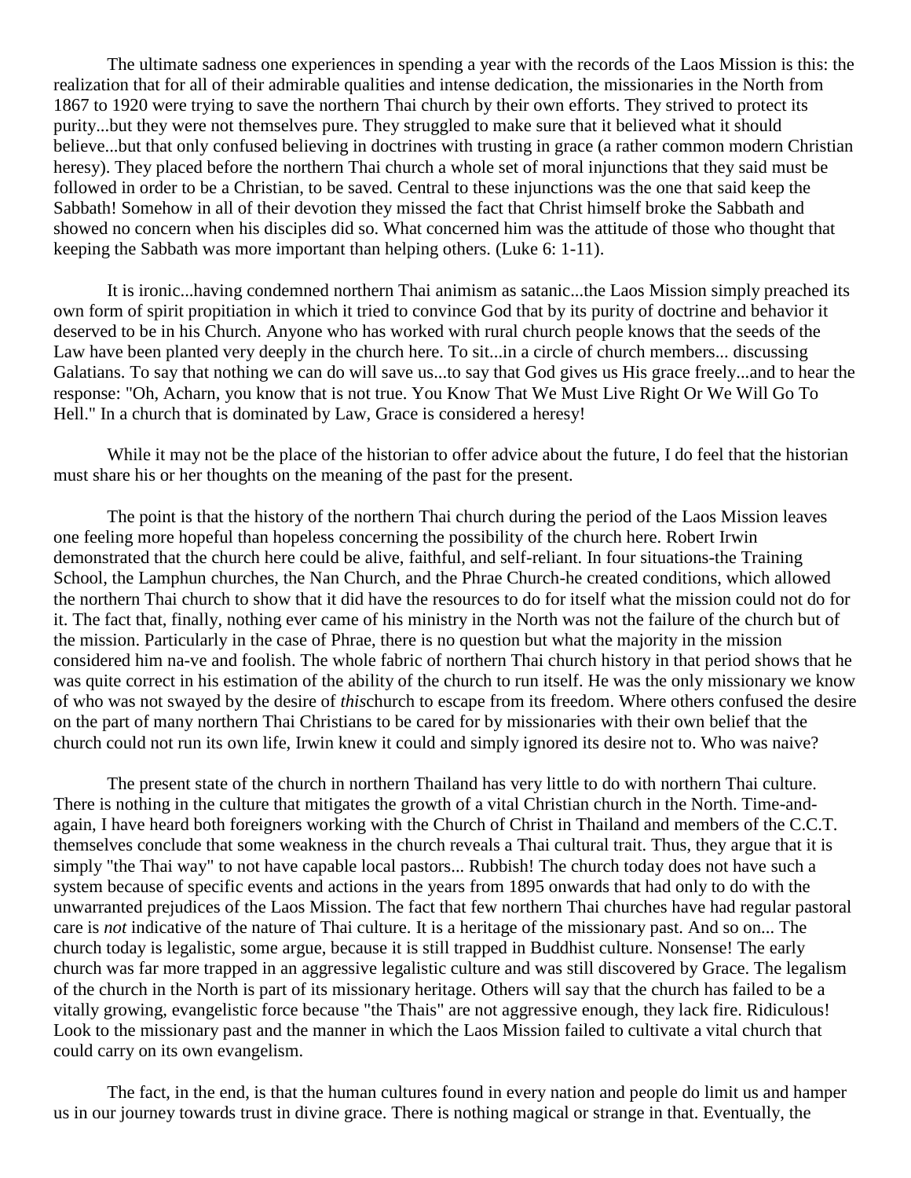The ultimate sadness one experiences in spending a year with the records of the Laos Mission is this: the realization that for all of their admirable qualities and intense dedication, the missionaries in the North from 1867 to 1920 were trying to save the northern Thai church by their own efforts. They strived to protect its purity...but they were not themselves pure. They struggled to make sure that it believed what it should believe...but that only confused believing in doctrines with trusting in grace (a rather common modern Christian heresy). They placed before the northern Thai church a whole set of moral injunctions that they said must be followed in order to be a Christian, to be saved. Central to these injunctions was the one that said keep the Sabbath! Somehow in all of their devotion they missed the fact that Christ himself broke the Sabbath and showed no concern when his disciples did so. What concerned him was the attitude of those who thought that keeping the Sabbath was more important than helping others. (Luke 6: 1-11).

It is ironic...having condemned northern Thai animism as satanic...the Laos Mission simply preached its own form of spirit propitiation in which it tried to convince God that by its purity of doctrine and behavior it deserved to be in his Church. Anyone who has worked with rural church people knows that the seeds of the Law have been planted very deeply in the church here. To sit...in a circle of church members... discussing Galatians. To say that nothing we can do will save us...to say that God gives us His grace freely...and to hear the response: "Oh, Acharn, you know that is not true. You Know That We Must Live Right Or We Will Go To Hell." In a church that is dominated by Law, Grace is considered a heresy!

While it may not be the place of the historian to offer advice about the future, I do feel that the historian must share his or her thoughts on the meaning of the past for the present.

The point is that the history of the northern Thai church during the period of the Laos Mission leaves one feeling more hopeful than hopeless concerning the possibility of the church here. Robert Irwin demonstrated that the church here could be alive, faithful, and self-reliant. In four situations-the Training School, the Lamphun churches, the Nan Church, and the Phrae Church-he created conditions, which allowed the northern Thai church to show that it did have the resources to do for itself what the mission could not do for it. The fact that, finally, nothing ever came of his ministry in the North was not the failure of the church but of the mission. Particularly in the case of Phrae, there is no question but what the majority in the mission considered him na-ve and foolish. The whole fabric of northern Thai church history in that period shows that he was quite correct in his estimation of the ability of the church to run itself. He was the only missionary we know of who was not swayed by the desire of *this*church to escape from its freedom. Where others confused the desire on the part of many northern Thai Christians to be cared for by missionaries with their own belief that the church could not run its own life, Irwin knew it could and simply ignored its desire not to. Who was naive?

The present state of the church in northern Thailand has very little to do with northern Thai culture. There is nothing in the culture that mitigates the growth of a vital Christian church in the North. Time-and-again, I have heard both foreigners working with the Church of Christ in Thailand and members of the C.C.T. themselves conclude that some weakness in the church reveals a Thai cultural trait. Thus, they argue that it is simply "the Thai way" to not have capable local pastors... Rubbish! The church today does not have such a system because of specific events and actions in the years from 1895 onwards that had only to do with the unwarranted prejudices of the Laos Mission. The fact that few northern Thai churches have had regular pastoral care is *not* indicative of the nature of Thai culture. It is a heritage of the missionary past. And so on... The church today is legalistic, some argue, because it is still trapped in Buddhist culture. Nonsense! The early church was far more trapped in an aggressive legalistic culture and was still discovered by Grace. The legalism of the church in the North is part of its missionary heritage. Others will say that the church has failed to be a vitally growing, evangelistic force because "the Thais" are not aggressive enough, they lack fire. Ridiculous! Look to the missionary past and the manner in which the Laos Mission failed to cultivate a vital church that could carry on its own evangelism.

The fact, in the end, is that the human cultures found in every nation and people do limit us and hamper us in our journey towards trust in divine grace. There is nothing magical or strange in that. Eventually, the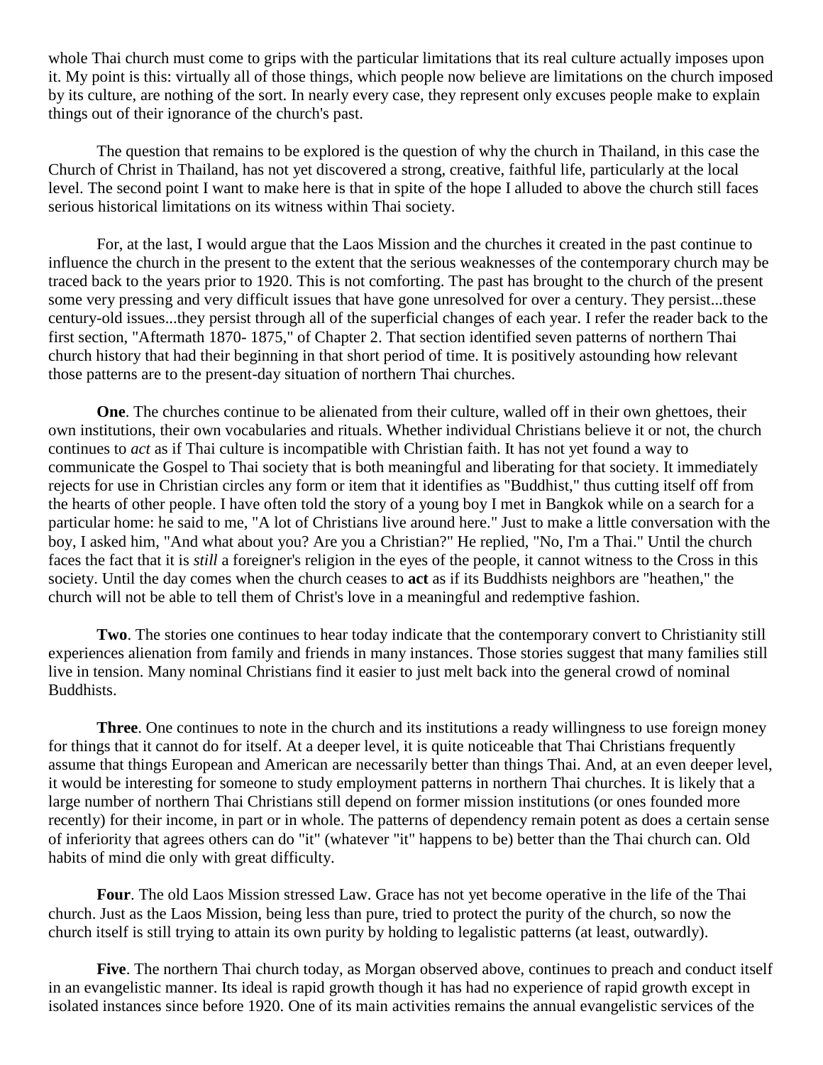whole Thai church must come to grips with the particular limitations that its real culture actually imposes upon it. My point is this: virtually all of those things, which people now believe are limitations on the church imposed by its culture, are nothing of the sort. In nearly every case, they represent only excuses people make to explain things out of their ignorance of the church's past.

The question that remains to be explored is the question of why the church in Thailand, in this case the Church of Christ in Thailand, has not yet discovered a strong, creative, faithful life, particularly at the local level. The second point I want to make here is that in spite of the hope I alluded to above the church still faces serious historical limitations on its witness within Thai society.

For, at the last, I would argue that the Laos Mission and the churches it created in the past continue to influence the church in the present to the extent that the serious weaknesses of the contemporary church may be traced back to the years prior to 1920. This is not comforting. The past has brought to the church of the present some very pressing and very difficult issues that have gone unresolved for over a century. They persist...these century-old issues...they persist through all of the superficial changes of each year. I refer the reader back to the first section, "Aftermath 1870- 1875," of Chapter 2. That section identified seven patterns of northern Thai church history that had their beginning in that short period of time. It is positively astounding how relevant those patterns are to the present-day situation of northern Thai churches.

**One**. The churches continue to be alienated from their culture, walled off in their own ghettoes, their own institutions, their own vocabularies and rituals. Whether individual Christians believe it or not, the church continues to *act* as if Thai culture is incompatible with Christian faith. It has not yet found a way to communicate the Gospel to Thai society that is both meaningful and liberating for that society. It immediately rejects for use in Christian circles any form or item that it identifies as "Buddhist," thus cutting itself off from the hearts of other people. I have often told the story of a young boy I met in Bangkok while on a search for a particular home: he said to me, "A lot of Christians live around here." Just to make a little conversation with the boy, I asked him, "And what about you? Are you a Christian?" He replied, "No, I'm a Thai." Until the church faces the fact that it is *still* a foreigner's religion in the eyes of the people, it cannot witness to the Cross in this society. Until the day comes when the church ceases to **act** as if its Buddhists neighbors are "heathen," the church will not be able to tell them of Christ's love in a meaningful and redemptive fashion.

**Two**. The stories one continues to hear today indicate that the contemporary convert to Christianity still experiences alienation from family and friends in many instances. Those stories suggest that many families still live in tension. Many nominal Christians find it easier to just melt back into the general crowd of nominal Buddhists.

**Three**. One continues to note in the church and its institutions a ready willingness to use foreign money for things that it cannot do for itself. At a deeper level, it is quite noticeable that Thai Christians frequently assume that things European and American are necessarily better than things Thai. And, at an even deeper level, it would be interesting for someone to study employment patterns in northern Thai churches. It is likely that a large number of northern Thai Christians still depend on former mission institutions (or ones founded more recently) for their income, in part or in whole. The patterns of dependency remain potent as does a certain sense of inferiority that agrees others can do "it" (whatever "it" happens to be) better than the Thai church can. Old habits of mind die only with great difficulty.

**Four**. The old Laos Mission stressed Law. Grace has not yet become operative in the life of the Thai church. Just as the Laos Mission, being less than pure, tried to protect the purity of the church, so now the church itself is still trying to attain its own purity by holding to legalistic patterns (at least, outwardly).

**Five**. The northern Thai church today, as Morgan observed above, continues to preach and conduct itself in an evangelistic manner. Its ideal is rapid growth though it has had no experience of rapid growth except in isolated instances since before 1920. One of its main activities remains the annual evangelistic services of the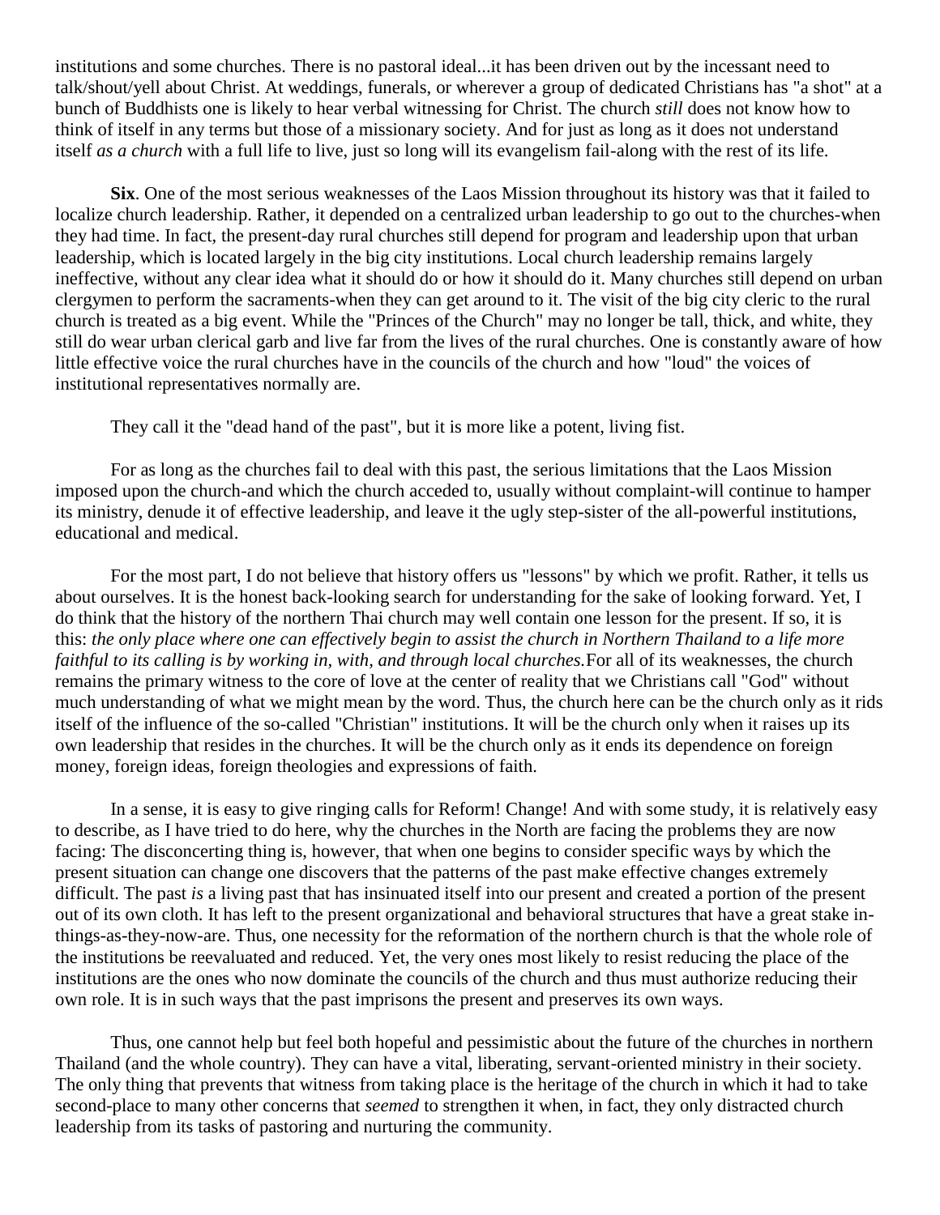institutions and some churches. There is no pastoral ideal...it has been driven out by the incessant need to talk/shout/yell about Christ. At weddings, funerals, or wherever a group of dedicated Christians has "a shot" at a bunch of Buddhists one is likely to hear verbal witnessing for Christ. The church *still* does not know how to think of itself in any terms but those of a missionary society. And for just as long as it does not understand itself *as a church* with a full life to live, just so long will its evangelism fail-along with the rest of its life.

**Six**. One of the most serious weaknesses of the Laos Mission throughout its history was that it failed to localize church leadership. Rather, it depended on a centralized urban leadership to go out to the churches-when they had time. In fact, the present-day rural churches still depend for program and leadership upon that urban leadership, which is located largely in the big city institutions. Local church leadership remains largely ineffective, without any clear idea what it should do or how it should do it. Many churches still depend on urban clergymen to perform the sacraments-when they can get around to it. The visit of the big city cleric to the rural church is treated as a big event. While the "Princes of the Church" may no longer be tall, thick, and white, they still do wear urban clerical garb and live far from the lives of the rural churches. One is constantly aware of how little effective voice the rural churches have in the councils of the church and how "loud" the voices of institutional representatives normally are.

They call it the "dead hand of the past", but it is more like a potent, living fist.

For as long as the churches fail to deal with this past, the serious limitations that the Laos Mission imposed upon the church-and which the church acceded to, usually without complaint-will continue to hamper its ministry, denude it of effective leadership, and leave it the ugly step-sister of the all-powerful institutions, educational and medical.

For the most part, I do not believe that history offers us "lessons" by which we profit. Rather, it tells us about ourselves. It is the honest back-looking search for understanding for the sake of looking forward. Yet, I do think that the history of the northern Thai church may well contain one lesson for the present. If so, it is this: *the only place where one can effectively begin to assist the church in Northern Thailand to a life more faithful to its calling is by working in, with, and through local churches.* For all of its weaknesses, the church remains the primary witness to the core of love at the center of reality that we Christians call "God" without much understanding of what we might mean by the word. Thus, the church here can be the church only as it rids itself of the influence of the so-called "Christian" institutions. It will be the church only when it raises up its own leadership that resides in the churches. It will be the church only as it ends its dependence on foreign money, foreign ideas, foreign theologies and expressions of faith.

In a sense, it is easy to give ringing calls for Reform! Change! And with some study, it is relatively easy to describe, as I have tried to do here, why the churches in the North are facing the problems they are now facing: The disconcerting thing is, however, that when one begins to consider specific ways by which the present situation can change one discovers that the patterns of the past make effective changes extremely difficult. The past *is* a living past that has insinuated itself into our present and created a portion of the present out of its own cloth. It has left to the present organizational and behavioral structures that have a great stake in-things-as-they-now-are. Thus, one necessity for the reformation of the northern church is that the whole role of the institutions be reevaluated and reduced. Yet, the very ones most likely to resist reducing the place of the institutions are the ones who now dominate the councils of the church and thus must authorize reducing their own role. It is in such ways that the past imprisons the present and preserves its own ways.

Thus, one cannot help but feel both hopeful and pessimistic about the future of the churches in northern Thailand (and the whole country). They can have a vital, liberating, servant-oriented ministry in their society. The only thing that prevents that witness from taking place is the heritage of the church in which it had to take second-place to many other concerns that *seemed* to strengthen it when, in fact, they only distracted church leadership from its tasks of pastoring and nurturing the community.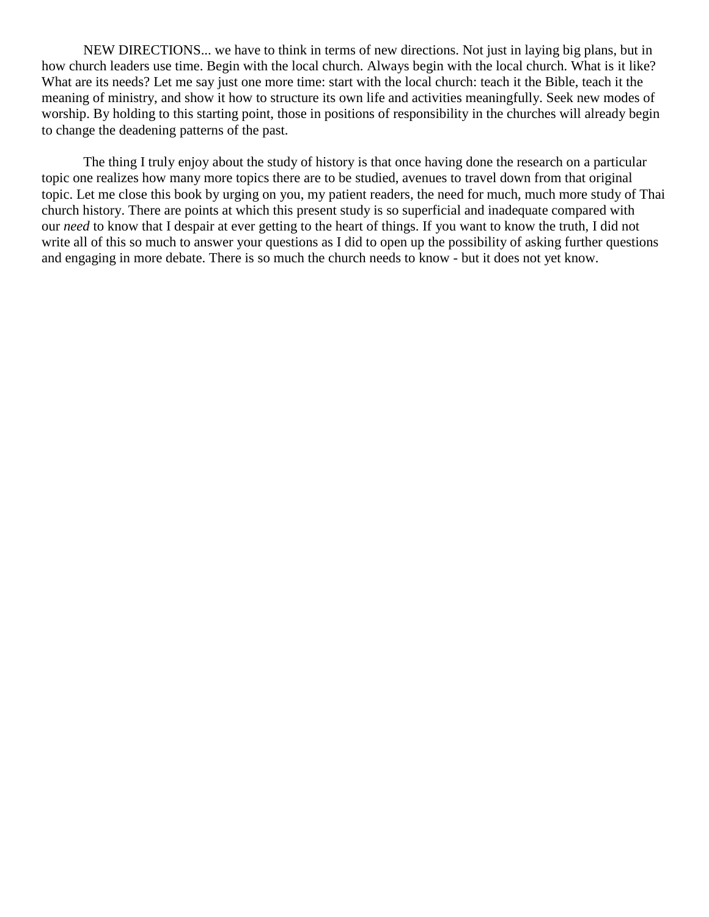NEW DIRECTIONS... we have to think in terms of new directions. Not just in laying big plans, but in how church leaders use time. Begin with the local church. Always begin with the local church. What is it like? What are its needs? Let me say just one more time: start with the local church: teach it the Bible, teach it the meaning of ministry, and show it how to structure its own life and activities meaningfully. Seek new modes of worship. By holding to this starting point, those in positions of responsibility in the churches will already begin to change the deadening patterns of the past.

The thing I truly enjoy about the study of history is that once having done the research on a particular topic one realizes how many more topics there are to be studied, avenues to travel down from that original topic. Let me close this book by urging on you, my patient readers, the need for much, much more study of Thai church history. There are points at which this present study is so superficial and inadequate compared with our *need* to know that I despair at ever getting to the heart of things. If you want to know the truth, I did not write all of this so much to answer your questions as I did to open up the possibility of asking further questions and engaging in more debate. There is so much the church needs to know - but it does not yet know.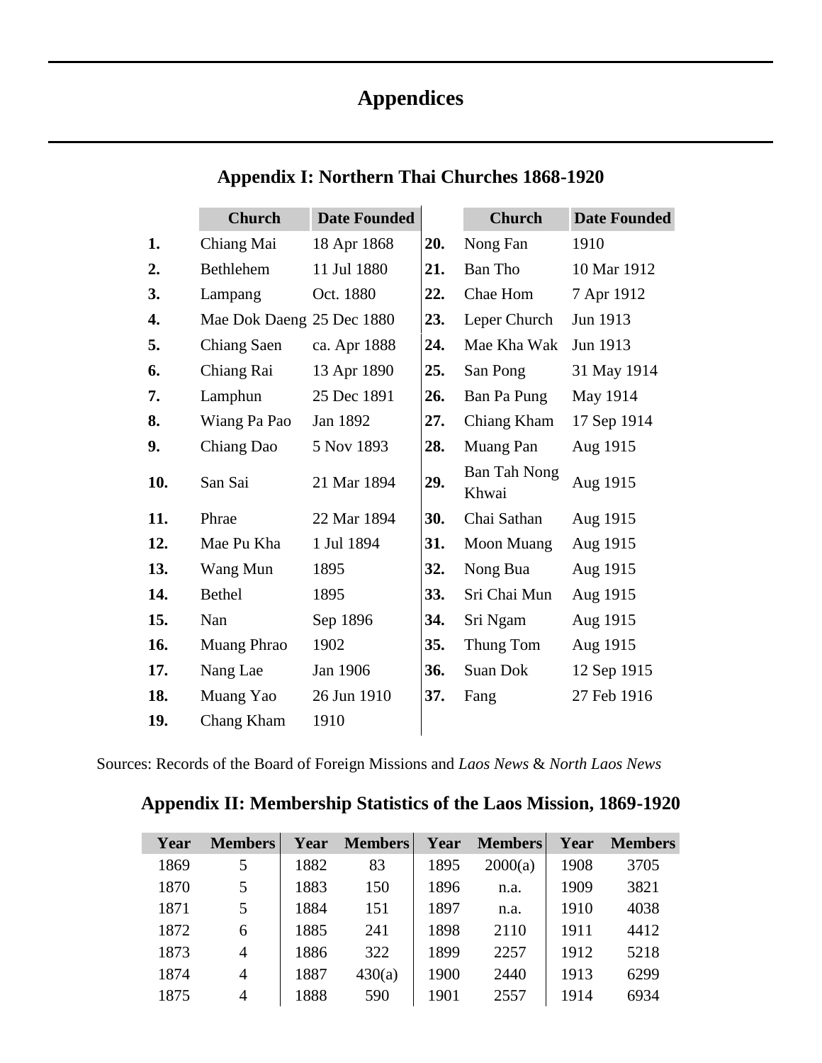# Appendices

## Appendix I: Northern Thai Churches 1868-1920

| | Church | Date Founded | | Church | Date Founded |
|---|---|---|---|---|---|
| **1.** | Chiang Mai | 18 Apr 1868 | **20.** | Nong Fan | 1910 |
| **2.** | Bethlehem | 11 Jul 1880 | **21.** | Ban Tho | 10 Mar 1912 |
| **3.** | Lampang | Oct. 1880 | **22.** | Chae Hom | 7 Apr 1912 |
| **4.** | Mae Dok Daeng | 25 Dec 1880 | **23.** | Leper Church | Jun 1913 |
| **5.** | Chiang Saen | ca. Apr 1888 | **24.** | Mae Kha Wak | Jun 1913 |
| **6.** | Chiang Rai | 13 Apr 1890 | **25.** | San Pong | 31 May 1914 |
| **7.** | Lamphun | 25 Dec 1891 | **26.** | Ban Pa Pung | May 1914 |
| **8.** | Wiang Pa Pao | Jan 1892 | **27.** | Chiang Kham | 17 Sep 1914 |
| **9.** | Chiang Dao | 5 Nov 1893 | **28.** | Muang Pan | Aug 1915 |
| **10.** | San Sai | 21 Mar 1894 | **29.** | Ban Tah Nong Khwai | Aug 1915 |
| **11.** | Phrae | 22 Mar 1894 | **30.** | Chai Sathan | Aug 1915 |
| **12.** | Mae Pu Kha | 1 Jul 1894 | **31.** | Moon Muang | Aug 1915 |
| **13.** | Wang Mun | 1895 | **32.** | Nong Bua | Aug 1915 |
| **14.** | Bethel | 1895 | **33.** | Sri Chai Mun | Aug 1915 |
| **15.** | Nan | Sep 1896 | **34.** | Sri Ngam | Aug 1915 |
| **16.** | Muang Phrao | 1902 | **35.** | Thung Tom | Aug 1915 |
| **17.** | Nang Lae | Jan 1906 | **36.** | Suan Dok | 12 Sep 1915 |
| **18.** | Muang Yao | 26 Jun 1910 | **37.** | Fang | 27 Feb 1916 |
| **19.** | Chang Kham | 1910 | | | |

Sources: Records of the Board of Foreign Missions and *Laos News* & *North Laos News*

## Appendix II: Membership Statistics of the Laos Mission, 1869-1920

| Year | Members | Year | Members | Year | Members | Year | Members |
|---|---|---|---|---|---|---|---|
| 1869 | 5 | 1882 | 83 | 1895 | 2000(a) | 1908 | 3705 |
| 1870 | 5 | 1883 | 150 | 1896 | n.a. | 1909 | 3821 |
| 1871 | 5 | 1884 | 151 | 1897 | n.a. | 1910 | 4038 |
| 1872 | 6 | 1885 | 241 | 1898 | 2110 | 1911 | 4412 |
| 1873 | 4 | 1886 | 322 | 1899 | 2257 | 1912 | 5218 |
| 1874 | 4 | 1887 | 430(a) | 1900 | 2440 | 1913 | 6299 |
| 1875 | 4 | 1888 | 590 | 1901 | 2557 | 1914 | 6934 |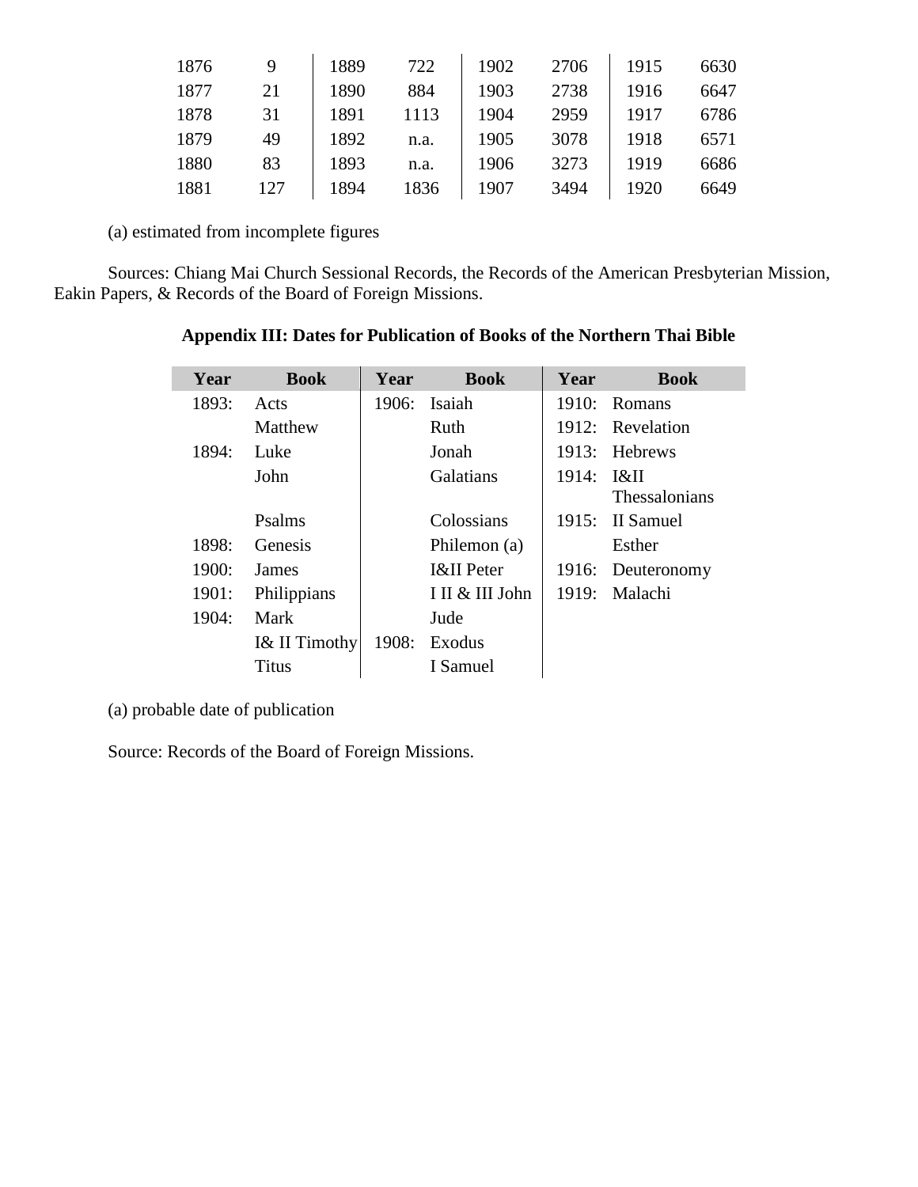| | | | | | | | |
|---|---|---|---|---|---|---|---|
| 1876 | 9 | 1889 | 722 | 1902 | 2706 | 1915 | 6630 |
| 1877 | 21 | 1890 | 884 | 1903 | 2738 | 1916 | 6647 |
| 1878 | 31 | 1891 | 1113 | 1904 | 2959 | 1917 | 6786 |
| 1879 | 49 | 1892 | n.a. | 1905 | 3078 | 1918 | 6571 |
| 1880 | 83 | 1893 | n.a. | 1906 | 3273 | 1919 | 6686 |
| 1881 | 127 | 1894 | 1836 | 1907 | 3494 | 1920 | 6649 |

(a) estimated from incomplete figures

Sources: Chiang Mai Church Sessional Records, the Records of the American Presbyterian Mission, Eakin Papers, & Records of the Board of Foreign Missions.

**Appendix III: Dates for Publication of Books of the Northern Thai Bible**

| Year | Book | Year | Book | Year | Book |
|---|---|---|---|---|---|
| 1893: | Acts | 1906: | Isaiah | 1910: | Romans |
| | Matthew | | Ruth | 1912: | Revelation |
| 1894: | Luke | | Jonah | 1913: | Hebrews |
| | John | | Galatians | 1914: | I&II Thessalonians |
| | Psalms | | Colossians | 1915: | II Samuel |
| 1898: | Genesis | | Philemon (a) | | Esther |
| 1900: | James | | I&II Peter | 1916: | Deuteronomy |
| 1901: | Philippians | | I II & III John | 1919: | Malachi |
| 1904: | Mark | | Jude | | |
| | I& II Timothy | 1908: | Exodus | | |
| | Titus | | I Samuel | | |

(a) probable date of publication

Source: Records of the Board of Foreign Missions.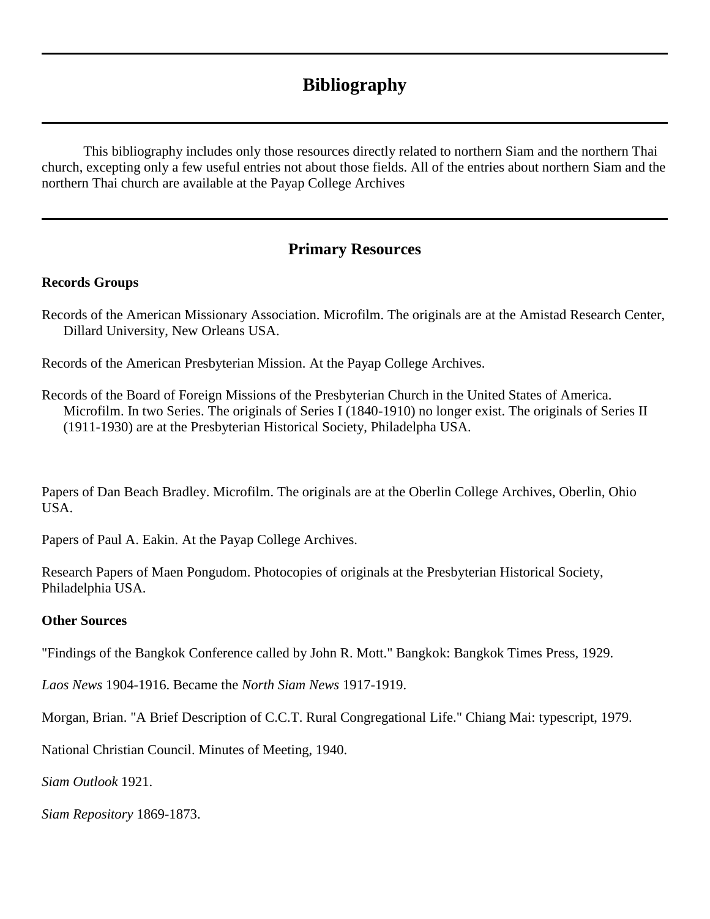# Bibliography

This bibliography includes only those resources directly related to northern Siam and the northern Thai church, excepting only a few useful entries not about those fields. All of the entries about northern Siam and the northern Thai church are available at the Payap College Archives

## Primary Resources

**Records Groups**

Records of the American Missionary Association. Microfilm. The originals are at the Amistad Research Center, Dillard University, New Orleans USA.

Records of the American Presbyterian Mission. At the Payap College Archives.

Records of the Board of Foreign Missions of the Presbyterian Church in the United States of America. Microfilm. In two Series. The originals of Series I (1840-1910) no longer exist. The originals of Series II (1911-1930) are at the Presbyterian Historical Society, Philadelpha USA.

Papers of Dan Beach Bradley. Microfilm. The originals are at the Oberlin College Archives, Oberlin, Ohio USA.

Papers of Paul A. Eakin. At the Payap College Archives.

Research Papers of Maen Pongudom. Photocopies of originals at the Presbyterian Historical Society, Philadelphia USA.

**Other Sources**

"Findings of the Bangkok Conference called by John R. Mott." Bangkok: Bangkok Times Press, 1929.

*Laos News* 1904-1916. Became the *North Siam News* 1917-1919.

Morgan, Brian. "A Brief Description of C.C.T. Rural Congregational Life." Chiang Mai: typescript, 1979.

National Christian Council. Minutes of Meeting, 1940.

*Siam Outlook* 1921.

*Siam Repository* 1869-1873.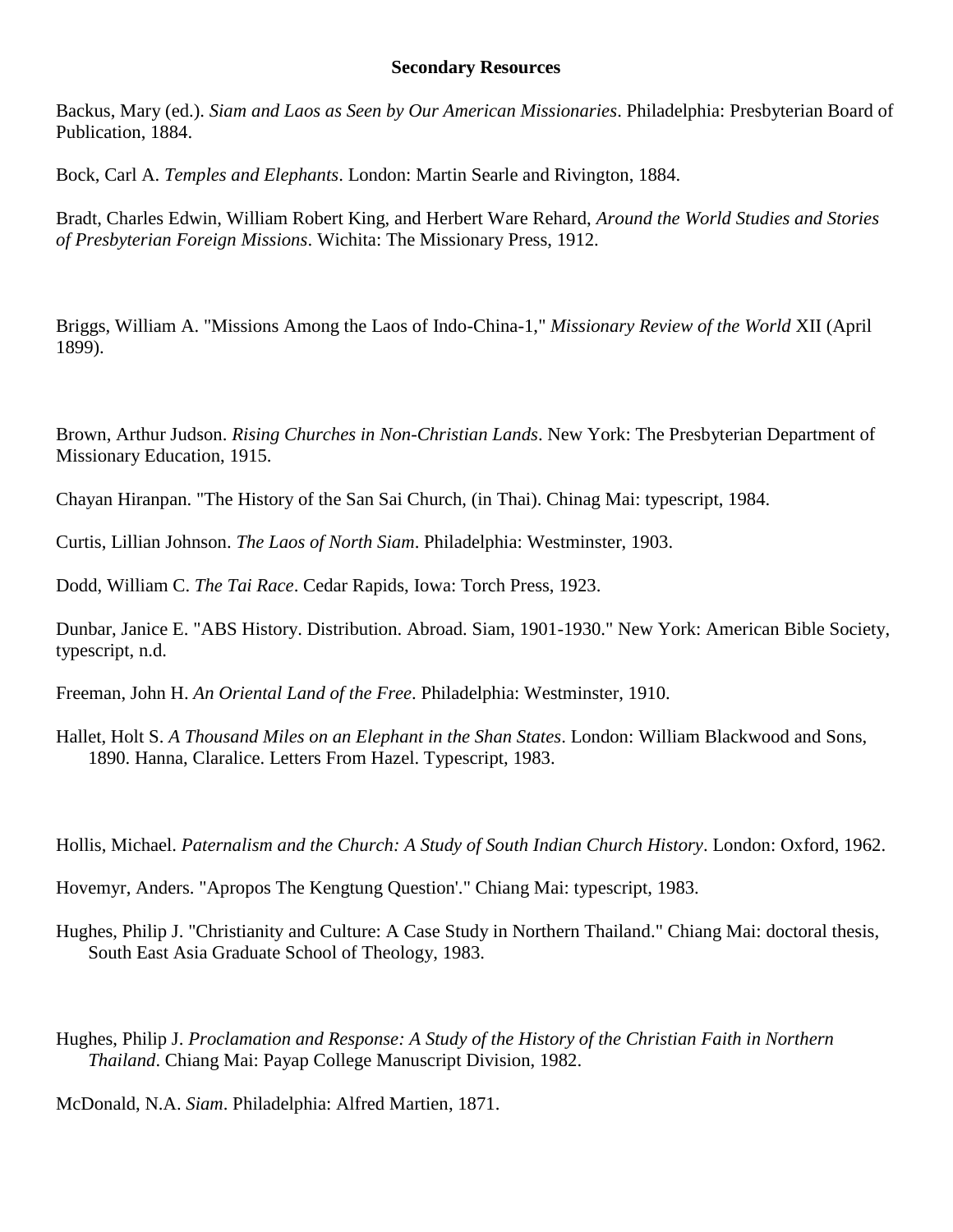**Secondary Resources**

Backus, Mary (ed.). *Siam and Laos as Seen by Our American Missionaries*. Philadelphia: Presbyterian Board of Publication, 1884.

Bock, Carl A. *Temples and Elephants*. London: Martin Searle and Rivington, 1884.

Bradt, Charles Edwin, William Robert King, and Herbert Ware Rehard, *Around the World Studies and Stories of Presbyterian Foreign Missions*. Wichita: The Missionary Press, 1912.

Briggs, William A. "Missions Among the Laos of Indo-China-1," *Missionary Review of the World* XII (April 1899).

Brown, Arthur Judson. *Rising Churches in Non-Christian Lands*. New York: The Presbyterian Department of Missionary Education, 1915.

Chayan Hiranpan. "The History of the San Sai Church, (in Thai). Chinag Mai: typescript, 1984.

Curtis, Lillian Johnson. *The Laos of North Siam*. Philadelphia: Westminster, 1903.

Dodd, William C. *The Tai Race*. Cedar Rapids, Iowa: Torch Press, 1923.

Dunbar, Janice E. "ABS History. Distribution. Abroad. Siam, 1901-1930." New York: American Bible Society, typescript, n.d.

Freeman, John H. *An Oriental Land of the Free*. Philadelphia: Westminster, 1910.

Hallet, Holt S. *A Thousand Miles on an Elephant in the Shan States*. London: William Blackwood and Sons, 1890. Hanna, Claralice. Letters From Hazel. Typescript, 1983.

Hollis, Michael. *Paternalism and the Church: A Study of South Indian Church History*. London: Oxford, 1962.

Hovemyr, Anders. "Apropos The Kengtung Question'." Chiang Mai: typescript, 1983.

Hughes, Philip J. "Christianity and Culture: A Case Study in Northern Thailand." Chiang Mai: doctoral thesis, South East Asia Graduate School of Theology, 1983.

Hughes, Philip J. *Proclamation and Response: A Study of the History of the Christian Faith in Northern Thailand*. Chiang Mai: Payap College Manuscript Division, 1982.

McDonald, N.A. *Siam*. Philadelphia: Alfred Martien, 1871.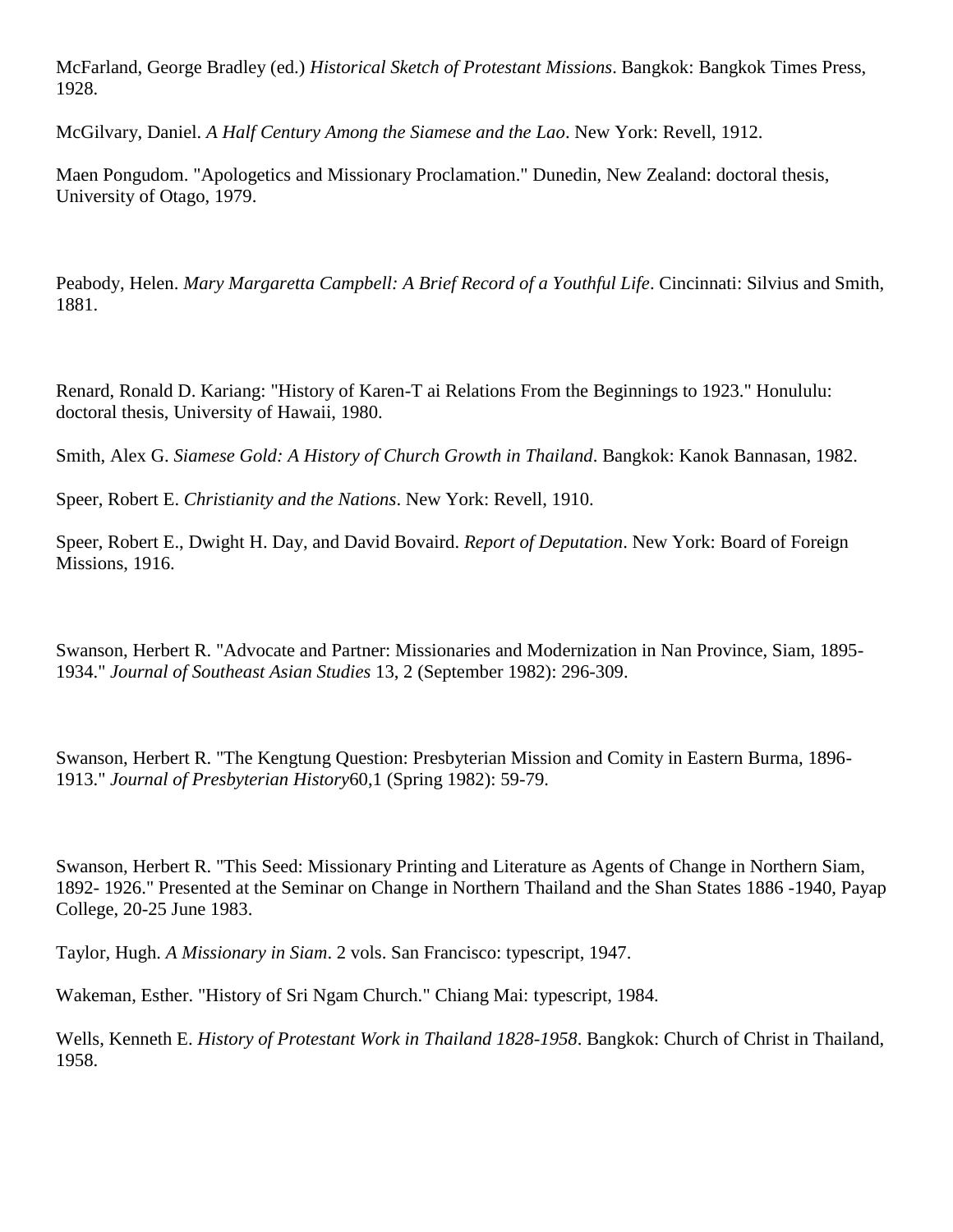McFarland, George Bradley (ed.) *Historical Sketch of Protestant Missions*. Bangkok: Bangkok Times Press, 1928.

McGilvary, Daniel. *A Half Century Among the Siamese and the Lao*. New York: Revell, 1912.

Maen Pongudom. "Apologetics and Missionary Proclamation." Dunedin, New Zealand: doctoral thesis, University of Otago, 1979.

Peabody, Helen. *Mary Margaretta Campbell: A Brief Record of a Youthful Life*. Cincinnati: Silvius and Smith, 1881.

Renard, Ronald D. Kariang: "History of Karen-T ai Relations From the Beginnings to 1923." Honululu: doctoral thesis, University of Hawaii, 1980.

Smith, Alex G. *Siamese Gold: A History of Church Growth in Thailand*. Bangkok: Kanok Bannasan, 1982.

Speer, Robert E. *Christianity and the Nations*. New York: Revell, 1910.

Speer, Robert E., Dwight H. Day, and David Bovaird. *Report of Deputation*. New York: Board of Foreign Missions, 1916.

Swanson, Herbert R. "Advocate and Partner: Missionaries and Modernization in Nan Province, Siam, 1895-1934." *Journal of Southeast Asian Studies* 13, 2 (September 1982): 296-309.

Swanson, Herbert R. "The Kengtung Question: Presbyterian Mission and Comity in Eastern Burma, 1896-1913." *Journal of Presbyterian History*60,1 (Spring 1982): 59-79.

Swanson, Herbert R. "This Seed: Missionary Printing and Literature as Agents of Change in Northern Siam, 1892- 1926." Presented at the Seminar on Change in Northern Thailand and the Shan States 1886 -1940, Payap College, 20-25 June 1983.

Taylor, Hugh. *A Missionary in Siam*. 2 vols. San Francisco: typescript, 1947.

Wakeman, Esther. "History of Sri Ngam Church." Chiang Mai: typescript, 1984.

Wells, Kenneth E. *History of Protestant Work in Thailand 1828-1958*. Bangkok: Church of Christ in Thailand, 1958.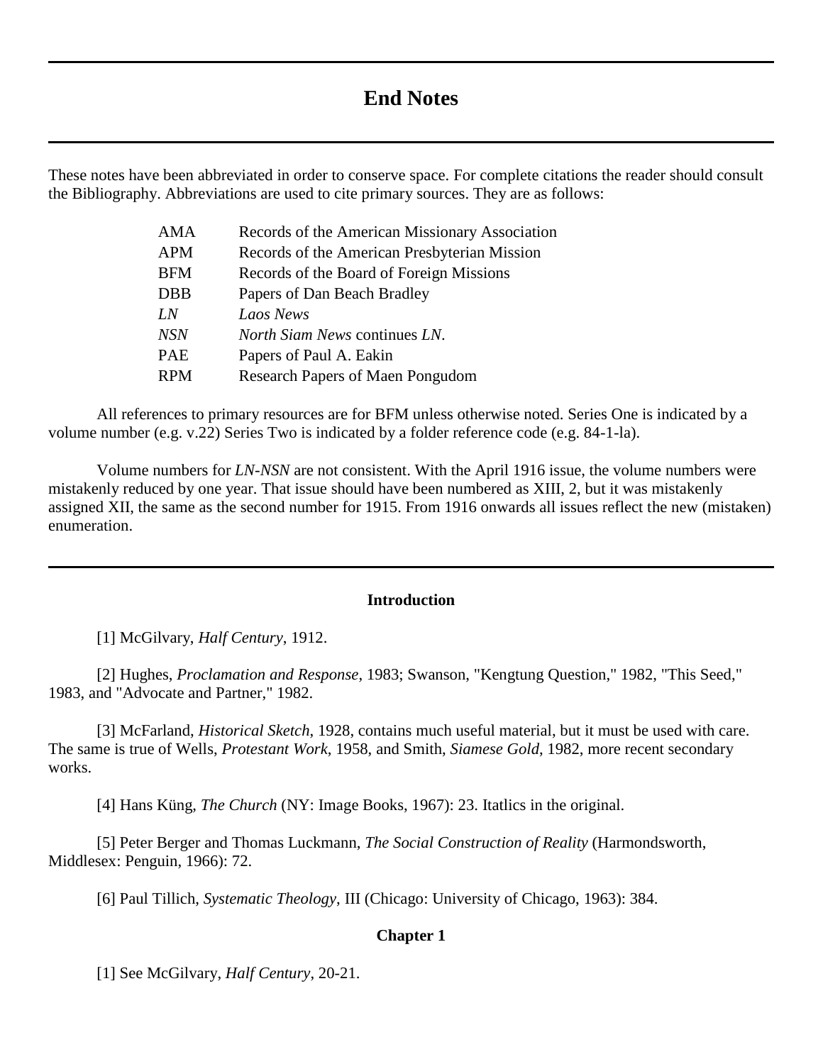# End Notes

These notes have been abbreviated in order to conserve space. For complete citations the reader should consult the Bibliography. Abbreviations are used to cite primary sources. They are as follows:

| | |
|---|---|
| AMA | Records of the American Missionary Association |
| APM | Records of the American Presbyterian Mission |
| BFM | Records of the Board of Foreign Missions |
| DBB | Papers of Dan Beach Bradley |
| *LN* | *Laos News* |
| *NSN* | *North Siam News* continues *LN*. |
| PAE | Papers of Paul A. Eakin |
| RPM | Research Papers of Maen Pongudom |

All references to primary resources are for BFM unless otherwise noted. Series One is indicated by a volume number (e.g. v.22) Series Two is indicated by a folder reference code (e.g. 84-1-la).

Volume numbers for *LN-NSN* are not consistent. With the April 1916 issue, the volume numbers were mistakenly reduced by one year. That issue should have been numbered as XIII, 2, but it was mistakenly assigned XII, the same as the second number for 1915. From 1916 onwards all issues reflect the new (mistaken) enumeration.

---

### Introduction

[1] McGilvary, *Half Century*, 1912.

[2] Hughes, *Proclamation and Response*, 1983; Swanson, "Kengtung Question," 1982, "This Seed," 1983, and "Advocate and Partner," 1982.

[3] McFarland, *Historical Sketch*, 1928, contains much useful material, but it must be used with care. The same is true of Wells, *Protestant Work*, 1958, and Smith, *Siamese Gold*, 1982, more recent secondary works.

[4] Hans Küng, *The Church* (NY: Image Books, 1967): 23. Itatlics in the original.

[5] Peter Berger and Thomas Luckmann, *The Social Construction of Reality* (Harmondsworth, Middlesex: Penguin, 1966): 72.

[6] Paul Tillich, *Systematic Theology*, III (Chicago: University of Chicago, 1963): 384.

### Chapter 1

[1] See McGilvary, *Half Century*, 20-21.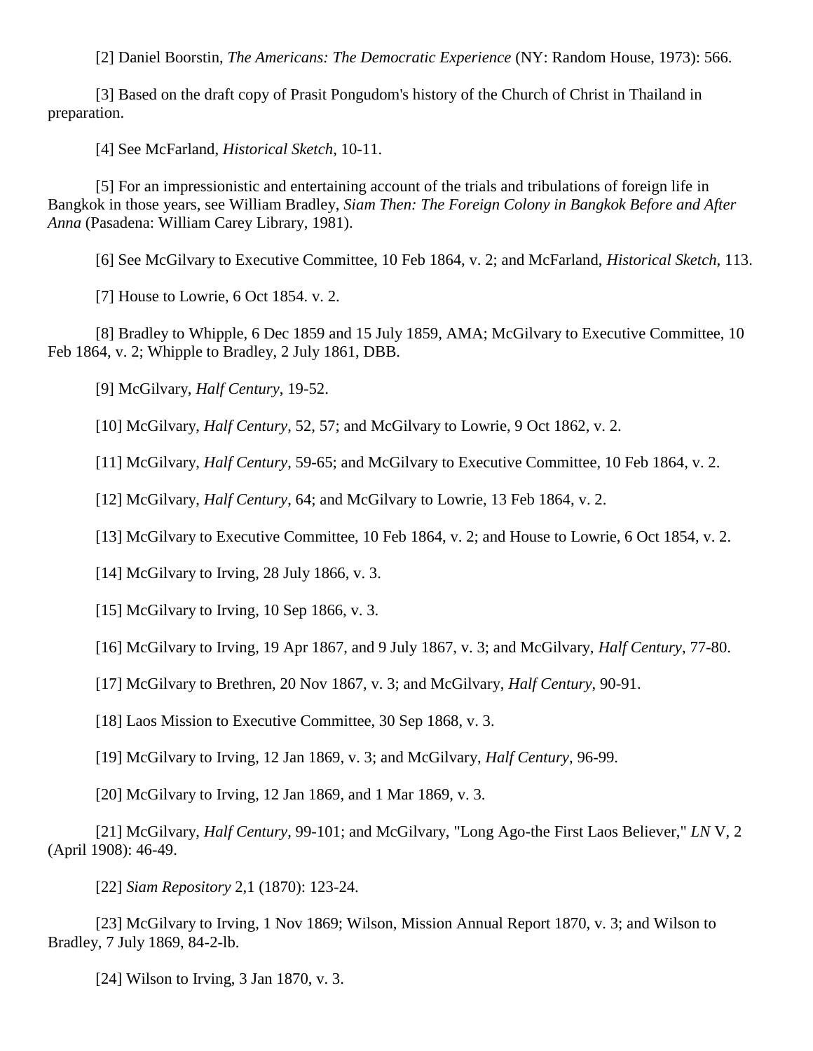[2] Daniel Boorstin, *The Americans: The Democratic Experience* (NY: Random House, 1973): 566.

[3] Based on the draft copy of Prasit Pongudom's history of the Church of Christ in Thailand in preparation.

[4] See McFarland, *Historical Sketch*, 10-11.

[5] For an impressionistic and entertaining account of the trials and tribulations of foreign life in Bangkok in those years, see William Bradley, *Siam Then: The Foreign Colony in Bangkok Before and After Anna* (Pasadena: William Carey Library, 1981).

[6] See McGilvary to Executive Committee, 10 Feb 1864, v. 2; and McFarland, *Historical Sketch*, 113.

[7] House to Lowrie, 6 Oct 1854. v. 2.

[8] Bradley to Whipple, 6 Dec 1859 and 15 July 1859, AMA; McGilvary to Executive Committee, 10 Feb 1864, v. 2; Whipple to Bradley, 2 July 1861, DBB.

[9] McGilvary, *Half Century*, 19-52.

[10] McGilvary, *Half Century*, 52, 57; and McGilvary to Lowrie, 9 Oct 1862, v. 2.

[11] McGilvary, *Half Century*, 59-65; and McGilvary to Executive Committee, 10 Feb 1864, v. 2.

[12] McGilvary, *Half Century*, 64; and McGilvary to Lowrie, 13 Feb 1864, v. 2.

[13] McGilvary to Executive Committee, 10 Feb 1864, v. 2; and House to Lowrie, 6 Oct 1854, v. 2.

[14] McGilvary to Irving, 28 July 1866, v. 3.

[15] McGilvary to Irving, 10 Sep 1866, v. 3.

[16] McGilvary to Irving, 19 Apr 1867, and 9 July 1867, v. 3; and McGilvary, *Half Century*, 77-80.

[17] McGilvary to Brethren, 20 Nov 1867, v. 3; and McGilvary, *Half Century*, 90-91.

[18] Laos Mission to Executive Committee, 30 Sep 1868, v. 3.

[19] McGilvary to Irving, 12 Jan 1869, v. 3; and McGilvary, *Half Century*, 96-99.

[20] McGilvary to Irving, 12 Jan 1869, and 1 Mar 1869, v. 3.

[21] McGilvary, *Half Century*, 99-101; and McGilvary, "Long Ago-the First Laos Believer," *LN* V, 2 (April 1908): 46-49.

[22] *Siam Repository* 2,1 (1870): 123-24.

[23] McGilvary to Irving, 1 Nov 1869; Wilson, Mission Annual Report 1870, v. 3; and Wilson to Bradley, 7 July 1869, 84-2-lb.

[24] Wilson to Irving, 3 Jan 1870, v. 3.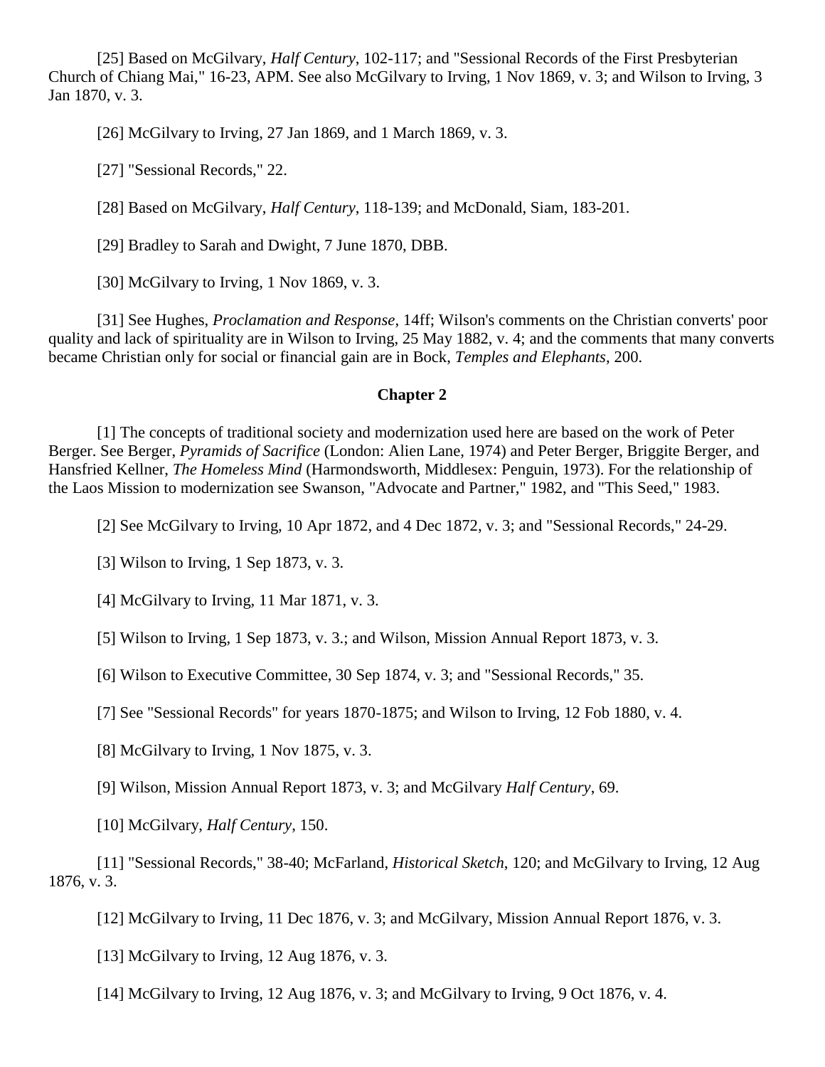[25] Based on McGilvary, *Half Century*, 102-117; and "Sessional Records of the First Presbyterian Church of Chiang Mai," 16-23, APM. See also McGilvary to Irving, 1 Nov 1869, v. 3; and Wilson to Irving, 3 Jan 1870, v. 3.

[26] McGilvary to Irving, 27 Jan 1869, and 1 March 1869, v. 3.

[27] "Sessional Records," 22.

[28] Based on McGilvary, *Half Century*, 118-139; and McDonald, Siam, 183-201.

[29] Bradley to Sarah and Dwight, 7 June 1870, DBB.

[30] McGilvary to Irving, 1 Nov 1869, v. 3.

[31] See Hughes, *Proclamation and Response*, 14ff; Wilson's comments on the Christian converts' poor quality and lack of spirituality are in Wilson to Irving, 25 May 1882, v. 4; and the comments that many converts became Christian only for social or financial gain are in Bock, *Temples and Elephants*, 200.

**Chapter 2**

[1] The concepts of traditional society and modernization used here are based on the work of Peter Berger. See Berger, *Pyramids of Sacrifice* (London: Alien Lane, 1974) and Peter Berger, Briggite Berger, and Hansfried Kellner, *The Homeless Mind* (Harmondsworth, Middlesex: Penguin, 1973). For the relationship of the Laos Mission to modernization see Swanson, "Advocate and Partner," 1982, and "This Seed," 1983.

[2] See McGilvary to Irving, 10 Apr 1872, and 4 Dec 1872, v. 3; and "Sessional Records," 24-29.

[3] Wilson to Irving, 1 Sep 1873, v. 3.

[4] McGilvary to Irving, 11 Mar 1871, v. 3.

[5] Wilson to Irving, 1 Sep 1873, v. 3.; and Wilson, Mission Annual Report 1873, v. 3.

[6] Wilson to Executive Committee, 30 Sep 1874, v. 3; and "Sessional Records," 35.

[7] See "Sessional Records" for years 1870-1875; and Wilson to Irving, 12 Fob 1880, v. 4.

[8] McGilvary to Irving, 1 Nov 1875, v. 3.

[9] Wilson, Mission Annual Report 1873, v. 3; and McGilvary *Half Century*, 69.

[10] McGilvary, *Half Century*, 150.

[11] "Sessional Records," 38-40; McFarland, *Historical Sketch*, 120; and McGilvary to Irving, 12 Aug 1876, v. 3.

[12] McGilvary to Irving, 11 Dec 1876, v. 3; and McGilvary, Mission Annual Report 1876, v. 3.

[13] McGilvary to Irving, 12 Aug 1876, v. 3.

[14] McGilvary to Irving, 12 Aug 1876, v. 3; and McGilvary to Irving, 9 Oct 1876, v. 4.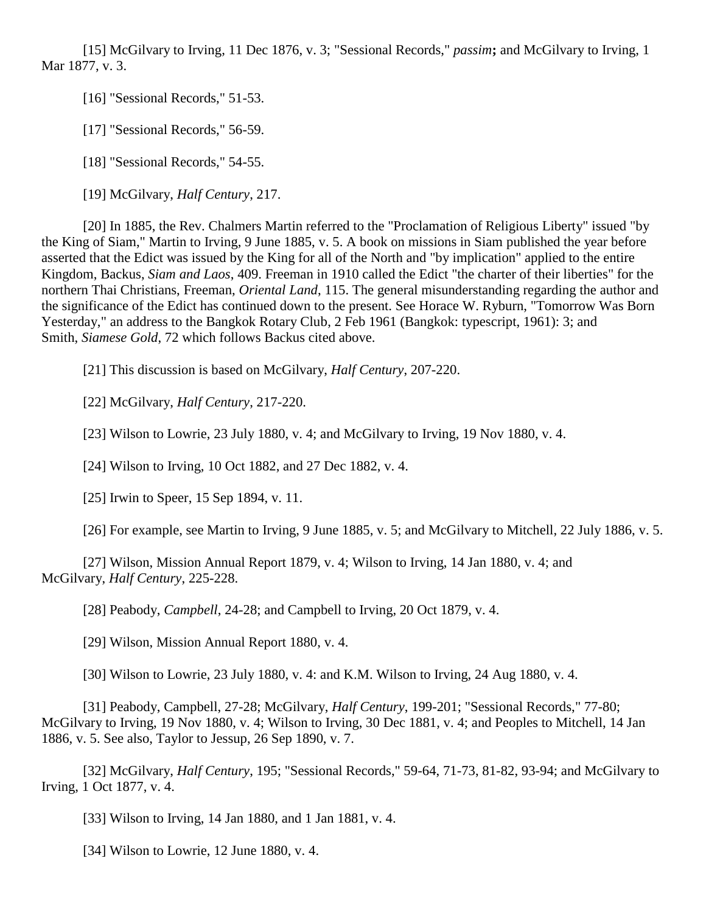[15] McGilvary to Irving, 11 Dec 1876, v. 3; "Sessional Records," *passim*; and McGilvary to Irving, 1 Mar 1877, v. 3.

[16] "Sessional Records," 51-53.

[17] "Sessional Records," 56-59.

[18] "Sessional Records," 54-55.

[19] McGilvary, *Half Century*, 217.

[20] In 1885, the Rev. Chalmers Martin referred to the "Proclamation of Religious Liberty" issued "by the King of Siam," Martin to Irving, 9 June 1885, v. 5. A book on missions in Siam published the year before asserted that the Edict was issued by the King for all of the North and "by implication" applied to the entire Kingdom, Backus, *Siam and Laos*, 409. Freeman in 1910 called the Edict "the charter of their liberties" for the northern Thai Christians, Freeman, *Oriental Land*, 115. The general misunderstanding regarding the author and the significance of the Edict has continued down to the present. See Horace W. Ryburn, "Tomorrow Was Born Yesterday," an address to the Bangkok Rotary Club, 2 Feb 1961 (Bangkok: typescript, 1961): 3; and Smith, *Siamese Gold*, 72 which follows Backus cited above.

[21] This discussion is based on McGilvary, *Half Century*, 207-220.

[22] McGilvary, *Half Century*, 217-220.

[23] Wilson to Lowrie, 23 July 1880, v. 4; and McGilvary to Irving, 19 Nov 1880, v. 4.

[24] Wilson to Irving, 10 Oct 1882, and 27 Dec 1882, v. 4.

[25] Irwin to Speer, 15 Sep 1894, v. 11.

[26] For example, see Martin to Irving, 9 June 1885, v. 5; and McGilvary to Mitchell, 22 July 1886, v. 5.

[27] Wilson, Mission Annual Report 1879, v. 4; Wilson to Irving, 14 Jan 1880, v. 4; and McGilvary, *Half Century*, 225-228.

[28] Peabody, *Campbell*, 24-28; and Campbell to Irving, 20 Oct 1879, v. 4.

[29] Wilson, Mission Annual Report 1880, v. 4.

[30] Wilson to Lowrie, 23 July 1880, v. 4: and K.M. Wilson to Irving, 24 Aug 1880, v. 4.

[31] Peabody, Campbell, 27-28; McGilvary, *Half Century*, 199-201; "Sessional Records," 77-80; McGilvary to Irving, 19 Nov 1880, v. 4; Wilson to Irving, 30 Dec 1881, v. 4; and Peoples to Mitchell, 14 Jan 1886, v. 5. See also, Taylor to Jessup, 26 Sep 1890, v. 7.

[32] McGilvary, *Half Century*, 195; "Sessional Records," 59-64, 71-73, 81-82, 93-94; and McGilvary to Irving, 1 Oct 1877, v. 4.

[33] Wilson to Irving, 14 Jan 1880, and 1 Jan 1881, v. 4.

[34] Wilson to Lowrie, 12 June 1880, v. 4.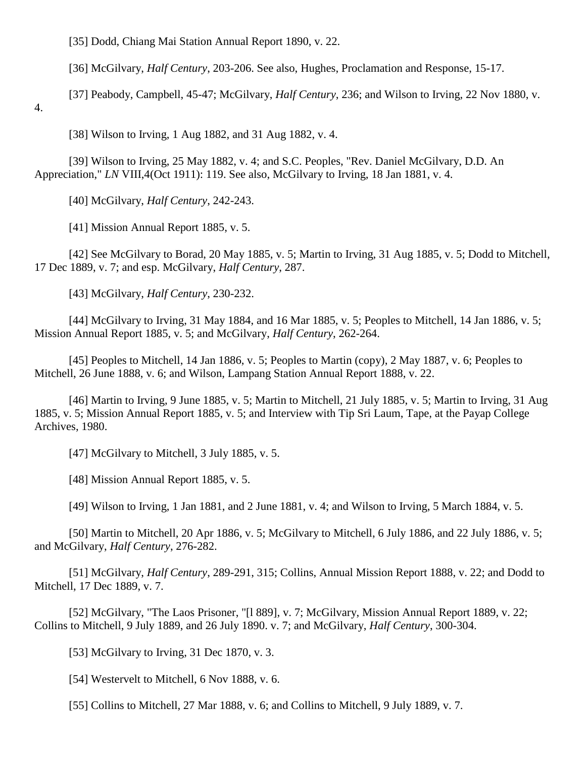[35] Dodd, Chiang Mai Station Annual Report 1890, v. 22.

[36] McGilvary, *Half Century*, 203-206. See also, Hughes, Proclamation and Response, 15-17.

[37] Peabody, Campbell, 45-47; McGilvary, *Half Century*, 236; and Wilson to Irving, 22 Nov 1880, v. 4.

[38] Wilson to Irving, 1 Aug 1882, and 31 Aug 1882, v. 4.

[39] Wilson to Irving, 25 May 1882, v. 4; and S.C. Peoples, "Rev. Daniel McGilvary, D.D. An Appreciation," *LN* VIII,4(Oct 1911): 119. See also, McGilvary to Irving, 18 Jan 1881, v. 4.

[40] McGilvary, *Half Century*, 242-243.

[41] Mission Annual Report 1885, v. 5.

[42] See McGilvary to Borad, 20 May 1885, v. 5; Martin to Irving, 31 Aug 1885, v. 5; Dodd to Mitchell, 17 Dec 1889, v. 7; and esp. McGilvary, *Half Century*, 287.

[43] McGilvary, *Half Century*, 230-232.

[44] McGilvary to Irving, 31 May 1884, and 16 Mar 1885, v. 5; Peoples to Mitchell, 14 Jan 1886, v. 5; Mission Annual Report 1885, v. 5; and McGilvary, *Half Century*, 262-264.

[45] Peoples to Mitchell, 14 Jan 1886, v. 5; Peoples to Martin (copy), 2 May 1887, v. 6; Peoples to Mitchell, 26 June 1888, v. 6; and Wilson, Lampang Station Annual Report 1888, v. 22.

[46] Martin to Irving, 9 June 1885, v. 5; Martin to Mitchell, 21 July 1885, v. 5; Martin to Irving, 31 Aug 1885, v. 5; Mission Annual Report 1885, v. 5; and Interview with Tip Sri Laum, Tape, at the Payap College Archives, 1980.

[47] McGilvary to Mitchell, 3 July 1885, v. 5.

[48] Mission Annual Report 1885, v. 5.

[49] Wilson to Irving, 1 Jan 1881, and 2 June 1881, v. 4; and Wilson to Irving, 5 March 1884, v. 5.

[50] Martin to Mitchell, 20 Apr 1886, v. 5; McGilvary to Mitchell, 6 July 1886, and 22 July 1886, v. 5; and McGilvary, *Half Century*, 276-282.

[51] McGilvary, *Half Century*, 289-291, 315; Collins, Annual Mission Report 1888, v. 22; and Dodd to Mitchell, 17 Dec 1889, v. 7.

[52] McGilvary, "The Laos Prisoner, "[l 889], v. 7; McGilvary, Mission Annual Report 1889, v. 22; Collins to Mitchell, 9 July 1889, and 26 July 1890. v. 7; and McGilvary, *Half Century*, 300-304.

[53] McGilvary to Irving, 31 Dec 1870, v. 3.

[54] Westervelt to Mitchell, 6 Nov 1888, v. 6.

[55] Collins to Mitchell, 27 Mar 1888, v. 6; and Collins to Mitchell, 9 July 1889, v. 7.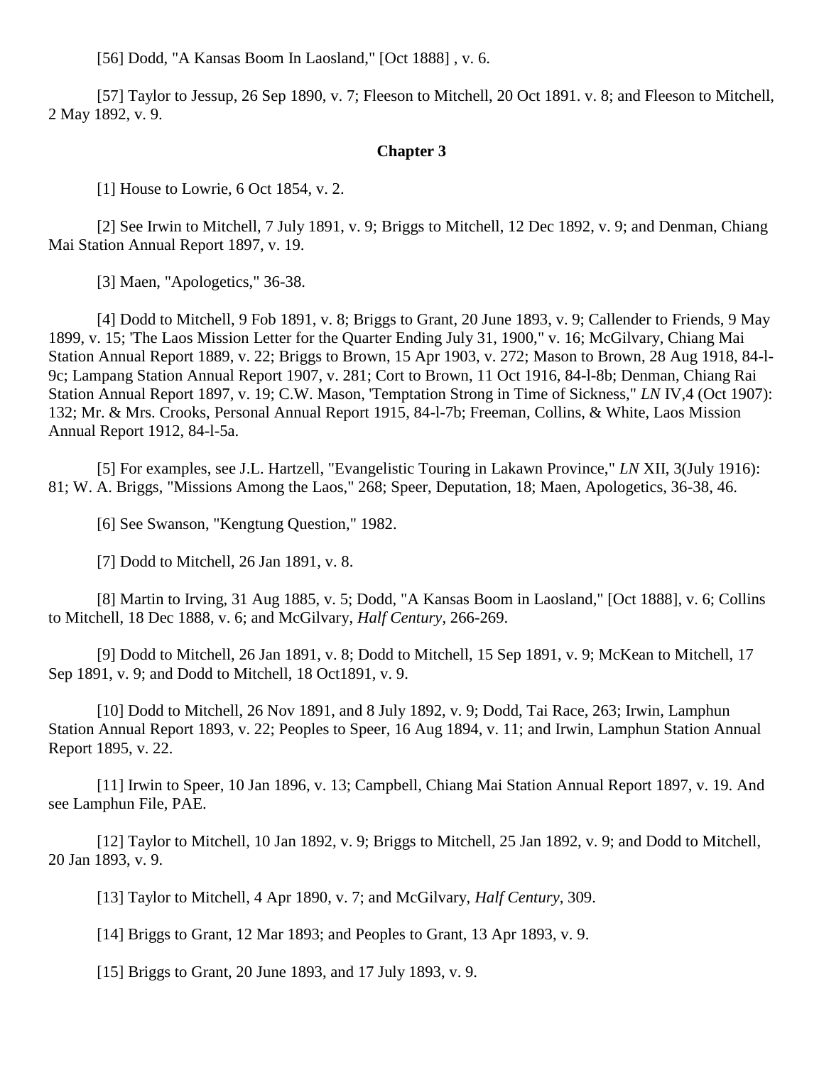[56] Dodd, "A Kansas Boom In Laosland," [Oct 1888] , v. 6.

[57] Taylor to Jessup, 26 Sep 1890, v. 7; Fleeson to Mitchell, 20 Oct 1891. v. 8; and Fleeson to Mitchell, 2 May 1892, v. 9.

**Chapter 3**

[1] House to Lowrie, 6 Oct 1854, v. 2.

[2] See Irwin to Mitchell, 7 July 1891, v. 9; Briggs to Mitchell, 12 Dec 1892, v. 9; and Denman, Chiang Mai Station Annual Report 1897, v. 19.

[3] Maen, "Apologetics," 36-38.

[4] Dodd to Mitchell, 9 Fob 1891, v. 8; Briggs to Grant, 20 June 1893, v. 9; Callender to Friends, 9 May 1899, v. 15; 'The Laos Mission Letter for the Quarter Ending July 31, 1900," v. 16; McGilvary, Chiang Mai Station Annual Report 1889, v. 22; Briggs to Brown, 15 Apr 1903, v. 272; Mason to Brown, 28 Aug 1918, 84-l-9c; Lampang Station Annual Report 1907, v. 281; Cort to Brown, 11 Oct 1916, 84-l-8b; Denman, Chiang Rai Station Annual Report 1897, v. 19; C.W. Mason, 'Temptation Strong in Time of Sickness," *LN* IV,4 (Oct 1907): 132; Mr. & Mrs. Crooks, Personal Annual Report 1915, 84-l-7b; Freeman, Collins, & White, Laos Mission Annual Report 1912, 84-l-5a.

[5] For examples, see J.L. Hartzell, "Evangelistic Touring in Lakawn Province," *LN* XII, 3(July 1916): 81; W. A. Briggs, "Missions Among the Laos," 268; Speer, Deputation, 18; Maen, Apologetics, 36-38, 46.

[6] See Swanson, "Kengtung Question," 1982.

[7] Dodd to Mitchell, 26 Jan 1891, v. 8.

[8] Martin to Irving, 31 Aug 1885, v. 5; Dodd, "A Kansas Boom in Laosland," [Oct 1888], v. 6; Collins to Mitchell, 18 Dec 1888, v. 6; and McGilvary, *Half Century*, 266-269.

[9] Dodd to Mitchell, 26 Jan 1891, v. 8; Dodd to Mitchell, 15 Sep 1891, v. 9; McKean to Mitchell, 17 Sep 1891, v. 9; and Dodd to Mitchell, 18 Oct1891, v. 9.

[10] Dodd to Mitchell, 26 Nov 1891, and 8 July 1892, v. 9; Dodd, Tai Race, 263; Irwin, Lamphun Station Annual Report 1893, v. 22; Peoples to Speer, 16 Aug 1894, v. 11; and Irwin, Lamphun Station Annual Report 1895, v. 22.

[11] Irwin to Speer, 10 Jan 1896, v. 13; Campbell, Chiang Mai Station Annual Report 1897, v. 19. And see Lamphun File, PAE.

[12] Taylor to Mitchell, 10 Jan 1892, v. 9; Briggs to Mitchell, 25 Jan 1892, v. 9; and Dodd to Mitchell, 20 Jan 1893, v. 9.

[13] Taylor to Mitchell, 4 Apr 1890, v. 7; and McGilvary, *Half Century*, 309.

[14] Briggs to Grant, 12 Mar 1893; and Peoples to Grant, 13 Apr 1893, v. 9.

[15] Briggs to Grant, 20 June 1893, and 17 July 1893, v. 9.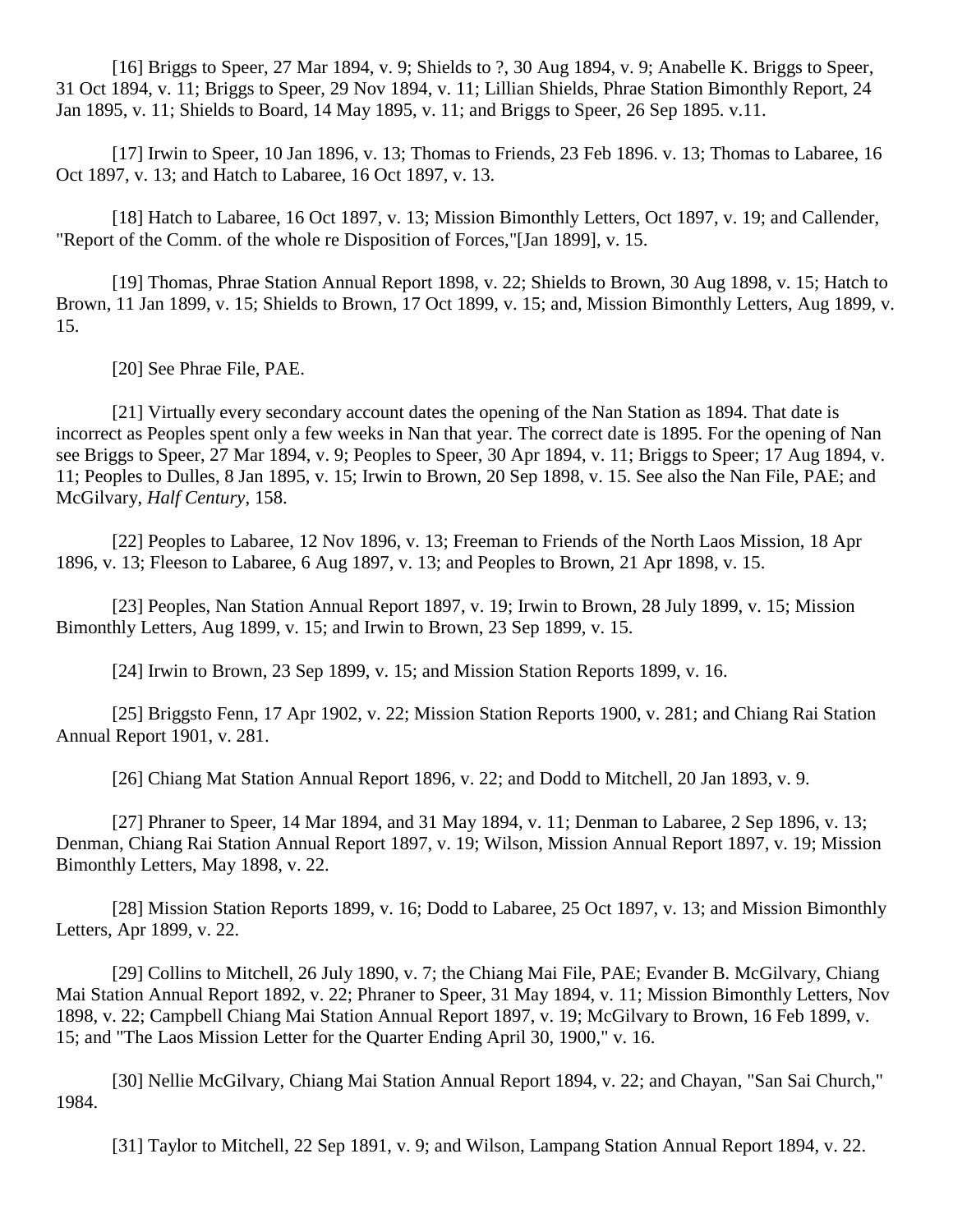[16] Briggs to Speer, 27 Mar 1894, v. 9; Shields to ?, 30 Aug 1894, v. 9; Anabelle K. Briggs to Speer, 31 Oct 1894, v. 11; Briggs to Speer, 29 Nov 1894, v. 11; Lillian Shields, Phrae Station Bimonthly Report, 24 Jan 1895, v. 11; Shields to Board, 14 May 1895, v. 11; and Briggs to Speer, 26 Sep 1895. v.11.

[17] Irwin to Speer, 10 Jan 1896, v. 13; Thomas to Friends, 23 Feb 1896. v. 13; Thomas to Labaree, 16 Oct 1897, v. 13; and Hatch to Labaree, 16 Oct 1897, v. 13.

[18] Hatch to Labaree, 16 Oct 1897, v. 13; Mission Bimonthly Letters, Oct 1897, v. 19; and Callender, "Report of the Comm. of the whole re Disposition of Forces,"[Jan 1899], v. 15.

[19] Thomas, Phrae Station Annual Report 1898, v. 22; Shields to Brown, 30 Aug 1898, v. 15; Hatch to Brown, 11 Jan 1899, v. 15; Shields to Brown, 17 Oct 1899, v. 15; and, Mission Bimonthly Letters, Aug 1899, v. 15.

[20] See Phrae File, PAE.

[21] Virtually every secondary account dates the opening of the Nan Station as 1894. That date is incorrect as Peoples spent only a few weeks in Nan that year. The correct date is 1895. For the opening of Nan see Briggs to Speer, 27 Mar 1894, v. 9; Peoples to Speer, 30 Apr 1894, v. 11; Briggs to Speer; 17 Aug 1894, v. 11; Peoples to Dulles, 8 Jan 1895, v. 15; Irwin to Brown, 20 Sep 1898, v. 15. See also the Nan File, PAE; and McGilvary, *Half Century*, 158.

[22] Peoples to Labaree, 12 Nov 1896, v. 13; Freeman to Friends of the North Laos Mission, 18 Apr 1896, v. 13; Fleeson to Labaree, 6 Aug 1897, v. 13; and Peoples to Brown, 21 Apr 1898, v. 15.

[23] Peoples, Nan Station Annual Report 1897, v. 19; Irwin to Brown, 28 July 1899, v. 15; Mission Bimonthly Letters, Aug 1899, v. 15; and Irwin to Brown, 23 Sep 1899, v. 15.

[24] Irwin to Brown, 23 Sep 1899, v. 15; and Mission Station Reports 1899, v. 16.

[25] Briggsto Fenn, 17 Apr 1902, v. 22; Mission Station Reports 1900, v. 281; and Chiang Rai Station Annual Report 1901, v. 281.

[26] Chiang Mat Station Annual Report 1896, v. 22; and Dodd to Mitchell, 20 Jan 1893, v. 9.

[27] Phraner to Speer, 14 Mar 1894, and 31 May 1894, v. 11; Denman to Labaree, 2 Sep 1896, v. 13; Denman, Chiang Rai Station Annual Report 1897, v. 19; Wilson, Mission Annual Report 1897, v. 19; Mission Bimonthly Letters, May 1898, v. 22.

[28] Mission Station Reports 1899, v. 16; Dodd to Labaree, 25 Oct 1897, v. 13; and Mission Bimonthly Letters, Apr 1899, v. 22.

[29] Collins to Mitchell, 26 July 1890, v. 7; the Chiang Mai File, PAE; Evander B. McGilvary, Chiang Mai Station Annual Report 1892, v. 22; Phraner to Speer, 31 May 1894, v. 11; Mission Bimonthly Letters, Nov 1898, v. 22; Campbell Chiang Mai Station Annual Report 1897, v. 19; McGilvary to Brown, 16 Feb 1899, v. 15; and "The Laos Mission Letter for the Quarter Ending April 30, 1900," v. 16.

[30] Nellie McGilvary, Chiang Mai Station Annual Report 1894, v. 22; and Chayan, "San Sai Church," 1984.

[31] Taylor to Mitchell, 22 Sep 1891, v. 9; and Wilson, Lampang Station Annual Report 1894, v. 22.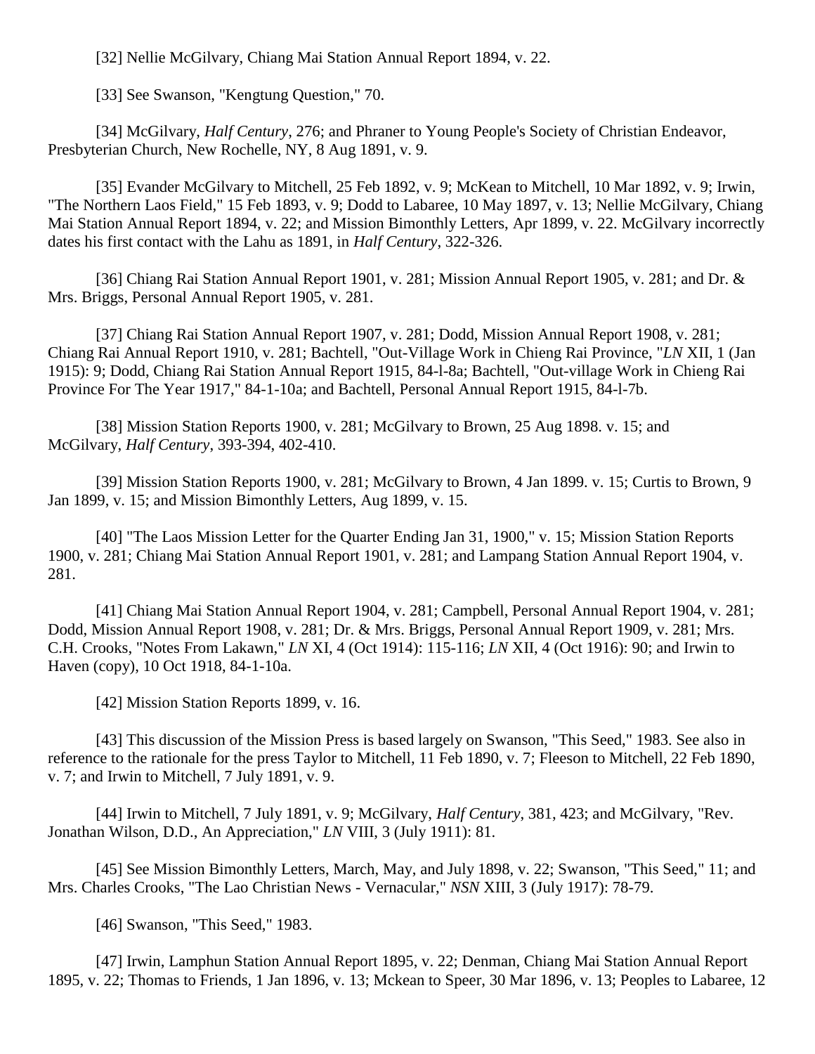[32] Nellie McGilvary, Chiang Mai Station Annual Report 1894, v. 22.

[33] See Swanson, "Kengtung Question," 70.

[34] McGilvary, *Half Century*, 276; and Phraner to Young People's Society of Christian Endeavor, Presbyterian Church, New Rochelle, NY, 8 Aug 1891, v. 9.

[35] Evander McGilvary to Mitchell, 25 Feb 1892, v. 9; McKean to Mitchell, 10 Mar 1892, v. 9; Irwin, "The Northern Laos Field," 15 Feb 1893, v. 9; Dodd to Labaree, 10 May 1897, v. 13; Nellie McGilvary, Chiang Mai Station Annual Report 1894, v. 22; and Mission Bimonthly Letters, Apr 1899, v. 22. McGilvary incorrectly dates his first contact with the Lahu as 1891, in *Half Century*, 322-326.

[36] Chiang Rai Station Annual Report 1901, v. 281; Mission Annual Report 1905, v. 281; and Dr. & Mrs. Briggs, Personal Annual Report 1905, v. 281.

[37] Chiang Rai Station Annual Report 1907, v. 281; Dodd, Mission Annual Report 1908, v. 281; Chiang Rai Annual Report 1910, v. 281; Bachtell, "Out-Village Work in Chieng Rai Province, "*LN* XII, 1 (Jan 1915): 9; Dodd, Chiang Rai Station Annual Report 1915, 84-l-8a; Bachtell, "Out-village Work in Chieng Rai Province For The Year 1917," 84-1-10a; and Bachtell, Personal Annual Report 1915, 84-l-7b.

[38] Mission Station Reports 1900, v. 281; McGilvary to Brown, 25 Aug 1898. v. 15; and McGilvary, *Half Century*, 393-394, 402-410.

[39] Mission Station Reports 1900, v. 281; McGilvary to Brown, 4 Jan 1899. v. 15; Curtis to Brown, 9 Jan 1899, v. 15; and Mission Bimonthly Letters, Aug 1899, v. 15.

[40] "The Laos Mission Letter for the Quarter Ending Jan 31, 1900," v. 15; Mission Station Reports 1900, v. 281; Chiang Mai Station Annual Report 1901, v. 281; and Lampang Station Annual Report 1904, v. 281.

[41] Chiang Mai Station Annual Report 1904, v. 281; Campbell, Personal Annual Report 1904, v. 281; Dodd, Mission Annual Report 1908, v. 281; Dr. & Mrs. Briggs, Personal Annual Report 1909, v. 281; Mrs. C.H. Crooks, "Notes From Lakawn," *LN* XI, 4 (Oct 1914): 115-116; *LN* XII, 4 (Oct 1916): 90; and Irwin to Haven (copy), 10 Oct 1918, 84-1-10a.

[42] Mission Station Reports 1899, v. 16.

[43] This discussion of the Mission Press is based largely on Swanson, "This Seed," 1983. See also in reference to the rationale for the press Taylor to Mitchell, 11 Feb 1890, v. 7; Fleeson to Mitchell, 22 Feb 1890, v. 7; and Irwin to Mitchell, 7 July 1891, v. 9.

[44] Irwin to Mitchell, 7 July 1891, v. 9; McGilvary, *Half Century*, 381, 423; and McGilvary, "Rev. Jonathan Wilson, D.D., An Appreciation," *LN* VIII, 3 (July 1911): 81.

[45] See Mission Bimonthly Letters, March, May, and July 1898, v. 22; Swanson, "This Seed," 11; and Mrs. Charles Crooks, "The Lao Christian News - Vernacular," *NSN* XIII, 3 (July 1917): 78-79.

[46] Swanson, "This Seed," 1983.

[47] Irwin, Lamphun Station Annual Report 1895, v. 22; Denman, Chiang Mai Station Annual Report 1895, v. 22; Thomas to Friends, 1 Jan 1896, v. 13; Mckean to Speer, 30 Mar 1896, v. 13; Peoples to Labaree, 12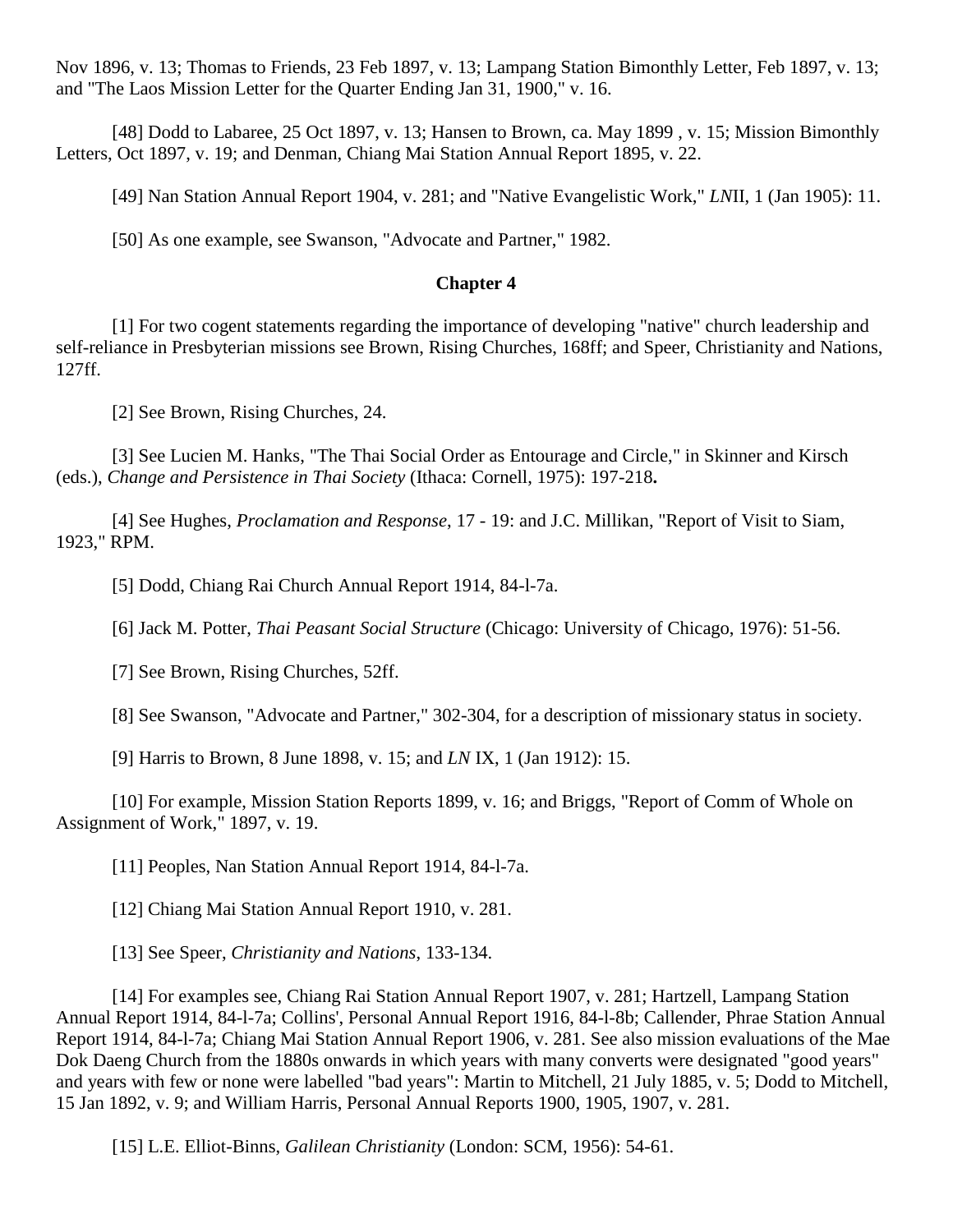Nov 1896, v. 13; Thomas to Friends, 23 Feb 1897, v. 13; Lampang Station Bimonthly Letter, Feb 1897, v. 13; and "The Laos Mission Letter for the Quarter Ending Jan 31, 1900," v. 16.

[48] Dodd to Labaree, 25 Oct 1897, v. 13; Hansen to Brown, ca. May 1899 , v. 15; Mission Bimonthly Letters, Oct 1897, v. 19; and Denman, Chiang Mai Station Annual Report 1895, v. 22.

[49] Nan Station Annual Report 1904, v. 281; and "Native Evangelistic Work," *LN*II, 1 (Jan 1905): 11.

[50] As one example, see Swanson, "Advocate and Partner," 1982.

**Chapter 4**

[1] For two cogent statements regarding the importance of developing "native" church leadership and self-reliance in Presbyterian missions see Brown, Rising Churches, 168ff; and Speer, Christianity and Nations, 127ff.

[2] See Brown, Rising Churches, 24.

[3] See Lucien M. Hanks, "The Thai Social Order as Entourage and Circle," in Skinner and Kirsch (eds.), *Change and Persistence in Thai Society* (Ithaca: Cornell, 1975): 197-218**.**

[4] See Hughes, *Proclamation and Response*, 17 - 19: and J.C. Millikan, "Report of Visit to Siam, 1923," RPM.

[5] Dodd, Chiang Rai Church Annual Report 1914, 84-l-7a.

[6] Jack M. Potter, *Thai Peasant Social Structure* (Chicago: University of Chicago, 1976): 51-56.

[7] See Brown, Rising Churches, 52ff.

[8] See Swanson, "Advocate and Partner," 302-304, for a description of missionary status in society.

[9] Harris to Brown, 8 June 1898, v. 15; and *LN* IX, 1 (Jan 1912): 15.

[10] For example, Mission Station Reports 1899, v. 16; and Briggs, "Report of Comm of Whole on Assignment of Work," 1897, v. 19.

[11] Peoples, Nan Station Annual Report 1914, 84-l-7a.

[12] Chiang Mai Station Annual Report 1910, v. 281.

[13] See Speer, *Christianity and Nations*, 133-134.

[14] For examples see, Chiang Rai Station Annual Report 1907, v. 281; Hartzell, Lampang Station Annual Report 1914, 84-l-7a; Collins', Personal Annual Report 1916, 84-l-8b; Callender, Phrae Station Annual Report 1914, 84-l-7a; Chiang Mai Station Annual Report 1906, v. 281. See also mission evaluations of the Mae Dok Daeng Church from the 1880s onwards in which years with many converts were designated "good years" and years with few or none were labelled "bad years": Martin to Mitchell, 21 July 1885, v. 5; Dodd to Mitchell, 15 Jan 1892, v. 9; and William Harris, Personal Annual Reports 1900, 1905, 1907, v. 281.

[15] L.E. Elliot-Binns, *Galilean Christianity* (London: SCM, 1956): 54-61.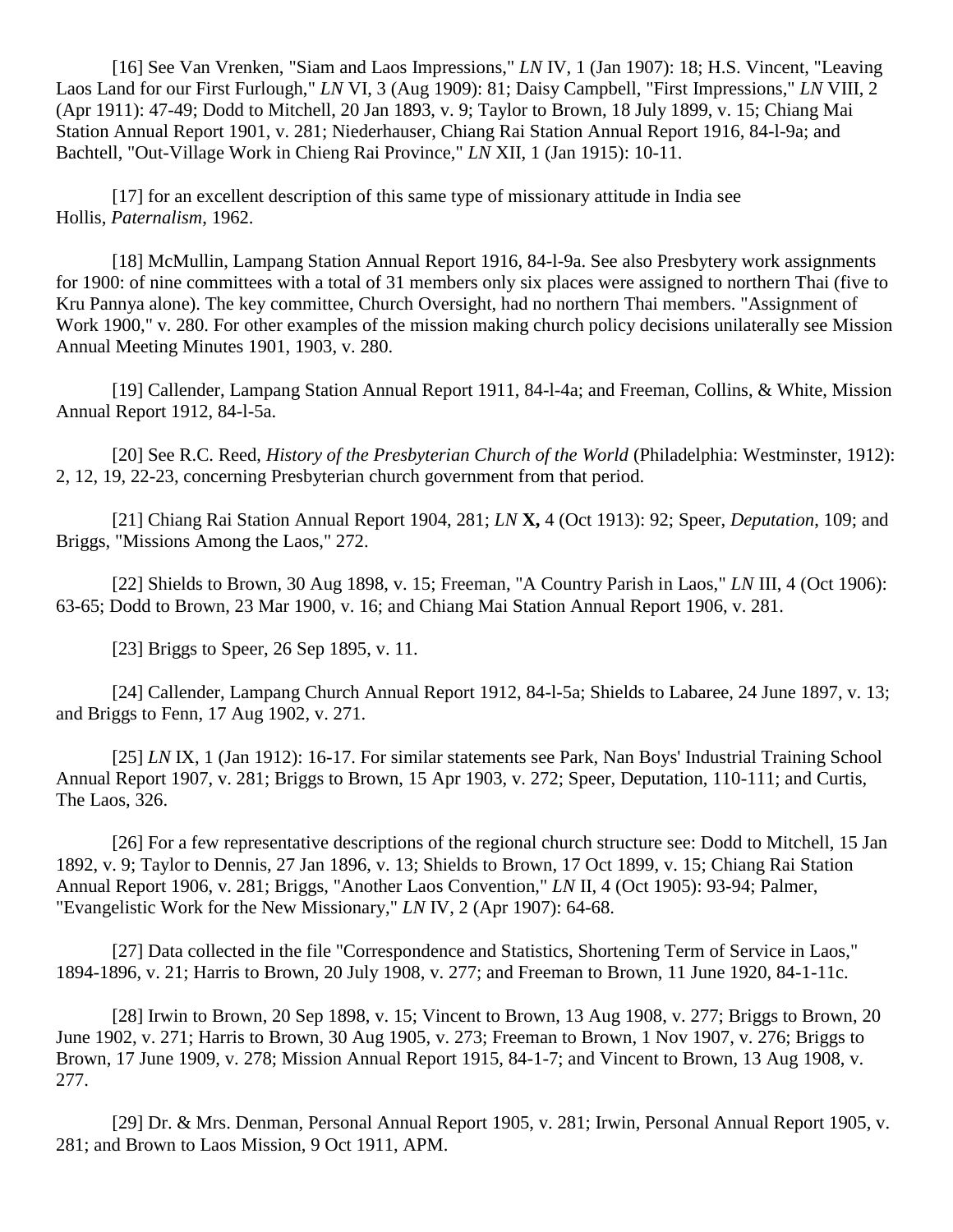[16] See Van Vrenken, "Siam and Laos Impressions," *LN* IV, 1 (Jan 1907): 18; H.S. Vincent, "Leaving Laos Land for our First Furlough," *LN* VI, 3 (Aug 1909): 81; Daisy Campbell, "First Impressions," *LN* VIII, 2 (Apr 1911): 47-49; Dodd to Mitchell, 20 Jan 1893, v. 9; Taylor to Brown, 18 July 1899, v. 15; Chiang Mai Station Annual Report 1901, v. 281; Niederhauser, Chiang Rai Station Annual Report 1916, 84-l-9a; and Bachtell, "Out-Village Work in Chieng Rai Province," *LN* XII, 1 (Jan 1915): 10-11.

[17] for an excellent description of this same type of missionary attitude in India see Hollis, *Paternalism*, 1962.

[18] McMullin, Lampang Station Annual Report 1916, 84-l-9a. See also Presbytery work assignments for 1900: of nine committees with a total of 31 members only six places were assigned to northern Thai (five to Kru Pannya alone). The key committee, Church Oversight, had no northern Thai members. "Assignment of Work 1900," v. 280. For other examples of the mission making church policy decisions unilaterally see Mission Annual Meeting Minutes 1901, 1903, v. 280.

[19] Callender, Lampang Station Annual Report 1911, 84-l-4a; and Freeman, Collins, & White, Mission Annual Report 1912, 84-l-5a.

[20] See R.C. Reed, *History of the Presbyterian Church of the World* (Philadelphia: Westminster, 1912): 2, 12, 19, 22-23, concerning Presbyterian church government from that period.

[21] Chiang Rai Station Annual Report 1904, 281; *LN* **X,** 4 (Oct 1913): 92; Speer, *Deputation*, 109; and Briggs, "Missions Among the Laos," 272.

[22] Shields to Brown, 30 Aug 1898, v. 15; Freeman, "A Country Parish in Laos," *LN* III, 4 (Oct 1906): 63-65; Dodd to Brown, 23 Mar 1900, v. 16; and Chiang Mai Station Annual Report 1906, v. 281.

[23] Briggs to Speer, 26 Sep 1895, v. 11.

[24] Callender, Lampang Church Annual Report 1912, 84-l-5a; Shields to Labaree, 24 June 1897, v. 13; and Briggs to Fenn, 17 Aug 1902, v. 271.

[25] *LN* IX, 1 (Jan 1912): 16-17. For similar statements see Park, Nan Boys' Industrial Training School Annual Report 1907, v. 281; Briggs to Brown, 15 Apr 1903, v. 272; Speer, Deputation, 110-111; and Curtis, The Laos, 326.

[26] For a few representative descriptions of the regional church structure see: Dodd to Mitchell, 15 Jan 1892, v. 9; Taylor to Dennis, 27 Jan 1896, v. 13; Shields to Brown, 17 Oct 1899, v. 15; Chiang Rai Station Annual Report 1906, v. 281; Briggs, "Another Laos Convention," *LN* II, 4 (Oct 1905): 93-94; Palmer, "Evangelistic Work for the New Missionary," *LN* IV, 2 (Apr 1907): 64-68.

[27] Data collected in the file "Correspondence and Statistics, Shortening Term of Service in Laos," 1894-1896, v. 21; Harris to Brown, 20 July 1908, v. 277; and Freeman to Brown, 11 June 1920, 84-1-11c.

[28] Irwin to Brown, 20 Sep 1898, v. 15; Vincent to Brown, 13 Aug 1908, v. 277; Briggs to Brown, 20 June 1902, v. 271; Harris to Brown, 30 Aug 1905, v. 273; Freeman to Brown, 1 Nov 1907, v. 276; Briggs to Brown, 17 June 1909, v. 278; Mission Annual Report 1915, 84-1-7; and Vincent to Brown, 13 Aug 1908, v. 277.

[29] Dr. & Mrs. Denman, Personal Annual Report 1905, v. 281; Irwin, Personal Annual Report 1905, v. 281; and Brown to Laos Mission, 9 Oct 1911, APM.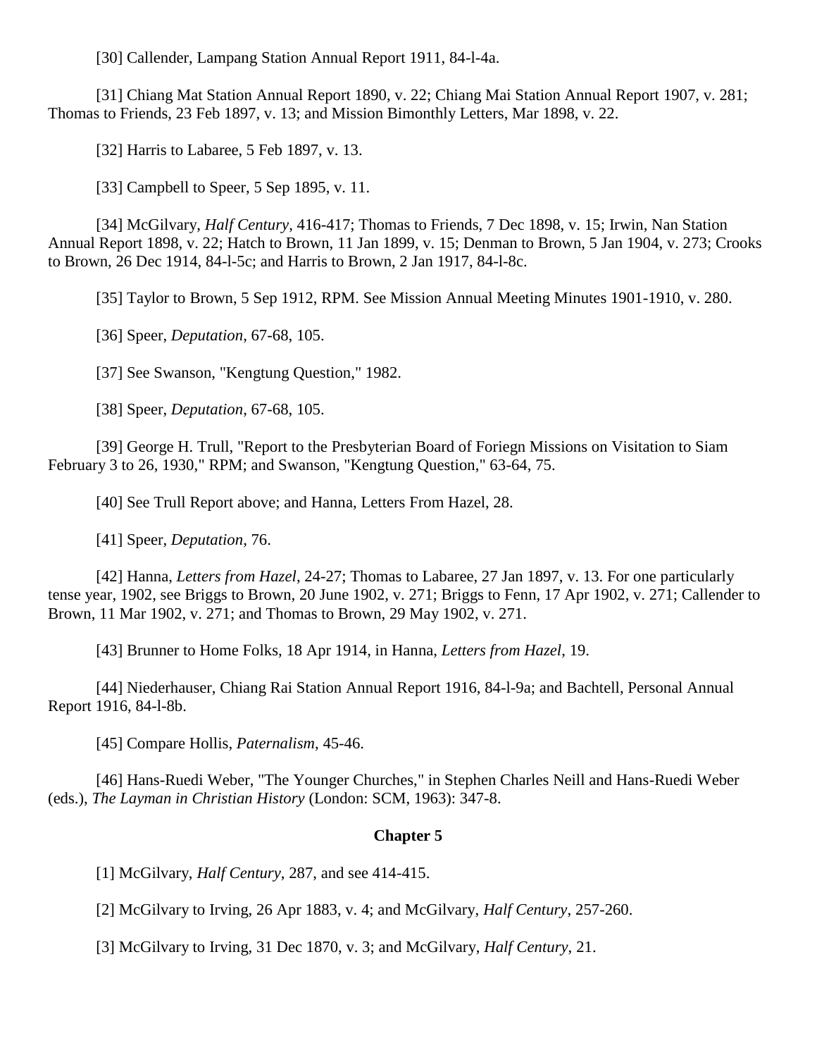[30] Callender, Lampang Station Annual Report 1911, 84-l-4a.

[31] Chiang Mat Station Annual Report 1890, v. 22; Chiang Mai Station Annual Report 1907, v. 281; Thomas to Friends, 23 Feb 1897, v. 13; and Mission Bimonthly Letters, Mar 1898, v. 22.

[32] Harris to Labaree, 5 Feb 1897, v. 13.

[33] Campbell to Speer, 5 Sep 1895, v. 11.

[34] McGilvary, *Half Century*, 416-417; Thomas to Friends, 7 Dec 1898, v. 15; Irwin, Nan Station Annual Report 1898, v. 22; Hatch to Brown, 11 Jan 1899, v. 15; Denman to Brown, 5 Jan 1904, v. 273; Crooks to Brown, 26 Dec 1914, 84-l-5c; and Harris to Brown, 2 Jan 1917, 84-l-8c.

[35] Taylor to Brown, 5 Sep 1912, RPM. See Mission Annual Meeting Minutes 1901-1910, v. 280.

[36] Speer, *Deputation*, 67-68, 105.

[37] See Swanson, "Kengtung Question," 1982.

[38] Speer, *Deputation*, 67-68, 105.

[39] George H. Trull, "Report to the Presbyterian Board of Foriegn Missions on Visitation to Siam February 3 to 26, 1930," RPM; and Swanson, "Kengtung Question," 63-64, 75.

[40] See Trull Report above; and Hanna, Letters From Hazel, 28.

[41] Speer, *Deputation*, 76.

[42] Hanna, *Letters from Hazel*, 24-27; Thomas to Labaree, 27 Jan 1897, v. 13. For one particularly tense year, 1902, see Briggs to Brown, 20 June 1902, v. 271; Briggs to Fenn, 17 Apr 1902, v. 271; Callender to Brown, 11 Mar 1902, v. 271; and Thomas to Brown, 29 May 1902, v. 271.

[43] Brunner to Home Folks, 18 Apr 1914, in Hanna, *Letters from Hazel*, 19.

[44] Niederhauser, Chiang Rai Station Annual Report 1916, 84-l-9a; and Bachtell, Personal Annual Report 1916, 84-l-8b.

[45] Compare Hollis, *Paternalism*, 45-46.

[46] Hans-Ruedi Weber, "The Younger Churches," in Stephen Charles Neill and Hans-Ruedi Weber (eds.), *The Layman in Christian History* (London: SCM, 1963): 347-8.

**Chapter 5**

[1] McGilvary, *Half Century*, 287, and see 414-415.

[2] McGilvary to Irving, 26 Apr 1883, v. 4; and McGilvary, *Half Century*, 257-260.

[3] McGilvary to Irving, 31 Dec 1870, v. 3; and McGilvary, *Half Century*, 21.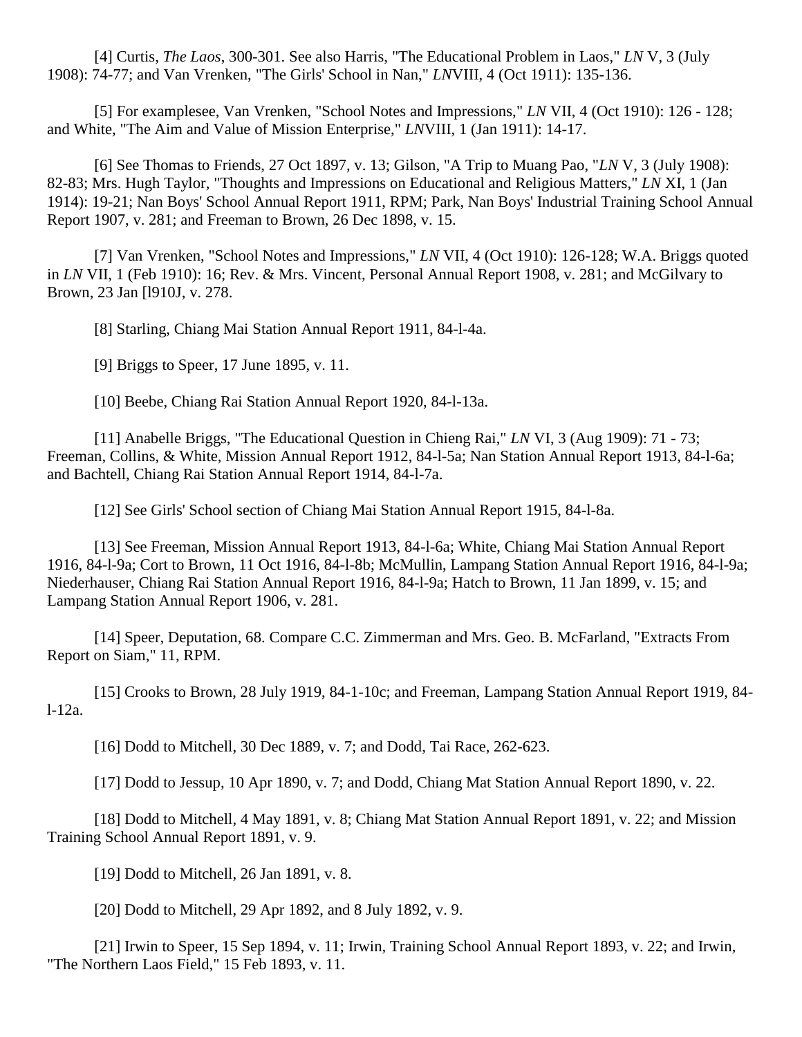[4] Curtis, *The Laos*, 300-301. See also Harris, "The Educational Problem in Laos," *LN* V, 3 (July 1908): 74-77; and Van Vrenken, "The Girls' School in Nan," *LN*VIII, 4 (Oct 1911): 135-136.

[5] For examplesee, Van Vrenken, "School Notes and Impressions," *LN* VII, 4 (Oct 1910): 126 - 128; and White, "The Aim and Value of Mission Enterprise," *LN*VIII, 1 (Jan 1911): 14-17.

[6] See Thomas to Friends, 27 Oct 1897, v. 13; Gilson, "A Trip to Muang Pao, "*LN* V, 3 (July 1908): 82-83; Mrs. Hugh Taylor, "Thoughts and Impressions on Educational and Religious Matters," *LN* XI, 1 (Jan 1914): 19-21; Nan Boys' School Annual Report 1911, RPM; Park, Nan Boys' Industrial Training School Annual Report 1907, v. 281; and Freeman to Brown, 26 Dec 1898, v. 15.

[7] Van Vrenken, "School Notes and Impressions," *LN* VII, 4 (Oct 1910): 126-128; W.A. Briggs quoted in *LN* VII, 1 (Feb 1910): 16; Rev. & Mrs. Vincent, Personal Annual Report 1908, v. 281; and McGilvary to Brown, 23 Jan [l910J, v. 278.

[8] Starling, Chiang Mai Station Annual Report 1911, 84-l-4a.

[9] Briggs to Speer, 17 June 1895, v. 11.

[10] Beebe, Chiang Rai Station Annual Report 1920, 84-l-13a.

[11] Anabelle Briggs, "The Educational Question in Chieng Rai," *LN* VI, 3 (Aug 1909): 71 - 73; Freeman, Collins, & White, Mission Annual Report 1912, 84-l-5a; Nan Station Annual Report 1913, 84-l-6a; and Bachtell, Chiang Rai Station Annual Report 1914, 84-l-7a.

[12] See Girls' School section of Chiang Mai Station Annual Report 1915, 84-l-8a.

[13] See Freeman, Mission Annual Report 1913, 84-l-6a; White, Chiang Mai Station Annual Report 1916, 84-l-9a; Cort to Brown, 11 Oct 1916, 84-l-8b; McMullin, Lampang Station Annual Report 1916, 84-l-9a; Niederhauser, Chiang Rai Station Annual Report 1916, 84-l-9a; Hatch to Brown, 11 Jan 1899, v. 15; and Lampang Station Annual Report 1906, v. 281.

[14] Speer, Deputation, 68. Compare C.C. Zimmerman and Mrs. Geo. B. McFarland, "Extracts From Report on Siam," 11, RPM.

[15] Crooks to Brown, 28 July 1919, 84-1-10c; and Freeman, Lampang Station Annual Report 1919, 84-l-12a.

[16] Dodd to Mitchell, 30 Dec 1889, v. 7; and Dodd, Tai Race, 262-623.

[17] Dodd to Jessup, 10 Apr 1890, v. 7; and Dodd, Chiang Mat Station Annual Report 1890, v. 22.

[18] Dodd to Mitchell, 4 May 1891, v. 8; Chiang Mat Station Annual Report 1891, v. 22; and Mission Training School Annual Report 1891, v. 9.

[19] Dodd to Mitchell, 26 Jan 1891, v. 8.

[20] Dodd to Mitchell, 29 Apr 1892, and 8 July 1892, v. 9.

[21] Irwin to Speer, 15 Sep 1894, v. 11; Irwin, Training School Annual Report 1893, v. 22; and Irwin, "The Northern Laos Field," 15 Feb 1893, v. 11.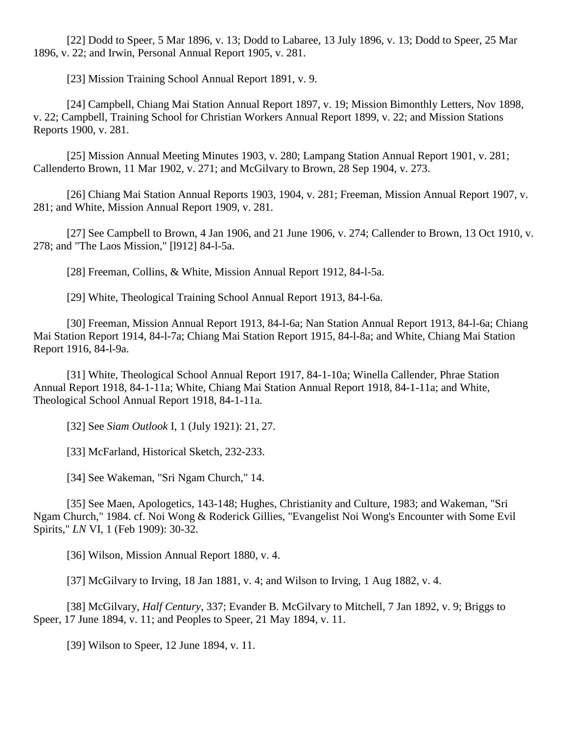[22] Dodd to Speer, 5 Mar 1896, v. 13; Dodd to Labaree, 13 July 1896, v. 13; Dodd to Speer, 25 Mar 1896, v. 22; and Irwin, Personal Annual Report 1905, v. 281.

[23] Mission Training School Annual Report 1891, v. 9.

[24] Campbell, Chiang Mai Station Annual Report 1897, v. 19; Mission Bimonthly Letters, Nov 1898, v. 22; Campbell, Training School for Christian Workers Annual Report 1899, v. 22; and Mission Stations Reports 1900, v. 281.

[25] Mission Annual Meeting Minutes 1903, v. 280; Lampang Station Annual Report 1901, v. 281; Callenderto Brown, 11 Mar 1902, v. 271; and McGilvary to Brown, 28 Sep 1904, v. 273.

[26] Chiang Mai Station Annual Reports 1903, 1904, v. 281; Freeman, Mission Annual Report 1907, v. 281; and White, Mission Annual Report 1909, v. 281.

[27] See Campbell to Brown, 4 Jan 1906, and 21 June 1906, v. 274; Callender to Brown, 13 Oct 1910, v. 278; and "The Laos Mission," [l912] 84-l-5a.

[28] Freeman, Collins, & White, Mission Annual Report 1912, 84-l-5a.

[29] White, Theological Training School Annual Report 1913, 84-l-6a.

[30] Freeman, Mission Annual Report 1913, 84-l-6a; Nan Station Annual Report 1913, 84-l-6a; Chiang Mai Station Report 1914, 84-l-7a; Chiang Mai Station Report 1915, 84-l-8a; and White, Chiang Mai Station Report 1916, 84-l-9a.

[31] White, Theological School Annual Report 1917, 84-1-10a; Winella Callender, Phrae Station Annual Report 1918, 84-1-11a; White, Chiang Mai Station Annual Report 1918, 84-1-11a; and White, Theological School Annual Report 1918, 84-1-11a.

[32] See *Siam Outlook* I, 1 (July 1921): 21, 27.

[33] McFarland, Historical Sketch, 232-233.

[34] See Wakeman, "Sri Ngam Church," 14.

[35] See Maen, Apologetics, 143-148; Hughes, Christianity and Culture, 1983; and Wakeman, "Sri Ngam Church," 1984. cf. Noi Wong & Roderick Gillies, "Evangelist Noi Wong's Encounter with Some Evil Spirits," *LN* VI, 1 (Feb 1909): 30-32.

[36] Wilson, Mission Annual Report 1880, v. 4.

[37] McGilvary to Irving, 18 Jan 1881, v. 4; and Wilson to Irving, 1 Aug 1882, v. 4.

[38] McGilvary, *Half Century*, 337; Evander B. McGilvary to Mitchell, 7 Jan 1892, v. 9; Briggs to Speer, 17 June 1894, v. 11; and Peoples to Speer, 21 May 1894, v. 11.

[39] Wilson to Speer, 12 June 1894, v. 11.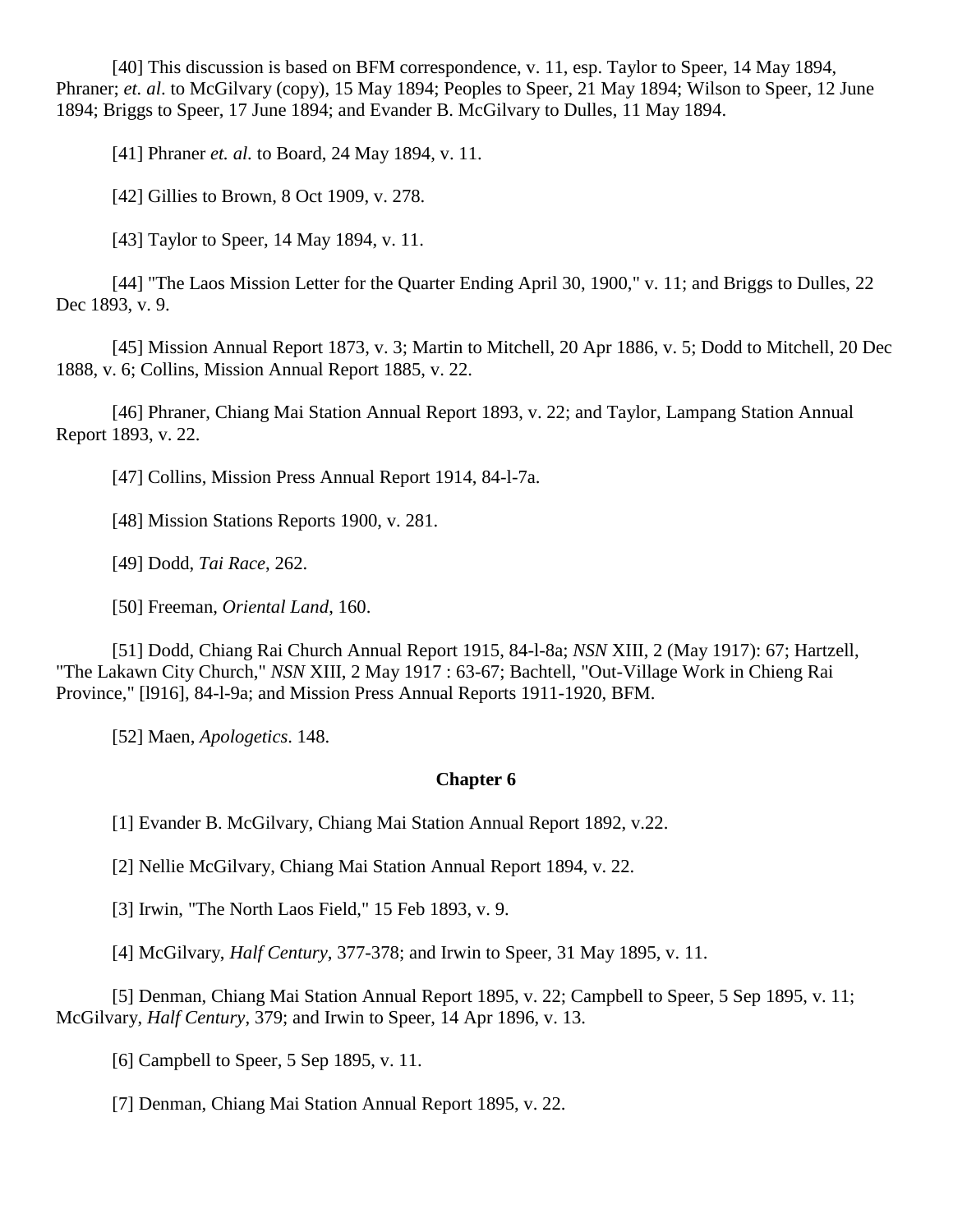[40] This discussion is based on BFM correspondence, v. 11, esp. Taylor to Speer, 14 May 1894, Phraner; *et. al*. to McGilvary (copy), 15 May 1894; Peoples to Speer, 21 May 1894; Wilson to Speer, 12 June 1894; Briggs to Speer, 17 June 1894; and Evander B. McGilvary to Dulles, 11 May 1894.

[41] Phraner *et. al.* to Board, 24 May 1894, v. 11.

[42] Gillies to Brown, 8 Oct 1909, v. 278.

[43] Taylor to Speer, 14 May 1894, v. 11.

[44] "The Laos Mission Letter for the Quarter Ending April 30, 1900," v. 11; and Briggs to Dulles, 22 Dec 1893, v. 9.

[45] Mission Annual Report 1873, v. 3; Martin to Mitchell, 20 Apr 1886, v. 5; Dodd to Mitchell, 20 Dec 1888, v. 6; Collins, Mission Annual Report 1885, v. 22.

[46] Phraner, Chiang Mai Station Annual Report 1893, v. 22; and Taylor, Lampang Station Annual Report 1893, v. 22.

[47] Collins, Mission Press Annual Report 1914, 84-l-7a.

[48] Mission Stations Reports 1900, v. 281.

[49] Dodd, *Tai Race*, 262.

[50] Freeman, *Oriental Land*, 160.

[51] Dodd, Chiang Rai Church Annual Report 1915, 84-l-8a; *NSN* XIII, 2 (May 1917): 67; Hartzell, "The Lakawn City Church," *NSN* XIII, 2 May 1917 : 63-67; Bachtell, "Out-Village Work in Chieng Rai Province," [l916], 84-l-9a; and Mission Press Annual Reports 1911-1920, BFM.

[52] Maen, *Apologetics*. 148.

**Chapter 6**

[1] Evander B. McGilvary, Chiang Mai Station Annual Report 1892, v.22.

[2] Nellie McGilvary, Chiang Mai Station Annual Report 1894, v. 22.

[3] Irwin, "The North Laos Field," 15 Feb 1893, v. 9.

[4] McGilvary, *Half Century*, 377-378; and Irwin to Speer, 31 May 1895, v. 11.

[5] Denman, Chiang Mai Station Annual Report 1895, v. 22; Campbell to Speer, 5 Sep 1895, v. 11; McGilvary, *Half Century*, 379; and Irwin to Speer, 14 Apr 1896, v. 13.

[6] Campbell to Speer, 5 Sep 1895, v. 11.

[7] Denman, Chiang Mai Station Annual Report 1895, v. 22.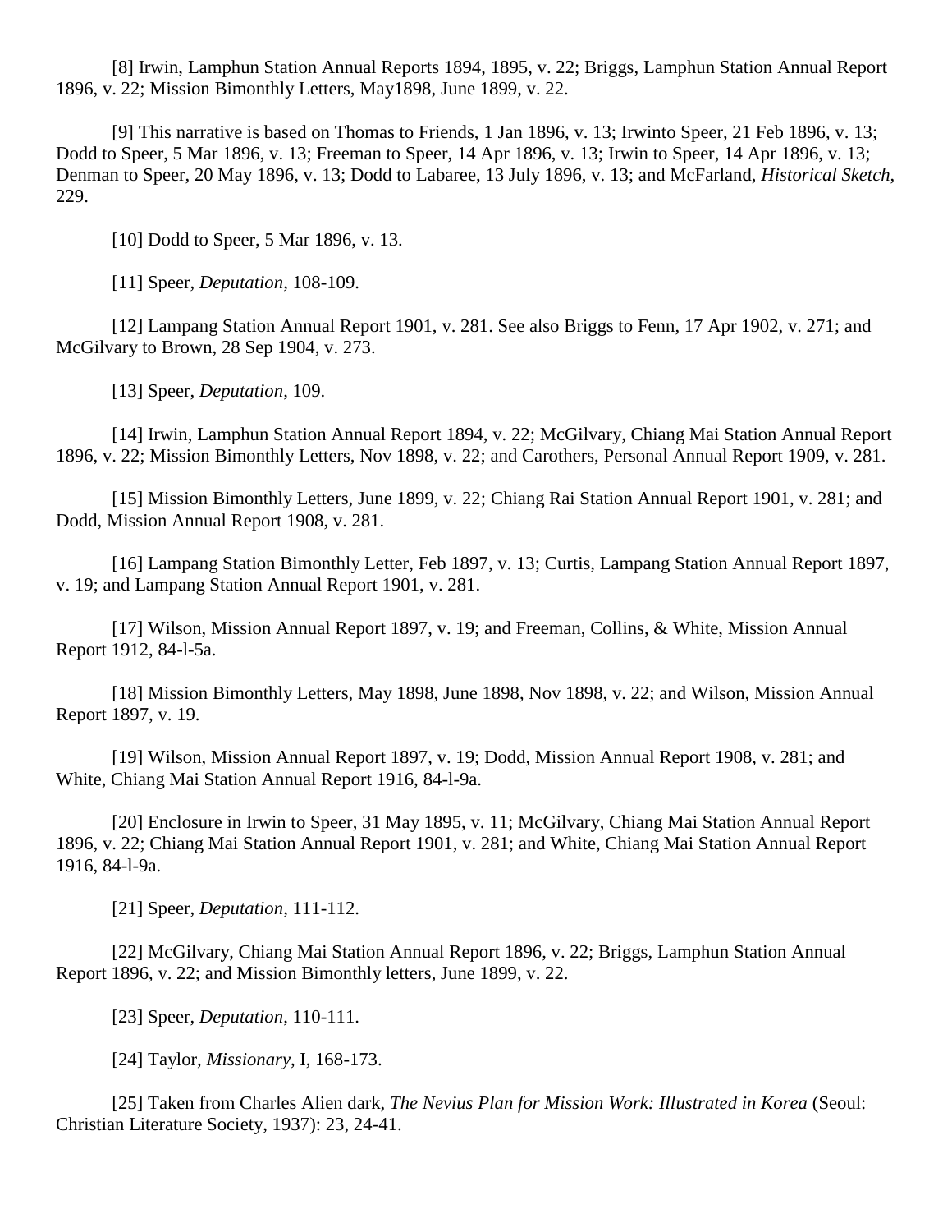[8] Irwin, Lamphun Station Annual Reports 1894, 1895, v. 22; Briggs, Lamphun Station Annual Report 1896, v. 22; Mission Bimonthly Letters, May1898, June 1899, v. 22.

[9] This narrative is based on Thomas to Friends, 1 Jan 1896, v. 13; Irwinto Speer, 21 Feb 1896, v. 13; Dodd to Speer, 5 Mar 1896, v. 13; Freeman to Speer, 14 Apr 1896, v. 13; Irwin to Speer, 14 Apr 1896, v. 13; Denman to Speer, 20 May 1896, v. 13; Dodd to Labaree, 13 July 1896, v. 13; and McFarland, *Historical Sketch*, 229.

[10] Dodd to Speer, 5 Mar 1896, v. 13.

[11] Speer, *Deputation*, 108-109.

[12] Lampang Station Annual Report 1901, v. 281. See also Briggs to Fenn, 17 Apr 1902, v. 271; and McGilvary to Brown, 28 Sep 1904, v. 273.

[13] Speer, *Deputation*, 109.

[14] Irwin, Lamphun Station Annual Report 1894, v. 22; McGilvary, Chiang Mai Station Annual Report 1896, v. 22; Mission Bimonthly Letters, Nov 1898, v. 22; and Carothers, Personal Annual Report 1909, v. 281.

[15] Mission Bimonthly Letters, June 1899, v. 22; Chiang Rai Station Annual Report 1901, v. 281; and Dodd, Mission Annual Report 1908, v. 281.

[16] Lampang Station Bimonthly Letter, Feb 1897, v. 13; Curtis, Lampang Station Annual Report 1897, v. 19; and Lampang Station Annual Report 1901, v. 281.

[17] Wilson, Mission Annual Report 1897, v. 19; and Freeman, Collins, & White, Mission Annual Report 1912, 84-l-5a.

[18] Mission Bimonthly Letters, May 1898, June 1898, Nov 1898, v. 22; and Wilson, Mission Annual Report 1897, v. 19.

[19] Wilson, Mission Annual Report 1897, v. 19; Dodd, Mission Annual Report 1908, v. 281; and White, Chiang Mai Station Annual Report 1916, 84-l-9a.

[20] Enclosure in Irwin to Speer, 31 May 1895, v. 11; McGilvary, Chiang Mai Station Annual Report 1896, v. 22; Chiang Mai Station Annual Report 1901, v. 281; and White, Chiang Mai Station Annual Report 1916, 84-l-9a.

[21] Speer, *Deputation*, 111-112.

[22] McGilvary, Chiang Mai Station Annual Report 1896, v. 22; Briggs, Lamphun Station Annual Report 1896, v. 22; and Mission Bimonthly letters, June 1899, v. 22.

[23] Speer, *Deputation*, 110-111.

[24] Taylor, *Missionary*, I, 168-173.

[25] Taken from Charles Alien dark, *The Nevius Plan for Mission Work: Illustrated in Korea* (Seoul: Christian Literature Society, 1937): 23, 24-41.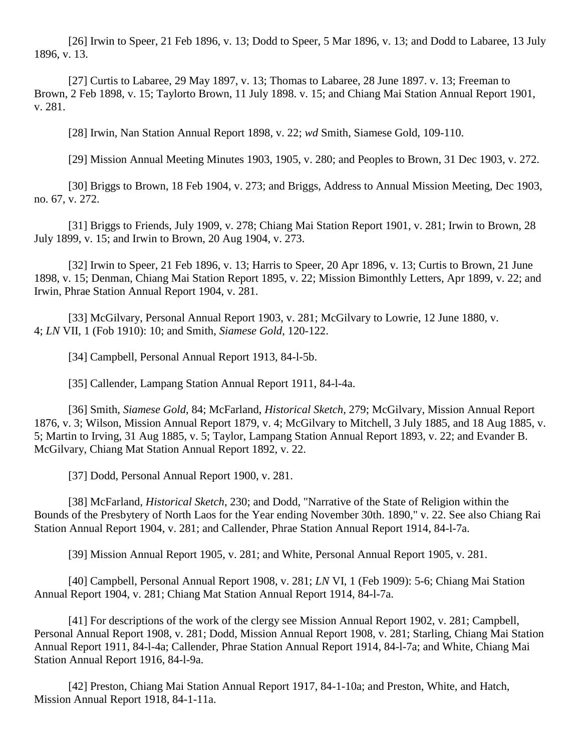[26] Irwin to Speer, 21 Feb 1896, v. 13; Dodd to Speer, 5 Mar 1896, v. 13; and Dodd to Labaree, 13 July 1896, v. 13.

[27] Curtis to Labaree, 29 May 1897, v. 13; Thomas to Labaree, 28 June 1897. v. 13; Freeman to Brown, 2 Feb 1898, v. 15; Taylorto Brown, 11 July 1898. v. 15; and Chiang Mai Station Annual Report 1901, v. 281.

[28] Irwin, Nan Station Annual Report 1898, v. 22; *wd* Smith, Siamese Gold, 109-110.

[29] Mission Annual Meeting Minutes 1903, 1905, v. 280; and Peoples to Brown, 31 Dec 1903, v. 272.

[30] Briggs to Brown, 18 Feb 1904, v. 273; and Briggs, Address to Annual Mission Meeting, Dec 1903, no. 67, v. 272.

[31] Briggs to Friends, July 1909, v. 278; Chiang Mai Station Report 1901, v. 281; Irwin to Brown, 28 July 1899, v. 15; and Irwin to Brown, 20 Aug 1904, v. 273.

[32] Irwin to Speer, 21 Feb 1896, v. 13; Harris to Speer, 20 Apr 1896, v. 13; Curtis to Brown, 21 June 1898, v. 15; Denman, Chiang Mai Station Report 1895, v. 22; Mission Bimonthly Letters, Apr 1899, v. 22; and Irwin, Phrae Station Annual Report 1904, v. 281.

[33] McGilvary, Personal Annual Report 1903, v. 281; McGilvary to Lowrie, 12 June 1880, v. 4; *LN* VII, 1 (Fob 1910): 10; and Smith, *Siamese Gold*, 120-122.

[34] Campbell, Personal Annual Report 1913, 84-l-5b.

[35] Callender, Lampang Station Annual Report 1911, 84-l-4a.

[36] Smith, *Siamese Gold*, 84; McFarland, *Historical Sketch*, 279; McGilvary, Mission Annual Report 1876, v. 3; Wilson, Mission Annual Report 1879, v. 4; McGilvary to Mitchell, 3 July 1885, and 18 Aug 1885, v. 5; Martin to Irving, 31 Aug 1885, v. 5; Taylor, Lampang Station Annual Report 1893, v. 22; and Evander B. McGilvary, Chiang Mat Station Annual Report 1892, v. 22.

[37] Dodd, Personal Annual Report 1900, v. 281.

[38] McFarland, *Historical Sketch*, 230; and Dodd, "Narrative of the State of Religion within the Bounds of the Presbytery of North Laos for the Year ending November 30th. 1890," v. 22. See also Chiang Rai Station Annual Report 1904, v. 281; and Callender, Phrae Station Annual Report 1914, 84-l-7a.

[39] Mission Annual Report 1905, v. 281; and White, Personal Annual Report 1905, v. 281.

[40] Campbell, Personal Annual Report 1908, v. 281; *LN* VI, 1 (Feb 1909): 5-6; Chiang Mai Station Annual Report 1904, v. 281; Chiang Mat Station Annual Report 1914, 84-l-7a.

[41] For descriptions of the work of the clergy see Mission Annual Report 1902, v. 281; Campbell, Personal Annual Report 1908, v. 281; Dodd, Mission Annual Report 1908, v. 281; Starling, Chiang Mai Station Annual Report 1911, 84-l-4a; Callender, Phrae Station Annual Report 1914, 84-l-7a; and White, Chiang Mai Station Annual Report 1916, 84-l-9a.

[42] Preston, Chiang Mai Station Annual Report 1917, 84-1-10a; and Preston, White, and Hatch, Mission Annual Report 1918, 84-1-11a.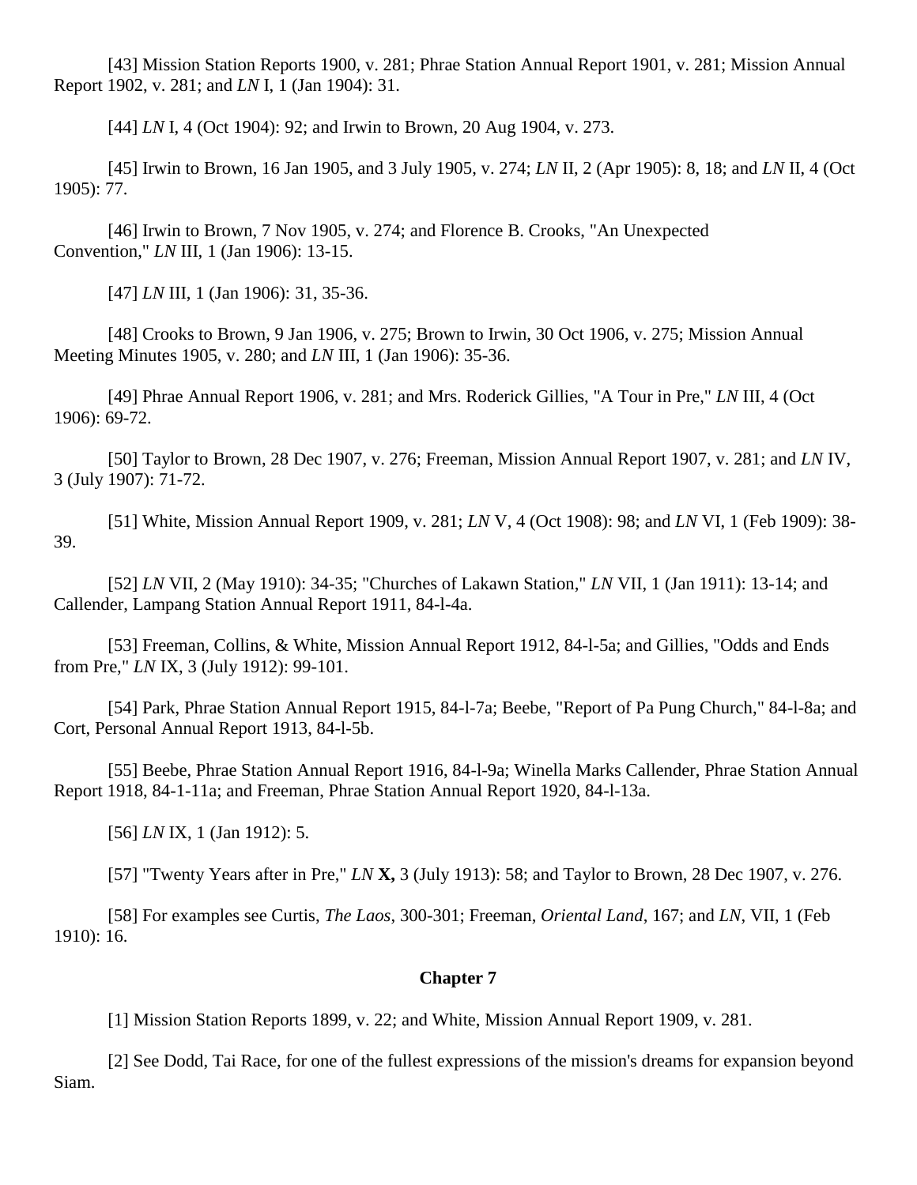[43] Mission Station Reports 1900, v. 281; Phrae Station Annual Report 1901, v. 281; Mission Annual Report 1902, v. 281; and *LN* I, 1 (Jan 1904): 31.

[44] *LN* I, 4 (Oct 1904): 92; and Irwin to Brown, 20 Aug 1904, v. 273.

[45] Irwin to Brown, 16 Jan 1905, and 3 July 1905, v. 274; *LN* II, 2 (Apr 1905): 8, 18; and *LN* II, 4 (Oct 1905): 77.

[46] Irwin to Brown, 7 Nov 1905, v. 274; and Florence B. Crooks, "An Unexpected Convention," *LN* III, 1 (Jan 1906): 13-15.

[47] *LN* III, 1 (Jan 1906): 31, 35-36.

[48] Crooks to Brown, 9 Jan 1906, v. 275; Brown to Irwin, 30 Oct 1906, v. 275; Mission Annual Meeting Minutes 1905, v. 280; and *LN* III, 1 (Jan 1906): 35-36.

[49] Phrae Annual Report 1906, v. 281; and Mrs. Roderick Gillies, "A Tour in Pre," *LN* III, 4 (Oct 1906): 69-72.

[50] Taylor to Brown, 28 Dec 1907, v. 276; Freeman, Mission Annual Report 1907, v. 281; and *LN* IV, 3 (July 1907): 71-72.

[51] White, Mission Annual Report 1909, v. 281; *LN* V, 4 (Oct 1908): 98; and *LN* VI, 1 (Feb 1909): 38-39.

[52] *LN* VII, 2 (May 1910): 34-35; "Churches of Lakawn Station," *LN* VII, 1 (Jan 1911): 13-14; and Callender, Lampang Station Annual Report 1911, 84-l-4a.

[53] Freeman, Collins, & White, Mission Annual Report 1912, 84-l-5a; and Gillies, "Odds and Ends from Pre," *LN* IX, 3 (July 1912): 99-101.

[54] Park, Phrae Station Annual Report 1915, 84-l-7a; Beebe, "Report of Pa Pung Church," 84-l-8a; and Cort, Personal Annual Report 1913, 84-l-5b.

[55] Beebe, Phrae Station Annual Report 1916, 84-l-9a; Winella Marks Callender, Phrae Station Annual Report 1918, 84-1-11a; and Freeman, Phrae Station Annual Report 1920, 84-l-13a.

[56] *LN* IX, 1 (Jan 1912): 5.

[57] "Twenty Years after in Pre," *LN* **X,** 3 (July 1913): 58; and Taylor to Brown, 28 Dec 1907, v. 276.

[58] For examples see Curtis, *The Laos*, 300-301; Freeman, *Oriental Land*, 167; and *LN*, VII, 1 (Feb 1910): 16.

**Chapter 7**

[1] Mission Station Reports 1899, v. 22; and White, Mission Annual Report 1909, v. 281.

[2] See Dodd, Tai Race, for one of the fullest expressions of the mission's dreams for expansion beyond Siam.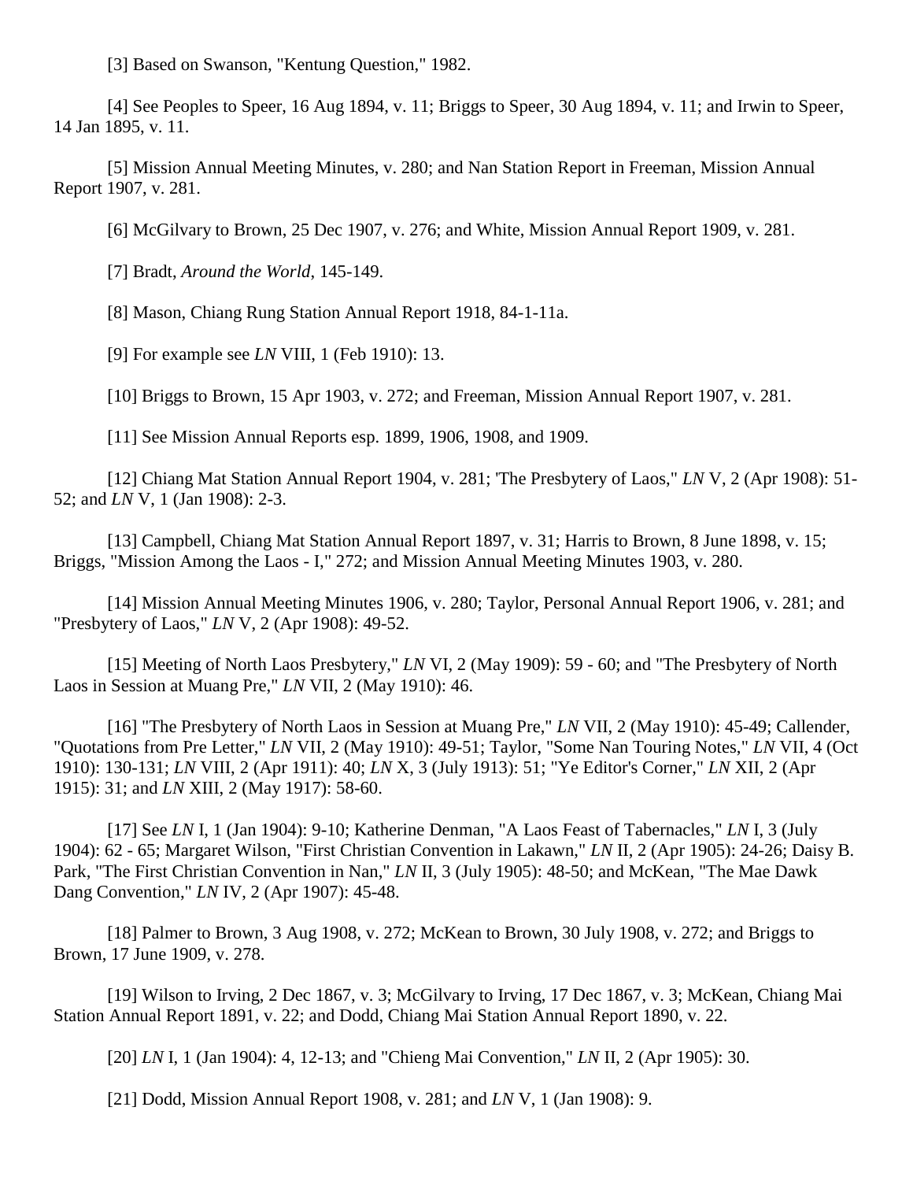[3] Based on Swanson, "Kentung Question," 1982.

[4] See Peoples to Speer, 16 Aug 1894, v. 11; Briggs to Speer, 30 Aug 1894, v. 11; and Irwin to Speer, 14 Jan 1895, v. 11.

[5] Mission Annual Meeting Minutes, v. 280; and Nan Station Report in Freeman, Mission Annual Report 1907, v. 281.

[6] McGilvary to Brown, 25 Dec 1907, v. 276; and White, Mission Annual Report 1909, v. 281.

[7] Bradt, *Around the World*, 145-149.

[8] Mason, Chiang Rung Station Annual Report 1918, 84-1-11a.

[9] For example see *LN* VIII, 1 (Feb 1910): 13.

[10] Briggs to Brown, 15 Apr 1903, v. 272; and Freeman, Mission Annual Report 1907, v. 281.

[11] See Mission Annual Reports esp. 1899, 1906, 1908, and 1909.

[12] Chiang Mat Station Annual Report 1904, v. 281; 'The Presbytery of Laos," *LN* V, 2 (Apr 1908): 51-52; and *LN* V, 1 (Jan 1908): 2-3.

[13] Campbell, Chiang Mat Station Annual Report 1897, v. 31; Harris to Brown, 8 June 1898, v. 15; Briggs, "Mission Among the Laos - I," 272; and Mission Annual Meeting Minutes 1903, v. 280.

[14] Mission Annual Meeting Minutes 1906, v. 280; Taylor, Personal Annual Report 1906, v. 281; and "Presbytery of Laos," *LN* V, 2 (Apr 1908): 49-52.

[15] Meeting of North Laos Presbytery," *LN* VI, 2 (May 1909): 59 - 60; and "The Presbytery of North Laos in Session at Muang Pre," *LN* VII, 2 (May 1910): 46.

[16] "The Presbytery of North Laos in Session at Muang Pre," *LN* VII, 2 (May 1910): 45-49; Callender, "Quotations from Pre Letter," *LN* VII, 2 (May 1910): 49-51; Taylor, "Some Nan Touring Notes," *LN* VII, 4 (Oct 1910): 130-131; *LN* VIII, 2 (Apr 1911): 40; *LN* X, 3 (July 1913): 51; "Ye Editor's Corner," *LN* XII, 2 (Apr 1915): 31; and *LN* XIII, 2 (May 1917): 58-60.

[17] See *LN* I, 1 (Jan 1904): 9-10; Katherine Denman, "A Laos Feast of Tabernacles," *LN* I, 3 (July 1904): 62 - 65; Margaret Wilson, "First Christian Convention in Lakawn," *LN* II, 2 (Apr 1905): 24-26; Daisy B. Park, "The First Christian Convention in Nan," *LN* II, 3 (July 1905): 48-50; and McKean, "The Mae Dawk Dang Convention," *LN* IV, 2 (Apr 1907): 45-48.

[18] Palmer to Brown, 3 Aug 1908, v. 272; McKean to Brown, 30 July 1908, v. 272; and Briggs to Brown, 17 June 1909, v. 278.

[19] Wilson to Irving, 2 Dec 1867, v. 3; McGilvary to Irving, 17 Dec 1867, v. 3; McKean, Chiang Mai Station Annual Report 1891, v. 22; and Dodd, Chiang Mai Station Annual Report 1890, v. 22.

[20] *LN* I, 1 (Jan 1904): 4, 12-13; and "Chieng Mai Convention," *LN* II, 2 (Apr 1905): 30.

[21] Dodd, Mission Annual Report 1908, v. 281; and *LN* V, 1 (Jan 1908): 9.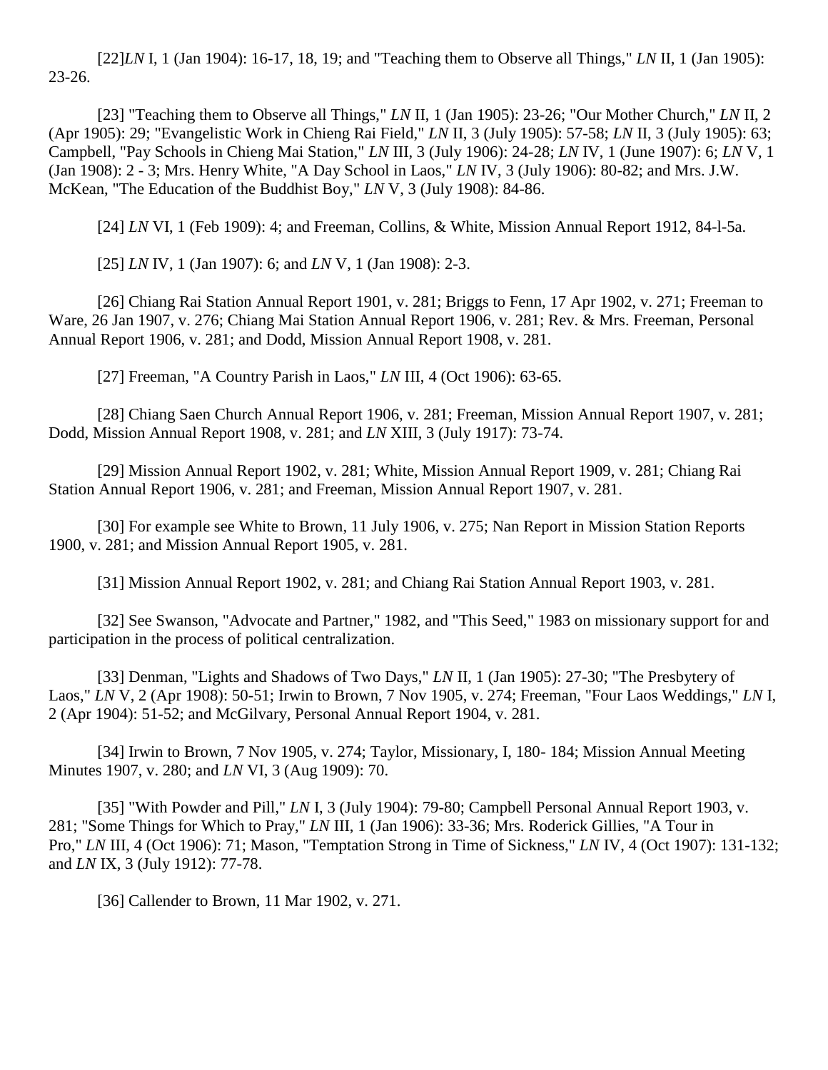[22]*LN* I, 1 (Jan 1904): 16-17, 18, 19; and "Teaching them to Observe all Things," *LN* II, 1 (Jan 1905): 23-26.

[23] "Teaching them to Observe all Things," *LN* II, 1 (Jan 1905): 23-26; "Our Mother Church," *LN* II, 2 (Apr 1905): 29; "Evangelistic Work in Chieng Rai Field," *LN* II, 3 (July 1905): 57-58; *LN* II, 3 (July 1905): 63; Campbell, "Pay Schools in Chieng Mai Station," *LN* III, 3 (July 1906): 24-28; *LN* IV, 1 (June 1907): 6; *LN* V, 1 (Jan 1908): 2 - 3; Mrs. Henry White, "A Day School in Laos," *LN* IV, 3 (July 1906): 80-82; and Mrs. J.W. McKean, "The Education of the Buddhist Boy," *LN* V, 3 (July 1908): 84-86.

[24] *LN* VI, 1 (Feb 1909): 4; and Freeman, Collins, & White, Mission Annual Report 1912, 84-l-5a.

[25] *LN* IV, 1 (Jan 1907): 6; and *LN* V, 1 (Jan 1908): 2-3.

[26] Chiang Rai Station Annual Report 1901, v. 281; Briggs to Fenn, 17 Apr 1902, v. 271; Freeman to Ware, 26 Jan 1907, v. 276; Chiang Mai Station Annual Report 1906, v. 281; Rev. & Mrs. Freeman, Personal Annual Report 1906, v. 281; and Dodd, Mission Annual Report 1908, v. 281.

[27] Freeman, "A Country Parish in Laos," *LN* III, 4 (Oct 1906): 63-65.

[28] Chiang Saen Church Annual Report 1906, v. 281; Freeman, Mission Annual Report 1907, v. 281; Dodd, Mission Annual Report 1908, v. 281; and *LN* XIII, 3 (July 1917): 73-74.

[29] Mission Annual Report 1902, v. 281; White, Mission Annual Report 1909, v. 281; Chiang Rai Station Annual Report 1906, v. 281; and Freeman, Mission Annual Report 1907, v. 281.

[30] For example see White to Brown, 11 July 1906, v. 275; Nan Report in Mission Station Reports 1900, v. 281; and Mission Annual Report 1905, v. 281.

[31] Mission Annual Report 1902, v. 281; and Chiang Rai Station Annual Report 1903, v. 281.

[32] See Swanson, "Advocate and Partner," 1982, and "This Seed," 1983 on missionary support for and participation in the process of political centralization.

[33] Denman, "Lights and Shadows of Two Days," *LN* II, 1 (Jan 1905): 27-30; "The Presbytery of Laos," *LN* V, 2 (Apr 1908): 50-51; Irwin to Brown, 7 Nov 1905, v. 274; Freeman, "Four Laos Weddings," *LN* I, 2 (Apr 1904): 51-52; and McGilvary, Personal Annual Report 1904, v. 281.

[34] Irwin to Brown, 7 Nov 1905, v. 274; Taylor, Missionary, I, 180- 184; Mission Annual Meeting Minutes 1907, v. 280; and *LN* VI, 3 (Aug 1909): 70.

[35] "With Powder and Pill," *LN* I, 3 (July 1904): 79-80; Campbell Personal Annual Report 1903, v. 281; "Some Things for Which to Pray," *LN* III, 1 (Jan 1906): 33-36; Mrs. Roderick Gillies, "A Tour in Pro," *LN* III, 4 (Oct 1906): 71; Mason, "Temptation Strong in Time of Sickness," *LN* IV, 4 (Oct 1907): 131-132; and *LN* IX, 3 (July 1912): 77-78.

[36] Callender to Brown, 11 Mar 1902, v. 271.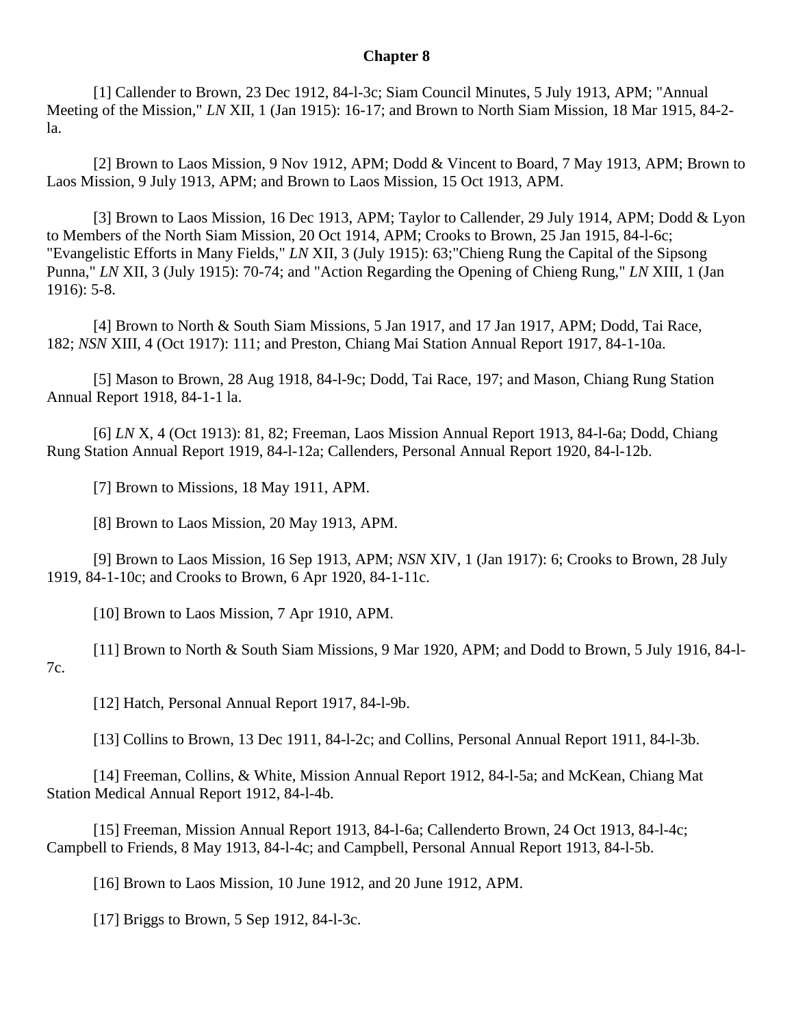## Chapter 8

[1] Callender to Brown, 23 Dec 1912, 84-l-3c; Siam Council Minutes, 5 July 1913, APM; "Annual Meeting of the Mission," *LN* XII, 1 (Jan 1915): 16-17; and Brown to North Siam Mission, 18 Mar 1915, 84-2-la.

[2] Brown to Laos Mission, 9 Nov 1912, APM; Dodd & Vincent to Board, 7 May 1913, APM; Brown to Laos Mission, 9 July 1913, APM; and Brown to Laos Mission, 15 Oct 1913, APM.

[3] Brown to Laos Mission, 16 Dec 1913, APM; Taylor to Callender, 29 July 1914, APM; Dodd & Lyon to Members of the North Siam Mission, 20 Oct 1914, APM; Crooks to Brown, 25 Jan 1915, 84-l-6c; "Evangelistic Efforts in Many Fields," *LN* XII, 3 (July 1915): 63;"Chieng Rung the Capital of the Sipsong Punna," *LN* XII, 3 (July 1915): 70-74; and "Action Regarding the Opening of Chieng Rung," *LN* XIII, 1 (Jan 1916): 5-8.

[4] Brown to North & South Siam Missions, 5 Jan 1917, and 17 Jan 1917, APM; Dodd, Tai Race, 182; *NSN* XIII, 4 (Oct 1917): 111; and Preston, Chiang Mai Station Annual Report 1917, 84-1-10a.

[5] Mason to Brown, 28 Aug 1918, 84-l-9c; Dodd, Tai Race, 197; and Mason, Chiang Rung Station Annual Report 1918, 84-1-1 la.

[6] *LN* X, 4 (Oct 1913): 81, 82; Freeman, Laos Mission Annual Report 1913, 84-l-6a; Dodd, Chiang Rung Station Annual Report 1919, 84-l-12a; Callenders, Personal Annual Report 1920, 84-l-12b.

[7] Brown to Missions, 18 May 1911, APM.

[8] Brown to Laos Mission, 20 May 1913, APM.

[9] Brown to Laos Mission, 16 Sep 1913, APM; *NSN* XIV, 1 (Jan 1917): 6; Crooks to Brown, 28 July 1919, 84-1-10c; and Crooks to Brown, 6 Apr 1920, 84-1-11c.

[10] Brown to Laos Mission, 7 Apr 1910, APM.

[11] Brown to North & South Siam Missions, 9 Mar 1920, APM; and Dodd to Brown, 5 July 1916, 84-l-7c.

[12] Hatch, Personal Annual Report 1917, 84-l-9b.

[13] Collins to Brown, 13 Dec 1911, 84-l-2c; and Collins, Personal Annual Report 1911, 84-l-3b.

[14] Freeman, Collins, & White, Mission Annual Report 1912, 84-l-5a; and McKean, Chiang Mat Station Medical Annual Report 1912, 84-l-4b.

[15] Freeman, Mission Annual Report 1913, 84-l-6a; Callenderto Brown, 24 Oct 1913, 84-l-4c; Campbell to Friends, 8 May 1913, 84-l-4c; and Campbell, Personal Annual Report 1913, 84-l-5b.

[16] Brown to Laos Mission, 10 June 1912, and 20 June 1912, APM.

[17] Briggs to Brown, 5 Sep 1912, 84-l-3c.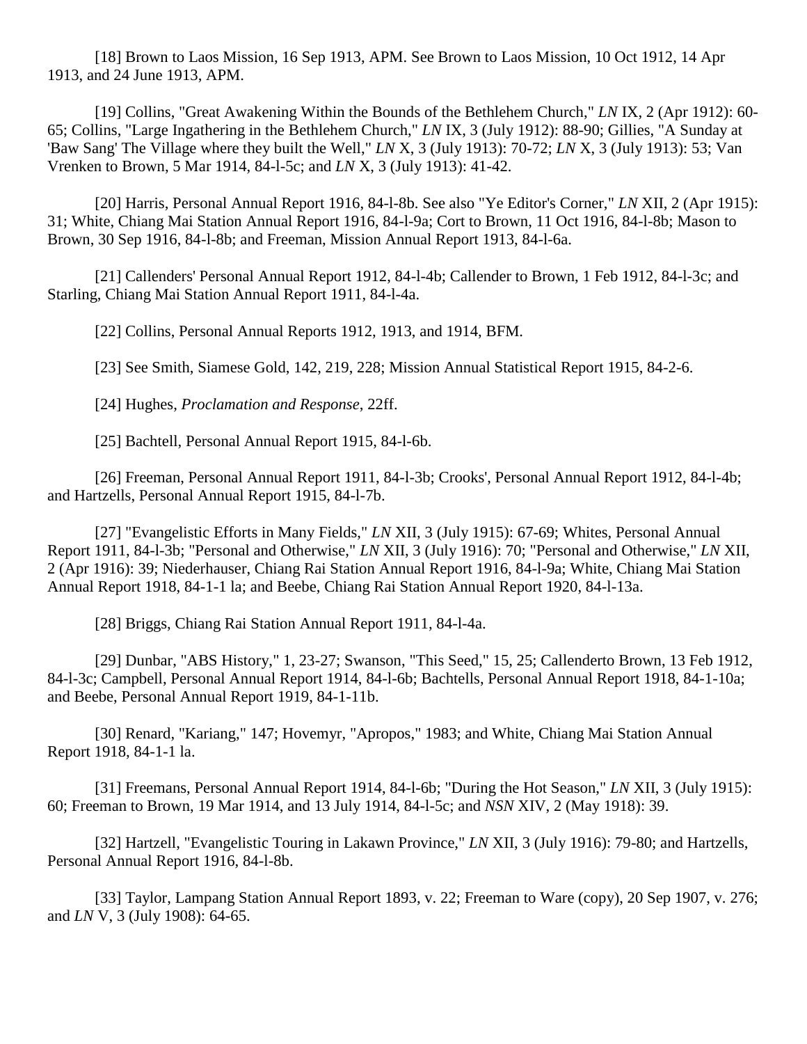[18] Brown to Laos Mission, 16 Sep 1913, APM. See Brown to Laos Mission, 10 Oct 1912, 14 Apr 1913, and 24 June 1913, APM.

[19] Collins, "Great Awakening Within the Bounds of the Bethlehem Church," *LN* IX, 2 (Apr 1912): 60-65; Collins, "Large Ingathering in the Bethlehem Church," *LN* IX, 3 (July 1912): 88-90; Gillies, "A Sunday at 'Baw Sang' The Village where they built the Well," *LN* X, 3 (July 1913): 70-72; *LN* X, 3 (July 1913): 53; Van Vrenken to Brown, 5 Mar 1914, 84-l-5c; and *LN* X, 3 (July 1913): 41-42.

[20] Harris, Personal Annual Report 1916, 84-l-8b. See also "Ye Editor's Corner," *LN* XII, 2 (Apr 1915): 31; White, Chiang Mai Station Annual Report 1916, 84-l-9a; Cort to Brown, 11 Oct 1916, 84-l-8b; Mason to Brown, 30 Sep 1916, 84-l-8b; and Freeman, Mission Annual Report 1913, 84-l-6a.

[21] Callenders' Personal Annual Report 1912, 84-l-4b; Callender to Brown, 1 Feb 1912, 84-l-3c; and Starling, Chiang Mai Station Annual Report 1911, 84-l-4a.

[22] Collins, Personal Annual Reports 1912, 1913, and 1914, BFM.

[23] See Smith, Siamese Gold, 142, 219, 228; Mission Annual Statistical Report 1915, 84-2-6.

[24] Hughes, *Proclamation and Response*, 22ff.

[25] Bachtell, Personal Annual Report 1915, 84-l-6b.

[26] Freeman, Personal Annual Report 1911, 84-l-3b; Crooks', Personal Annual Report 1912, 84-l-4b; and Hartzells, Personal Annual Report 1915, 84-l-7b.

[27] "Evangelistic Efforts in Many Fields," *LN* XII, 3 (July 1915): 67-69; Whites, Personal Annual Report 1911, 84-l-3b; "Personal and Otherwise," *LN* XII, 3 (July 1916): 70; "Personal and Otherwise," *LN* XII, 2 (Apr 1916): 39; Niederhauser, Chiang Rai Station Annual Report 1916, 84-l-9a; White, Chiang Mai Station Annual Report 1918, 84-1-1 la; and Beebe, Chiang Rai Station Annual Report 1920, 84-l-13a.

[28] Briggs, Chiang Rai Station Annual Report 1911, 84-l-4a.

[29] Dunbar, "ABS History," 1, 23-27; Swanson, "This Seed," 15, 25; Callenderto Brown, 13 Feb 1912, 84-l-3c; Campbell, Personal Annual Report 1914, 84-l-6b; Bachtells, Personal Annual Report 1918, 84-1-10a; and Beebe, Personal Annual Report 1919, 84-1-11b.

[30] Renard, "Kariang," 147; Hovemyr, "Apropos," 1983; and White, Chiang Mai Station Annual Report 1918, 84-1-1 la.

[31] Freemans, Personal Annual Report 1914, 84-l-6b; "During the Hot Season," *LN* XII, 3 (July 1915): 60; Freeman to Brown, 19 Mar 1914, and 13 July 1914, 84-l-5c; and *NSN* XIV, 2 (May 1918): 39.

[32] Hartzell, "Evangelistic Touring in Lakawn Province," *LN* XII, 3 (July 1916): 79-80; and Hartzells, Personal Annual Report 1916, 84-l-8b.

[33] Taylor, Lampang Station Annual Report 1893, v. 22; Freeman to Ware (copy), 20 Sep 1907, v. 276; and *LN* V, 3 (July 1908): 64-65.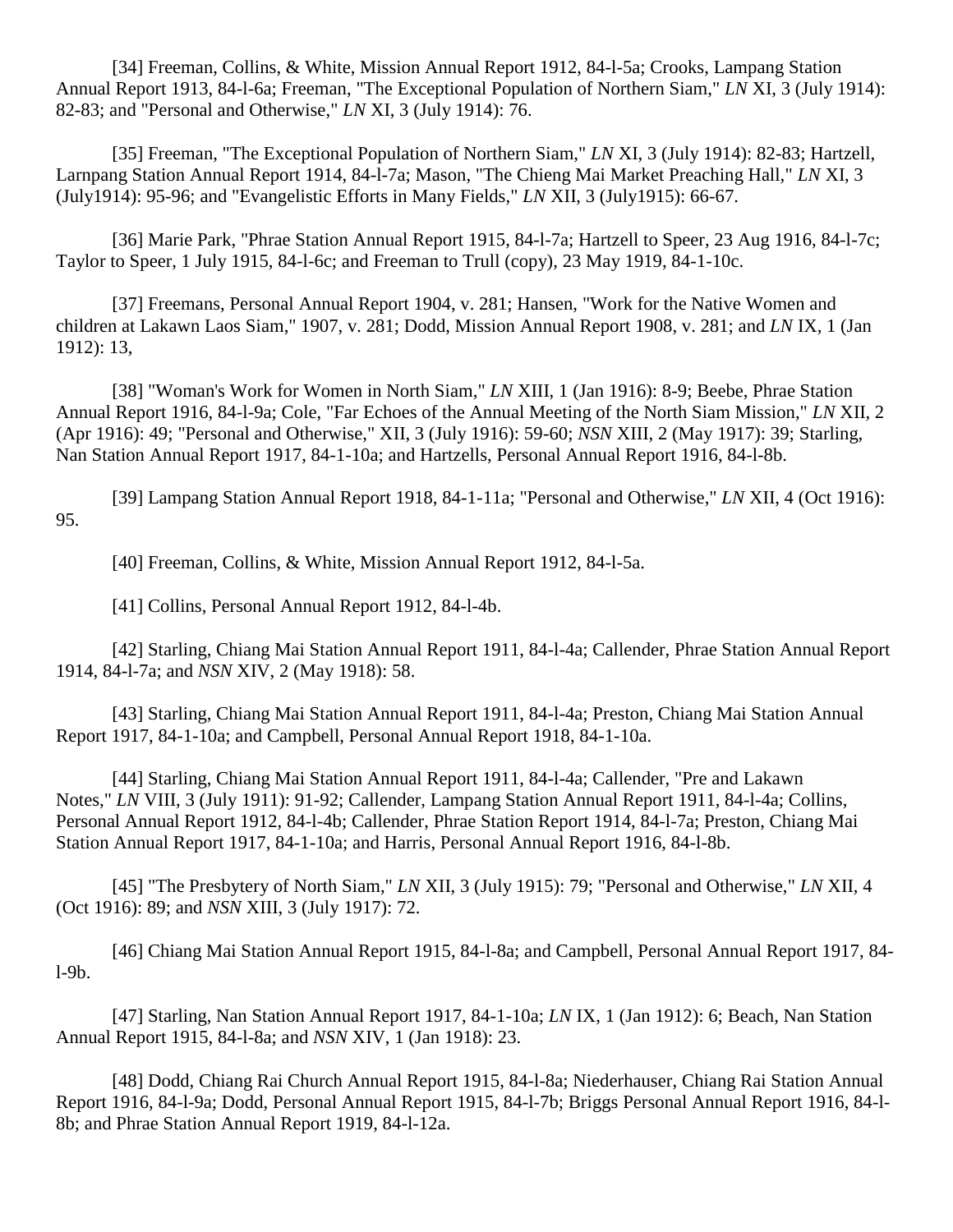[34] Freeman, Collins, & White, Mission Annual Report 1912, 84-l-5a; Crooks, Lampang Station Annual Report 1913, 84-l-6a; Freeman, "The Exceptional Population of Northern Siam," *LN* XI, 3 (July 1914): 82-83; and "Personal and Otherwise," *LN* XI, 3 (July 1914): 76.

[35] Freeman, "The Exceptional Population of Northern Siam," *LN* XI, 3 (July 1914): 82-83; Hartzell, Larnpang Station Annual Report 1914, 84-l-7a; Mason, "The Chieng Mai Market Preaching Hall," *LN* XI, 3 (July1914): 95-96; and "Evangelistic Efforts in Many Fields," *LN* XII, 3 (July1915): 66-67.

[36] Marie Park, "Phrae Station Annual Report 1915, 84-l-7a; Hartzell to Speer, 23 Aug 1916, 84-l-7c; Taylor to Speer, 1 July 1915, 84-l-6c; and Freeman to Trull (copy), 23 May 1919, 84-1-10c.

[37] Freemans, Personal Annual Report 1904, v. 281; Hansen, "Work for the Native Women and children at Lakawn Laos Siam," 1907, v. 281; Dodd, Mission Annual Report 1908, v. 281; and *LN* IX, 1 (Jan 1912): 13,

[38] "Woman's Work for Women in North Siam," *LN* XIII, 1 (Jan 1916): 8-9; Beebe, Phrae Station Annual Report 1916, 84-l-9a; Cole, "Far Echoes of the Annual Meeting of the North Siam Mission," *LN* XII, 2 (Apr 1916): 49; "Personal and Otherwise," XII, 3 (July 1916): 59-60; *NSN* XIII, 2 (May 1917): 39; Starling, Nan Station Annual Report 1917, 84-1-10a; and Hartzells, Personal Annual Report 1916, 84-l-8b.

[39] Lampang Station Annual Report 1918, 84-1-11a; "Personal and Otherwise," *LN* XII, 4 (Oct 1916): 95.

[40] Freeman, Collins, & White, Mission Annual Report 1912, 84-l-5a.

[41] Collins, Personal Annual Report 1912, 84-l-4b.

[42] Starling, Chiang Mai Station Annual Report 1911, 84-l-4a; Callender, Phrae Station Annual Report 1914, 84-l-7a; and *NSN* XIV, 2 (May 1918): 58.

[43] Starling, Chiang Mai Station Annual Report 1911, 84-l-4a; Preston, Chiang Mai Station Annual Report 1917, 84-1-10a; and Campbell, Personal Annual Report 1918, 84-1-10a.

[44] Starling, Chiang Mai Station Annual Report 1911, 84-l-4a; Callender, "Pre and Lakawn Notes," *LN* VIII, 3 (July 1911): 91-92; Callender, Lampang Station Annual Report 1911, 84-l-4a; Collins, Personal Annual Report 1912, 84-l-4b; Callender, Phrae Station Report 1914, 84-l-7a; Preston, Chiang Mai Station Annual Report 1917, 84-1-10a; and Harris, Personal Annual Report 1916, 84-l-8b.

[45] "The Presbytery of North Siam," *LN* XII, 3 (July 1915): 79; "Personal and Otherwise," *LN* XII, 4 (Oct 1916): 89; and *NSN* XIII, 3 (July 1917): 72.

[46] Chiang Mai Station Annual Report 1915, 84-l-8a; and Campbell, Personal Annual Report 1917, 84-l-9b.

[47] Starling, Nan Station Annual Report 1917, 84-1-10a; *LN* IX, 1 (Jan 1912): 6; Beach, Nan Station Annual Report 1915, 84-l-8a; and *NSN* XIV, 1 (Jan 1918): 23.

[48] Dodd, Chiang Rai Church Annual Report 1915, 84-l-8a; Niederhauser, Chiang Rai Station Annual Report 1916, 84-l-9a; Dodd, Personal Annual Report 1915, 84-l-7b; Briggs Personal Annual Report 1916, 84-l-8b; and Phrae Station Annual Report 1919, 84-l-12a.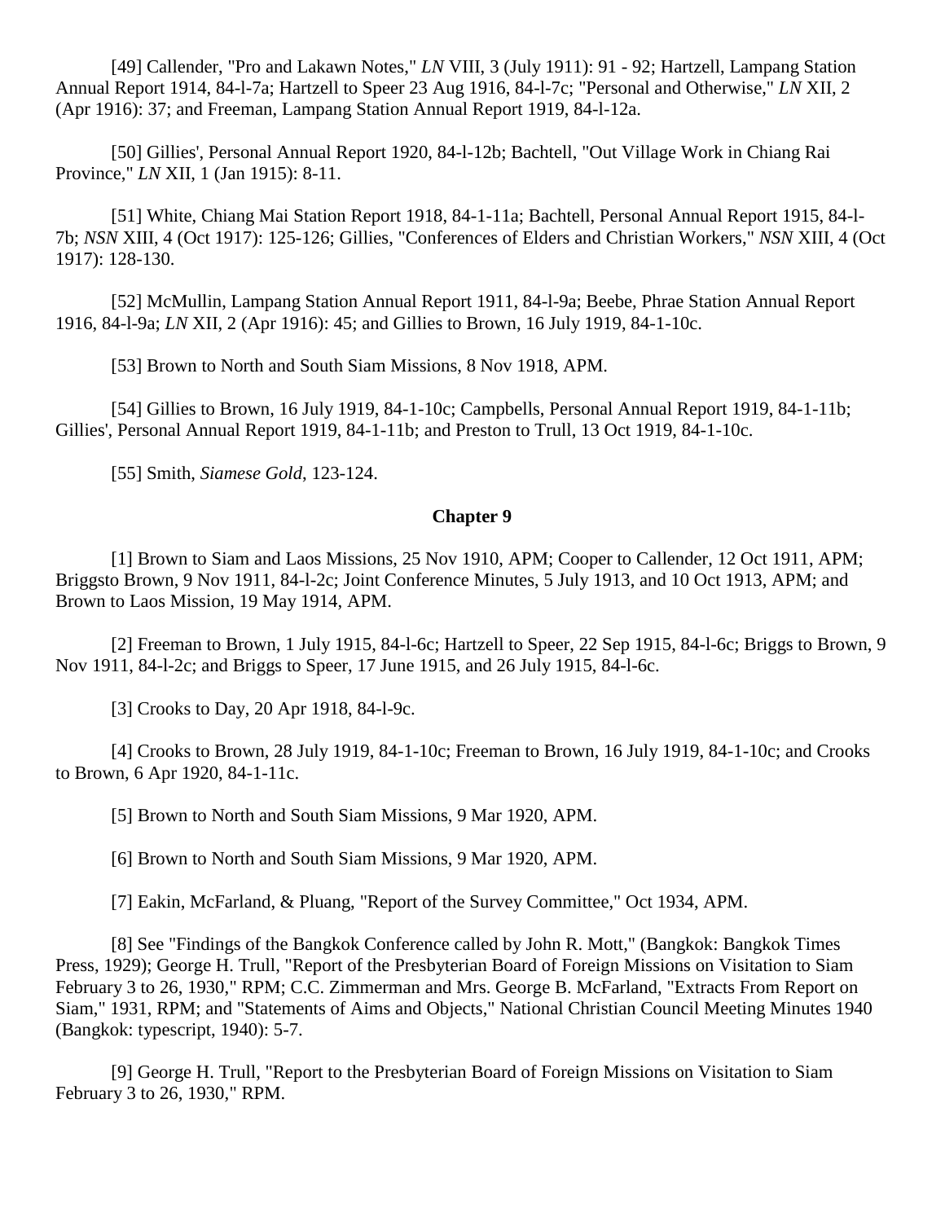[49] Callender, "Pro and Lakawn Notes," *LN* VIII, 3 (July 1911): 91 - 92; Hartzell, Lampang Station Annual Report 1914, 84-l-7a; Hartzell to Speer 23 Aug 1916, 84-l-7c; "Personal and Otherwise," *LN* XII, 2 (Apr 1916): 37; and Freeman, Lampang Station Annual Report 1919, 84-l-12a.

[50] Gillies', Personal Annual Report 1920, 84-l-12b; Bachtell, "Out Village Work in Chiang Rai Province," *LN* XII, 1 (Jan 1915): 8-11.

[51] White, Chiang Mai Station Report 1918, 84-1-11a; Bachtell, Personal Annual Report 1915, 84-l-7b; *NSN* XIII, 4 (Oct 1917): 125-126; Gillies, "Conferences of Elders and Christian Workers," *NSN* XIII, 4 (Oct 1917): 128-130.

[52] McMullin, Lampang Station Annual Report 1911, 84-l-9a; Beebe, Phrae Station Annual Report 1916, 84-l-9a; *LN* XII, 2 (Apr 1916): 45; and Gillies to Brown, 16 July 1919, 84-1-10c.

[53] Brown to North and South Siam Missions, 8 Nov 1918, APM.

[54] Gillies to Brown, 16 July 1919, 84-1-10c; Campbells, Personal Annual Report 1919, 84-1-11b; Gillies', Personal Annual Report 1919, 84-1-11b; and Preston to Trull, 13 Oct 1919, 84-1-10c.

[55] Smith, *Siamese Gold*, 123-124.

**Chapter 9**

[1] Brown to Siam and Laos Missions, 25 Nov 1910, APM; Cooper to Callender, 12 Oct 1911, APM; Briggsto Brown, 9 Nov 1911, 84-l-2c; Joint Conference Minutes, 5 July 1913, and 10 Oct 1913, APM; and Brown to Laos Mission, 19 May 1914, APM.

[2] Freeman to Brown, 1 July 1915, 84-l-6c; Hartzell to Speer, 22 Sep 1915, 84-l-6c; Briggs to Brown, 9 Nov 1911, 84-l-2c; and Briggs to Speer, 17 June 1915, and 26 July 1915, 84-l-6c.

[3] Crooks to Day, 20 Apr 1918, 84-l-9c.

[4] Crooks to Brown, 28 July 1919, 84-1-10c; Freeman to Brown, 16 July 1919, 84-1-10c; and Crooks to Brown, 6 Apr 1920, 84-1-11c.

[5] Brown to North and South Siam Missions, 9 Mar 1920, APM.

[6] Brown to North and South Siam Missions, 9 Mar 1920, APM.

[7] Eakin, McFarland, & Pluang, "Report of the Survey Committee," Oct 1934, APM.

[8] See "Findings of the Bangkok Conference called by John R. Mott," (Bangkok: Bangkok Times Press, 1929); George H. Trull, "Report of the Presbyterian Board of Foreign Missions on Visitation to Siam February 3 to 26, 1930," RPM; C.C. Zimmerman and Mrs. George B. McFarland, "Extracts From Report on Siam," 1931, RPM; and "Statements of Aims and Objects," National Christian Council Meeting Minutes 1940 (Bangkok: typescript, 1940): 5-7.

[9] George H. Trull, "Report to the Presbyterian Board of Foreign Missions on Visitation to Siam February 3 to 26, 1930," RPM.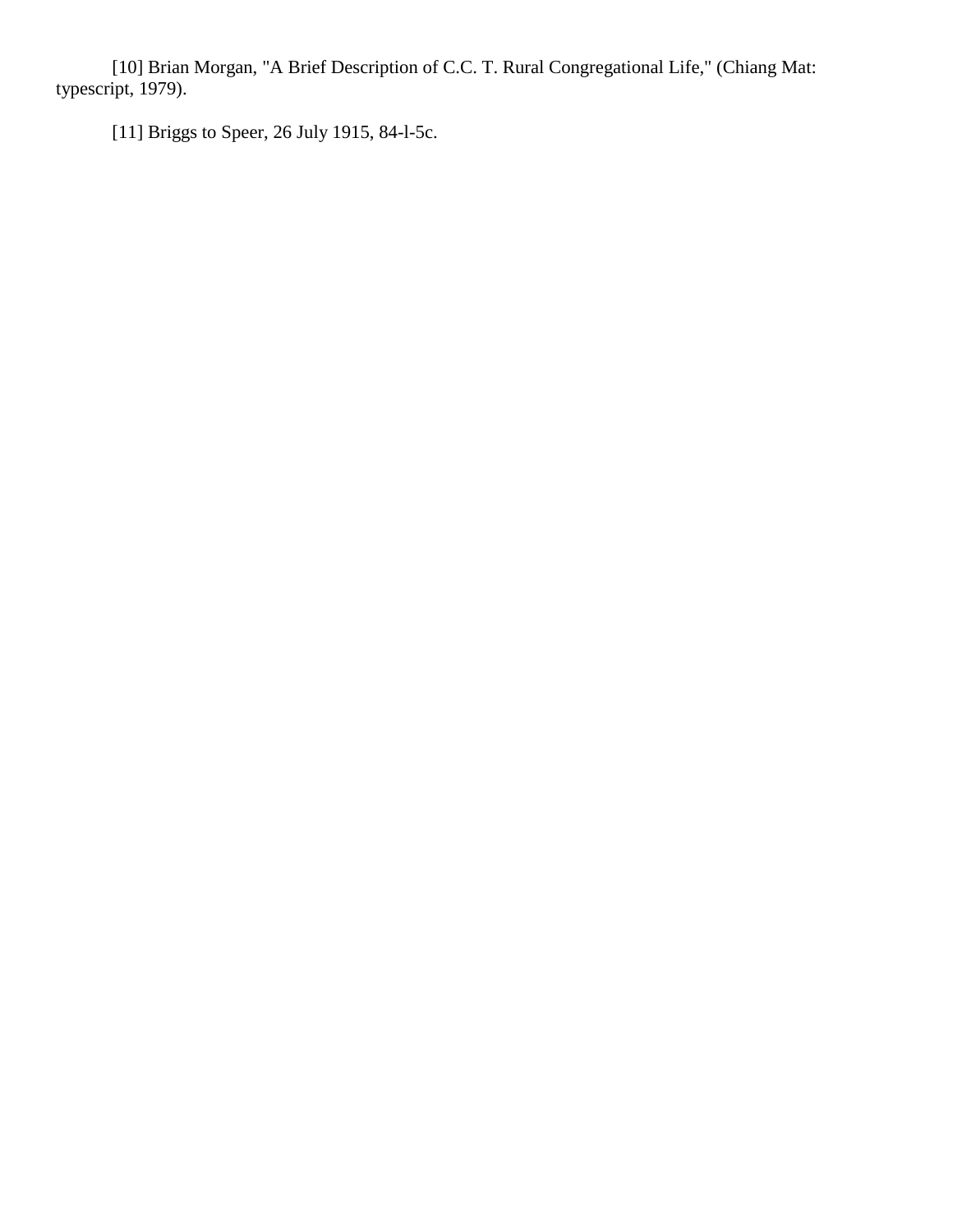[10] Brian Morgan, "A Brief Description of C.C. T. Rural Congregational Life," (Chiang Mat: typescript, 1979).

[11] Briggs to Speer, 26 July 1915, 84-l-5c.